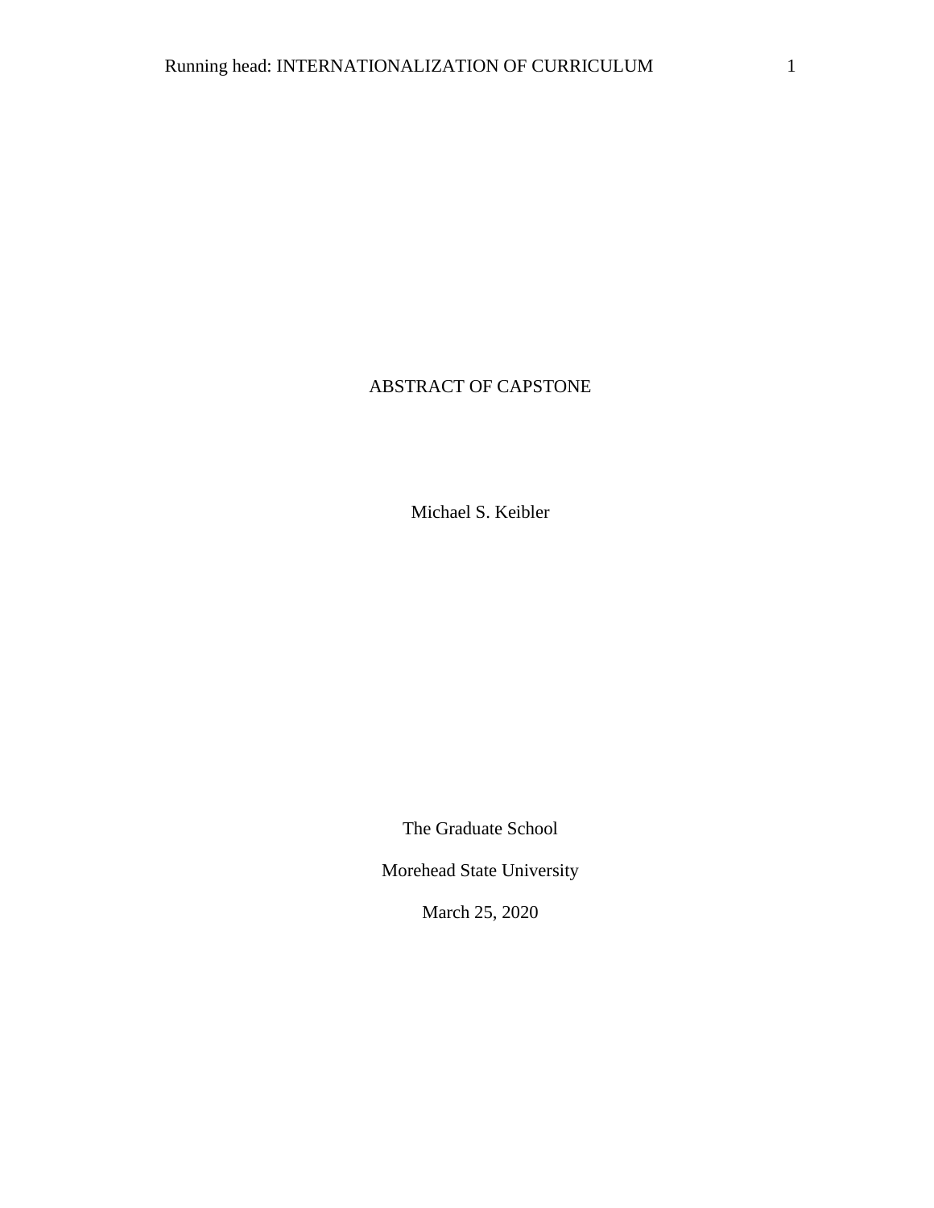# ABSTRACT OF CAPSTONE

Michael S. Keibler

The Graduate School

Morehead State University

March 25, 2020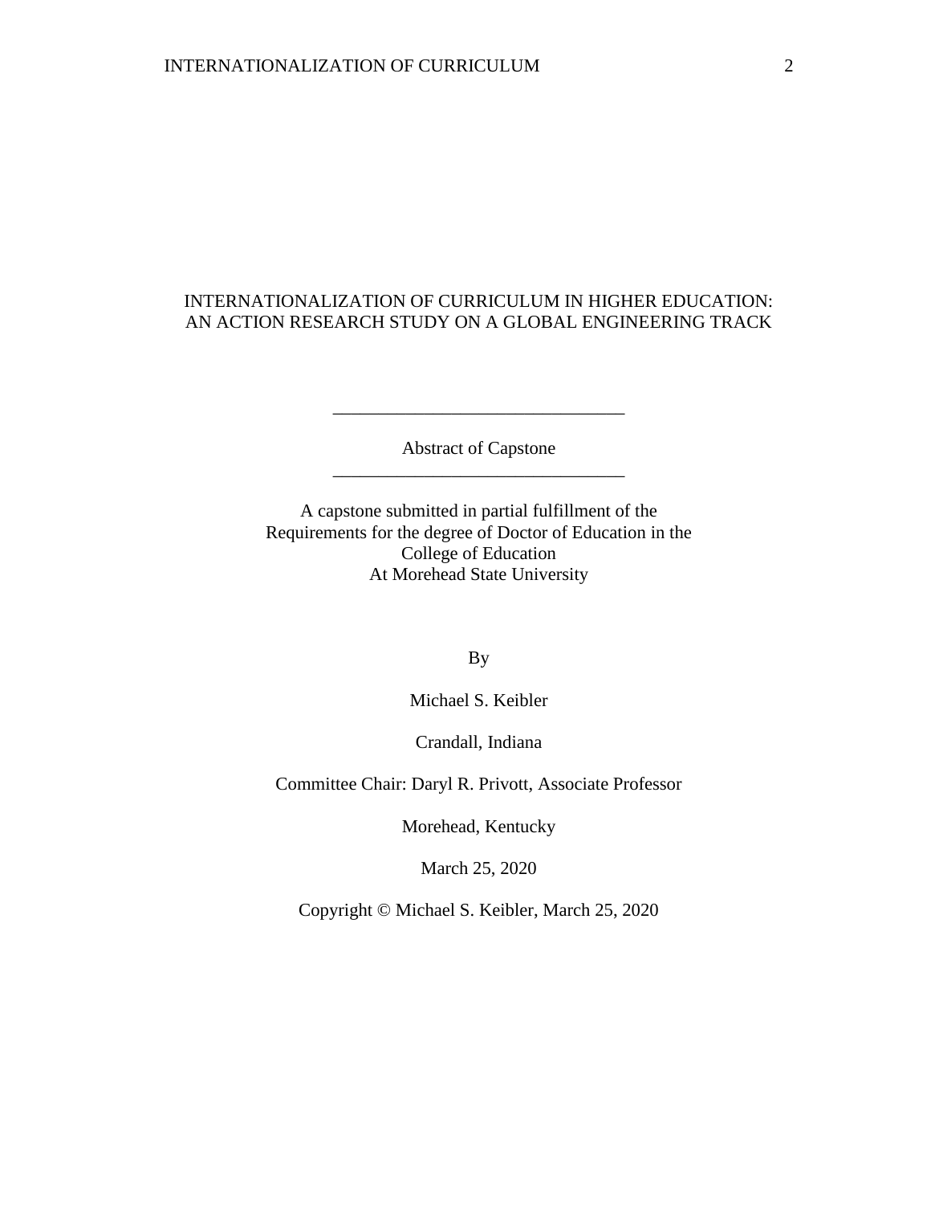# INTERNATIONALIZATION OF CURRICULUM IN HIGHER EDUCATION: AN ACTION RESEARCH STUDY ON A GLOBAL ENGINEERING TRACK

---

Abstract of Capstone

---

A capstone submitted in partial fulfillment of the
Requirements for the degree of Doctor of Education in the
College of Education
At Morehead State University

By

Michael S. Keibler

Crandall, Indiana

Committee Chair: Daryl R. Privott, Associate Professor

Morehead, Kentucky

March 25, 2020

Copyright © Michael S. Keibler, March 25, 2020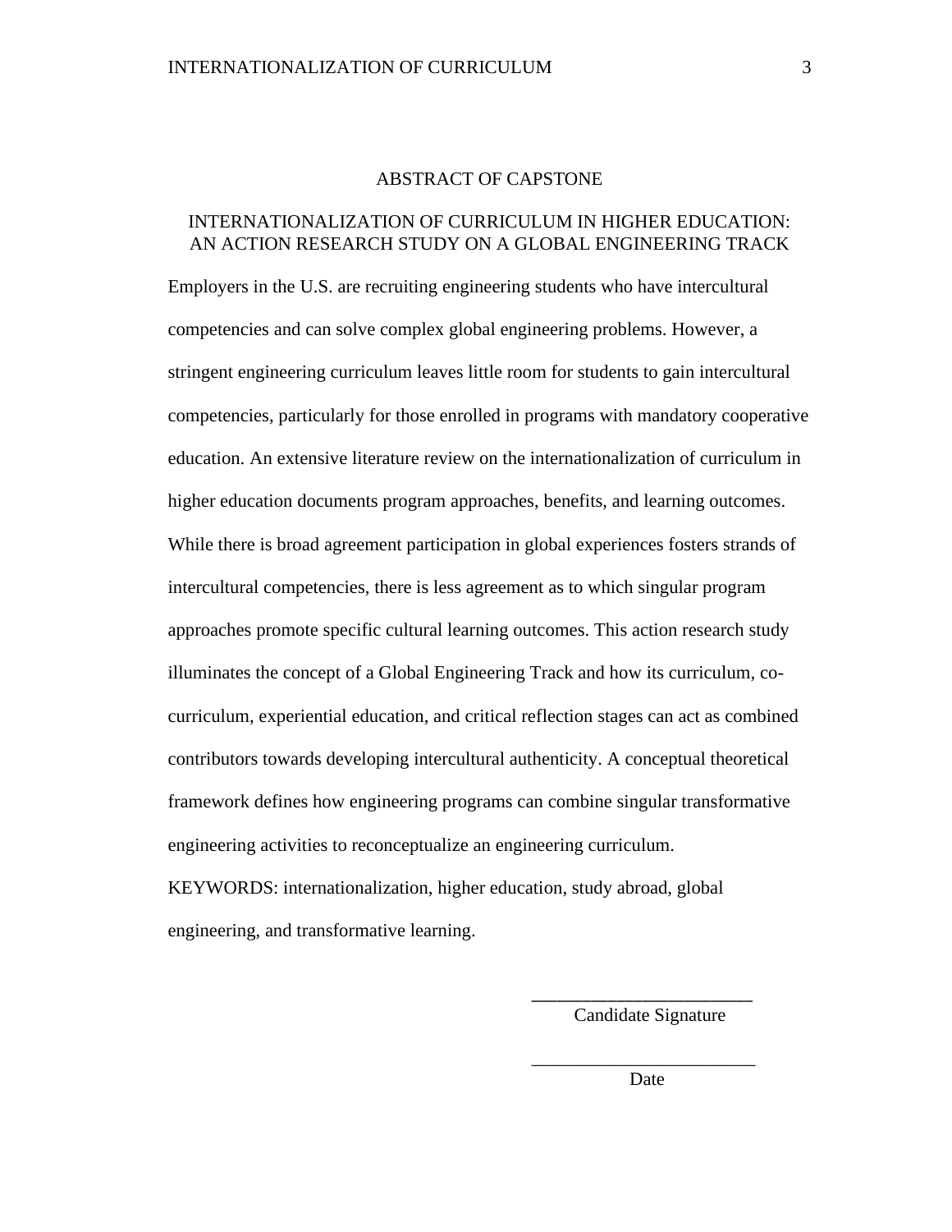# ABSTRACT OF CAPSTONE

## INTERNATIONALIZATION OF CURRICULUM IN HIGHER EDUCATION: AN ACTION RESEARCH STUDY ON A GLOBAL ENGINEERING TRACK

Employers in the U.S. are recruiting engineering students who have intercultural competencies and can solve complex global engineering problems. However, a stringent engineering curriculum leaves little room for students to gain intercultural competencies, particularly for those enrolled in programs with mandatory cooperative education. An extensive literature review on the internationalization of curriculum in higher education documents program approaches, benefits, and learning outcomes. While there is broad agreement participation in global experiences fosters strands of intercultural competencies, there is less agreement as to which singular program approaches promote specific cultural learning outcomes. This action research study illuminates the concept of a Global Engineering Track and how its curriculum, co-curriculum, experiential education, and critical reflection stages can act as combined contributors towards developing intercultural authenticity. A conceptual theoretical framework defines how engineering programs can combine singular transformative engineering activities to reconceptualize an engineering curriculum.

KEYWORDS: internationalization, higher education, study abroad, global engineering, and transformative learning.

________________________
Candidate Signature

________________________
Date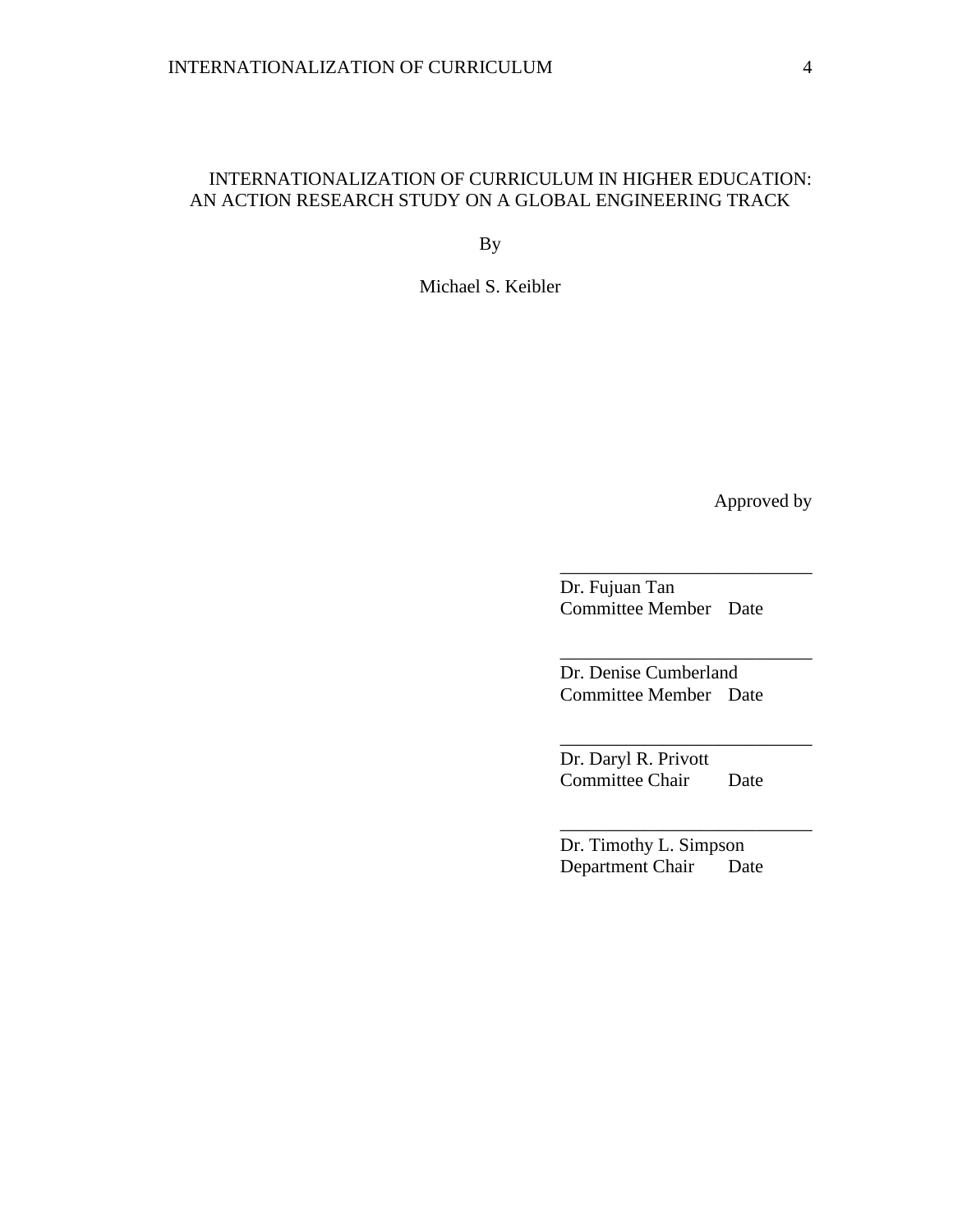INTERNATIONALIZATION OF CURRICULUM IN HIGHER EDUCATION:
AN ACTION RESEARCH STUDY ON A GLOBAL ENGINEERING TRACK

By

Michael S. Keibler

Approved by

___________________________
Dr. Fujuan Tan
Committee Member Date

___________________________
Dr. Denise Cumberland
Committee Member Date

___________________________
Dr. Daryl R. Privott
Committee Chair Date

___________________________
Dr. Timothy L. Simpson
Department Chair Date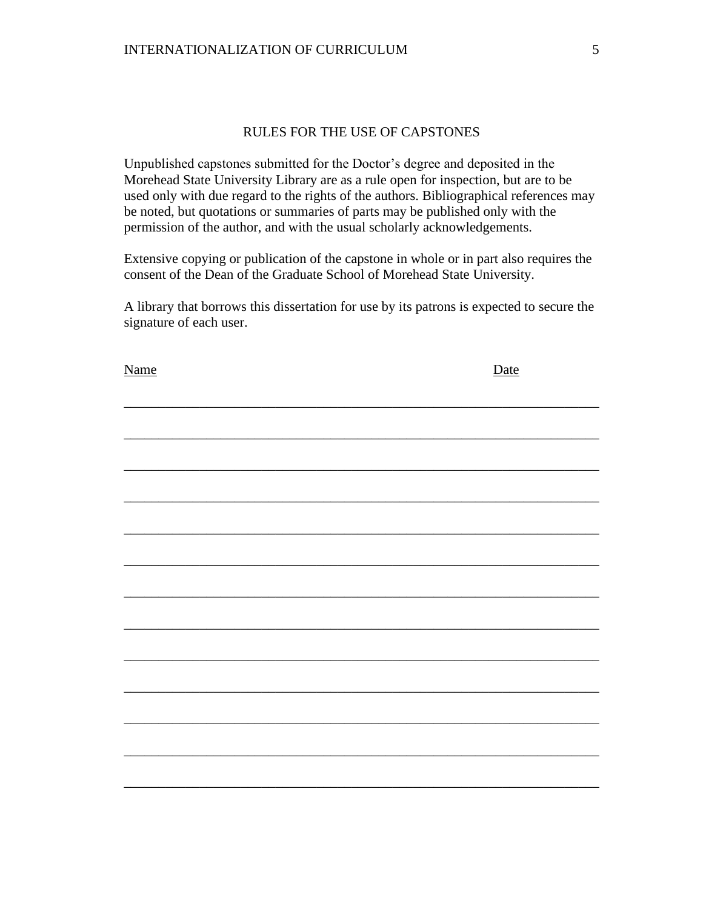# RULES FOR THE USE OF CAPSTONES

Unpublished capstones submitted for the Doctor's degree and deposited in the Morehead State University Library are as a rule open for inspection, but are to be used only with due regard to the rights of the authors. Bibliographical references may be noted, but quotations or summaries of parts may be published only with the permission of the author, and with the usual scholarly acknowledgements.

Extensive copying or publication of the capstone in whole or in part also requires the consent of the Dean of the Graduate School of Morehead State University.

A library that borrows this dissertation for use by its patrons is expected to secure the signature of each user.

| Name | Date |
| --- | --- |
| | |
| | |
| | |
| | |
| | |
| | |
| | |
| | |
| | |
| | |
| | |
| | |
| | |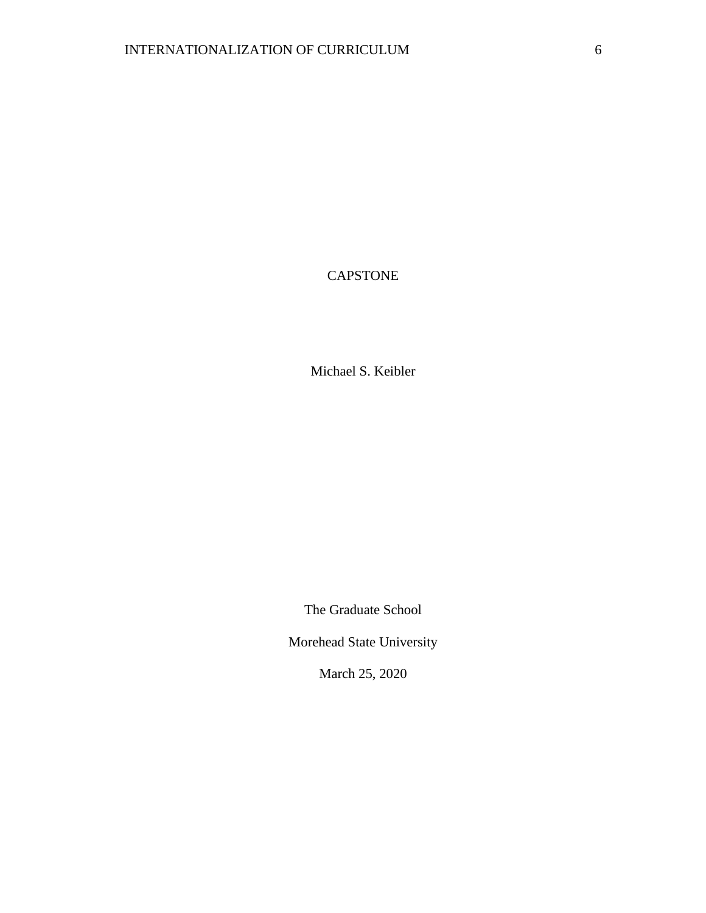CAPSTONE

Michael S. Keibler

The Graduate School

Morehead State University

March 25, 2020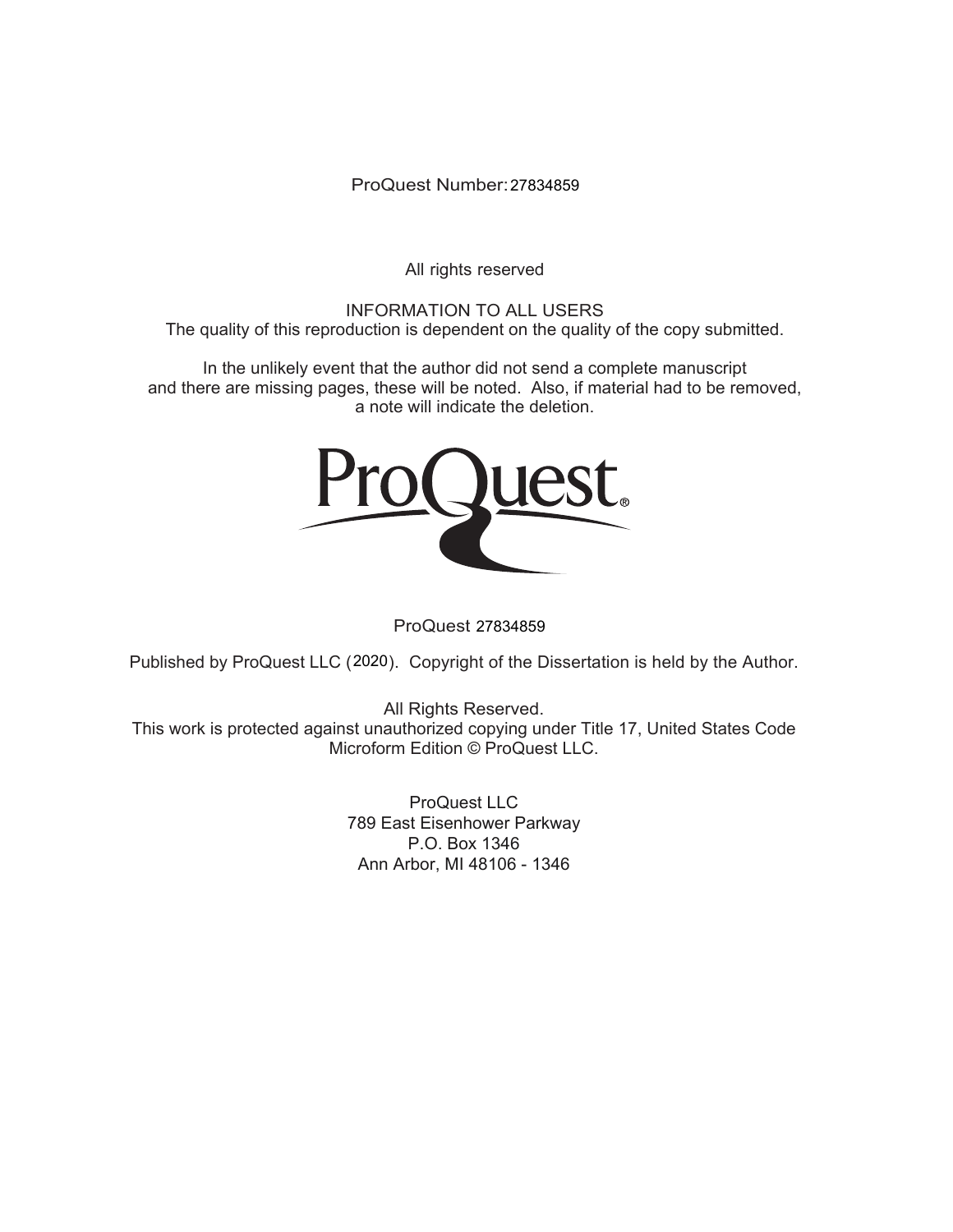ProQuest Number: 27834859

All rights reserved

INFORMATION TO ALL USERS
The quality of this reproduction is dependent on the quality of the copy submitted.

In the unlikely event that the author did not send a complete manuscript
and there are missing pages, these will be noted. Also, if material had to be removed,
a note will indicate the deletion.

ProQuest 27834859

Published by ProQuest LLC (2020). Copyright of the Dissertation is held by the Author.

All Rights Reserved.
This work is protected against unauthorized copying under Title 17, United States Code
Microform Edition © ProQuest LLC.

ProQuest LLC
789 East Eisenhower Parkway
P.O. Box 1346
Ann Arbor, MI 48106 - 1346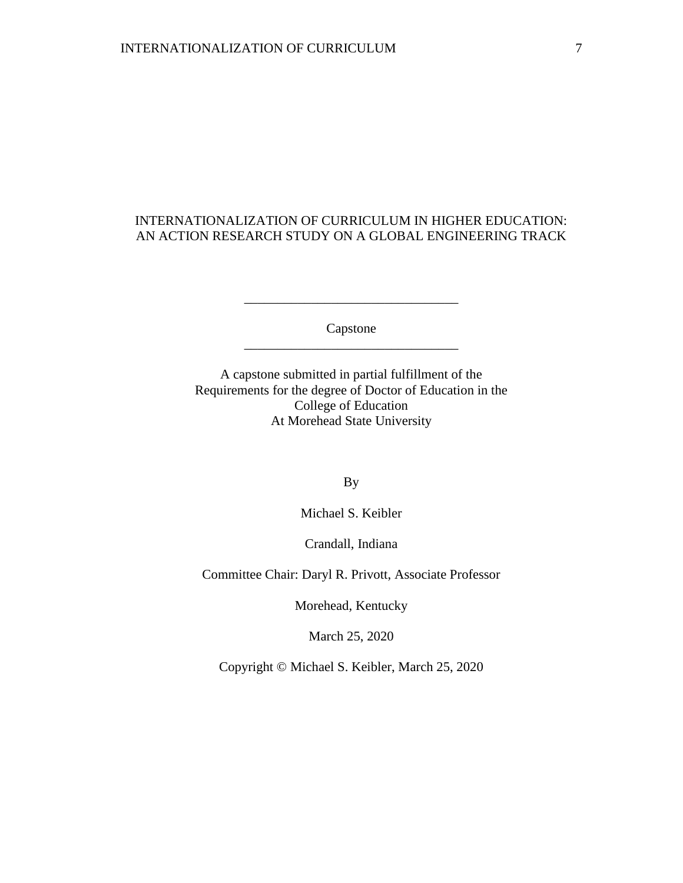# INTERNATIONALIZATION OF CURRICULUM IN HIGHER EDUCATION: AN ACTION RESEARCH STUDY ON A GLOBAL ENGINEERING TRACK

---

Capstone

---

A capstone submitted in partial fulfillment of the
Requirements for the degree of Doctor of Education in the
College of Education
At Morehead State University

By

Michael S. Keibler

Crandall, Indiana

Committee Chair: Daryl R. Privott, Associate Professor

Morehead, Kentucky

March 25, 2020

Copyright © Michael S. Keibler, March 25, 2020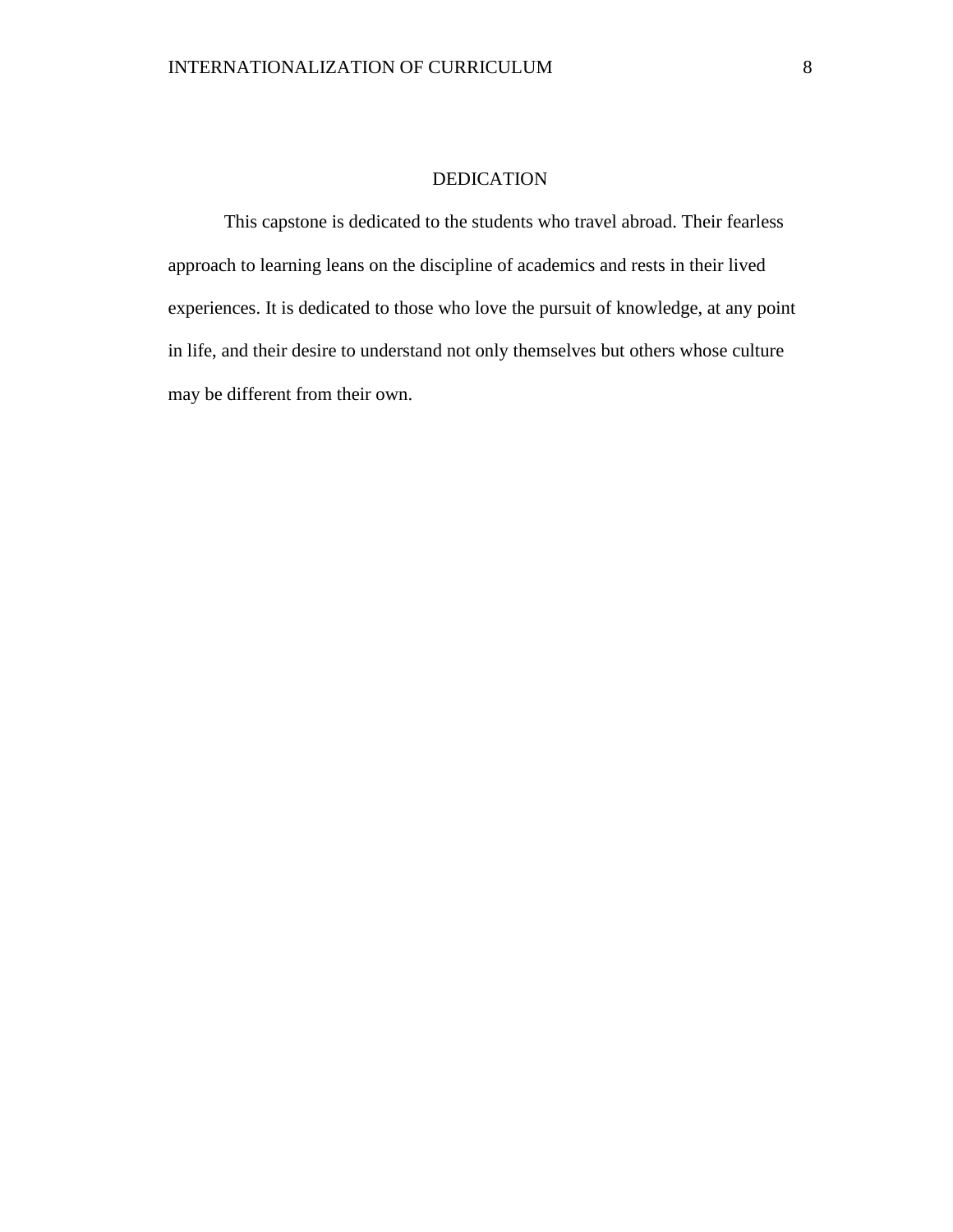# DEDICATION

This capstone is dedicated to the students who travel abroad. Their fearless approach to learning leans on the discipline of academics and rests in their lived experiences. It is dedicated to those who love the pursuit of knowledge, at any point in life, and their desire to understand not only themselves but others whose culture may be different from their own.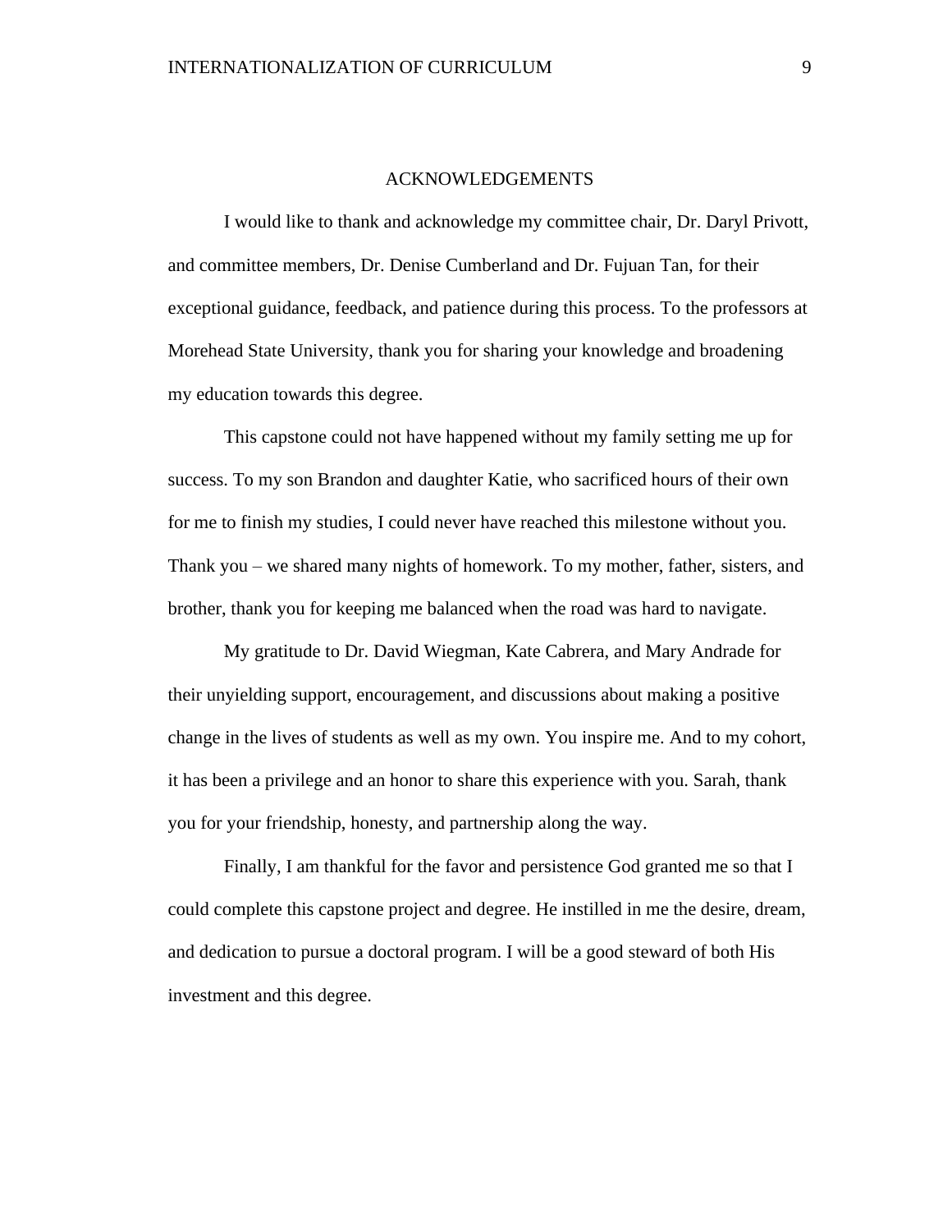# ACKNOWLEDGEMENTS

I would like to thank and acknowledge my committee chair, Dr. Daryl Privott, and committee members, Dr. Denise Cumberland and Dr. Fujuan Tan, for their exceptional guidance, feedback, and patience during this process. To the professors at Morehead State University, thank you for sharing your knowledge and broadening my education towards this degree.

This capstone could not have happened without my family setting me up for success. To my son Brandon and daughter Katie, who sacrificed hours of their own for me to finish my studies, I could never have reached this milestone without you. Thank you – we shared many nights of homework. To my mother, father, sisters, and brother, thank you for keeping me balanced when the road was hard to navigate.

My gratitude to Dr. David Wiegman, Kate Cabrera, and Mary Andrade for their unyielding support, encouragement, and discussions about making a positive change in the lives of students as well as my own. You inspire me. And to my cohort, it has been a privilege and an honor to share this experience with you. Sarah, thank you for your friendship, honesty, and partnership along the way.

Finally, I am thankful for the favor and persistence God granted me so that I could complete this capstone project and degree. He instilled in me the desire, dream, and dedication to pursue a doctoral program. I will be a good steward of both His investment and this degree.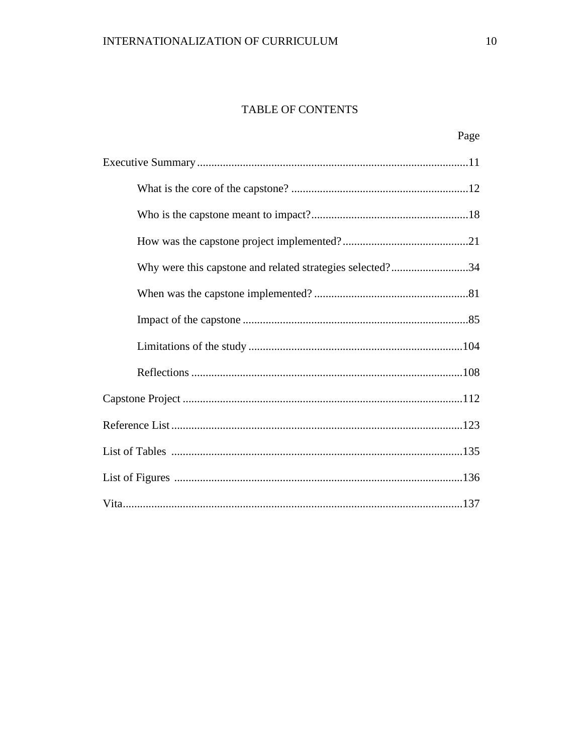# TABLE OF CONTENTS

| | Page |
| --- | --- |
| Executive Summary | 11 |
| What is the core of the capstone? | 12 |
| Who is the capstone meant to impact? | 18 |
| How was the capstone project implemented? | 21 |
| Why were this capstone and related strategies selected? | 34 |
| When was the capstone implemented? | 81 |
| Impact of the capstone | 85 |
| Limitations of the study | 104 |
| Reflections | 108 |
| Capstone Project | 112 |
| Reference List | 123 |
| List of Tables | 135 |
| List of Figures | 136 |
| Vita | 137 |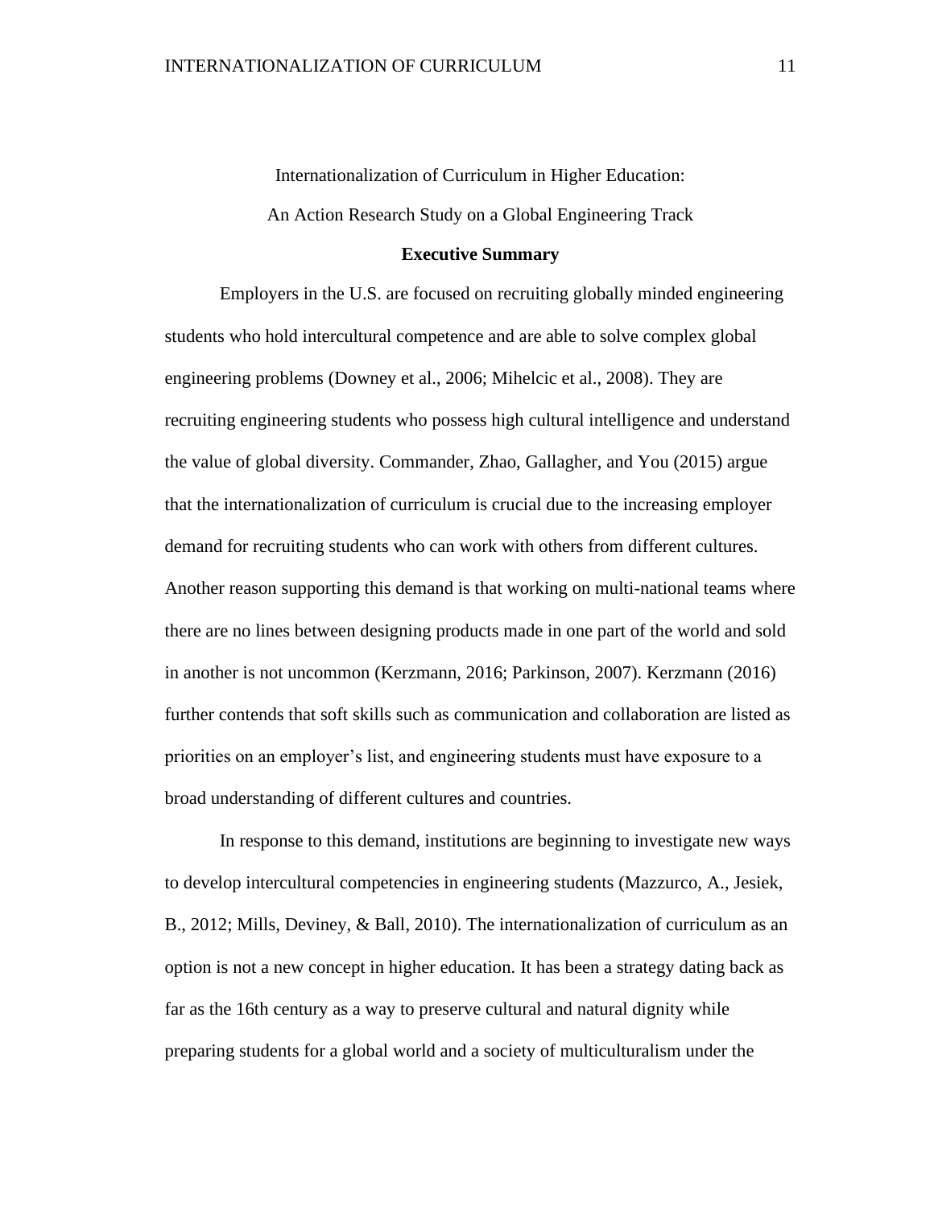Internationalization of Curriculum in Higher Education:

An Action Research Study on a Global Engineering Track

## Executive Summary

Employers in the U.S. are focused on recruiting globally minded engineering students who hold intercultural competence and are able to solve complex global engineering problems (Downey et al., 2006; Mihelcic et al., 2008). They are recruiting engineering students who possess high cultural intelligence and understand the value of global diversity. Commander, Zhao, Gallagher, and You (2015) argue that the internationalization of curriculum is crucial due to the increasing employer demand for recruiting students who can work with others from different cultures. Another reason supporting this demand is that working on multi-national teams where there are no lines between designing products made in one part of the world and sold in another is not uncommon (Kerzmann, 2016; Parkinson, 2007). Kerzmann (2016) further contends that soft skills such as communication and collaboration are listed as priorities on an employer's list, and engineering students must have exposure to a broad understanding of different cultures and countries.

In response to this demand, institutions are beginning to investigate new ways to develop intercultural competencies in engineering students (Mazzurco, A., Jesiek, B., 2012; Mills, Deviney, & Ball, 2010). The internationalization of curriculum as an option is not a new concept in higher education. It has been a strategy dating back as far as the 16th century as a way to preserve cultural and natural dignity while preparing students for a global world and a society of multiculturalism under the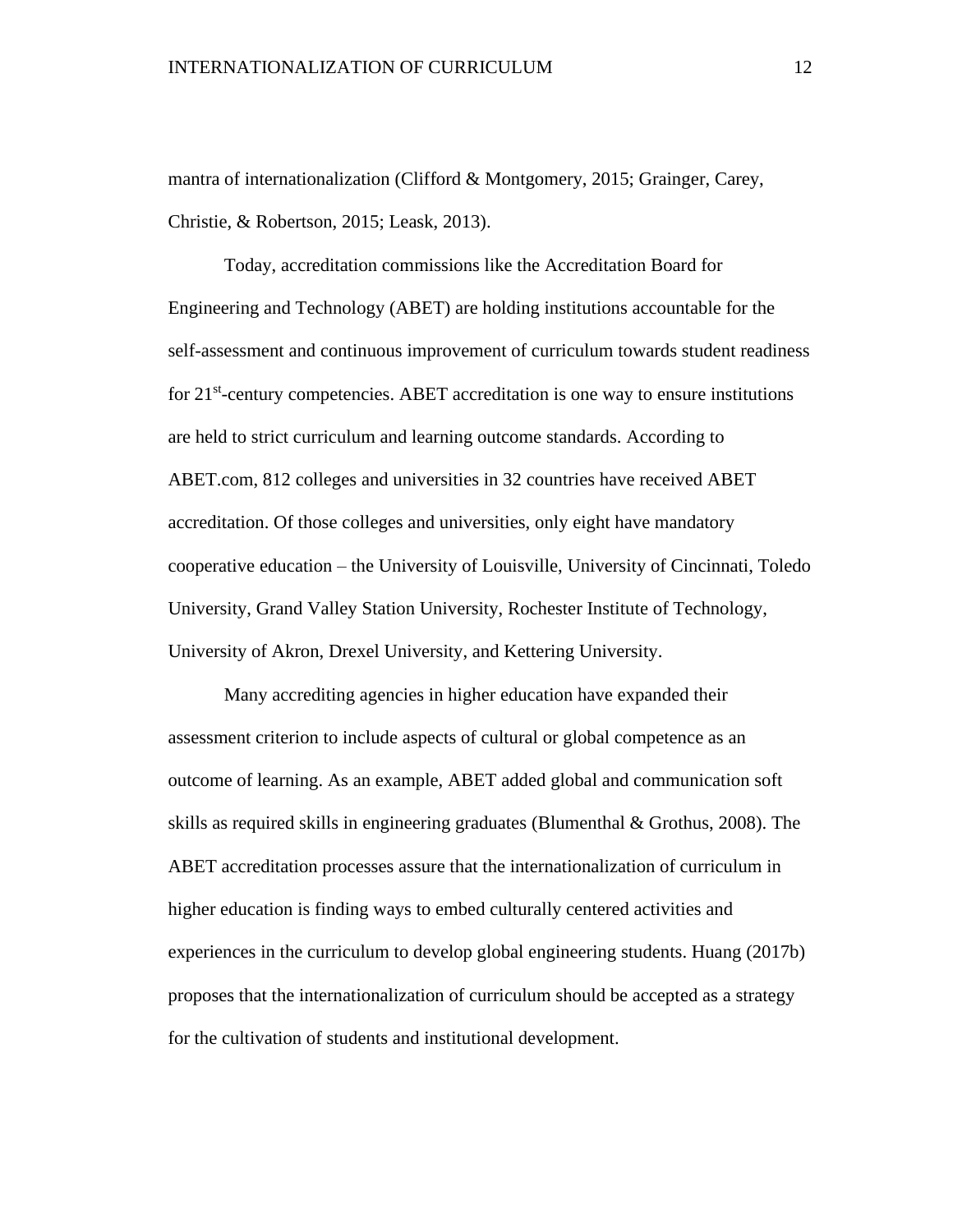mantra of internationalization (Clifford & Montgomery, 2015; Grainger, Carey, Christie, & Robertson, 2015; Leask, 2013).

Today, accreditation commissions like the Accreditation Board for Engineering and Technology (ABET) are holding institutions accountable for the self-assessment and continuous improvement of curriculum towards student readiness for 21st-century competencies. ABET accreditation is one way to ensure institutions are held to strict curriculum and learning outcome standards. According to ABET.com, 812 colleges and universities in 32 countries have received ABET accreditation. Of those colleges and universities, only eight have mandatory cooperative education – the University of Louisville, University of Cincinnati, Toledo University, Grand Valley Station University, Rochester Institute of Technology, University of Akron, Drexel University, and Kettering University.

Many accrediting agencies in higher education have expanded their assessment criterion to include aspects of cultural or global competence as an outcome of learning. As an example, ABET added global and communication soft skills as required skills in engineering graduates (Blumenthal & Grothus, 2008). The ABET accreditation processes assure that the internationalization of curriculum in higher education is finding ways to embed culturally centered activities and experiences in the curriculum to develop global engineering students. Huang (2017b) proposes that the internationalization of curriculum should be accepted as a strategy for the cultivation of students and institutional development.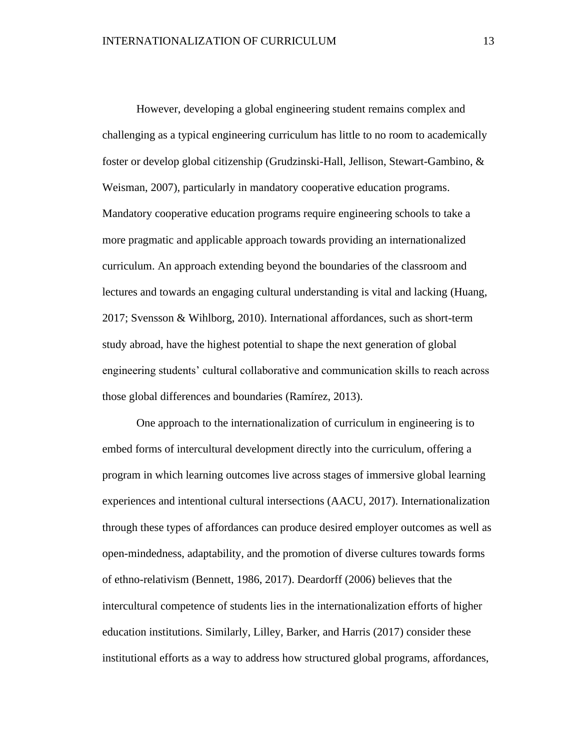However, developing a global engineering student remains complex and challenging as a typical engineering curriculum has little to no room to academically foster or develop global citizenship (Grudzinski-Hall, Jellison, Stewart-Gambino, & Weisman, 2007), particularly in mandatory cooperative education programs. Mandatory cooperative education programs require engineering schools to take a more pragmatic and applicable approach towards providing an internationalized curriculum. An approach extending beyond the boundaries of the classroom and lectures and towards an engaging cultural understanding is vital and lacking (Huang, 2017; Svensson & Wihlborg, 2010). International affordances, such as short-term study abroad, have the highest potential to shape the next generation of global engineering students' cultural collaborative and communication skills to reach across those global differences and boundaries (Ramírez, 2013).

One approach to the internationalization of curriculum in engineering is to embed forms of intercultural development directly into the curriculum, offering a program in which learning outcomes live across stages of immersive global learning experiences and intentional cultural intersections (AACU, 2017). Internationalization through these types of affordances can produce desired employer outcomes as well as open-mindedness, adaptability, and the promotion of diverse cultures towards forms of ethno-relativism (Bennett, 1986, 2017). Deardorff (2006) believes that the intercultural competence of students lies in the internationalization efforts of higher education institutions. Similarly, Lilley, Barker, and Harris (2017) consider these institutional efforts as a way to address how structured global programs, affordances,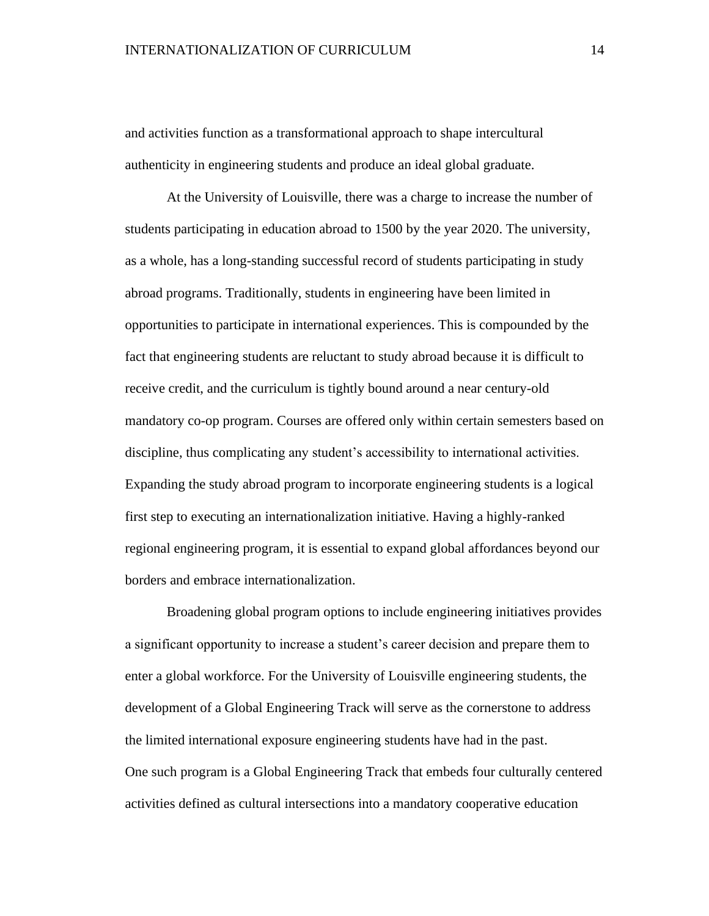and activities function as a transformational approach to shape intercultural authenticity in engineering students and produce an ideal global graduate.

At the University of Louisville, there was a charge to increase the number of students participating in education abroad to 1500 by the year 2020. The university, as a whole, has a long-standing successful record of students participating in study abroad programs. Traditionally, students in engineering have been limited in opportunities to participate in international experiences. This is compounded by the fact that engineering students are reluctant to study abroad because it is difficult to receive credit, and the curriculum is tightly bound around a near century-old mandatory co-op program. Courses are offered only within certain semesters based on discipline, thus complicating any student's accessibility to international activities. Expanding the study abroad program to incorporate engineering students is a logical first step to executing an internationalization initiative. Having a highly-ranked regional engineering program, it is essential to expand global affordances beyond our borders and embrace internationalization.

Broadening global program options to include engineering initiatives provides a significant opportunity to increase a student's career decision and prepare them to enter a global workforce. For the University of Louisville engineering students, the development of a Global Engineering Track will serve as the cornerstone to address the limited international exposure engineering students have had in the past.

One such program is a Global Engineering Track that embeds four culturally centered activities defined as cultural intersections into a mandatory cooperative education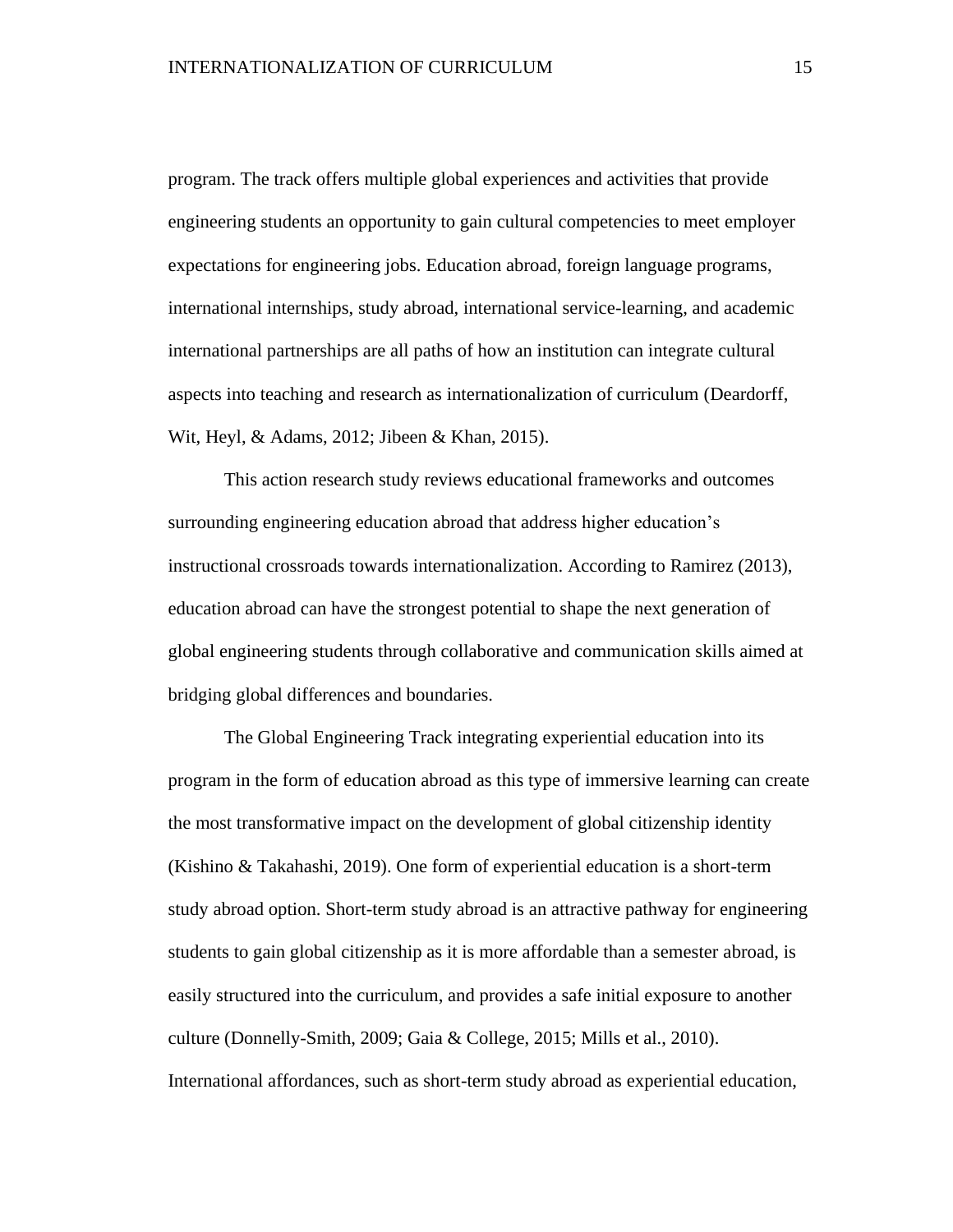program. The track offers multiple global experiences and activities that provide engineering students an opportunity to gain cultural competencies to meet employer expectations for engineering jobs. Education abroad, foreign language programs, international internships, study abroad, international service-learning, and academic international partnerships are all paths of how an institution can integrate cultural aspects into teaching and research as internationalization of curriculum (Deardorff, Wit, Heyl, & Adams, 2012; Jibeen & Khan, 2015).

This action research study reviews educational frameworks and outcomes surrounding engineering education abroad that address higher education's instructional crossroads towards internationalization. According to Ramirez (2013), education abroad can have the strongest potential to shape the next generation of global engineering students through collaborative and communication skills aimed at bridging global differences and boundaries.

The Global Engineering Track integrating experiential education into its program in the form of education abroad as this type of immersive learning can create the most transformative impact on the development of global citizenship identity (Kishino & Takahashi, 2019). One form of experiential education is a short-term study abroad option. Short-term study abroad is an attractive pathway for engineering students to gain global citizenship as it is more affordable than a semester abroad, is easily structured into the curriculum, and provides a safe initial exposure to another culture (Donnelly-Smith, 2009; Gaia & College, 2015; Mills et al., 2010). International affordances, such as short-term study abroad as experiential education,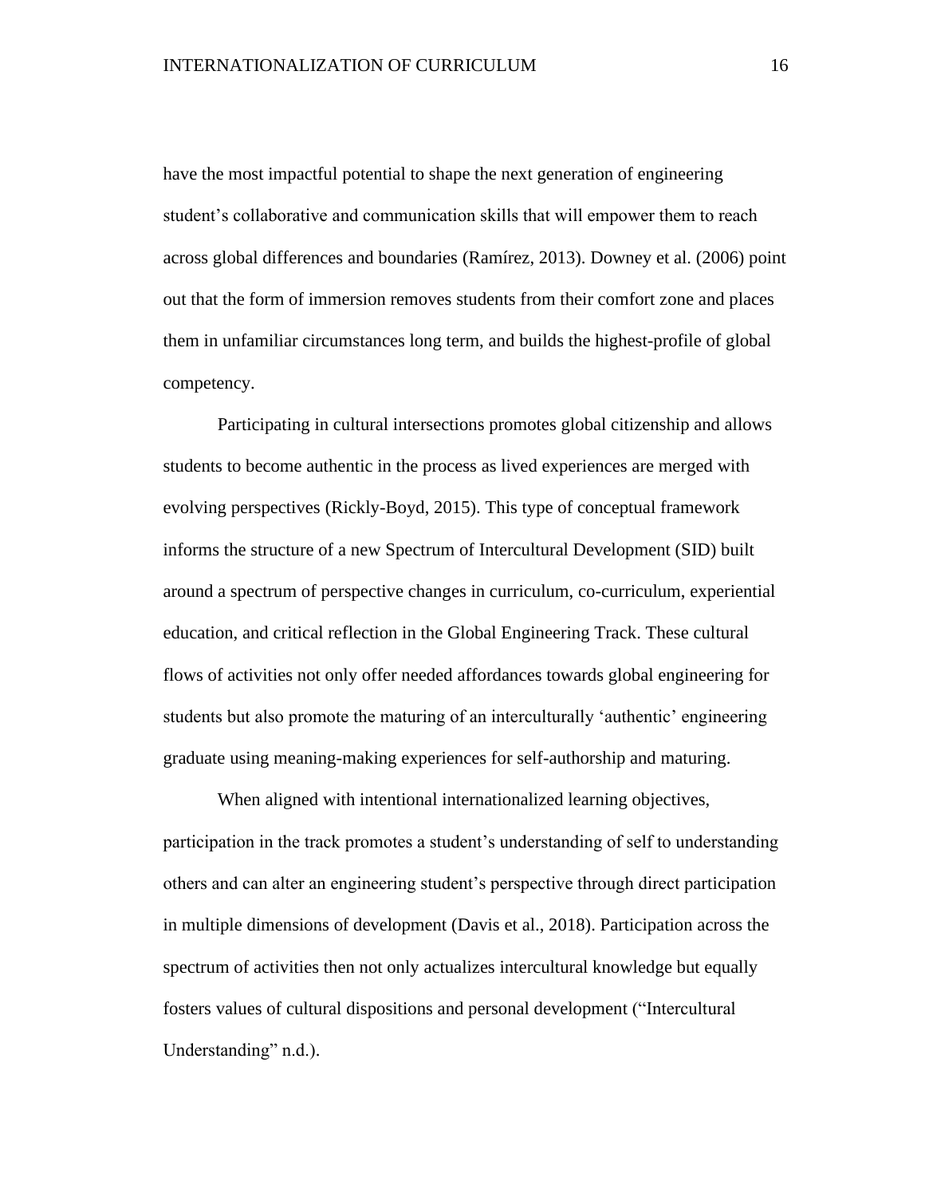have the most impactful potential to shape the next generation of engineering student's collaborative and communication skills that will empower them to reach across global differences and boundaries (Ramírez, 2013). Downey et al. (2006) point out that the form of immersion removes students from their comfort zone and places them in unfamiliar circumstances long term, and builds the highest-profile of global competency.

Participating in cultural intersections promotes global citizenship and allows students to become authentic in the process as lived experiences are merged with evolving perspectives (Rickly-Boyd, 2015). This type of conceptual framework informs the structure of a new Spectrum of Intercultural Development (SID) built around a spectrum of perspective changes in curriculum, co-curriculum, experiential education, and critical reflection in the Global Engineering Track. These cultural flows of activities not only offer needed affordances towards global engineering for students but also promote the maturing of an interculturally 'authentic' engineering graduate using meaning-making experiences for self-authorship and maturing.

When aligned with intentional internationalized learning objectives, participation in the track promotes a student's understanding of self to understanding others and can alter an engineering student's perspective through direct participation in multiple dimensions of development (Davis et al., 2018). Participation across the spectrum of activities then not only actualizes intercultural knowledge but equally fosters values of cultural dispositions and personal development ("Intercultural Understanding" n.d.).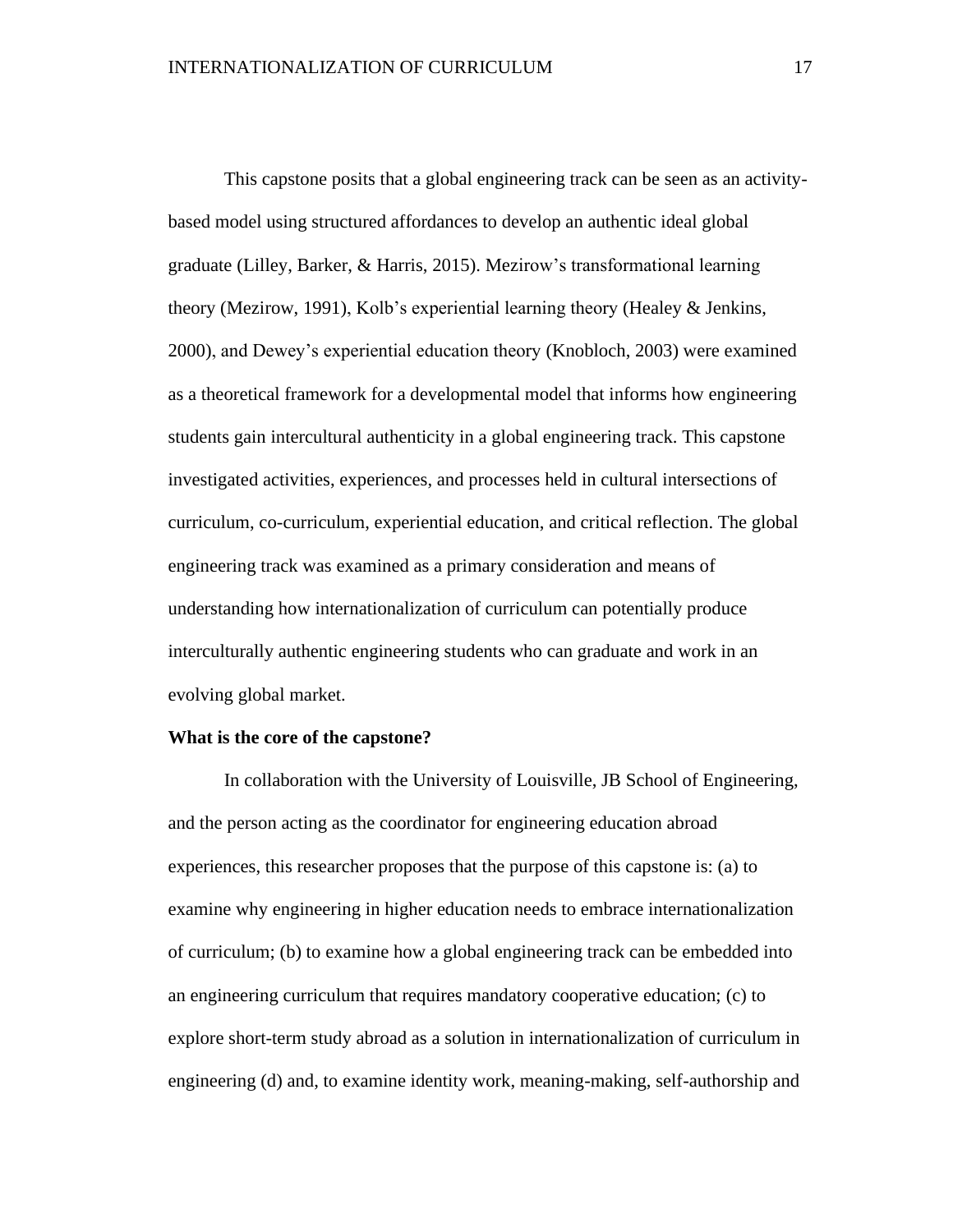This capstone posits that a global engineering track can be seen as an activity-based model using structured affordances to develop an authentic ideal global graduate (Lilley, Barker, & Harris, 2015). Mezirow's transformational learning theory (Mezirow, 1991), Kolb's experiential learning theory (Healey & Jenkins, 2000), and Dewey's experiential education theory (Knobloch, 2003) were examined as a theoretical framework for a developmental model that informs how engineering students gain intercultural authenticity in a global engineering track. This capstone investigated activities, experiences, and processes held in cultural intersections of curriculum, co-curriculum, experiential education, and critical reflection. The global engineering track was examined as a primary consideration and means of understanding how internationalization of curriculum can potentially produce interculturally authentic engineering students who can graduate and work in an evolving global market.

**What is the core of the capstone?**

In collaboration with the University of Louisville, JB School of Engineering, and the person acting as the coordinator for engineering education abroad experiences, this researcher proposes that the purpose of this capstone is: (a) to examine why engineering in higher education needs to embrace internationalization of curriculum; (b) to examine how a global engineering track can be embedded into an engineering curriculum that requires mandatory cooperative education; (c) to explore short-term study abroad as a solution in internationalization of curriculum in engineering (d) and, to examine identity work, meaning-making, self-authorship and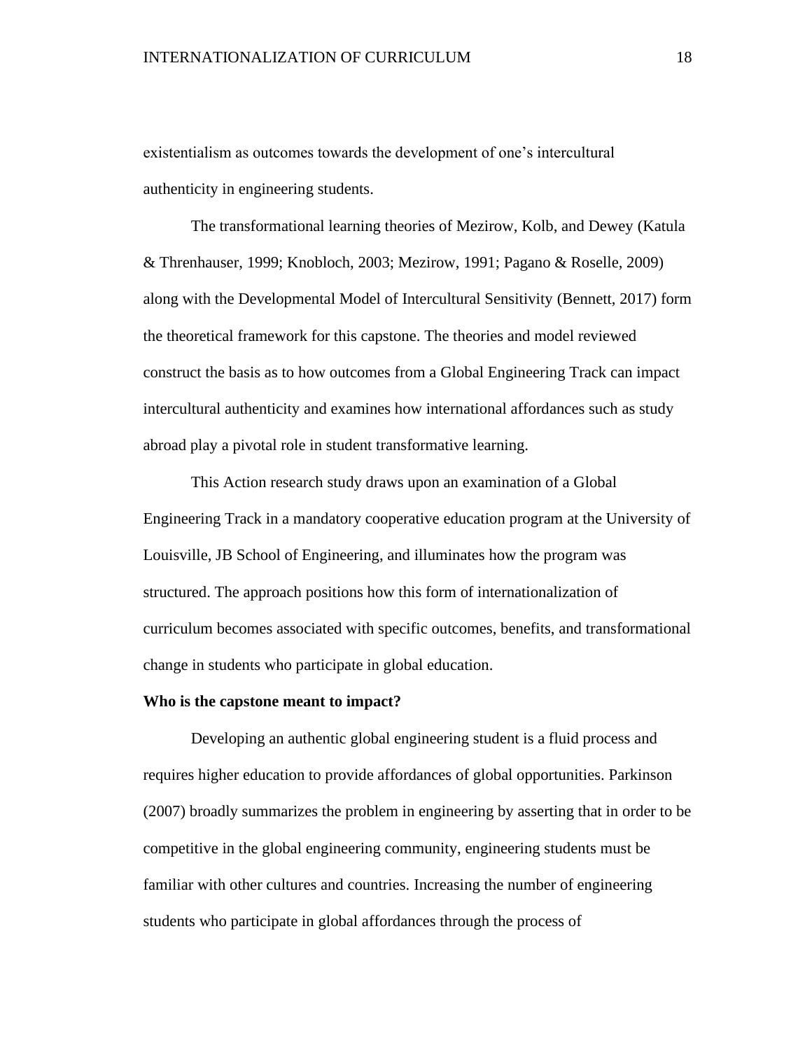existentialism as outcomes towards the development of one's intercultural authenticity in engineering students.

The transformational learning theories of Mezirow, Kolb, and Dewey (Katula & Threnhauser, 1999; Knobloch, 2003; Mezirow, 1991; Pagano & Roselle, 2009) along with the Developmental Model of Intercultural Sensitivity (Bennett, 2017) form the theoretical framework for this capstone. The theories and model reviewed construct the basis as to how outcomes from a Global Engineering Track can impact intercultural authenticity and examines how international affordances such as study abroad play a pivotal role in student transformative learning.

This Action research study draws upon an examination of a Global Engineering Track in a mandatory cooperative education program at the University of Louisville, JB School of Engineering, and illuminates how the program was structured. The approach positions how this form of internationalization of curriculum becomes associated with specific outcomes, benefits, and transformational change in students who participate in global education.

**Who is the capstone meant to impact?**

Developing an authentic global engineering student is a fluid process and requires higher education to provide affordances of global opportunities. Parkinson (2007) broadly summarizes the problem in engineering by asserting that in order to be competitive in the global engineering community, engineering students must be familiar with other cultures and countries. Increasing the number of engineering students who participate in global affordances through the process of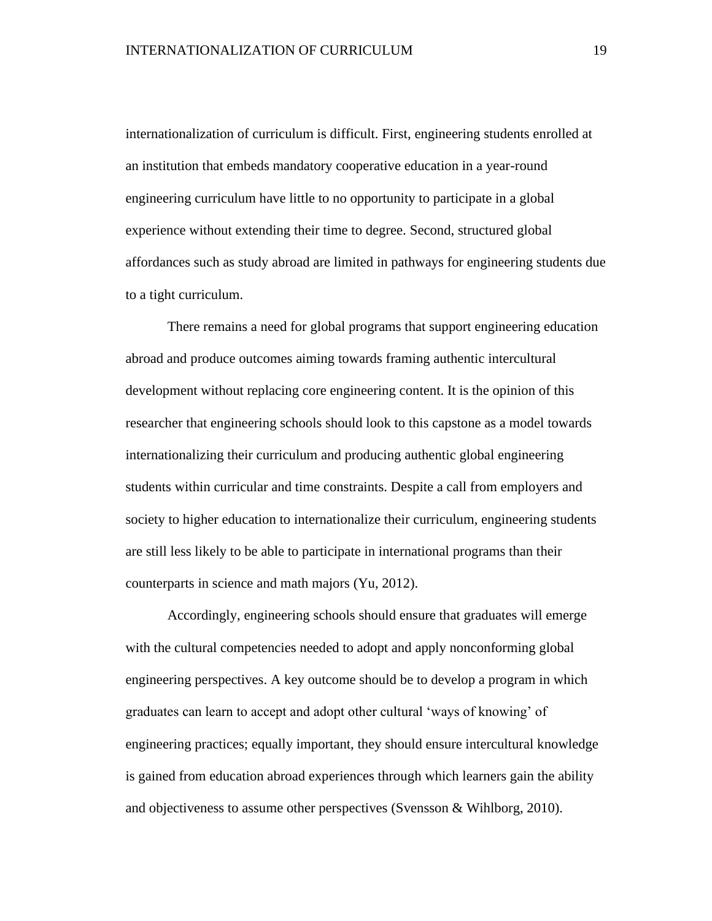internationalization of curriculum is difficult. First, engineering students enrolled at an institution that embeds mandatory cooperative education in a year-round engineering curriculum have little to no opportunity to participate in a global experience without extending their time to degree. Second, structured global affordances such as study abroad are limited in pathways for engineering students due to a tight curriculum.

There remains a need for global programs that support engineering education abroad and produce outcomes aiming towards framing authentic intercultural development without replacing core engineering content. It is the opinion of this researcher that engineering schools should look to this capstone as a model towards internationalizing their curriculum and producing authentic global engineering students within curricular and time constraints. Despite a call from employers and society to higher education to internationalize their curriculum, engineering students are still less likely to be able to participate in international programs than their counterparts in science and math majors (Yu, 2012).

Accordingly, engineering schools should ensure that graduates will emerge with the cultural competencies needed to adopt and apply nonconforming global engineering perspectives. A key outcome should be to develop a program in which graduates can learn to accept and adopt other cultural 'ways of knowing' of engineering practices; equally important, they should ensure intercultural knowledge is gained from education abroad experiences through which learners gain the ability and objectiveness to assume other perspectives (Svensson & Wihlborg, 2010).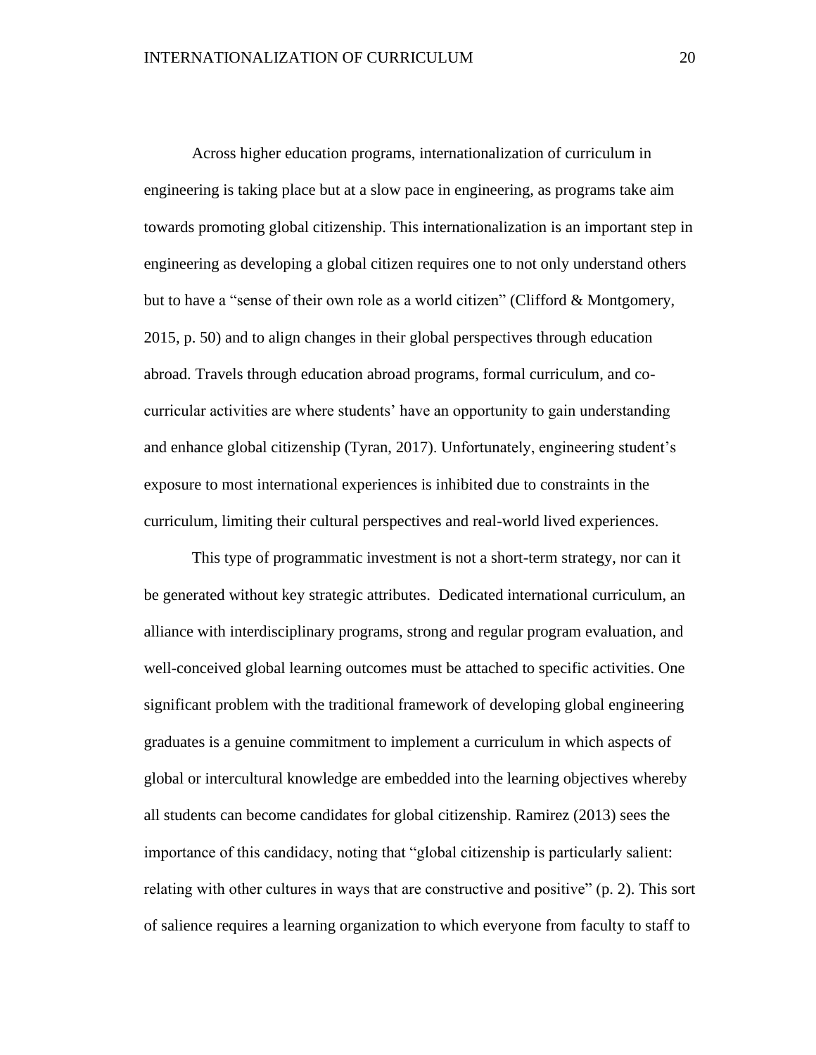Across higher education programs, internationalization of curriculum in engineering is taking place but at a slow pace in engineering, as programs take aim towards promoting global citizenship. This internationalization is an important step in engineering as developing a global citizen requires one to not only understand others but to have a "sense of their own role as a world citizen" (Clifford & Montgomery, 2015, p. 50) and to align changes in their global perspectives through education abroad. Travels through education abroad programs, formal curriculum, and co-curricular activities are where students' have an opportunity to gain understanding and enhance global citizenship (Tyran, 2017). Unfortunately, engineering student's exposure to most international experiences is inhibited due to constraints in the curriculum, limiting their cultural perspectives and real-world lived experiences.

This type of programmatic investment is not a short-term strategy, nor can it be generated without key strategic attributes. Dedicated international curriculum, an alliance with interdisciplinary programs, strong and regular program evaluation, and well-conceived global learning outcomes must be attached to specific activities. One significant problem with the traditional framework of developing global engineering graduates is a genuine commitment to implement a curriculum in which aspects of global or intercultural knowledge are embedded into the learning objectives whereby all students can become candidates for global citizenship. Ramirez (2013) sees the importance of this candidacy, noting that "global citizenship is particularly salient: relating with other cultures in ways that are constructive and positive" (p. 2). This sort of salience requires a learning organization to which everyone from faculty to staff to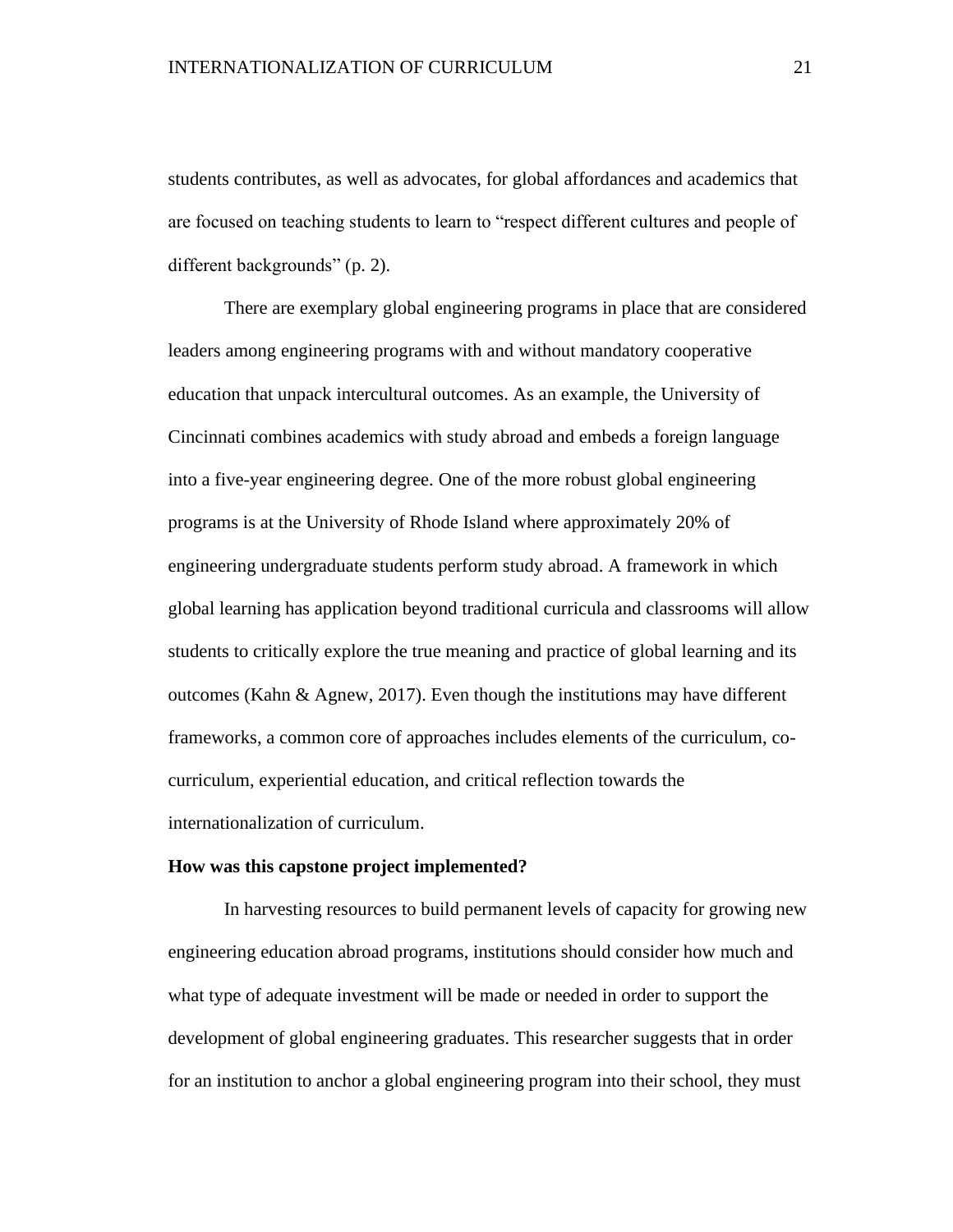students contributes, as well as advocates, for global affordances and academics that are focused on teaching students to learn to "respect different cultures and people of different backgrounds" (p. 2).

There are exemplary global engineering programs in place that are considered leaders among engineering programs with and without mandatory cooperative education that unpack intercultural outcomes. As an example, the University of Cincinnati combines academics with study abroad and embeds a foreign language into a five-year engineering degree. One of the more robust global engineering programs is at the University of Rhode Island where approximately 20% of engineering undergraduate students perform study abroad. A framework in which global learning has application beyond traditional curricula and classrooms will allow students to critically explore the true meaning and practice of global learning and its outcomes (Kahn & Agnew, 2017). Even though the institutions may have different frameworks, a common core of approaches includes elements of the curriculum, co-curriculum, experiential education, and critical reflection towards the internationalization of curriculum.

**How was this capstone project implemented?**

In harvesting resources to build permanent levels of capacity for growing new engineering education abroad programs, institutions should consider how much and what type of adequate investment will be made or needed in order to support the development of global engineering graduates. This researcher suggests that in order for an institution to anchor a global engineering program into their school, they must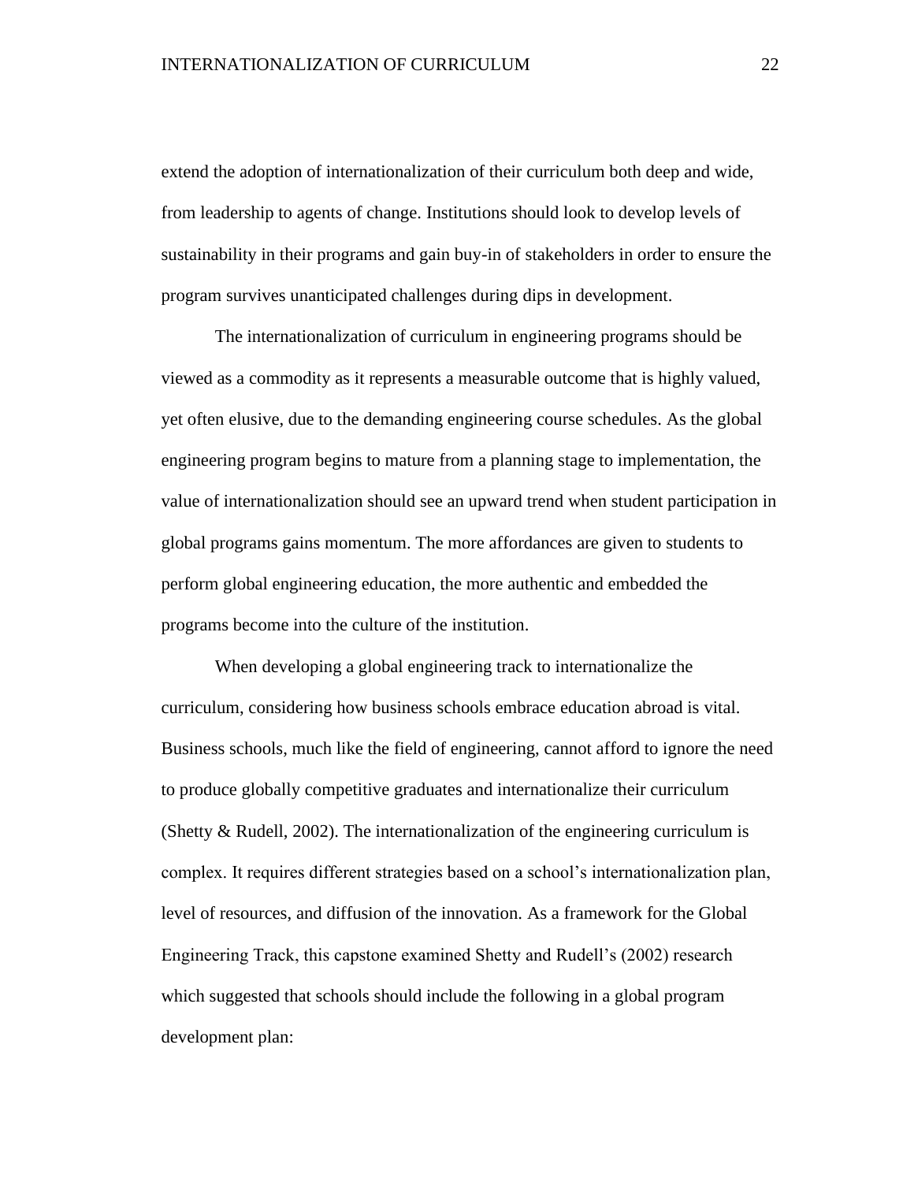extend the adoption of internationalization of their curriculum both deep and wide, from leadership to agents of change. Institutions should look to develop levels of sustainability in their programs and gain buy-in of stakeholders in order to ensure the program survives unanticipated challenges during dips in development.

The internationalization of curriculum in engineering programs should be viewed as a commodity as it represents a measurable outcome that is highly valued, yet often elusive, due to the demanding engineering course schedules. As the global engineering program begins to mature from a planning stage to implementation, the value of internationalization should see an upward trend when student participation in global programs gains momentum. The more affordances are given to students to perform global engineering education, the more authentic and embedded the programs become into the culture of the institution.

When developing a global engineering track to internationalize the curriculum, considering how business schools embrace education abroad is vital. Business schools, much like the field of engineering, cannot afford to ignore the need to produce globally competitive graduates and internationalize their curriculum (Shetty & Rudell, 2002). The internationalization of the engineering curriculum is complex. It requires different strategies based on a school's internationalization plan, level of resources, and diffusion of the innovation. As a framework for the Global Engineering Track, this capstone examined Shetty and Rudell's (2002) research which suggested that schools should include the following in a global program development plan: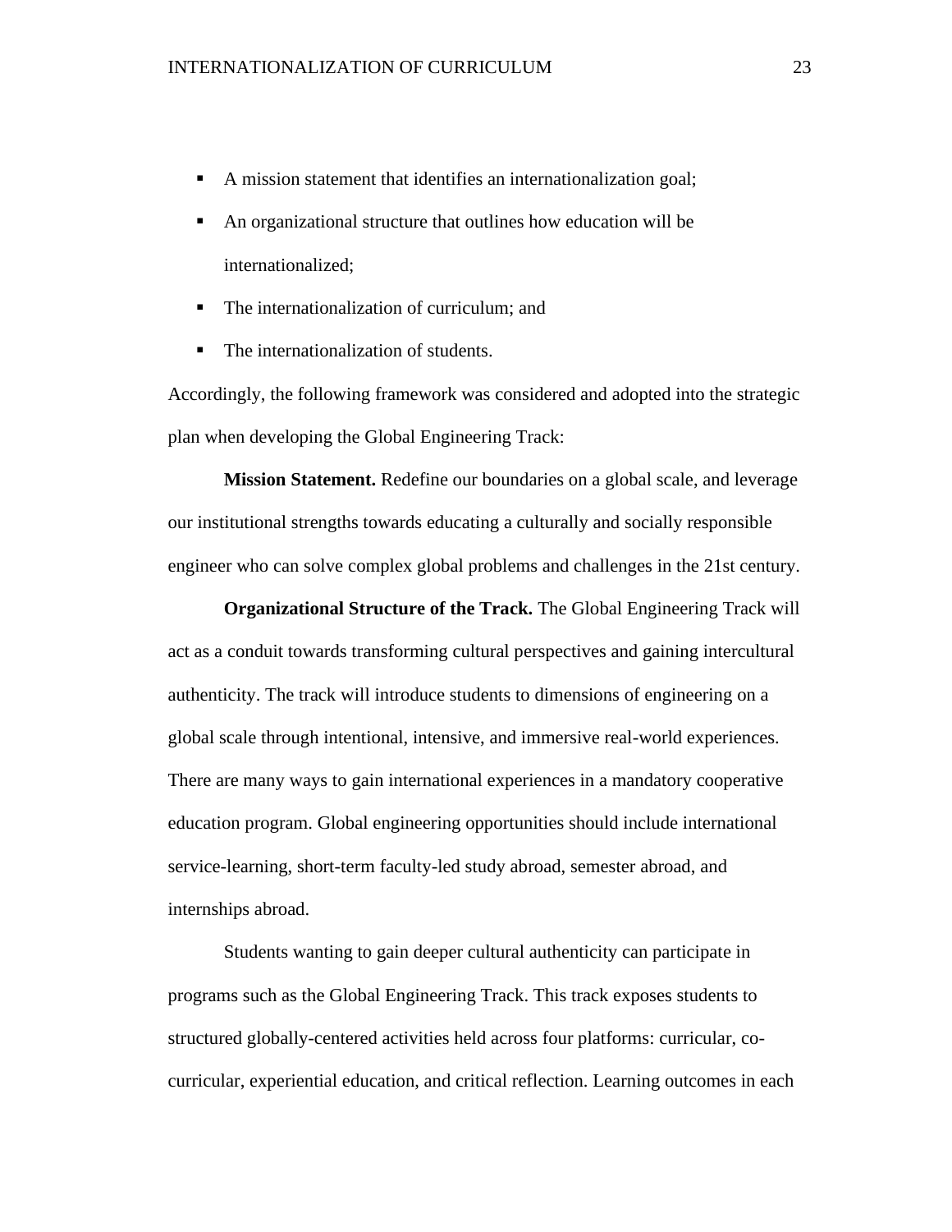- A mission statement that identifies an internationalization goal;
- An organizational structure that outlines how education will be internationalized;
- The internationalization of curriculum; and
- The internationalization of students.

Accordingly, the following framework was considered and adopted into the strategic plan when developing the Global Engineering Track:

**Mission Statement.** Redefine our boundaries on a global scale, and leverage our institutional strengths towards educating a culturally and socially responsible engineer who can solve complex global problems and challenges in the 21st century.

**Organizational Structure of the Track.** The Global Engineering Track will act as a conduit towards transforming cultural perspectives and gaining intercultural authenticity. The track will introduce students to dimensions of engineering on a global scale through intentional, intensive, and immersive real-world experiences. There are many ways to gain international experiences in a mandatory cooperative education program. Global engineering opportunities should include international service-learning, short-term faculty-led study abroad, semester abroad, and internships abroad.

Students wanting to gain deeper cultural authenticity can participate in programs such as the Global Engineering Track. This track exposes students to structured globally-centered activities held across four platforms: curricular, co-curricular, experiential education, and critical reflection. Learning outcomes in each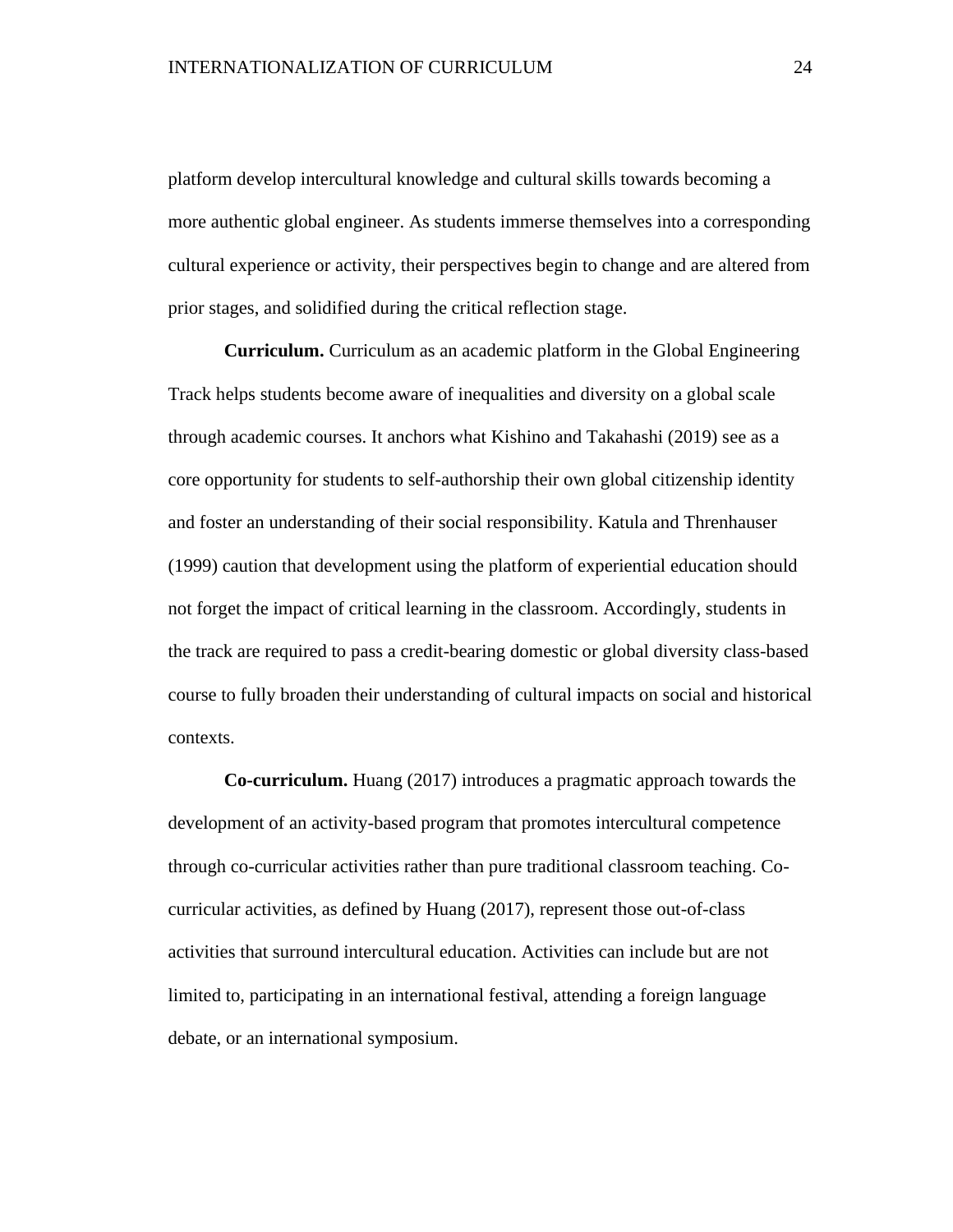platform develop intercultural knowledge and cultural skills towards becoming a more authentic global engineer. As students immerse themselves into a corresponding cultural experience or activity, their perspectives begin to change and are altered from prior stages, and solidified during the critical reflection stage.

**Curriculum.** Curriculum as an academic platform in the Global Engineering Track helps students become aware of inequalities and diversity on a global scale through academic courses. It anchors what Kishino and Takahashi (2019) see as a core opportunity for students to self-authorship their own global citizenship identity and foster an understanding of their social responsibility. Katula and Threnhauser (1999) caution that development using the platform of experiential education should not forget the impact of critical learning in the classroom. Accordingly, students in the track are required to pass a credit-bearing domestic or global diversity class-based course to fully broaden their understanding of cultural impacts on social and historical contexts.

**Co-curriculum.** Huang (2017) introduces a pragmatic approach towards the development of an activity-based program that promotes intercultural competence through co-curricular activities rather than pure traditional classroom teaching. Co-curricular activities, as defined by Huang (2017), represent those out-of-class activities that surround intercultural education. Activities can include but are not limited to, participating in an international festival, attending a foreign language debate, or an international symposium.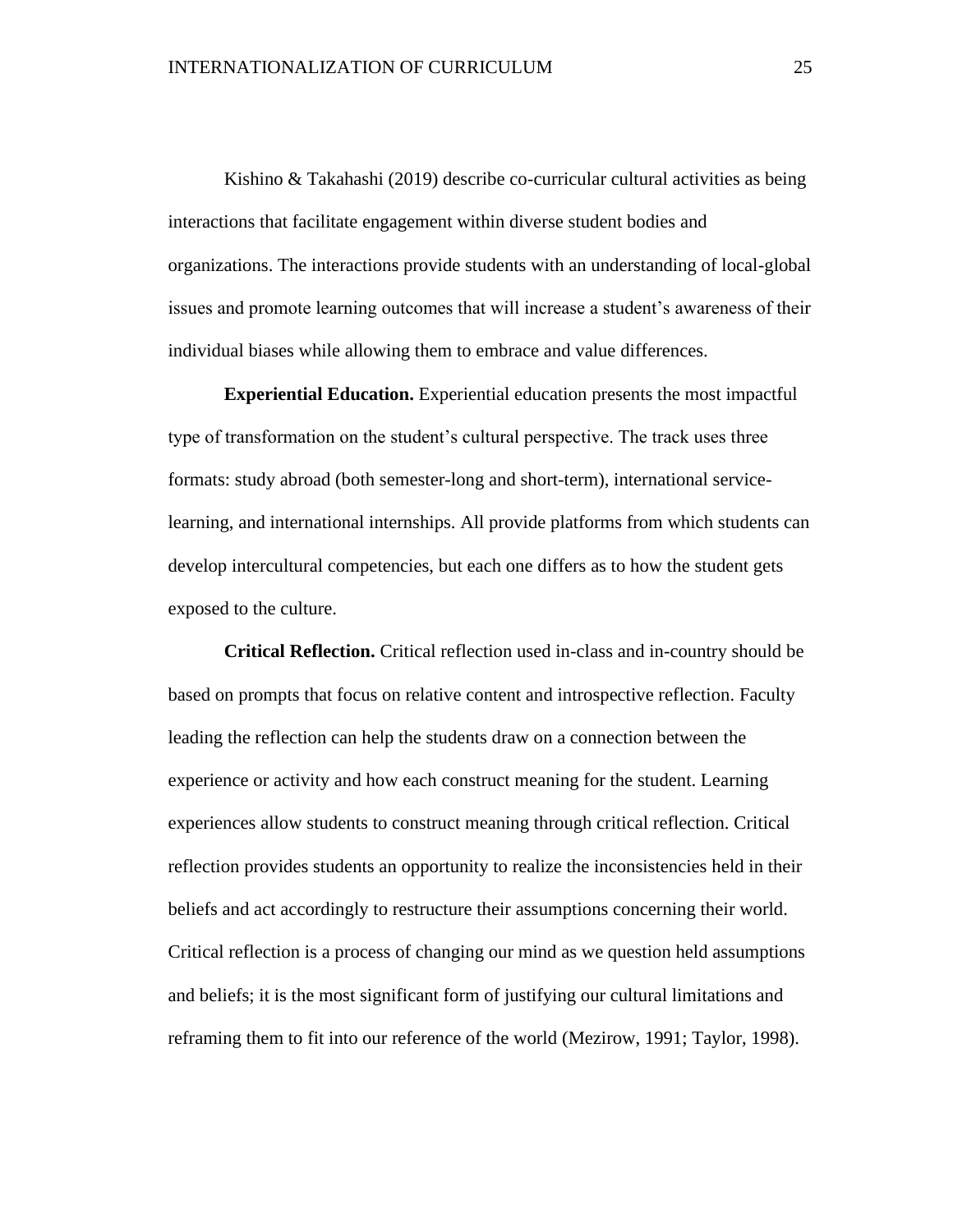Kishino & Takahashi (2019) describe co-curricular cultural activities as being interactions that facilitate engagement within diverse student bodies and organizations. The interactions provide students with an understanding of local-global issues and promote learning outcomes that will increase a student's awareness of their individual biases while allowing them to embrace and value differences.

**Experiential Education.** Experiential education presents the most impactful type of transformation on the student's cultural perspective. The track uses three formats: study abroad (both semester-long and short-term), international service-learning, and international internships. All provide platforms from which students can develop intercultural competencies, but each one differs as to how the student gets exposed to the culture.

**Critical Reflection.** Critical reflection used in-class and in-country should be based on prompts that focus on relative content and introspective reflection. Faculty leading the reflection can help the students draw on a connection between the experience or activity and how each construct meaning for the student. Learning experiences allow students to construct meaning through critical reflection. Critical reflection provides students an opportunity to realize the inconsistencies held in their beliefs and act accordingly to restructure their assumptions concerning their world. Critical reflection is a process of changing our mind as we question held assumptions and beliefs; it is the most significant form of justifying our cultural limitations and reframing them to fit into our reference of the world (Mezirow, 1991; Taylor, 1998).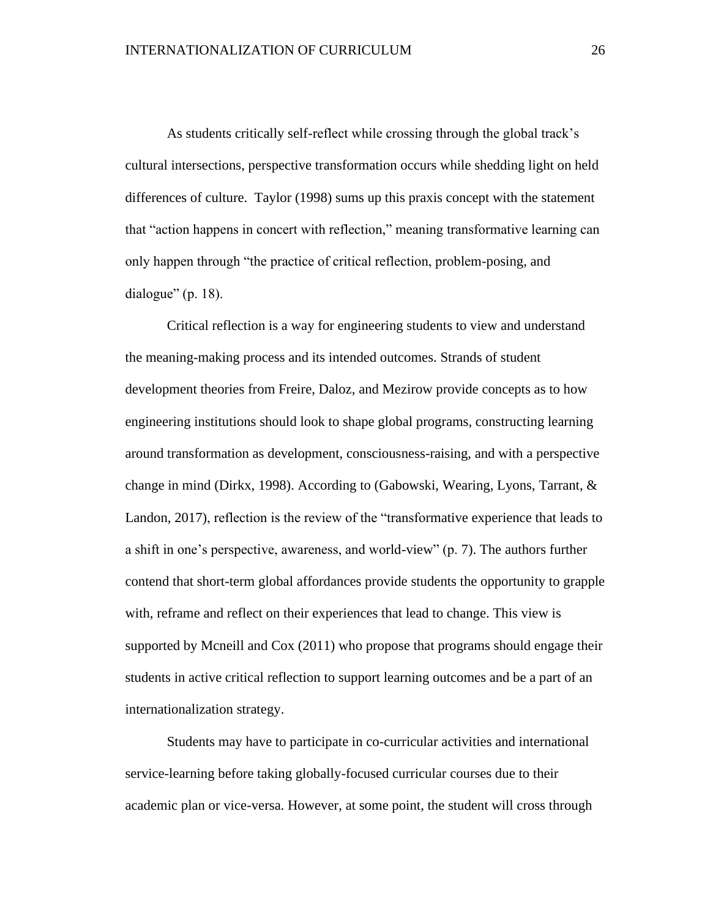As students critically self-reflect while crossing through the global track's cultural intersections, perspective transformation occurs while shedding light on held differences of culture. Taylor (1998) sums up this praxis concept with the statement that "action happens in concert with reflection," meaning transformative learning can only happen through "the practice of critical reflection, problem-posing, and dialogue" (p. 18).

Critical reflection is a way for engineering students to view and understand the meaning-making process and its intended outcomes. Strands of student development theories from Freire, Daloz, and Mezirow provide concepts as to how engineering institutions should look to shape global programs, constructing learning around transformation as development, consciousness-raising, and with a perspective change in mind (Dirkx, 1998). According to (Gabowski, Wearing, Lyons, Tarrant, & Landon, 2017), reflection is the review of the "transformative experience that leads to a shift in one's perspective, awareness, and world-view" (p. 7). The authors further contend that short-term global affordances provide students the opportunity to grapple with, reframe and reflect on their experiences that lead to change. This view is supported by Mcneill and Cox (2011) who propose that programs should engage their students in active critical reflection to support learning outcomes and be a part of an internationalization strategy.

Students may have to participate in co-curricular activities and international service-learning before taking globally-focused curricular courses due to their academic plan or vice-versa. However, at some point, the student will cross through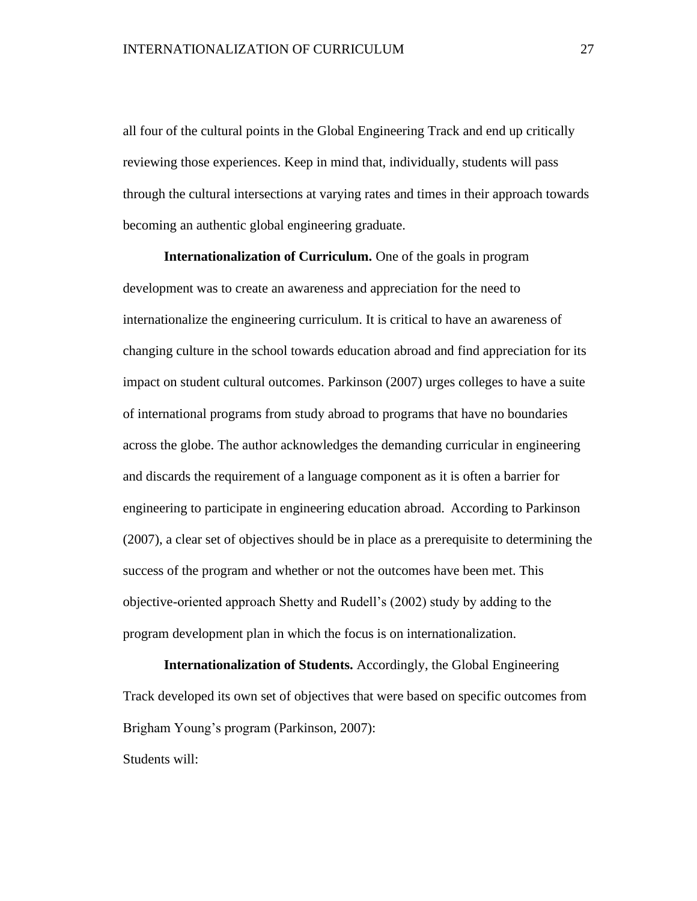all four of the cultural points in the Global Engineering Track and end up critically reviewing those experiences. Keep in mind that, individually, students will pass through the cultural intersections at varying rates and times in their approach towards becoming an authentic global engineering graduate.

**Internationalization of Curriculum.** One of the goals in program development was to create an awareness and appreciation for the need to internationalize the engineering curriculum. It is critical to have an awareness of changing culture in the school towards education abroad and find appreciation for its impact on student cultural outcomes. Parkinson (2007) urges colleges to have a suite of international programs from study abroad to programs that have no boundaries across the globe. The author acknowledges the demanding curricular in engineering and discards the requirement of a language component as it is often a barrier for engineering to participate in engineering education abroad. According to Parkinson (2007), a clear set of objectives should be in place as a prerequisite to determining the success of the program and whether or not the outcomes have been met. This objective-oriented approach Shetty and Rudell's (2002) study by adding to the program development plan in which the focus is on internationalization.

**Internationalization of Students.** Accordingly, the Global Engineering Track developed its own set of objectives that were based on specific outcomes from Brigham Young's program (Parkinson, 2007):

Students will: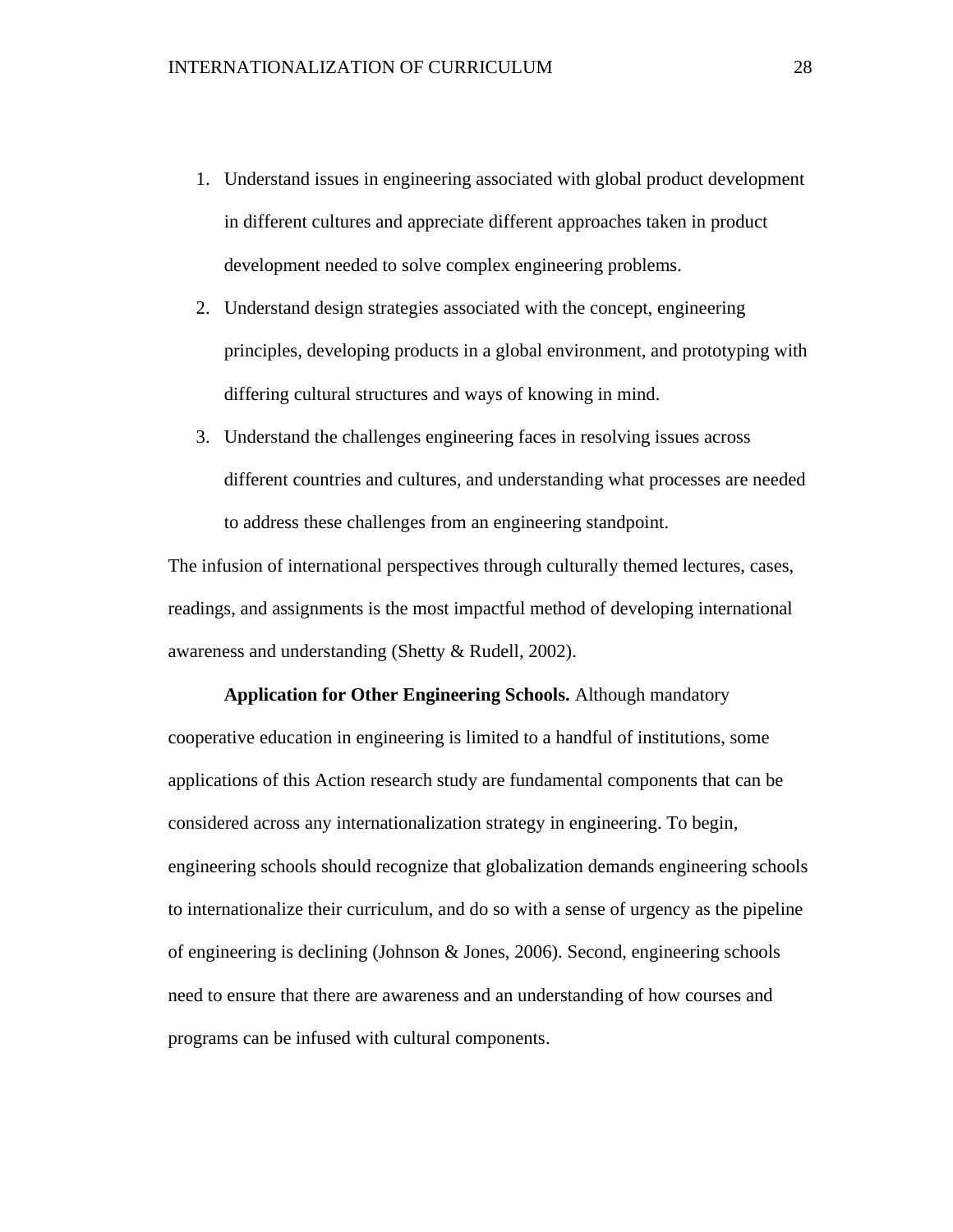1. Understand issues in engineering associated with global product development in different cultures and appreciate different approaches taken in product development needed to solve complex engineering problems.
2. Understand design strategies associated with the concept, engineering principles, developing products in a global environment, and prototyping with differing cultural structures and ways of knowing in mind.
3. Understand the challenges engineering faces in resolving issues across different countries and cultures, and understanding what processes are needed to address these challenges from an engineering standpoint.

The infusion of international perspectives through culturally themed lectures, cases, readings, and assignments is the most impactful method of developing international awareness and understanding (Shetty & Rudell, 2002).

**Application for Other Engineering Schools.** Although mandatory cooperative education in engineering is limited to a handful of institutions, some applications of this Action research study are fundamental components that can be considered across any internationalization strategy in engineering. To begin, engineering schools should recognize that globalization demands engineering schools to internationalize their curriculum, and do so with a sense of urgency as the pipeline of engineering is declining (Johnson & Jones, 2006). Second, engineering schools need to ensure that there are awareness and an understanding of how courses and programs can be infused with cultural components.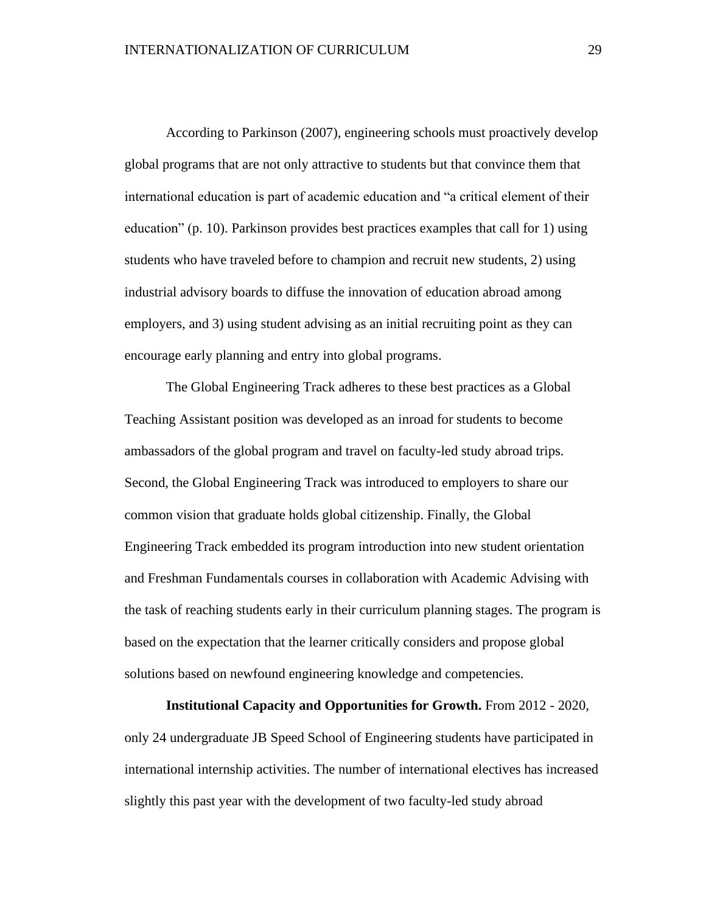According to Parkinson (2007), engineering schools must proactively develop global programs that are not only attractive to students but that convince them that international education is part of academic education and “a critical element of their education” (p. 10). Parkinson provides best practices examples that call for 1) using students who have traveled before to champion and recruit new students, 2) using industrial advisory boards to diffuse the innovation of education abroad among employers, and 3) using student advising as an initial recruiting point as they can encourage early planning and entry into global programs.

The Global Engineering Track adheres to these best practices as a Global Teaching Assistant position was developed as an inroad for students to become ambassadors of the global program and travel on faculty-led study abroad trips. Second, the Global Engineering Track was introduced to employers to share our common vision that graduate holds global citizenship. Finally, the Global Engineering Track embedded its program introduction into new student orientation and Freshman Fundamentals courses in collaboration with Academic Advising with the task of reaching students early in their curriculum planning stages. The program is based on the expectation that the learner critically considers and propose global solutions based on newfound engineering knowledge and competencies.

**Institutional Capacity and Opportunities for Growth.** From 2012 - 2020, only 24 undergraduate JB Speed School of Engineering students have participated in international internship activities. The number of international electives has increased slightly this past year with the development of two faculty-led study abroad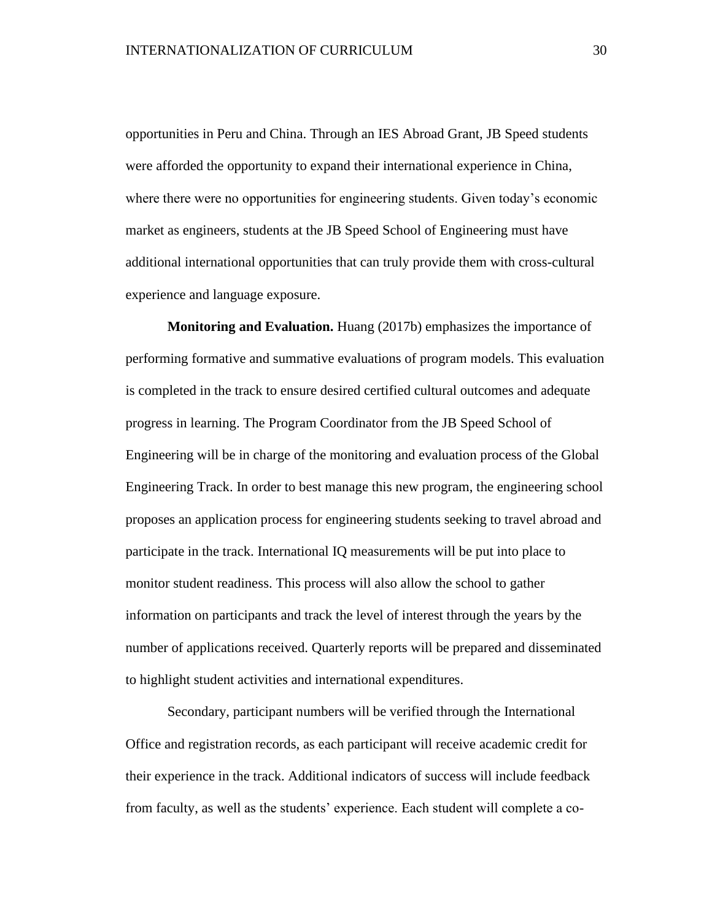opportunities in Peru and China. Through an IES Abroad Grant, JB Speed students were afforded the opportunity to expand their international experience in China, where there were no opportunities for engineering students. Given today's economic market as engineers, students at the JB Speed School of Engineering must have additional international opportunities that can truly provide them with cross-cultural experience and language exposure.

**Monitoring and Evaluation.** Huang (2017b) emphasizes the importance of performing formative and summative evaluations of program models. This evaluation is completed in the track to ensure desired certified cultural outcomes and adequate progress in learning. The Program Coordinator from the JB Speed School of Engineering will be in charge of the monitoring and evaluation process of the Global Engineering Track. In order to best manage this new program, the engineering school proposes an application process for engineering students seeking to travel abroad and participate in the track. International IQ measurements will be put into place to monitor student readiness. This process will also allow the school to gather information on participants and track the level of interest through the years by the number of applications received. Quarterly reports will be prepared and disseminated to highlight student activities and international expenditures.

Secondary, participant numbers will be verified through the International Office and registration records, as each participant will receive academic credit for their experience in the track. Additional indicators of success will include feedback from faculty, as well as the students' experience. Each student will complete a co-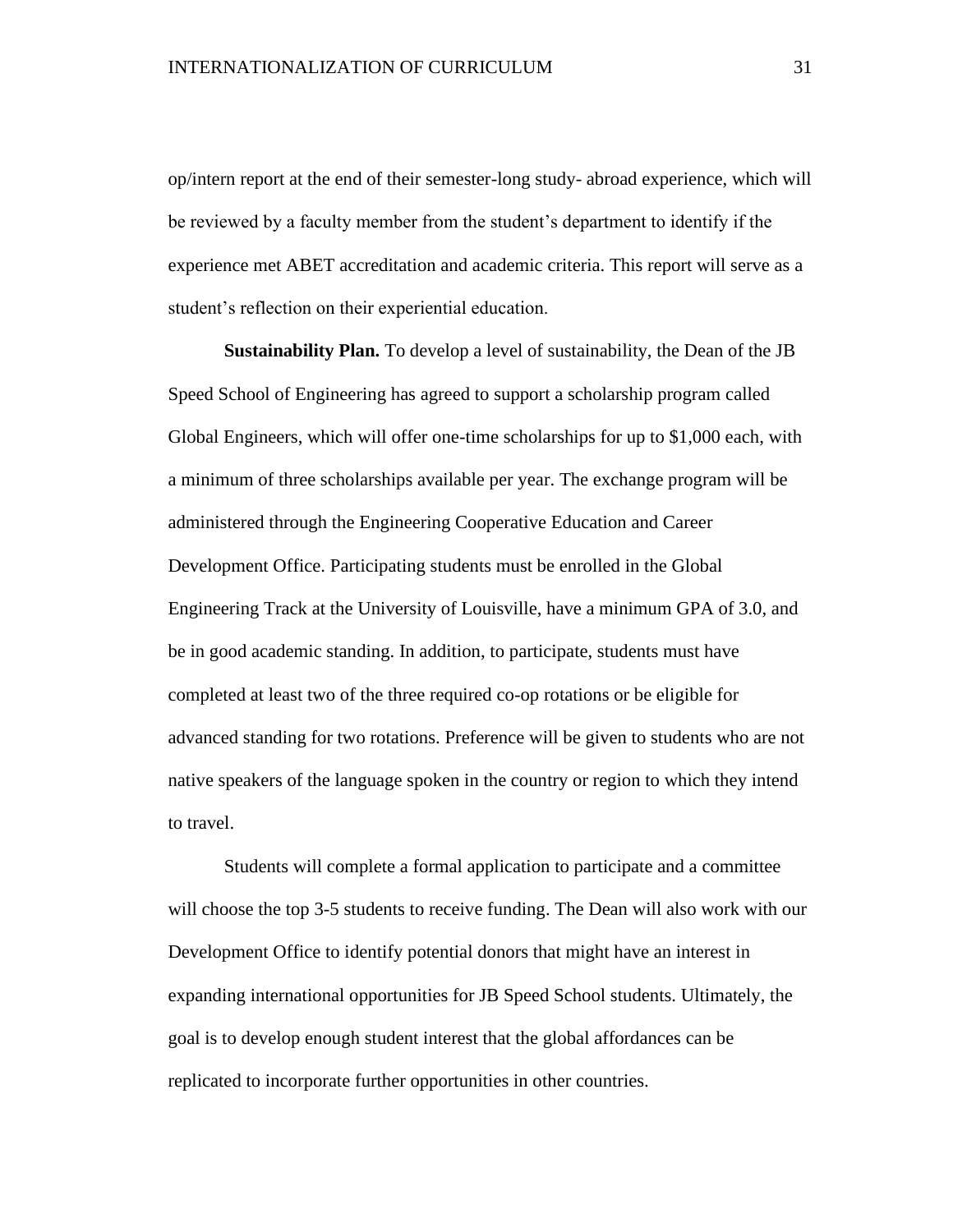op/intern report at the end of their semester-long study- abroad experience, which will be reviewed by a faculty member from the student's department to identify if the experience met ABET accreditation and academic criteria. This report will serve as a student's reflection on their experiential education.

**Sustainability Plan.** To develop a level of sustainability, the Dean of the JB Speed School of Engineering has agreed to support a scholarship program called Global Engineers, which will offer one-time scholarships for up to $1,000 each, with a minimum of three scholarships available per year. The exchange program will be administered through the Engineering Cooperative Education and Career Development Office. Participating students must be enrolled in the Global Engineering Track at the University of Louisville, have a minimum GPA of 3.0, and be in good academic standing. In addition, to participate, students must have completed at least two of the three required co-op rotations or be eligible for advanced standing for two rotations. Preference will be given to students who are not native speakers of the language spoken in the country or region to which they intend to travel.

Students will complete a formal application to participate and a committee will choose the top 3-5 students to receive funding. The Dean will also work with our Development Office to identify potential donors that might have an interest in expanding international opportunities for JB Speed School students. Ultimately, the goal is to develop enough student interest that the global affordances can be replicated to incorporate further opportunities in other countries.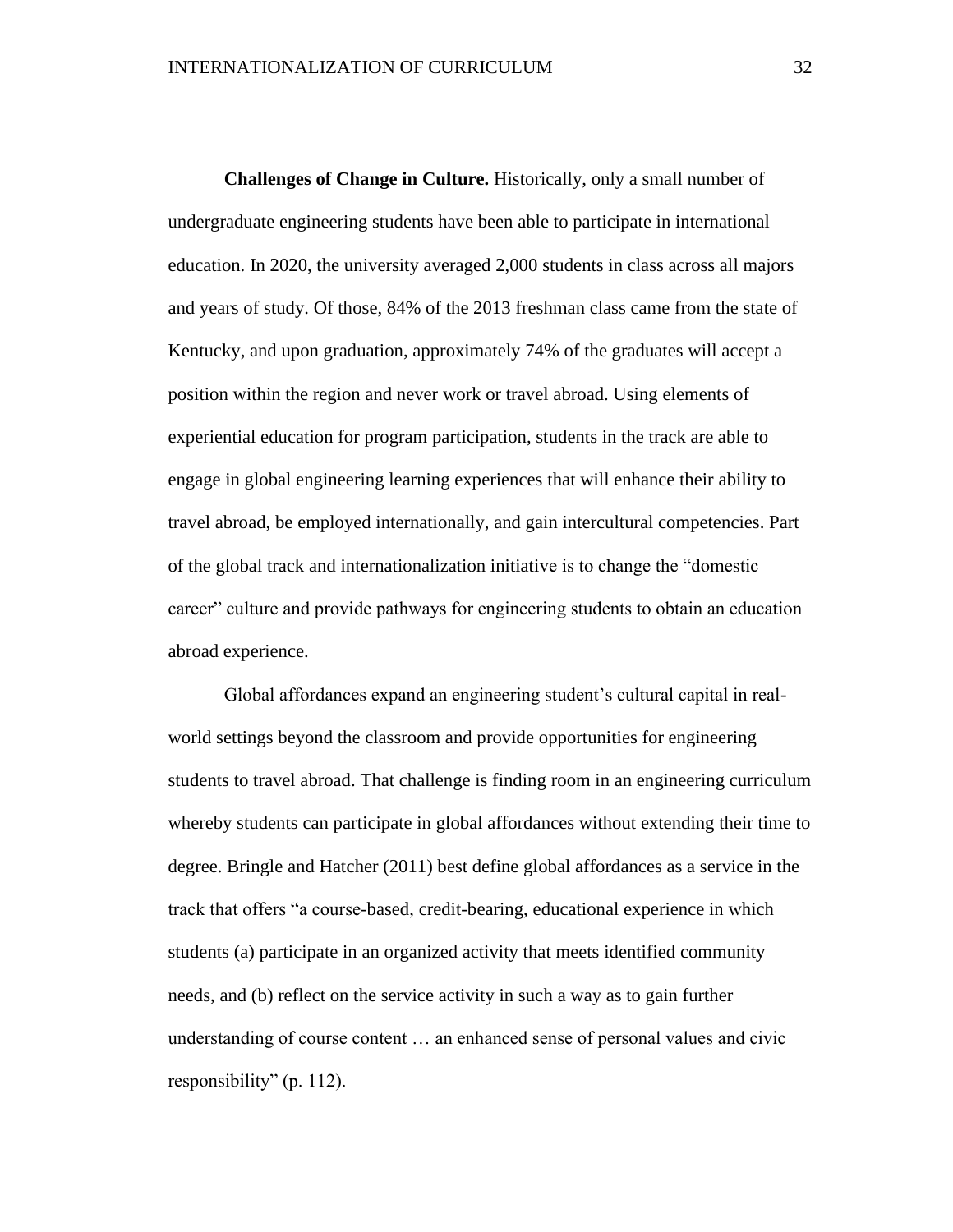**Challenges of Change in Culture.** Historically, only a small number of undergraduate engineering students have been able to participate in international education. In 2020, the university averaged 2,000 students in class across all majors and years of study. Of those, 84% of the 2013 freshman class came from the state of Kentucky, and upon graduation, approximately 74% of the graduates will accept a position within the region and never work or travel abroad. Using elements of experiential education for program participation, students in the track are able to engage in global engineering learning experiences that will enhance their ability to travel abroad, be employed internationally, and gain intercultural competencies. Part of the global track and internationalization initiative is to change the "domestic career" culture and provide pathways for engineering students to obtain an education abroad experience.

Global affordances expand an engineering student's cultural capital in real-world settings beyond the classroom and provide opportunities for engineering students to travel abroad. That challenge is finding room in an engineering curriculum whereby students can participate in global affordances without extending their time to degree. Bringle and Hatcher (2011) best define global affordances as a service in the track that offers "a course-based, credit-bearing, educational experience in which students (a) participate in an organized activity that meets identified community needs, and (b) reflect on the service activity in such a way as to gain further understanding of course content … an enhanced sense of personal values and civic responsibility" (p. 112).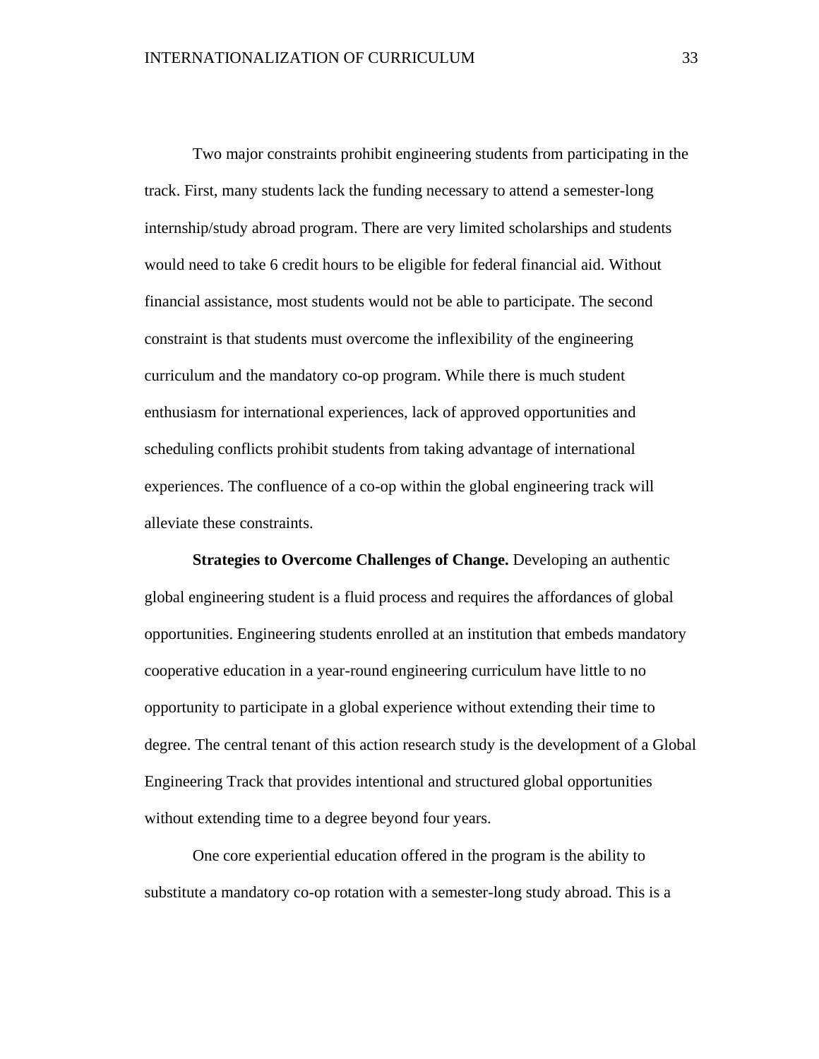Two major constraints prohibit engineering students from participating in the track. First, many students lack the funding necessary to attend a semester-long internship/study abroad program. There are very limited scholarships and students would need to take 6 credit hours to be eligible for federal financial aid. Without financial assistance, most students would not be able to participate. The second constraint is that students must overcome the inflexibility of the engineering curriculum and the mandatory co-op program. While there is much student enthusiasm for international experiences, lack of approved opportunities and scheduling conflicts prohibit students from taking advantage of international experiences. The confluence of a co-op within the global engineering track will alleviate these constraints.

**Strategies to Overcome Challenges of Change.** Developing an authentic global engineering student is a fluid process and requires the affordances of global opportunities. Engineering students enrolled at an institution that embeds mandatory cooperative education in a year-round engineering curriculum have little to no opportunity to participate in a global experience without extending their time to degree. The central tenant of this action research study is the development of a Global Engineering Track that provides intentional and structured global opportunities without extending time to a degree beyond four years.

One core experiential education offered in the program is the ability to substitute a mandatory co-op rotation with a semester-long study abroad. This is a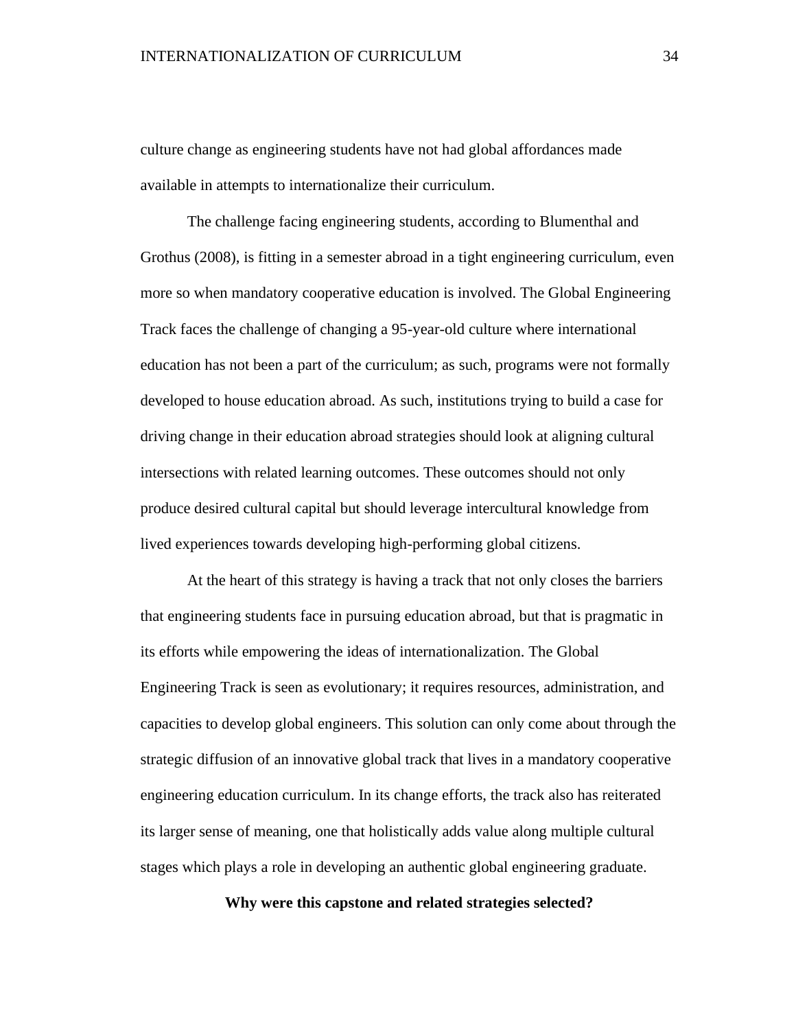culture change as engineering students have not had global affordances made available in attempts to internationalize their curriculum.

The challenge facing engineering students, according to Blumenthal and Grothus (2008), is fitting in a semester abroad in a tight engineering curriculum, even more so when mandatory cooperative education is involved. The Global Engineering Track faces the challenge of changing a 95-year-old culture where international education has not been a part of the curriculum; as such, programs were not formally developed to house education abroad. As such, institutions trying to build a case for driving change in their education abroad strategies should look at aligning cultural intersections with related learning outcomes. These outcomes should not only produce desired cultural capital but should leverage intercultural knowledge from lived experiences towards developing high-performing global citizens.

At the heart of this strategy is having a track that not only closes the barriers that engineering students face in pursuing education abroad, but that is pragmatic in its efforts while empowering the ideas of internationalization. The Global Engineering Track is seen as evolutionary; it requires resources, administration, and capacities to develop global engineers. This solution can only come about through the strategic diffusion of an innovative global track that lives in a mandatory cooperative engineering education curriculum. In its change efforts, the track also has reiterated its larger sense of meaning, one that holistically adds value along multiple cultural stages which plays a role in developing an authentic global engineering graduate.

**Why were this capstone and related strategies selected?**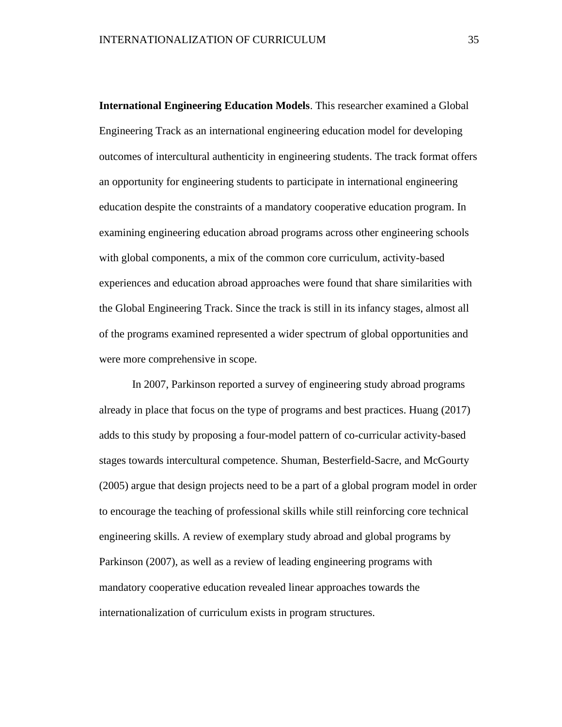**International Engineering Education Models**. This researcher examined a Global Engineering Track as an international engineering education model for developing outcomes of intercultural authenticity in engineering students. The track format offers an opportunity for engineering students to participate in international engineering education despite the constraints of a mandatory cooperative education program. In examining engineering education abroad programs across other engineering schools with global components, a mix of the common core curriculum, activity-based experiences and education abroad approaches were found that share similarities with the Global Engineering Track. Since the track is still in its infancy stages, almost all of the programs examined represented a wider spectrum of global opportunities and were more comprehensive in scope.

In 2007, Parkinson reported a survey of engineering study abroad programs already in place that focus on the type of programs and best practices. Huang (2017) adds to this study by proposing a four-model pattern of co-curricular activity-based stages towards intercultural competence. Shuman, Besterfield-Sacre, and McGourty (2005) argue that design projects need to be a part of a global program model in order to encourage the teaching of professional skills while still reinforcing core technical engineering skills. A review of exemplary study abroad and global programs by Parkinson (2007), as well as a review of leading engineering programs with mandatory cooperative education revealed linear approaches towards the internationalization of curriculum exists in program structures.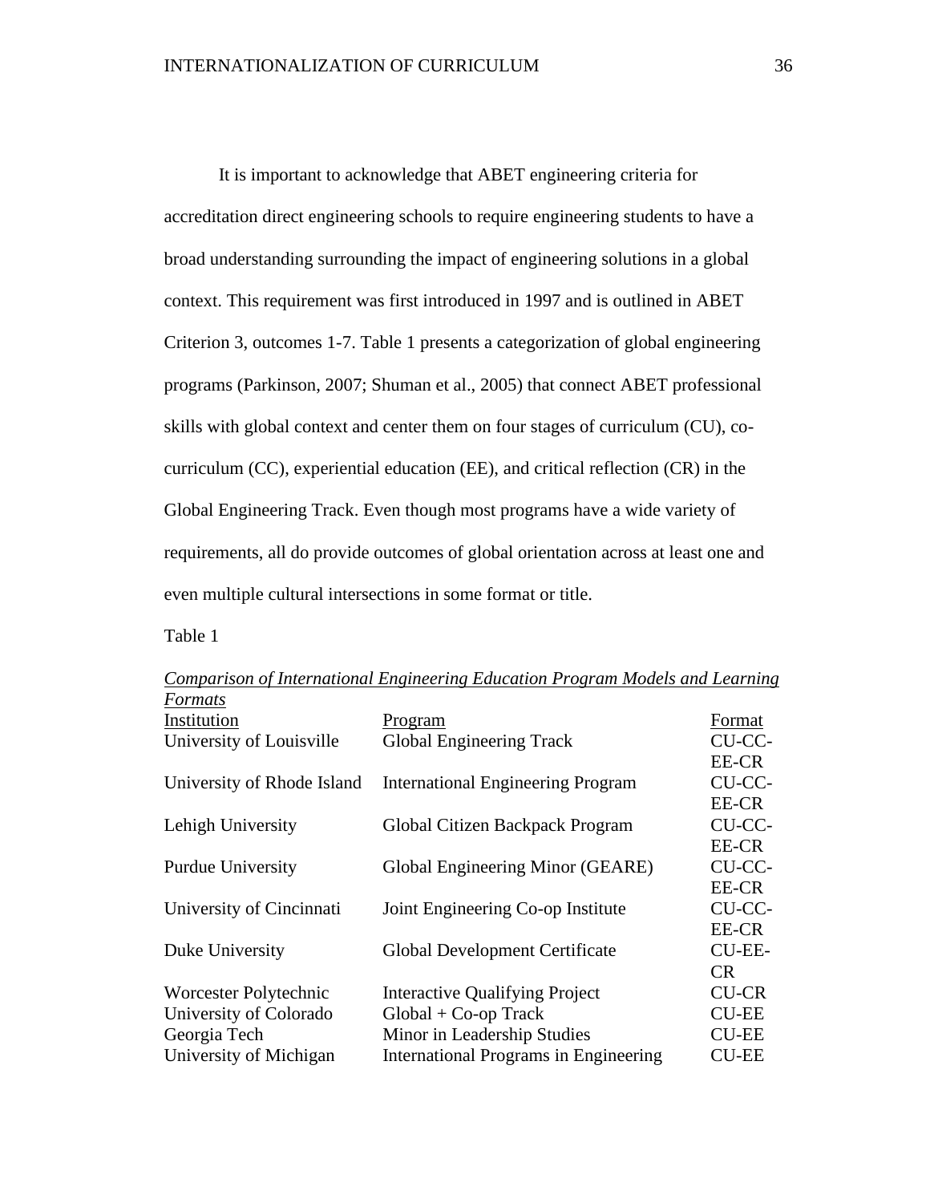It is important to acknowledge that ABET engineering criteria for accreditation direct engineering schools to require engineering students to have a broad understanding surrounding the impact of engineering solutions in a global context. This requirement was first introduced in 1997 and is outlined in ABET Criterion 3, outcomes 1-7. Table 1 presents a categorization of global engineering programs (Parkinson, 2007; Shuman et al., 2005) that connect ABET professional skills with global context and center them on four stages of curriculum (CU), co-curriculum (CC), experiential education (EE), and critical reflection (CR) in the Global Engineering Track. Even though most programs have a wide variety of requirements, all do provide outcomes of global orientation across at least one and even multiple cultural intersections in some format or title.

Table 1

*Comparison of International Engineering Education Program Models and Learning Formats*

| Institution | Program | Format |
|---|---|---|
| University of Louisville | Global Engineering Track | CU-CC-EE-CR |
| University of Rhode Island | International Engineering Program | CU-CC-EE-CR |
| Lehigh University | Global Citizen Backpack Program | CU-CC-EE-CR |
| Purdue University | Global Engineering Minor (GEARE) | CU-CC-EE-CR |
| University of Cincinnati | Joint Engineering Co-op Institute | CU-CC-EE-CR |
| Duke University | Global Development Certificate | CU-EE-CR |
| Worcester Polytechnic | Interactive Qualifying Project | CU-CR |
| University of Colorado | Global + Co-op Track | CU-EE |
| Georgia Tech | Minor in Leadership Studies | CU-EE |
| University of Michigan | International Programs in Engineering | CU-EE |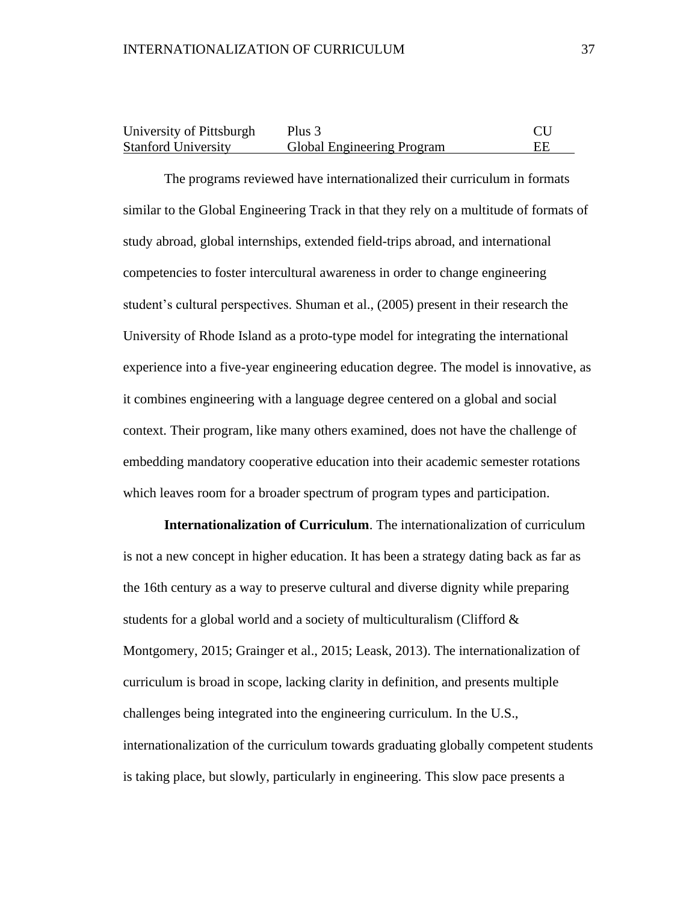| | | |
|---|---|---|
| University of Pittsburgh | Plus 3 | CU |
| Stanford University | Global Engineering Program | EE |

The programs reviewed have internationalized their curriculum in formats similar to the Global Engineering Track in that they rely on a multitude of formats of study abroad, global internships, extended field-trips abroad, and international competencies to foster intercultural awareness in order to change engineering student's cultural perspectives. Shuman et al., (2005) present in their research the University of Rhode Island as a proto-type model for integrating the international experience into a five-year engineering education degree. The model is innovative, as it combines engineering with a language degree centered on a global and social context. Their program, like many others examined, does not have the challenge of embedding mandatory cooperative education into their academic semester rotations which leaves room for a broader spectrum of program types and participation.

**Internationalization of Curriculum**. The internationalization of curriculum is not a new concept in higher education. It has been a strategy dating back as far as the 16th century as a way to preserve cultural and diverse dignity while preparing students for a global world and a society of multiculturalism (Clifford & Montgomery, 2015; Grainger et al., 2015; Leask, 2013). The internationalization of curriculum is broad in scope, lacking clarity in definition, and presents multiple challenges being integrated into the engineering curriculum. In the U.S., internationalization of the curriculum towards graduating globally competent students is taking place, but slowly, particularly in engineering. This slow pace presents a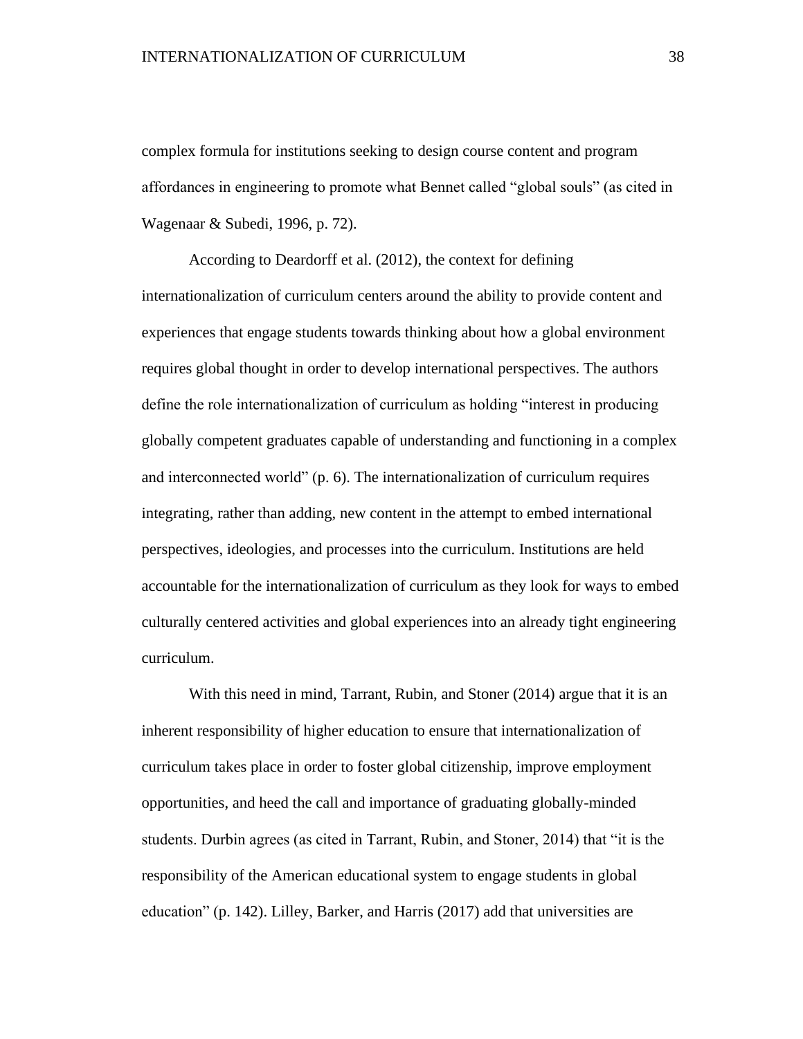complex formula for institutions seeking to design course content and program affordances in engineering to promote what Bennet called "global souls" (as cited in Wagenaar & Subedi, 1996, p. 72).

According to Deardorff et al. (2012), the context for defining internationalization of curriculum centers around the ability to provide content and experiences that engage students towards thinking about how a global environment requires global thought in order to develop international perspectives. The authors define the role internationalization of curriculum as holding "interest in producing globally competent graduates capable of understanding and functioning in a complex and interconnected world" (p. 6). The internationalization of curriculum requires integrating, rather than adding, new content in the attempt to embed international perspectives, ideologies, and processes into the curriculum. Institutions are held accountable for the internationalization of curriculum as they look for ways to embed culturally centered activities and global experiences into an already tight engineering curriculum.

With this need in mind, Tarrant, Rubin, and Stoner (2014) argue that it is an inherent responsibility of higher education to ensure that internationalization of curriculum takes place in order to foster global citizenship, improve employment opportunities, and heed the call and importance of graduating globally-minded students. Durbin agrees (as cited in Tarrant, Rubin, and Stoner, 2014) that "it is the responsibility of the American educational system to engage students in global education" (p. 142). Lilley, Barker, and Harris (2017) add that universities are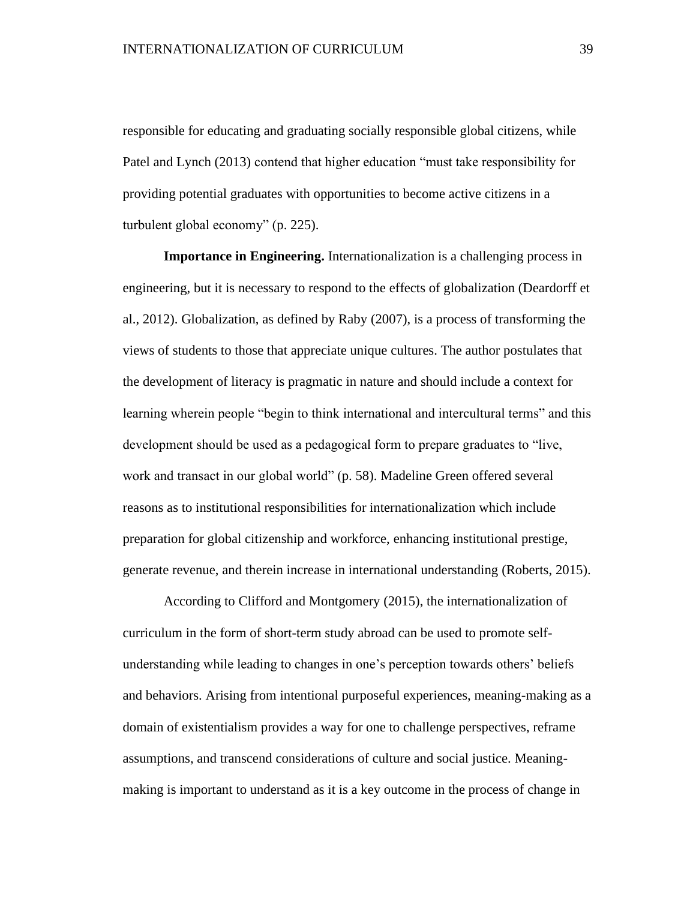responsible for educating and graduating socially responsible global citizens, while Patel and Lynch (2013) contend that higher education "must take responsibility for providing potential graduates with opportunities to become active citizens in a turbulent global economy" (p. 225).

**Importance in Engineering.** Internationalization is a challenging process in engineering, but it is necessary to respond to the effects of globalization (Deardorff et al., 2012). Globalization, as defined by Raby (2007), is a process of transforming the views of students to those that appreciate unique cultures. The author postulates that the development of literacy is pragmatic in nature and should include a context for learning wherein people "begin to think international and intercultural terms" and this development should be used as a pedagogical form to prepare graduates to "live, work and transact in our global world" (p. 58). Madeline Green offered several reasons as to institutional responsibilities for internationalization which include preparation for global citizenship and workforce, enhancing institutional prestige, generate revenue, and therein increase in international understanding (Roberts, 2015).

According to Clifford and Montgomery (2015), the internationalization of curriculum in the form of short-term study abroad can be used to promote self-understanding while leading to changes in one's perception towards others' beliefs and behaviors. Arising from intentional purposeful experiences, meaning-making as a domain of existentialism provides a way for one to challenge perspectives, reframe assumptions, and transcend considerations of culture and social justice. Meaning-making is important to understand as it is a key outcome in the process of change in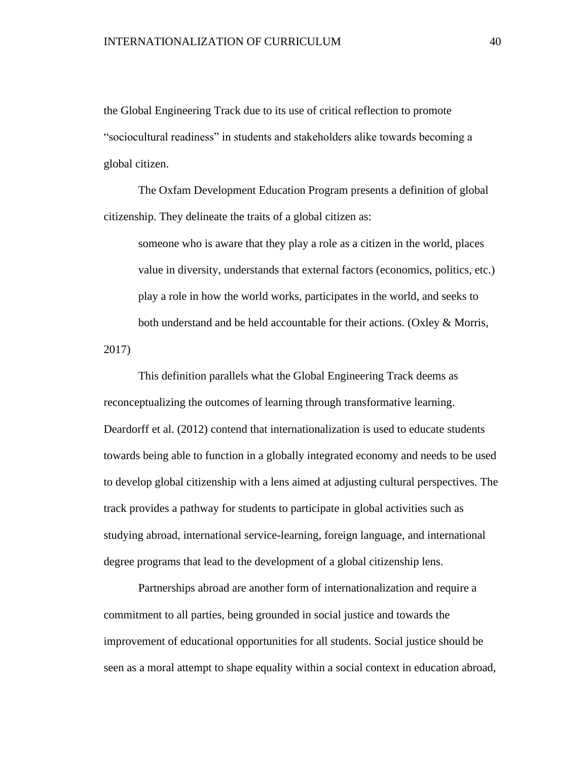the Global Engineering Track due to its use of critical reflection to promote "sociocultural readiness" in students and stakeholders alike towards becoming a global citizen.

The Oxfam Development Education Program presents a definition of global citizenship. They delineate the traits of a global citizen as:

> someone who is aware that they play a role as a citizen in the world, places value in diversity, understands that external factors (economics, politics, etc.) play a role in how the world works, participates in the world, and seeks to both understand and be held accountable for their actions. (Oxley & Morris, 2017)

This definition parallels what the Global Engineering Track deems as reconceptualizing the outcomes of learning through transformative learning. Deardorff et al. (2012) contend that internationalization is used to educate students towards being able to function in a globally integrated economy and needs to be used to develop global citizenship with a lens aimed at adjusting cultural perspectives. The track provides a pathway for students to participate in global activities such as studying abroad, international service-learning, foreign language, and international degree programs that lead to the development of a global citizenship lens.

Partnerships abroad are another form of internationalization and require a commitment to all parties, being grounded in social justice and towards the improvement of educational opportunities for all students. Social justice should be seen as a moral attempt to shape equality within a social context in education abroad,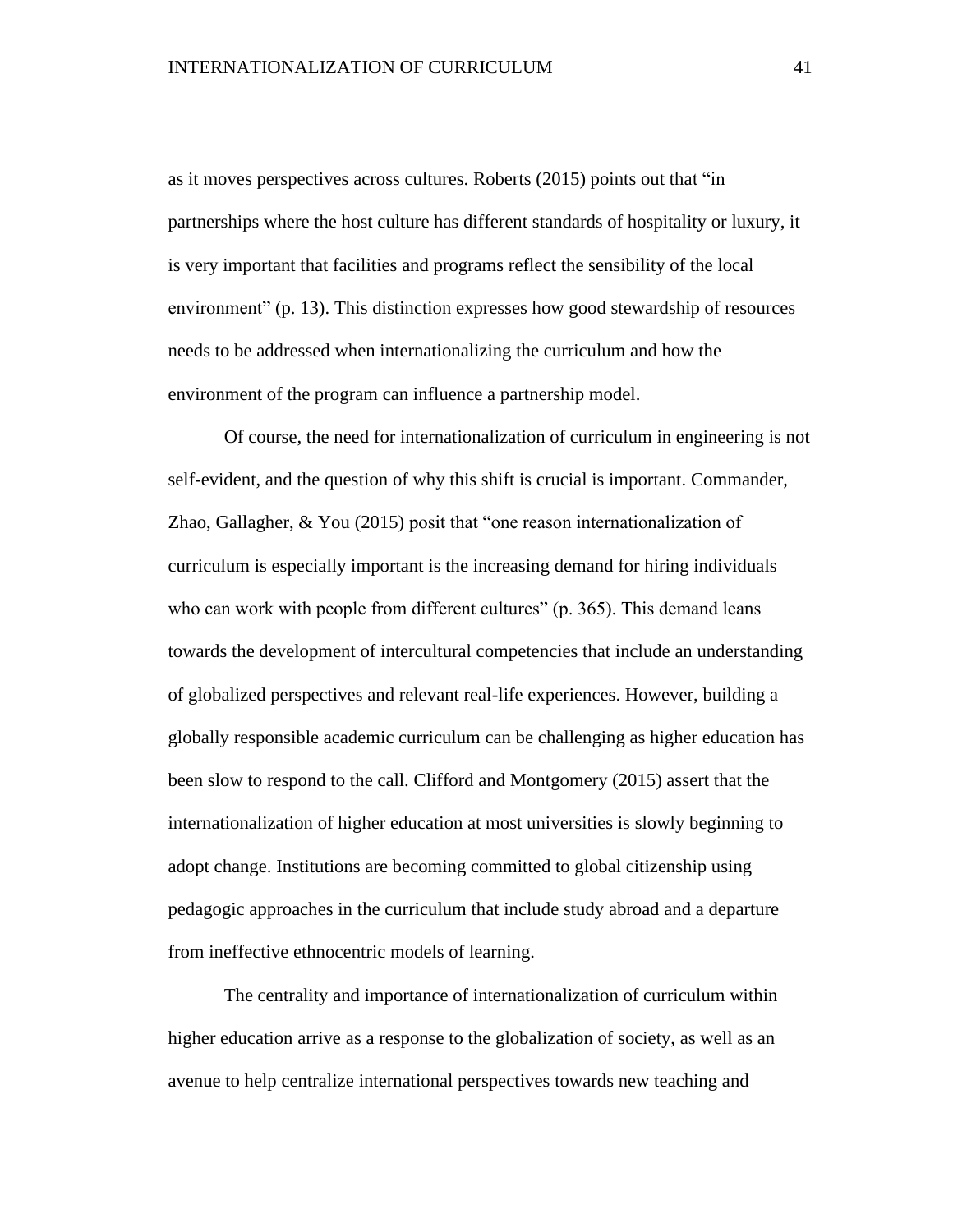as it moves perspectives across cultures. Roberts (2015) points out that "in partnerships where the host culture has different standards of hospitality or luxury, it is very important that facilities and programs reflect the sensibility of the local environment" (p. 13). This distinction expresses how good stewardship of resources needs to be addressed when internationalizing the curriculum and how the environment of the program can influence a partnership model.

Of course, the need for internationalization of curriculum in engineering is not self-evident, and the question of why this shift is crucial is important. Commander, Zhao, Gallagher, & You (2015) posit that "one reason internationalization of curriculum is especially important is the increasing demand for hiring individuals who can work with people from different cultures" (p. 365). This demand leans towards the development of intercultural competencies that include an understanding of globalized perspectives and relevant real-life experiences. However, building a globally responsible academic curriculum can be challenging as higher education has been slow to respond to the call. Clifford and Montgomery (2015) assert that the internationalization of higher education at most universities is slowly beginning to adopt change. Institutions are becoming committed to global citizenship using pedagogic approaches in the curriculum that include study abroad and a departure from ineffective ethnocentric models of learning.

The centrality and importance of internationalization of curriculum within higher education arrive as a response to the globalization of society, as well as an avenue to help centralize international perspectives towards new teaching and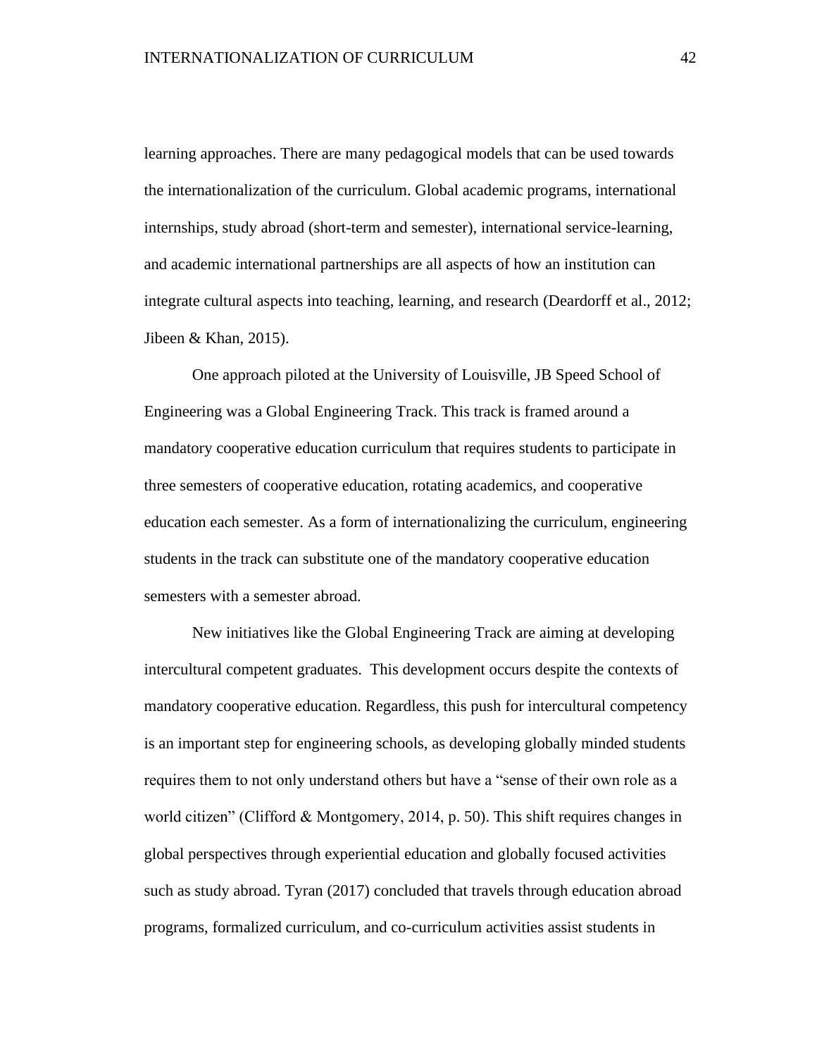learning approaches. There are many pedagogical models that can be used towards the internationalization of the curriculum. Global academic programs, international internships, study abroad (short-term and semester), international service-learning, and academic international partnerships are all aspects of how an institution can integrate cultural aspects into teaching, learning, and research (Deardorff et al., 2012; Jibeen & Khan, 2015).

One approach piloted at the University of Louisville, JB Speed School of Engineering was a Global Engineering Track. This track is framed around a mandatory cooperative education curriculum that requires students to participate in three semesters of cooperative education, rotating academics, and cooperative education each semester. As a form of internationalizing the curriculum, engineering students in the track can substitute one of the mandatory cooperative education semesters with a semester abroad.

New initiatives like the Global Engineering Track are aiming at developing intercultural competent graduates. This development occurs despite the contexts of mandatory cooperative education. Regardless, this push for intercultural competency is an important step for engineering schools, as developing globally minded students requires them to not only understand others but have a "sense of their own role as a world citizen" (Clifford & Montgomery, 2014, p. 50). This shift requires changes in global perspectives through experiential education and globally focused activities such as study abroad. Tyran (2017) concluded that travels through education abroad programs, formalized curriculum, and co-curriculum activities assist students in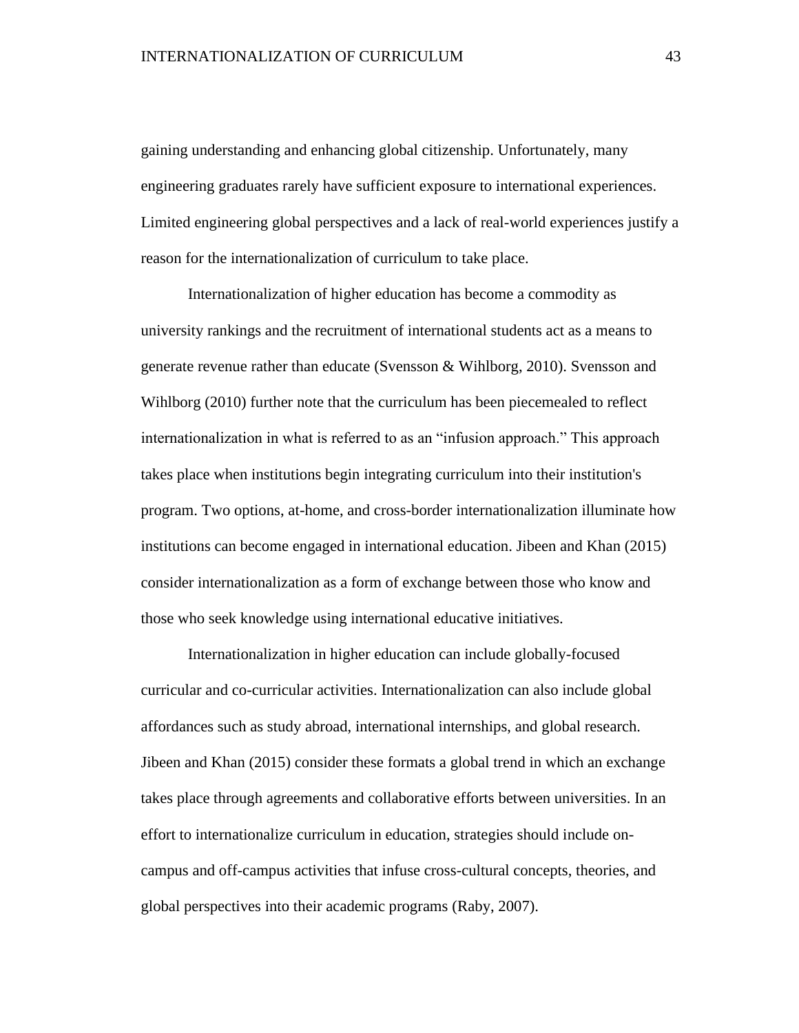gaining understanding and enhancing global citizenship. Unfortunately, many engineering graduates rarely have sufficient exposure to international experiences. Limited engineering global perspectives and a lack of real-world experiences justify a reason for the internationalization of curriculum to take place.

Internationalization of higher education has become a commodity as university rankings and the recruitment of international students act as a means to generate revenue rather than educate (Svensson & Wihlborg, 2010). Svensson and Wihlborg (2010) further note that the curriculum has been piecemealed to reflect internationalization in what is referred to as an “infusion approach.” This approach takes place when institutions begin integrating curriculum into their institution's program. Two options, at-home, and cross-border internationalization illuminate how institutions can become engaged in international education. Jibeen and Khan (2015) consider internationalization as a form of exchange between those who know and those who seek knowledge using international educative initiatives.

Internationalization in higher education can include globally-focused curricular and co-curricular activities. Internationalization can also include global affordances such as study abroad, international internships, and global research. Jibeen and Khan (2015) consider these formats a global trend in which an exchange takes place through agreements and collaborative efforts between universities. In an effort to internationalize curriculum in education, strategies should include on-campus and off-campus activities that infuse cross-cultural concepts, theories, and global perspectives into their academic programs (Raby, 2007).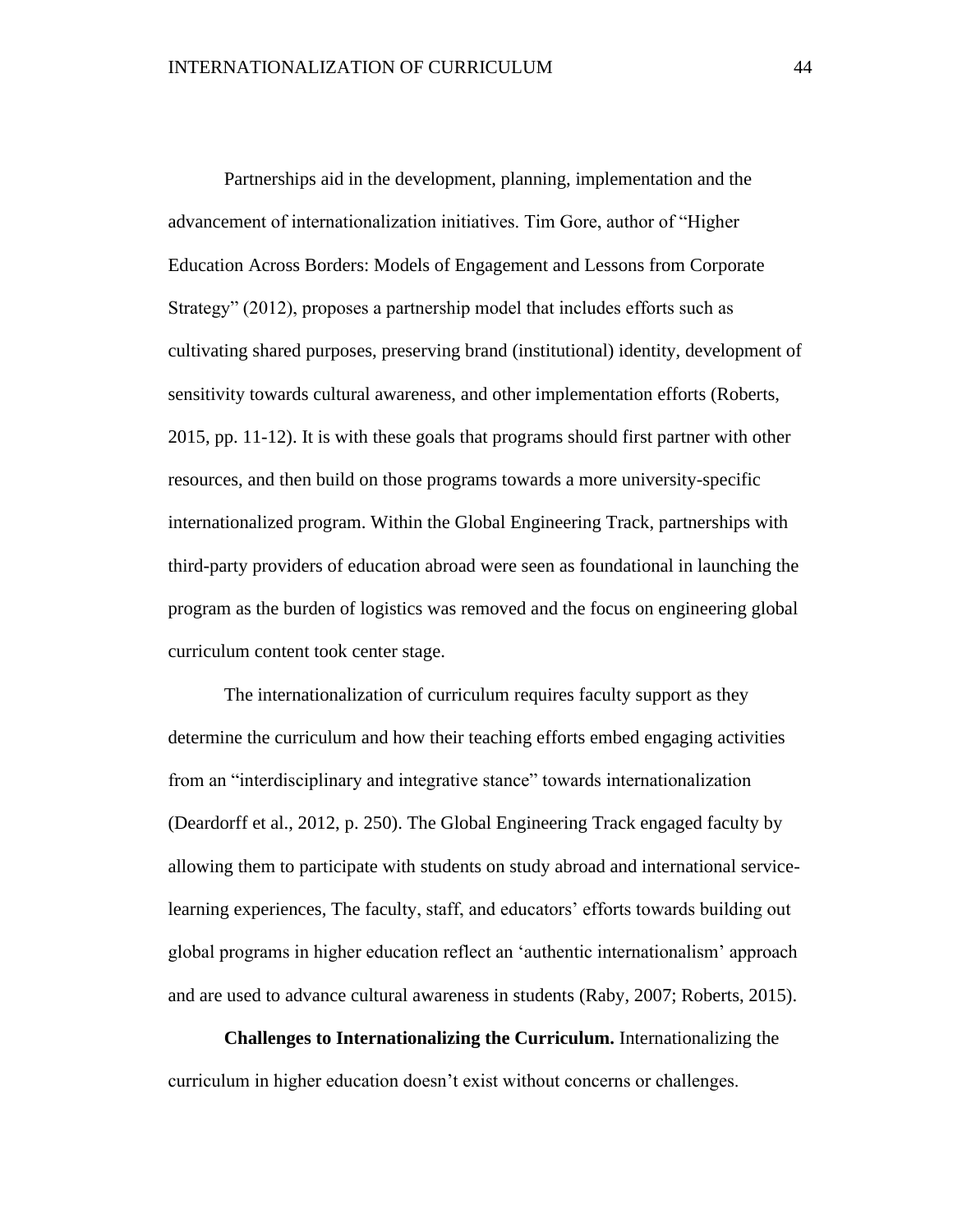Partnerships aid in the development, planning, implementation and the advancement of internationalization initiatives. Tim Gore, author of “Higher Education Across Borders: Models of Engagement and Lessons from Corporate Strategy” (2012), proposes a partnership model that includes efforts such as cultivating shared purposes, preserving brand (institutional) identity, development of sensitivity towards cultural awareness, and other implementation efforts (Roberts, 2015, pp. 11-12). It is with these goals that programs should first partner with other resources, and then build on those programs towards a more university-specific internationalized program. Within the Global Engineering Track, partnerships with third-party providers of education abroad were seen as foundational in launching the program as the burden of logistics was removed and the focus on engineering global curriculum content took center stage.

The internationalization of curriculum requires faculty support as they determine the curriculum and how their teaching efforts embed engaging activities from an “interdisciplinary and integrative stance” towards internationalization (Deardorff et al., 2012, p. 250). The Global Engineering Track engaged faculty by allowing them to participate with students on study abroad and international service-learning experiences, The faculty, staff, and educators’ efforts towards building out global programs in higher education reflect an ‘authentic internationalism’ approach and are used to advance cultural awareness in students (Raby, 2007; Roberts, 2015).

**Challenges to Internationalizing the Curriculum.** Internationalizing the curriculum in higher education doesn’t exist without concerns or challenges.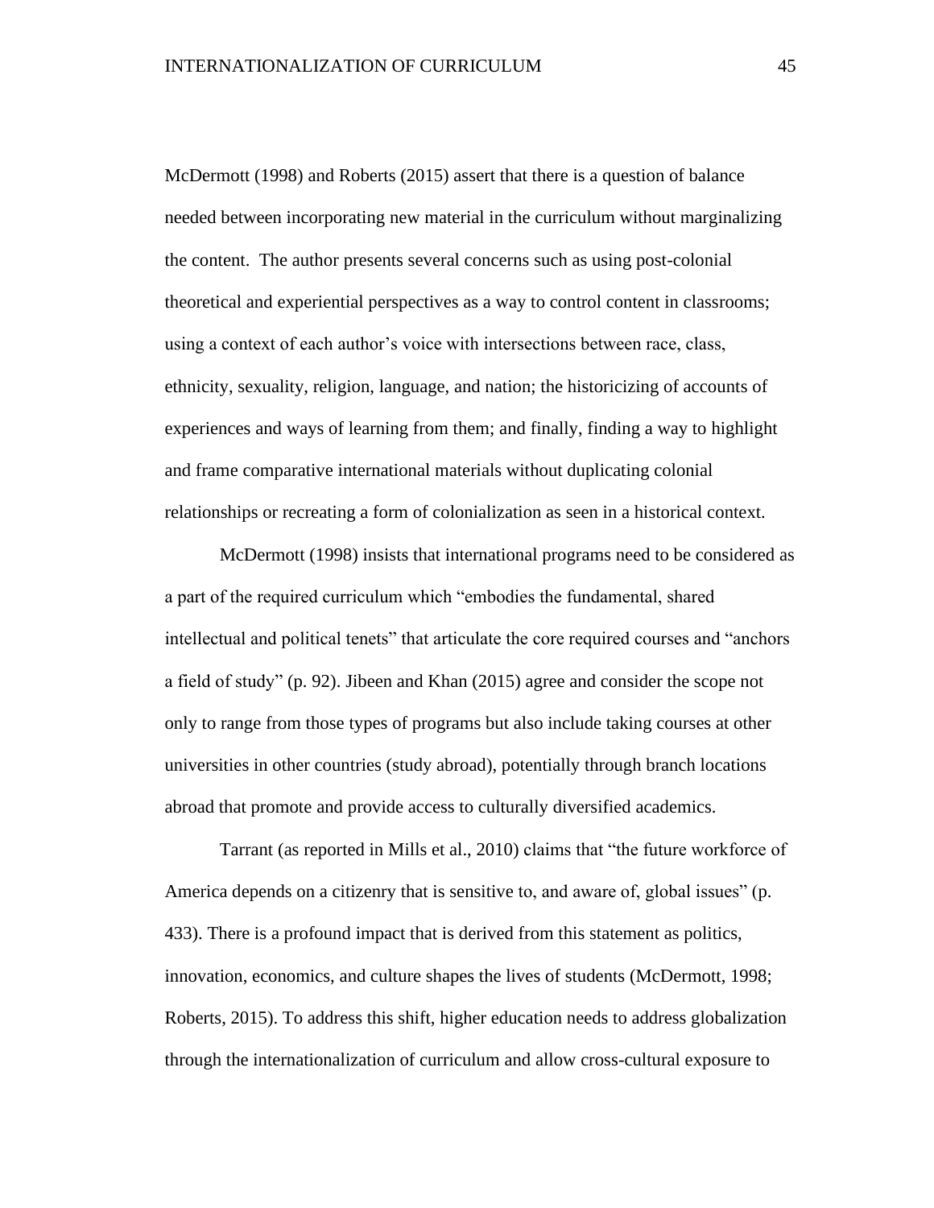McDermott (1998) and Roberts (2015) assert that there is a question of balance needed between incorporating new material in the curriculum without marginalizing the content. The author presents several concerns such as using post-colonial theoretical and experiential perspectives as a way to control content in classrooms; using a context of each author's voice with intersections between race, class, ethnicity, sexuality, religion, language, and nation; the historicizing of accounts of experiences and ways of learning from them; and finally, finding a way to highlight and frame comparative international materials without duplicating colonial relationships or recreating a form of colonialization as seen in a historical context.

McDermott (1998) insists that international programs need to be considered as a part of the required curriculum which "embodies the fundamental, shared intellectual and political tenets" that articulate the core required courses and "anchors a field of study" (p. 92). Jibeen and Khan (2015) agree and consider the scope not only to range from those types of programs but also include taking courses at other universities in other countries (study abroad), potentially through branch locations abroad that promote and provide access to culturally diversified academics.

Tarrant (as reported in Mills et al., 2010) claims that "the future workforce of America depends on a citizenry that is sensitive to, and aware of, global issues" (p. 433). There is a profound impact that is derived from this statement as politics, innovation, economics, and culture shapes the lives of students (McDermott, 1998; Roberts, 2015). To address this shift, higher education needs to address globalization through the internationalization of curriculum and allow cross-cultural exposure to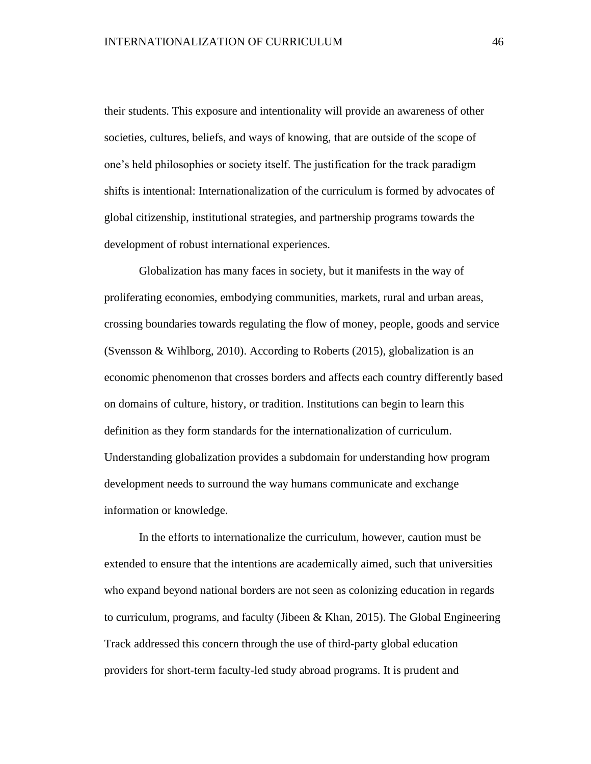their students. This exposure and intentionality will provide an awareness of other societies, cultures, beliefs, and ways of knowing, that are outside of the scope of one's held philosophies or society itself. The justification for the track paradigm shifts is intentional: Internationalization of the curriculum is formed by advocates of global citizenship, institutional strategies, and partnership programs towards the development of robust international experiences.

Globalization has many faces in society, but it manifests in the way of proliferating economies, embodying communities, markets, rural and urban areas, crossing boundaries towards regulating the flow of money, people, goods and service (Svensson & Wihlborg, 2010). According to Roberts (2015), globalization is an economic phenomenon that crosses borders and affects each country differently based on domains of culture, history, or tradition. Institutions can begin to learn this definition as they form standards for the internationalization of curriculum. Understanding globalization provides a subdomain for understanding how program development needs to surround the way humans communicate and exchange information or knowledge.

In the efforts to internationalize the curriculum, however, caution must be extended to ensure that the intentions are academically aimed, such that universities who expand beyond national borders are not seen as colonizing education in regards to curriculum, programs, and faculty (Jibeen & Khan, 2015). The Global Engineering Track addressed this concern through the use of third-party global education providers for short-term faculty-led study abroad programs. It is prudent and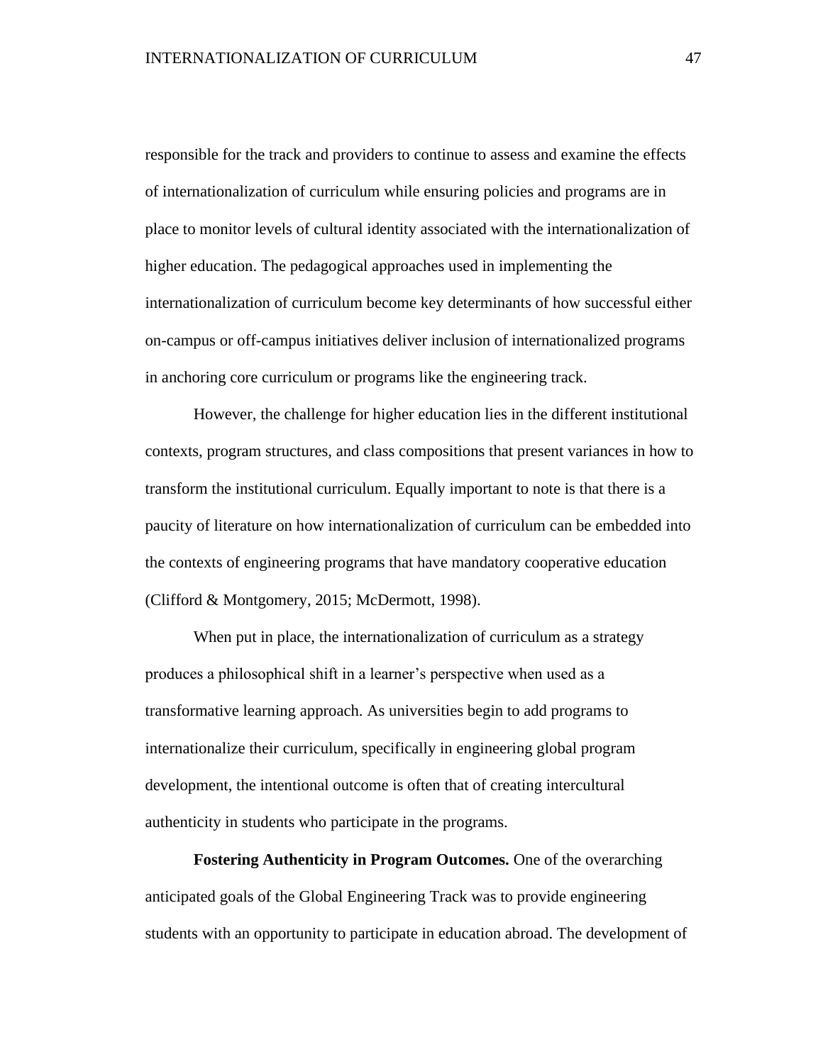responsible for the track and providers to continue to assess and examine the effects of internationalization of curriculum while ensuring policies and programs are in place to monitor levels of cultural identity associated with the internationalization of higher education. The pedagogical approaches used in implementing the internationalization of curriculum become key determinants of how successful either on-campus or off-campus initiatives deliver inclusion of internationalized programs in anchoring core curriculum or programs like the engineering track.

However, the challenge for higher education lies in the different institutional contexts, program structures, and class compositions that present variances in how to transform the institutional curriculum. Equally important to note is that there is a paucity of literature on how internationalization of curriculum can be embedded into the contexts of engineering programs that have mandatory cooperative education (Clifford & Montgomery, 2015; McDermott, 1998).

When put in place, the internationalization of curriculum as a strategy produces a philosophical shift in a learner's perspective when used as a transformative learning approach. As universities begin to add programs to internationalize their curriculum, specifically in engineering global program development, the intentional outcome is often that of creating intercultural authenticity in students who participate in the programs.

**Fostering Authenticity in Program Outcomes.** One of the overarching anticipated goals of the Global Engineering Track was to provide engineering students with an opportunity to participate in education abroad. The development of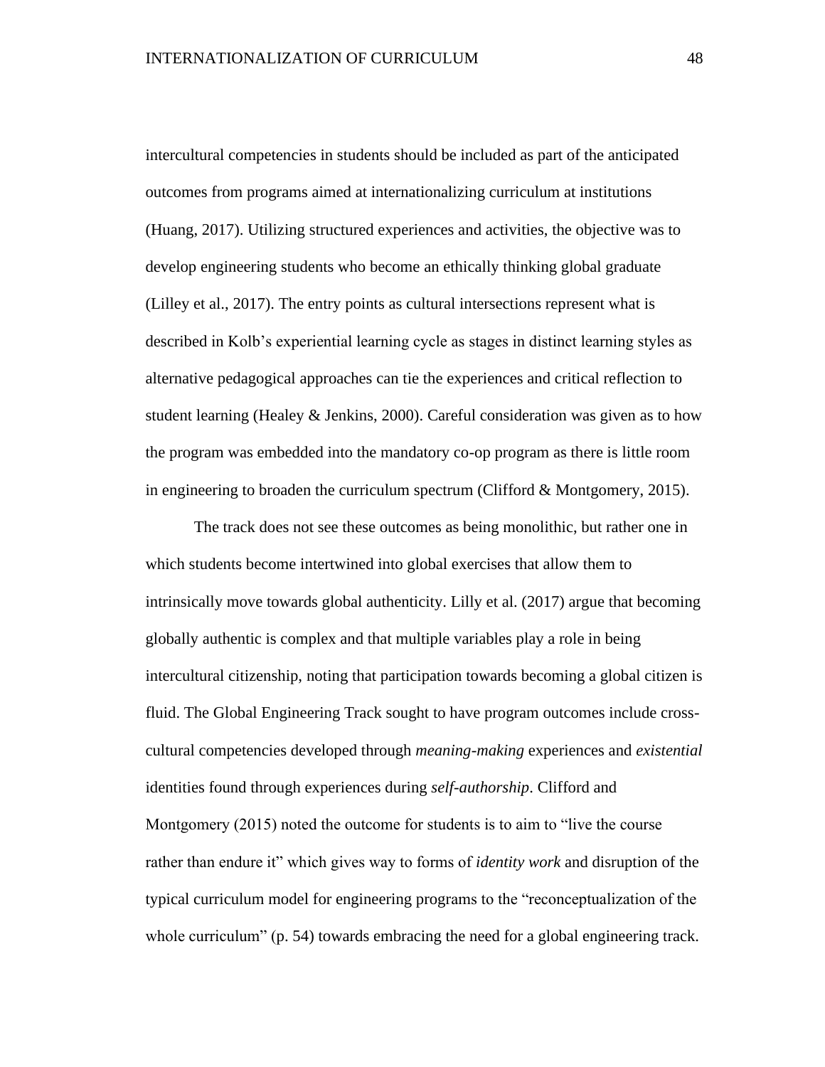intercultural competencies in students should be included as part of the anticipated outcomes from programs aimed at internationalizing curriculum at institutions (Huang, 2017). Utilizing structured experiences and activities, the objective was to develop engineering students who become an ethically thinking global graduate (Lilley et al., 2017). The entry points as cultural intersections represent what is described in Kolb's experiential learning cycle as stages in distinct learning styles as alternative pedagogical approaches can tie the experiences and critical reflection to student learning (Healey & Jenkins, 2000). Careful consideration was given as to how the program was embedded into the mandatory co-op program as there is little room in engineering to broaden the curriculum spectrum (Clifford & Montgomery, 2015).

The track does not see these outcomes as being monolithic, but rather one in which students become intertwined into global exercises that allow them to intrinsically move towards global authenticity. Lilly et al. (2017) argue that becoming globally authentic is complex and that multiple variables play a role in being intercultural citizenship, noting that participation towards becoming a global citizen is fluid. The Global Engineering Track sought to have program outcomes include cross-cultural competencies developed through *meaning-making* experiences and *existential* identities found through experiences during *self-authorship*. Clifford and Montgomery (2015) noted the outcome for students is to aim to "live the course rather than endure it" which gives way to forms of *identity work* and disruption of the typical curriculum model for engineering programs to the "reconceptualization of the whole curriculum" (p. 54) towards embracing the need for a global engineering track.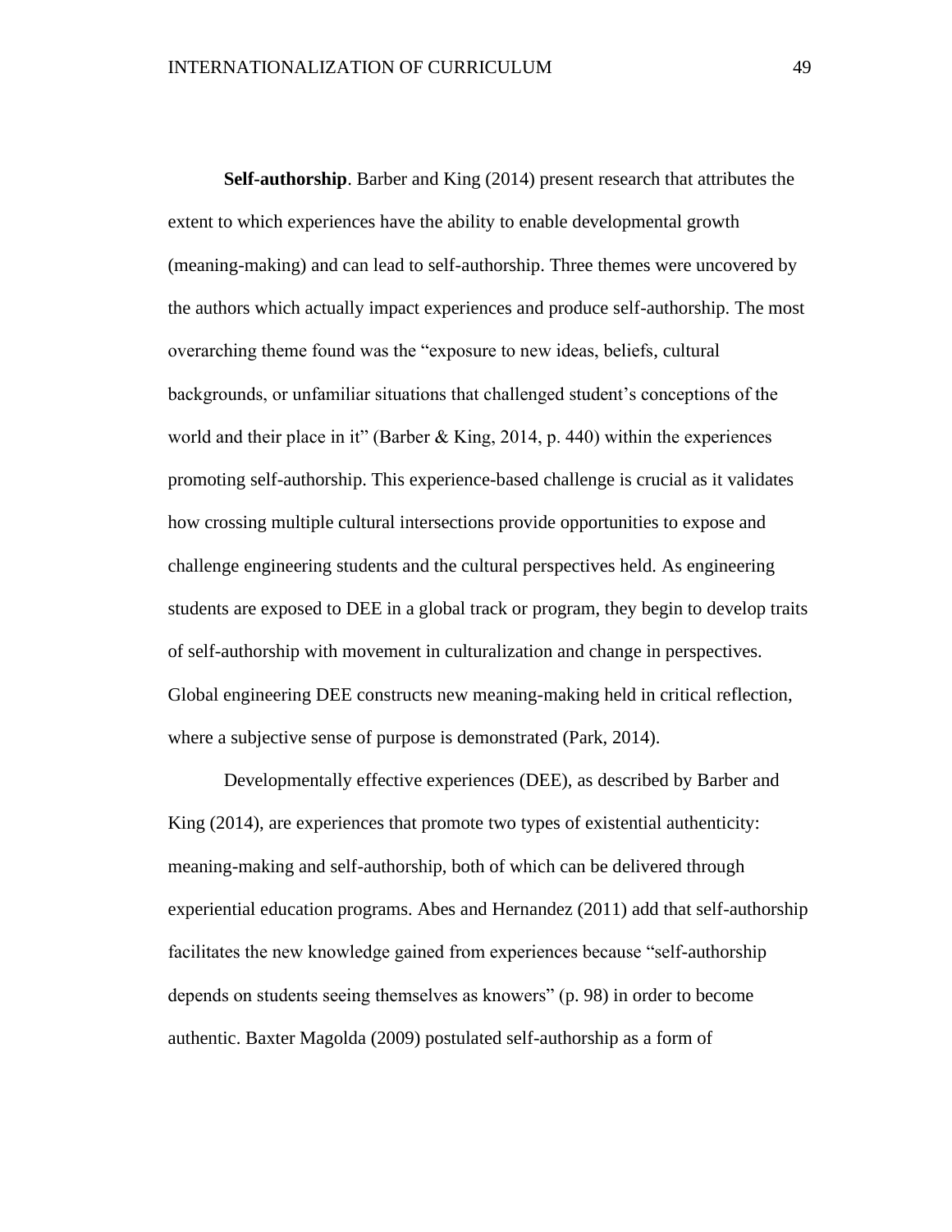**Self-authorship**. Barber and King (2014) present research that attributes the extent to which experiences have the ability to enable developmental growth (meaning-making) and can lead to self-authorship. Three themes were uncovered by the authors which actually impact experiences and produce self-authorship. The most overarching theme found was the "exposure to new ideas, beliefs, cultural backgrounds, or unfamiliar situations that challenged student's conceptions of the world and their place in it" (Barber & King, 2014, p. 440) within the experiences promoting self-authorship. This experience-based challenge is crucial as it validates how crossing multiple cultural intersections provide opportunities to expose and challenge engineering students and the cultural perspectives held. As engineering students are exposed to DEE in a global track or program, they begin to develop traits of self-authorship with movement in culturalization and change in perspectives. Global engineering DEE constructs new meaning-making held in critical reflection, where a subjective sense of purpose is demonstrated (Park, 2014).

Developmentally effective experiences (DEE), as described by Barber and King (2014), are experiences that promote two types of existential authenticity: meaning-making and self-authorship, both of which can be delivered through experiential education programs. Abes and Hernandez (2011) add that self-authorship facilitates the new knowledge gained from experiences because "self-authorship depends on students seeing themselves as knowers" (p. 98) in order to become authentic. Baxter Magolda (2009) postulated self-authorship as a form of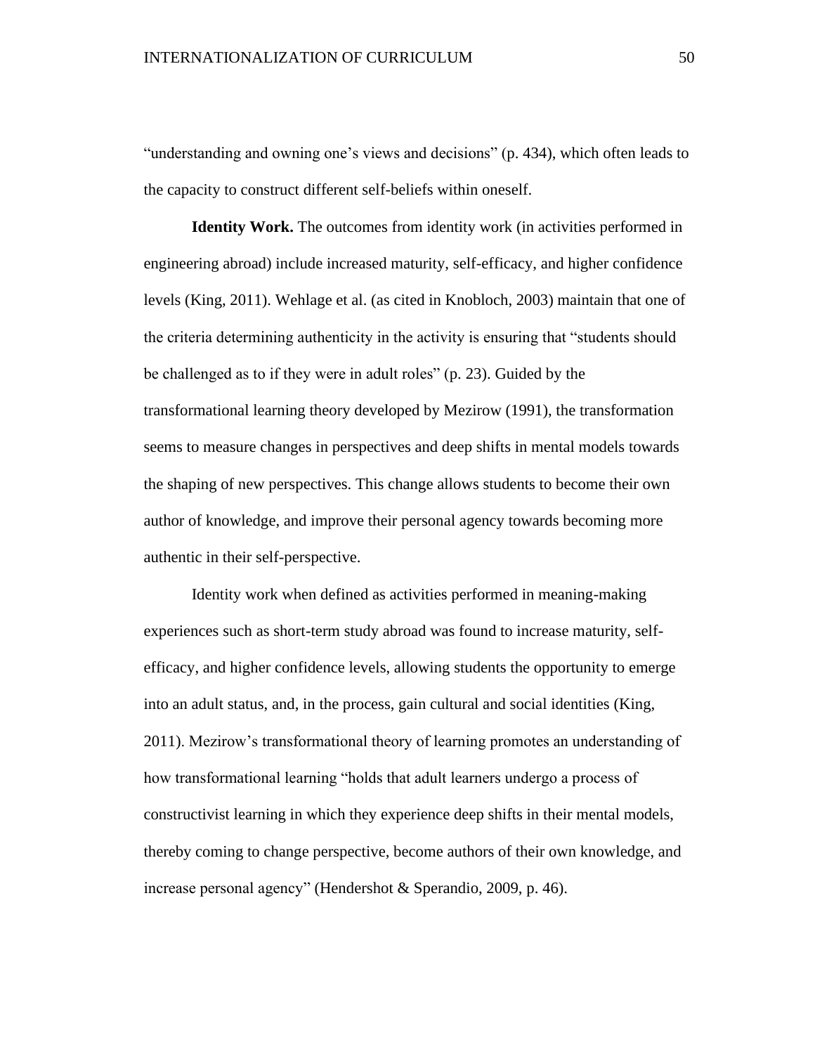“understanding and owning one’s views and decisions” (p. 434), which often leads to the capacity to construct different self-beliefs within oneself.

**Identity Work.** The outcomes from identity work (in activities performed in engineering abroad) include increased maturity, self-efficacy, and higher confidence levels (King, 2011). Wehlage et al. (as cited in Knobloch, 2003) maintain that one of the criteria determining authenticity in the activity is ensuring that “students should be challenged as to if they were in adult roles” (p. 23). Guided by the transformational learning theory developed by Mezirow (1991), the transformation seems to measure changes in perspectives and deep shifts in mental models towards the shaping of new perspectives. This change allows students to become their own author of knowledge, and improve their personal agency towards becoming more authentic in their self-perspective.

Identity work when defined as activities performed in meaning-making experiences such as short-term study abroad was found to increase maturity, self-efficacy, and higher confidence levels, allowing students the opportunity to emerge into an adult status, and, in the process, gain cultural and social identities (King, 2011). Mezirow’s transformational theory of learning promotes an understanding of how transformational learning “holds that adult learners undergo a process of constructivist learning in which they experience deep shifts in their mental models, thereby coming to change perspective, become authors of their own knowledge, and increase personal agency” (Hendershot & Sperandio, 2009, p. 46).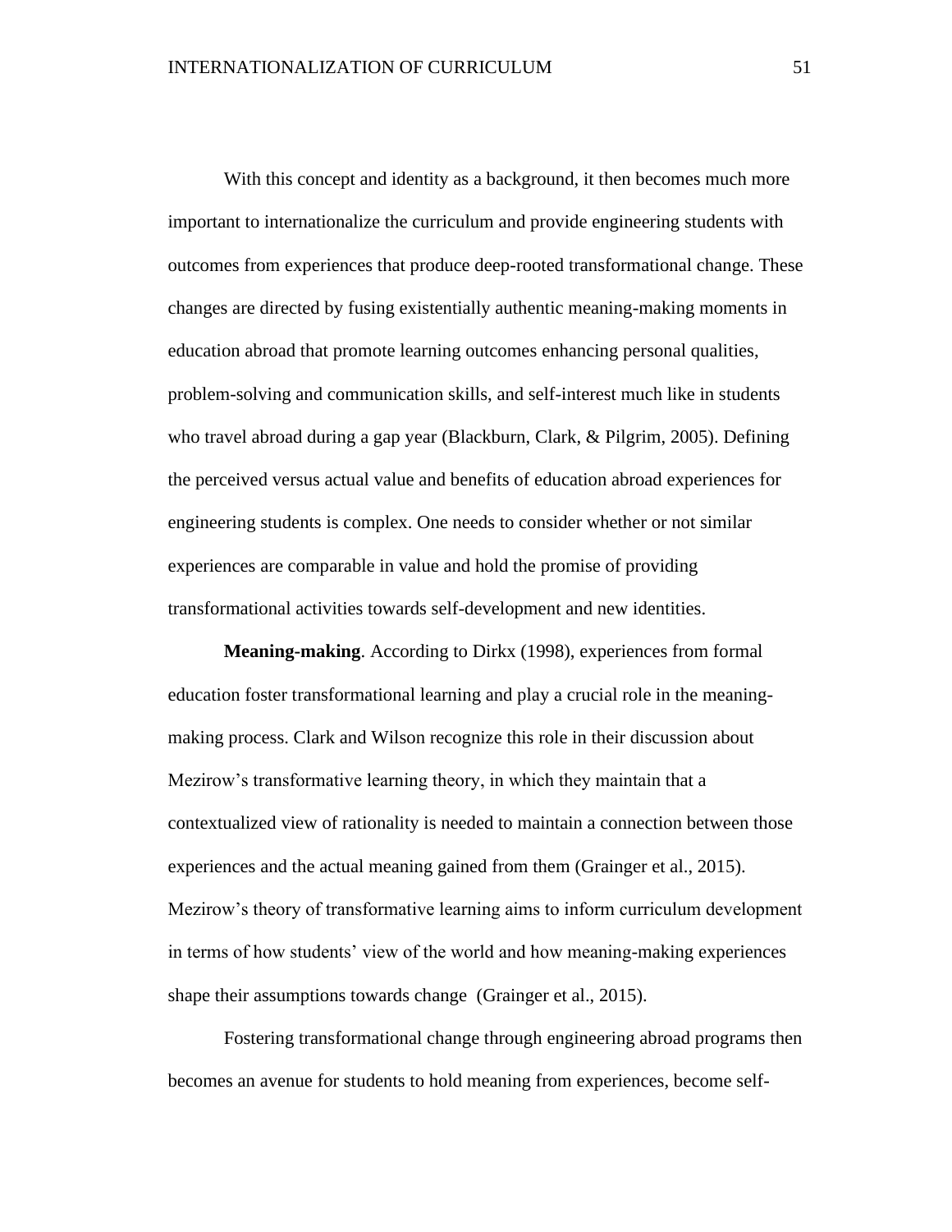With this concept and identity as a background, it then becomes much more important to internationalize the curriculum and provide engineering students with outcomes from experiences that produce deep-rooted transformational change. These changes are directed by fusing existentially authentic meaning-making moments in education abroad that promote learning outcomes enhancing personal qualities, problem-solving and communication skills, and self-interest much like in students who travel abroad during a gap year (Blackburn, Clark, & Pilgrim, 2005). Defining the perceived versus actual value and benefits of education abroad experiences for engineering students is complex. One needs to consider whether or not similar experiences are comparable in value and hold the promise of providing transformational activities towards self-development and new identities.

**Meaning-making**. According to Dirkx (1998), experiences from formal education foster transformational learning and play a crucial role in the meaning-making process. Clark and Wilson recognize this role in their discussion about Mezirow's transformative learning theory, in which they maintain that a contextualized view of rationality is needed to maintain a connection between those experiences and the actual meaning gained from them (Grainger et al., 2015). Mezirow's theory of transformative learning aims to inform curriculum development in terms of how students' view of the world and how meaning-making experiences shape their assumptions towards change (Grainger et al., 2015).

Fostering transformational change through engineering abroad programs then becomes an avenue for students to hold meaning from experiences, become self-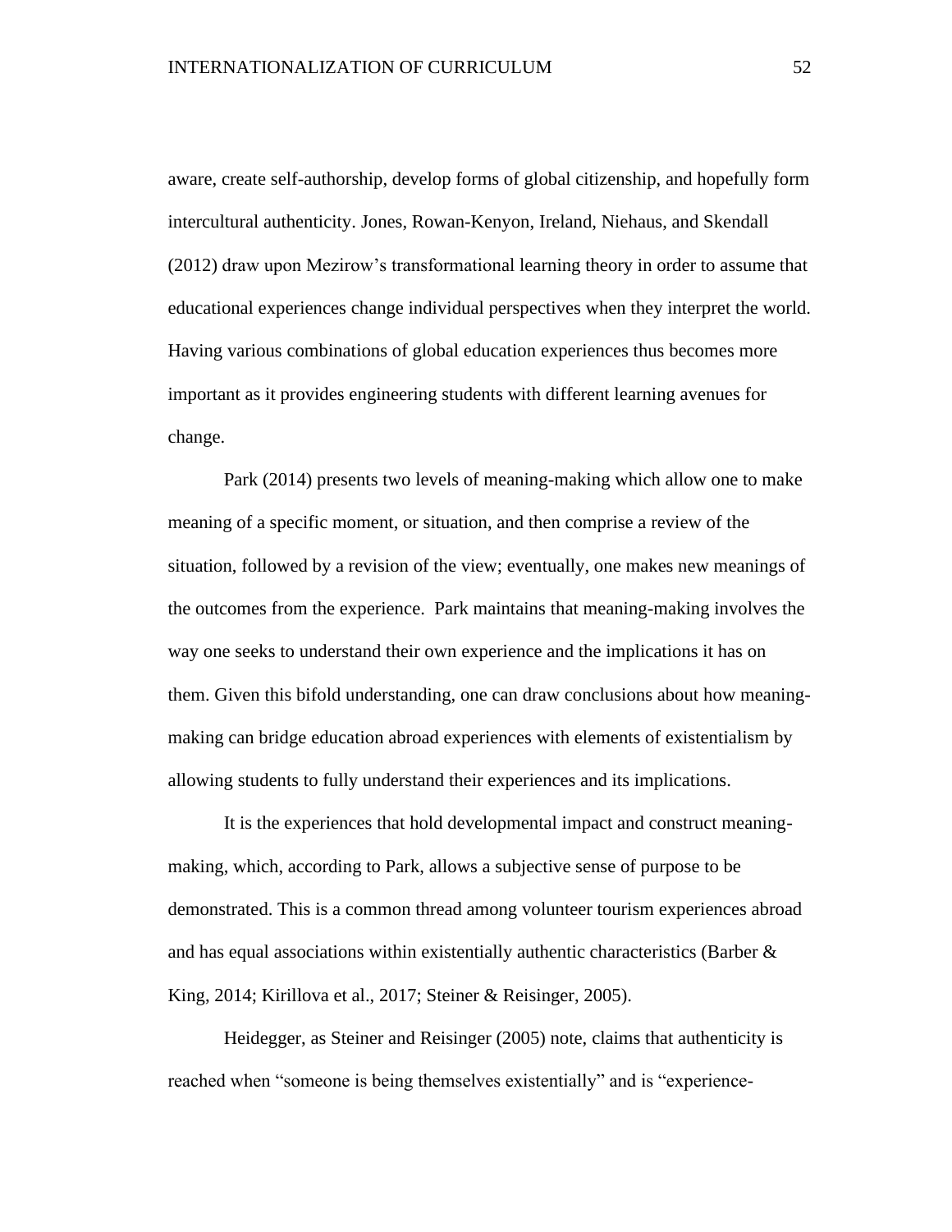aware, create self-authorship, develop forms of global citizenship, and hopefully form intercultural authenticity. Jones, Rowan-Kenyon, Ireland, Niehaus, and Skendall (2012) draw upon Mezirow's transformational learning theory in order to assume that educational experiences change individual perspectives when they interpret the world. Having various combinations of global education experiences thus becomes more important as it provides engineering students with different learning avenues for change.

Park (2014) presents two levels of meaning-making which allow one to make meaning of a specific moment, or situation, and then comprise a review of the situation, followed by a revision of the view; eventually, one makes new meanings of the outcomes from the experience. Park maintains that meaning-making involves the way one seeks to understand their own experience and the implications it has on them. Given this bifold understanding, one can draw conclusions about how meaning-making can bridge education abroad experiences with elements of existentialism by allowing students to fully understand their experiences and its implications.

It is the experiences that hold developmental impact and construct meaning-making, which, according to Park, allows a subjective sense of purpose to be demonstrated. This is a common thread among volunteer tourism experiences abroad and has equal associations within existentially authentic characteristics (Barber & King, 2014; Kirillova et al., 2017; Steiner & Reisinger, 2005).

Heidegger, as Steiner and Reisinger (2005) note, claims that authenticity is reached when "someone is being themselves existentially" and is "experience-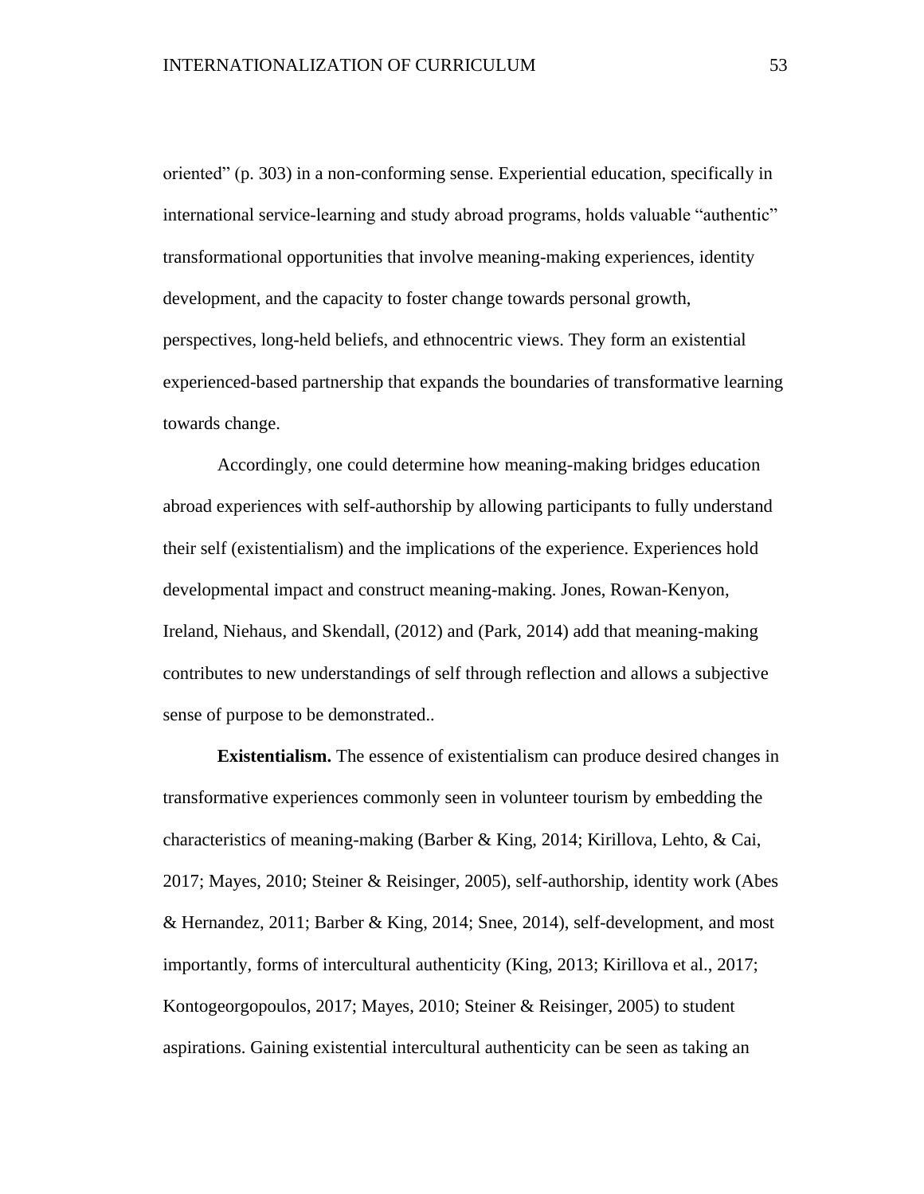oriented" (p. 303) in a non-conforming sense. Experiential education, specifically in international service-learning and study abroad programs, holds valuable "authentic" transformational opportunities that involve meaning-making experiences, identity development, and the capacity to foster change towards personal growth, perspectives, long-held beliefs, and ethnocentric views. They form an existential experienced-based partnership that expands the boundaries of transformative learning towards change.

Accordingly, one could determine how meaning-making bridges education abroad experiences with self-authorship by allowing participants to fully understand their self (existentialism) and the implications of the experience. Experiences hold developmental impact and construct meaning-making. Jones, Rowan-Kenyon, Ireland, Niehaus, and Skendall, (2012) and (Park, 2014) add that meaning-making contributes to new understandings of self through reflection and allows a subjective sense of purpose to be demonstrated..

**Existentialism.** The essence of existentialism can produce desired changes in transformative experiences commonly seen in volunteer tourism by embedding the characteristics of meaning-making (Barber & King, 2014; Kirillova, Lehto, & Cai, 2017; Mayes, 2010; Steiner & Reisinger, 2005), self-authorship, identity work (Abes & Hernandez, 2011; Barber & King, 2014; Snee, 2014), self-development, and most importantly, forms of intercultural authenticity (King, 2013; Kirillova et al., 2017; Kontogeorgopoulos, 2017; Mayes, 2010; Steiner & Reisinger, 2005) to student aspirations. Gaining existential intercultural authenticity can be seen as taking an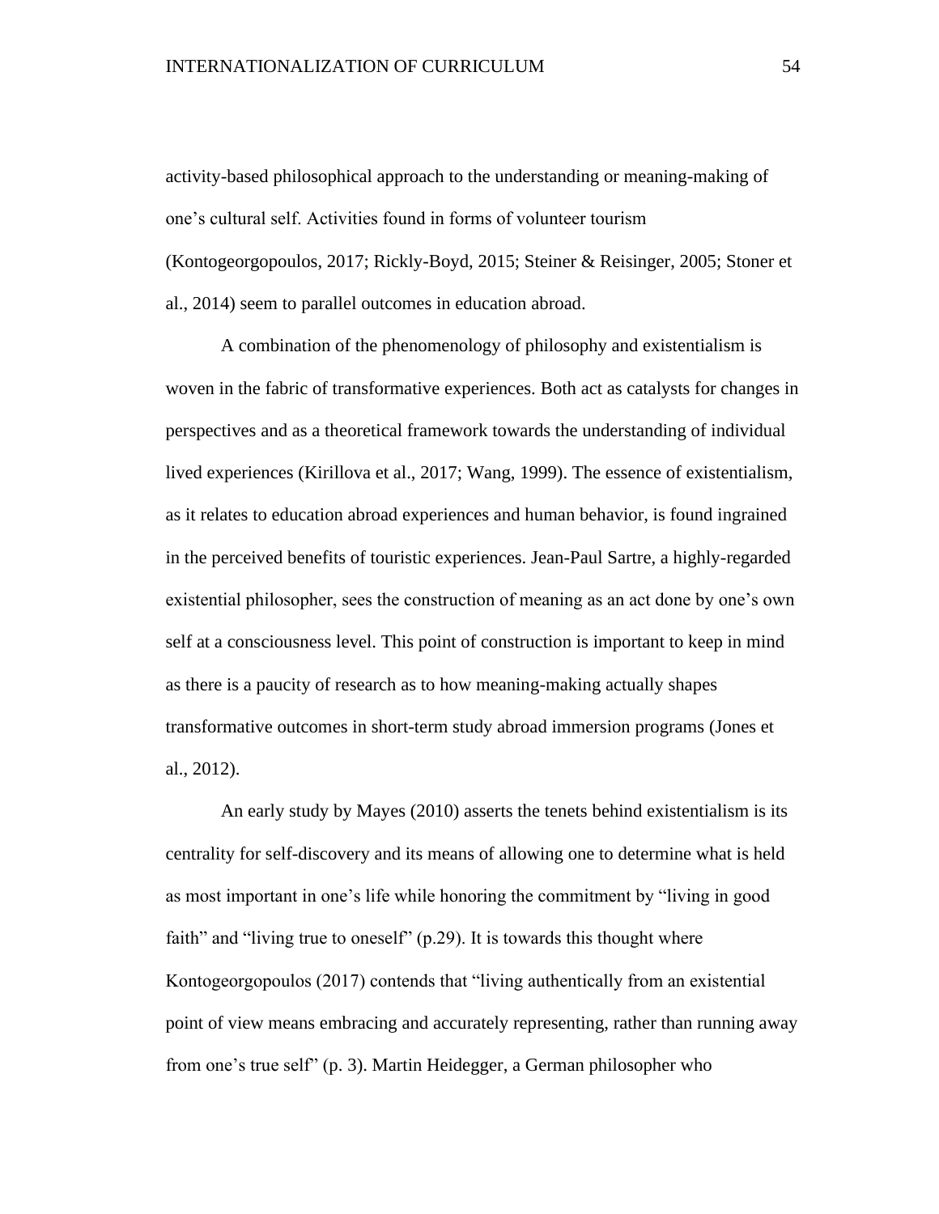activity-based philosophical approach to the understanding or meaning-making of one's cultural self. Activities found in forms of volunteer tourism (Kontogeorgopoulos, 2017; Rickly-Boyd, 2015; Steiner & Reisinger, 2005; Stoner et al., 2014) seem to parallel outcomes in education abroad.

A combination of the phenomenology of philosophy and existentialism is woven in the fabric of transformative experiences. Both act as catalysts for changes in perspectives and as a theoretical framework towards the understanding of individual lived experiences (Kirillova et al., 2017; Wang, 1999). The essence of existentialism, as it relates to education abroad experiences and human behavior, is found ingrained in the perceived benefits of touristic experiences. Jean-Paul Sartre, a highly-regarded existential philosopher, sees the construction of meaning as an act done by one's own self at a consciousness level. This point of construction is important to keep in mind as there is a paucity of research as to how meaning-making actually shapes transformative outcomes in short-term study abroad immersion programs (Jones et al., 2012).

An early study by Mayes (2010) asserts the tenets behind existentialism is its centrality for self-discovery and its means of allowing one to determine what is held as most important in one's life while honoring the commitment by "living in good faith" and "living true to oneself" (p.29). It is towards this thought where Kontogeorgopoulos (2017) contends that "living authentically from an existential point of view means embracing and accurately representing, rather than running away from one's true self" (p. 3). Martin Heidegger, a German philosopher who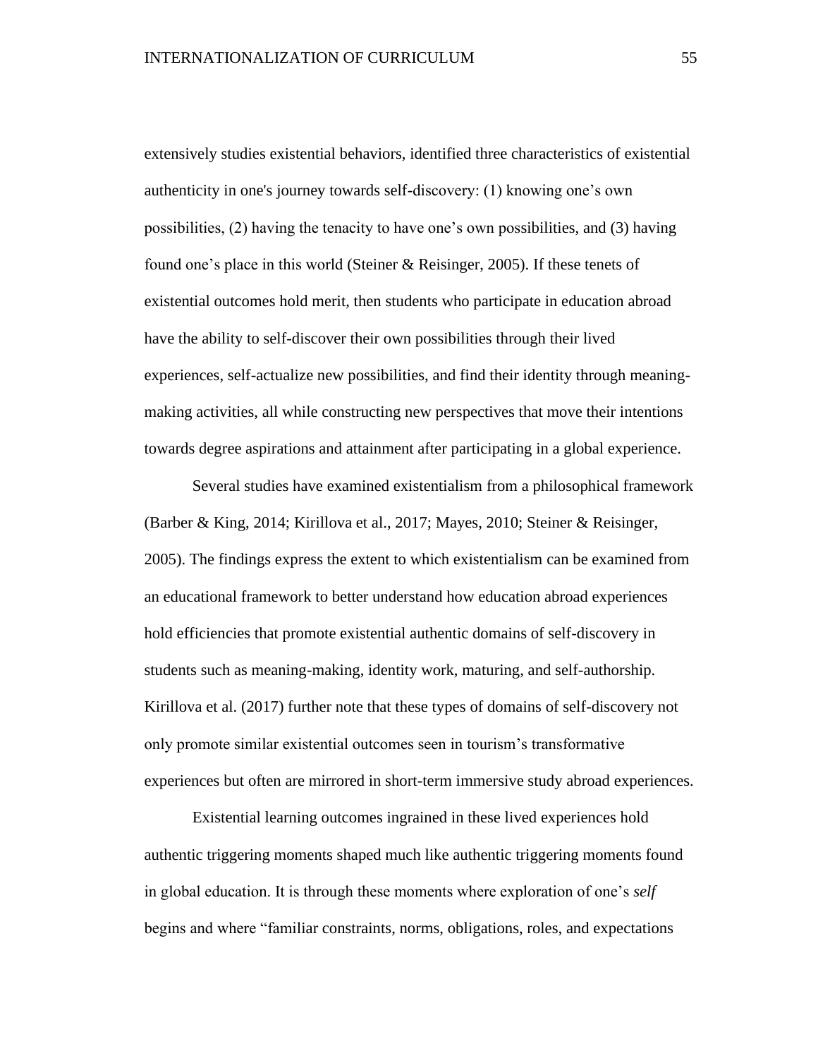extensively studies existential behaviors, identified three characteristics of existential authenticity in one's journey towards self-discovery: (1) knowing one’s own possibilities, (2) having the tenacity to have one’s own possibilities, and (3) having found one’s place in this world (Steiner & Reisinger, 2005). If these tenets of existential outcomes hold merit, then students who participate in education abroad have the ability to self-discover their own possibilities through their lived experiences, self-actualize new possibilities, and find their identity through meaning-making activities, all while constructing new perspectives that move their intentions towards degree aspirations and attainment after participating in a global experience.

Several studies have examined existentialism from a philosophical framework (Barber & King, 2014; Kirillova et al., 2017; Mayes, 2010; Steiner & Reisinger, 2005). The findings express the extent to which existentialism can be examined from an educational framework to better understand how education abroad experiences hold efficiencies that promote existential authentic domains of self-discovery in students such as meaning-making, identity work, maturing, and self-authorship. Kirillova et al. (2017) further note that these types of domains of self-discovery not only promote similar existential outcomes seen in tourism’s transformative experiences but often are mirrored in short-term immersive study abroad experiences.

Existential learning outcomes ingrained in these lived experiences hold authentic triggering moments shaped much like authentic triggering moments found in global education. It is through these moments where exploration of one’s *self* begins and where “familiar constraints, norms, obligations, roles, and expectations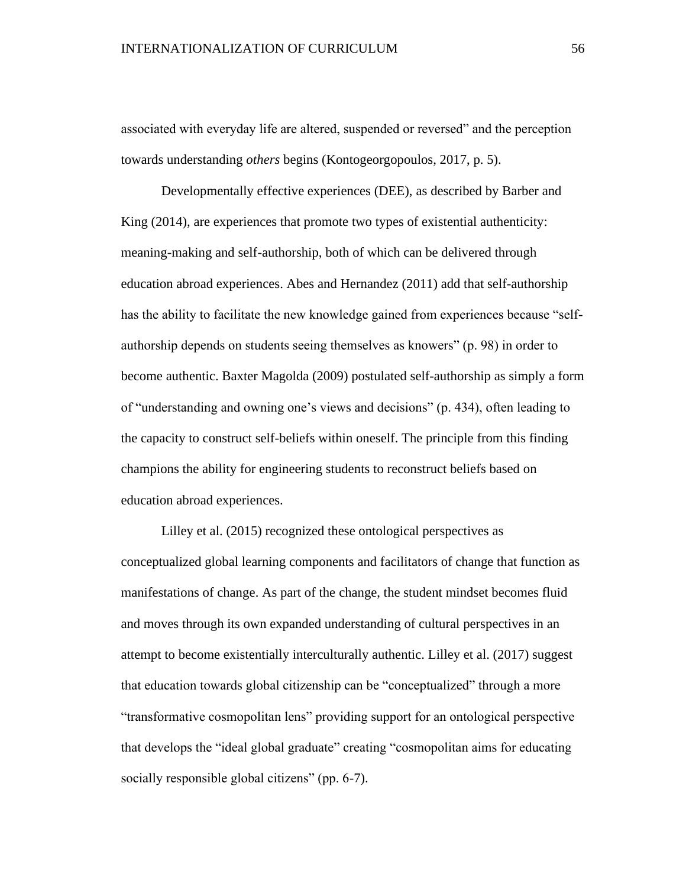associated with everyday life are altered, suspended or reversed" and the perception towards understanding *others* begins (Kontogeorgopoulos, 2017, p. 5).

Developmentally effective experiences (DEE), as described by Barber and King (2014), are experiences that promote two types of existential authenticity: meaning-making and self-authorship, both of which can be delivered through education abroad experiences. Abes and Hernandez (2011) add that self-authorship has the ability to facilitate the new knowledge gained from experiences because "self-authorship depends on students seeing themselves as knowers" (p. 98) in order to become authentic. Baxter Magolda (2009) postulated self-authorship as simply a form of "understanding and owning one's views and decisions" (p. 434), often leading to the capacity to construct self-beliefs within oneself. The principle from this finding champions the ability for engineering students to reconstruct beliefs based on education abroad experiences.

Lilley et al. (2015) recognized these ontological perspectives as conceptualized global learning components and facilitators of change that function as manifestations of change. As part of the change, the student mindset becomes fluid and moves through its own expanded understanding of cultural perspectives in an attempt to become existentially interculturally authentic. Lilley et al. (2017) suggest that education towards global citizenship can be "conceptualized" through a more "transformative cosmopolitan lens" providing support for an ontological perspective that develops the "ideal global graduate" creating "cosmopolitan aims for educating socially responsible global citizens" (pp. 6-7).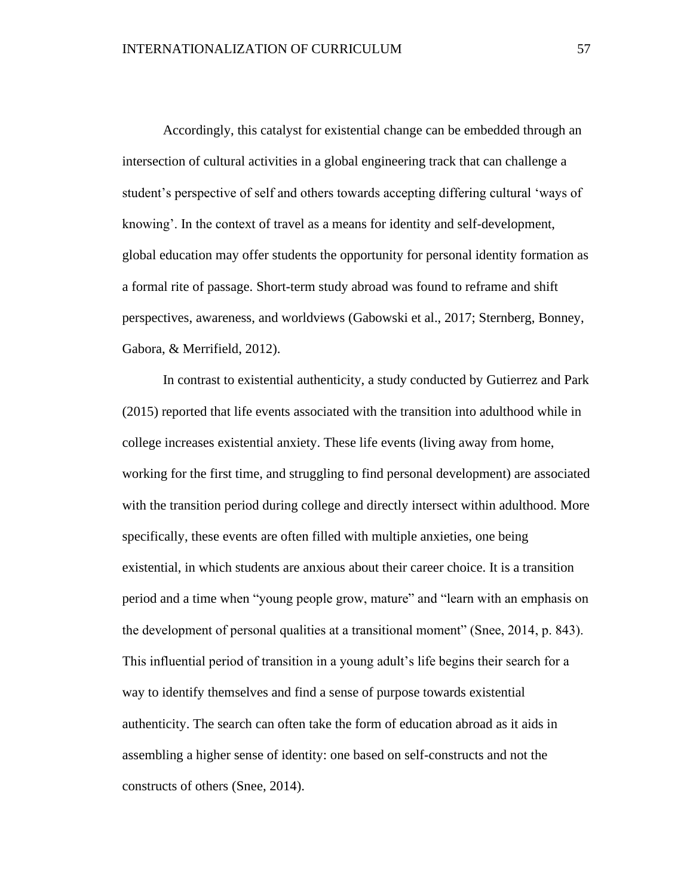Accordingly, this catalyst for existential change can be embedded through an intersection of cultural activities in a global engineering track that can challenge a student's perspective of self and others towards accepting differing cultural 'ways of knowing'. In the context of travel as a means for identity and self-development, global education may offer students the opportunity for personal identity formation as a formal rite of passage. Short-term study abroad was found to reframe and shift perspectives, awareness, and worldviews (Gabowski et al., 2017; Sternberg, Bonney, Gabora, & Merrifield, 2012).

In contrast to existential authenticity, a study conducted by Gutierrez and Park (2015) reported that life events associated with the transition into adulthood while in college increases existential anxiety. These life events (living away from home, working for the first time, and struggling to find personal development) are associated with the transition period during college and directly intersect within adulthood. More specifically, these events are often filled with multiple anxieties, one being existential, in which students are anxious about their career choice. It is a transition period and a time when "young people grow, mature" and "learn with an emphasis on the development of personal qualities at a transitional moment" (Snee, 2014, p. 843). This influential period of transition in a young adult's life begins their search for a way to identify themselves and find a sense of purpose towards existential authenticity. The search can often take the form of education abroad as it aids in assembling a higher sense of identity: one based on self-constructs and not the constructs of others (Snee, 2014).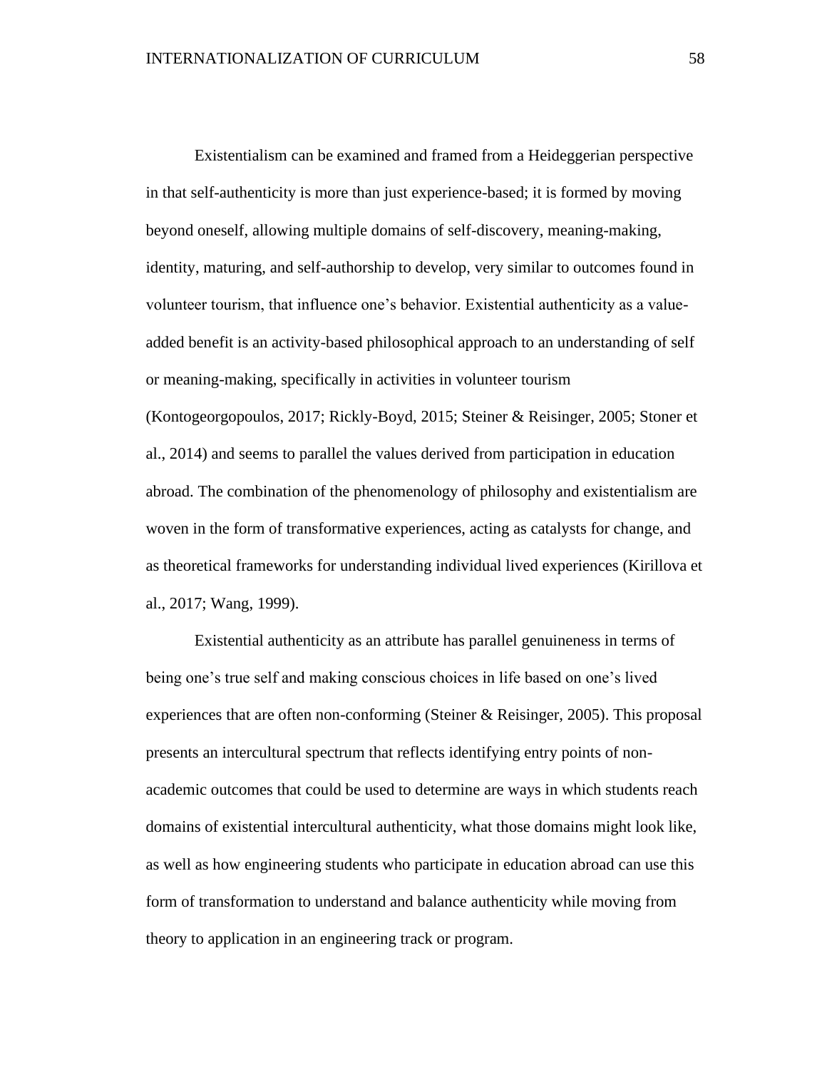Existentialism can be examined and framed from a Heideggerian perspective in that self-authenticity is more than just experience-based; it is formed by moving beyond oneself, allowing multiple domains of self-discovery, meaning-making, identity, maturing, and self-authorship to develop, very similar to outcomes found in volunteer tourism, that influence one's behavior. Existential authenticity as a value-added benefit is an activity-based philosophical approach to an understanding of self or meaning-making, specifically in activities in volunteer tourism (Kontogeorgopoulos, 2017; Rickly-Boyd, 2015; Steiner & Reisinger, 2005; Stoner et al., 2014) and seems to parallel the values derived from participation in education abroad. The combination of the phenomenology of philosophy and existentialism are woven in the form of transformative experiences, acting as catalysts for change, and as theoretical frameworks for understanding individual lived experiences (Kirillova et al., 2017; Wang, 1999).

Existential authenticity as an attribute has parallel genuineness in terms of being one's true self and making conscious choices in life based on one's lived experiences that are often non-conforming (Steiner & Reisinger, 2005). This proposal presents an intercultural spectrum that reflects identifying entry points of non-academic outcomes that could be used to determine are ways in which students reach domains of existential intercultural authenticity, what those domains might look like, as well as how engineering students who participate in education abroad can use this form of transformation to understand and balance authenticity while moving from theory to application in an engineering track or program.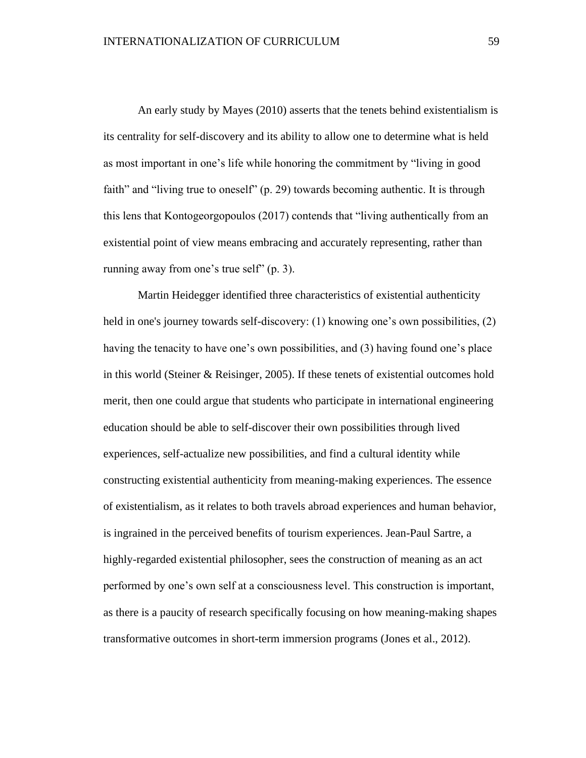An early study by Mayes (2010) asserts that the tenets behind existentialism is its centrality for self-discovery and its ability to allow one to determine what is held as most important in one's life while honoring the commitment by "living in good faith" and "living true to oneself" (p. 29) towards becoming authentic. It is through this lens that Kontogeorgopoulos (2017) contends that "living authentically from an existential point of view means embracing and accurately representing, rather than running away from one's true self" (p. 3).

Martin Heidegger identified three characteristics of existential authenticity held in one's journey towards self-discovery: (1) knowing one's own possibilities, (2) having the tenacity to have one's own possibilities, and (3) having found one's place in this world (Steiner & Reisinger, 2005). If these tenets of existential outcomes hold merit, then one could argue that students who participate in international engineering education should be able to self-discover their own possibilities through lived experiences, self-actualize new possibilities, and find a cultural identity while constructing existential authenticity from meaning-making experiences. The essence of existentialism, as it relates to both travels abroad experiences and human behavior, is ingrained in the perceived benefits of tourism experiences. Jean-Paul Sartre, a highly-regarded existential philosopher, sees the construction of meaning as an act performed by one's own self at a consciousness level. This construction is important, as there is a paucity of research specifically focusing on how meaning-making shapes transformative outcomes in short-term immersion programs (Jones et al., 2012).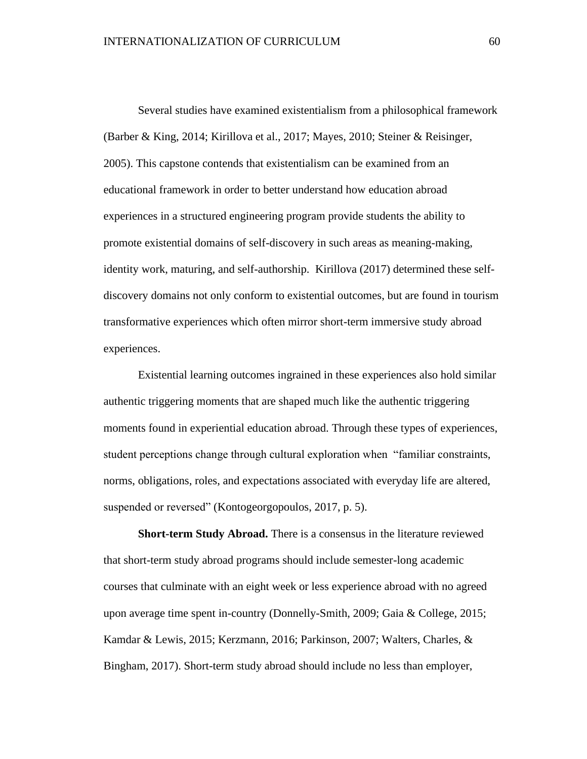Several studies have examined existentialism from a philosophical framework (Barber & King, 2014; Kirillova et al., 2017; Mayes, 2010; Steiner & Reisinger, 2005). This capstone contends that existentialism can be examined from an educational framework in order to better understand how education abroad experiences in a structured engineering program provide students the ability to promote existential domains of self-discovery in such areas as meaning-making, identity work, maturing, and self-authorship. Kirillova (2017) determined these self-discovery domains not only conform to existential outcomes, but are found in tourism transformative experiences which often mirror short-term immersive study abroad experiences.

Existential learning outcomes ingrained in these experiences also hold similar authentic triggering moments that are shaped much like the authentic triggering moments found in experiential education abroad. Through these types of experiences, student perceptions change through cultural exploration when "familiar constraints, norms, obligations, roles, and expectations associated with everyday life are altered, suspended or reversed" (Kontogeorgopoulos, 2017, p. 5).

**Short-term Study Abroad.** There is a consensus in the literature reviewed that short-term study abroad programs should include semester-long academic courses that culminate with an eight week or less experience abroad with no agreed upon average time spent in-country (Donnelly-Smith, 2009; Gaia & College, 2015; Kamdar & Lewis, 2015; Kerzmann, 2016; Parkinson, 2007; Walters, Charles, & Bingham, 2017). Short-term study abroad should include no less than employer,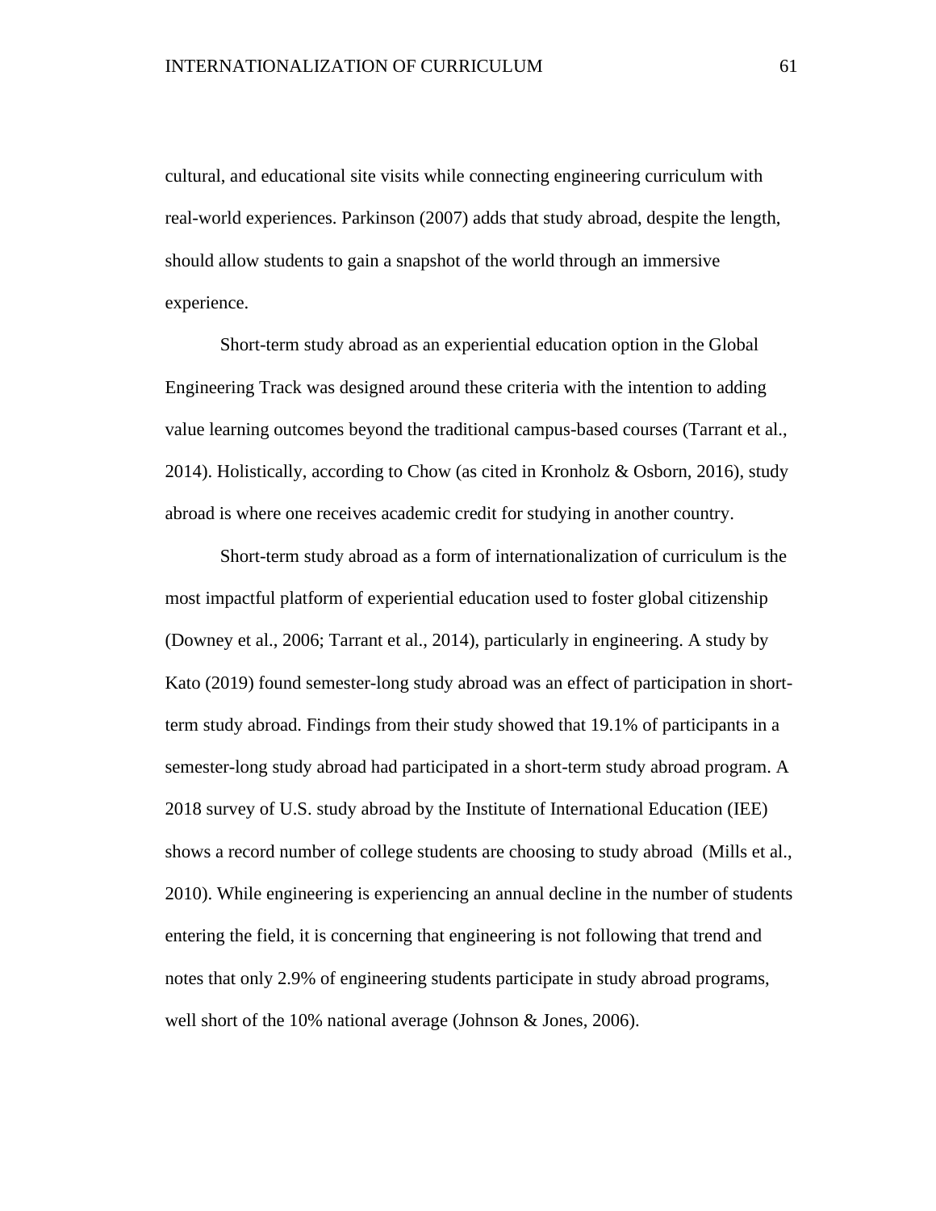cultural, and educational site visits while connecting engineering curriculum with real-world experiences. Parkinson (2007) adds that study abroad, despite the length, should allow students to gain a snapshot of the world through an immersive experience.

Short-term study abroad as an experiential education option in the Global Engineering Track was designed around these criteria with the intention to adding value learning outcomes beyond the traditional campus-based courses (Tarrant et al., 2014). Holistically, according to Chow (as cited in Kronholz & Osborn, 2016), study abroad is where one receives academic credit for studying in another country.

Short-term study abroad as a form of internationalization of curriculum is the most impactful platform of experiential education used to foster global citizenship (Downey et al., 2006; Tarrant et al., 2014), particularly in engineering. A study by Kato (2019) found semester-long study abroad was an effect of participation in short-term study abroad. Findings from their study showed that 19.1% of participants in a semester-long study abroad had participated in a short-term study abroad program. A 2018 survey of U.S. study abroad by the Institute of International Education (IEE) shows a record number of college students are choosing to study abroad (Mills et al., 2010). While engineering is experiencing an annual decline in the number of students entering the field, it is concerning that engineering is not following that trend and notes that only 2.9% of engineering students participate in study abroad programs, well short of the 10% national average (Johnson & Jones, 2006).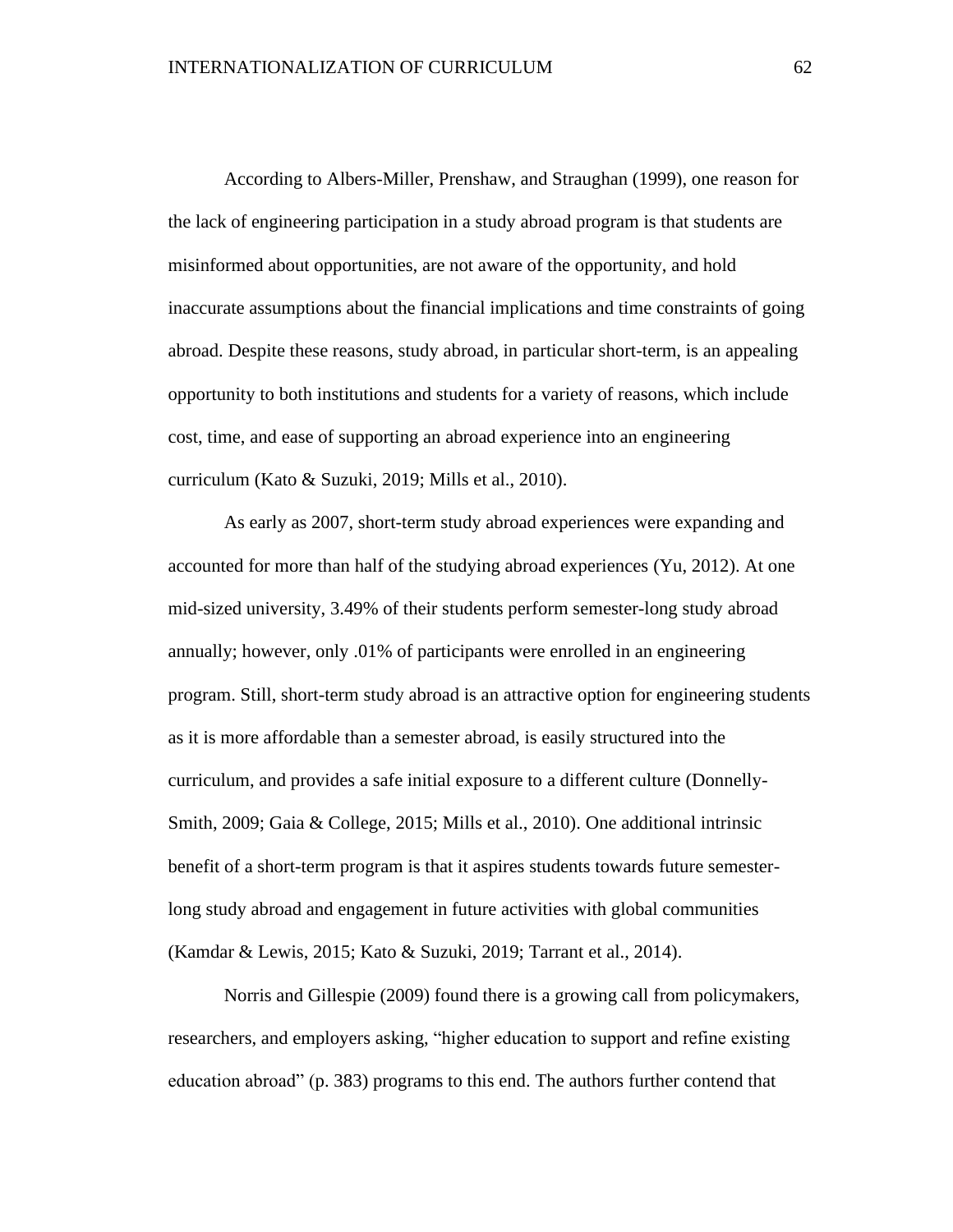According to Albers-Miller, Prenshaw, and Straughan (1999), one reason for the lack of engineering participation in a study abroad program is that students are misinformed about opportunities, are not aware of the opportunity, and hold inaccurate assumptions about the financial implications and time constraints of going abroad. Despite these reasons, study abroad, in particular short-term, is an appealing opportunity to both institutions and students for a variety of reasons, which include cost, time, and ease of supporting an abroad experience into an engineering curriculum (Kato & Suzuki, 2019; Mills et al., 2010).

As early as 2007, short-term study abroad experiences were expanding and accounted for more than half of the studying abroad experiences (Yu, 2012). At one mid-sized university, 3.49% of their students perform semester-long study abroad annually; however, only .01% of participants were enrolled in an engineering program. Still, short-term study abroad is an attractive option for engineering students as it is more affordable than a semester abroad, is easily structured into the curriculum, and provides a safe initial exposure to a different culture (Donnelly-Smith, 2009; Gaia & College, 2015; Mills et al., 2010). One additional intrinsic benefit of a short-term program is that it aspires students towards future semester-long study abroad and engagement in future activities with global communities (Kamdar & Lewis, 2015; Kato & Suzuki, 2019; Tarrant et al., 2014).

Norris and Gillespie (2009) found there is a growing call from policymakers, researchers, and employers asking, "higher education to support and refine existing education abroad" (p. 383) programs to this end. The authors further contend that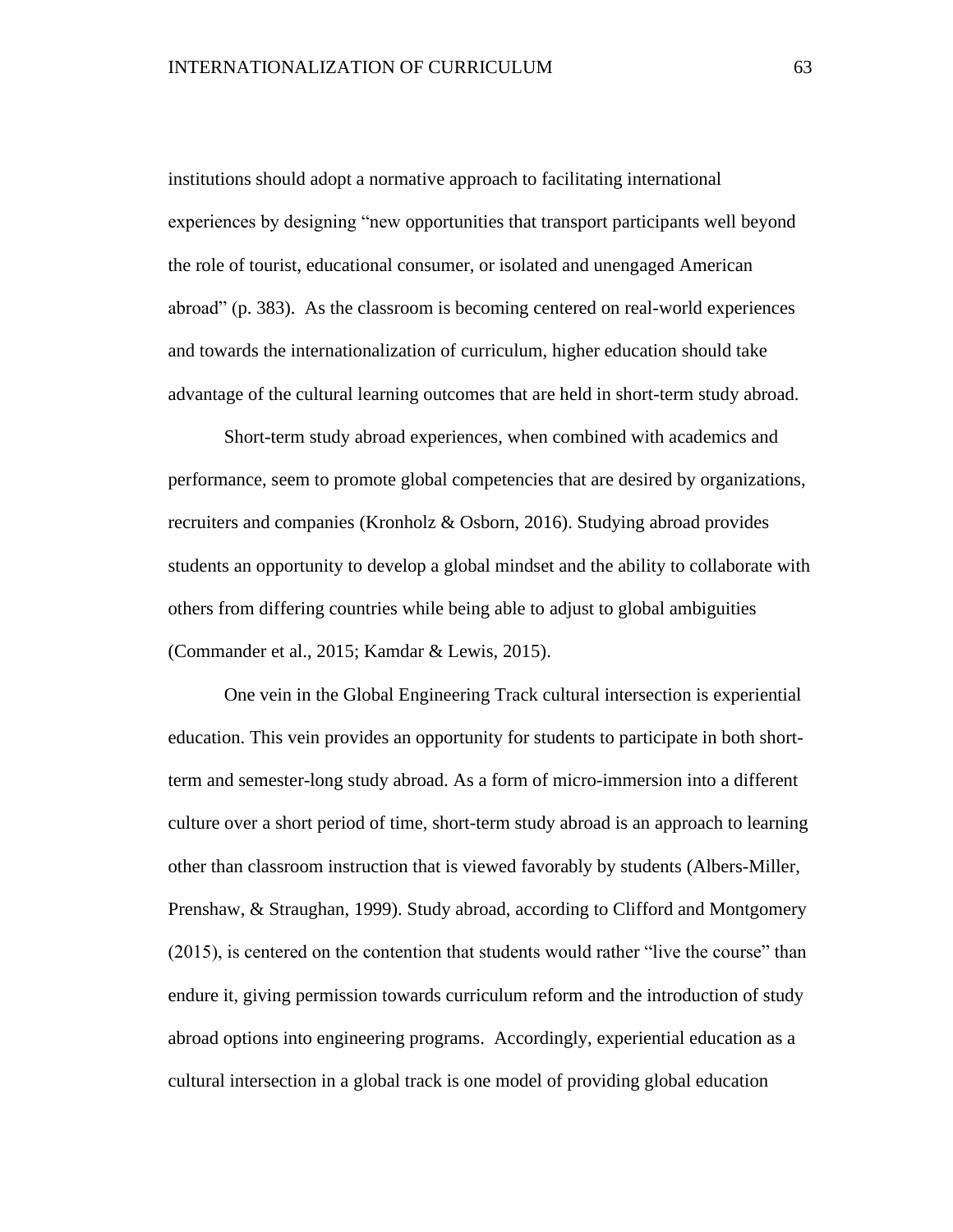institutions should adopt a normative approach to facilitating international experiences by designing "new opportunities that transport participants well beyond the role of tourist, educational consumer, or isolated and unengaged American abroad" (p. 383). As the classroom is becoming centered on real-world experiences and towards the internationalization of curriculum, higher education should take advantage of the cultural learning outcomes that are held in short-term study abroad.

Short-term study abroad experiences, when combined with academics and performance, seem to promote global competencies that are desired by organizations, recruiters and companies (Kronholz & Osborn, 2016). Studying abroad provides students an opportunity to develop a global mindset and the ability to collaborate with others from differing countries while being able to adjust to global ambiguities (Commander et al., 2015; Kamdar & Lewis, 2015).

One vein in the Global Engineering Track cultural intersection is experiential education. This vein provides an opportunity for students to participate in both short-term and semester-long study abroad. As a form of micro-immersion into a different culture over a short period of time, short-term study abroad is an approach to learning other than classroom instruction that is viewed favorably by students (Albers-Miller, Prenshaw, & Straughan, 1999). Study abroad, according to Clifford and Montgomery (2015), is centered on the contention that students would rather "live the course" than endure it, giving permission towards curriculum reform and the introduction of study abroad options into engineering programs. Accordingly, experiential education as a cultural intersection in a global track is one model of providing global education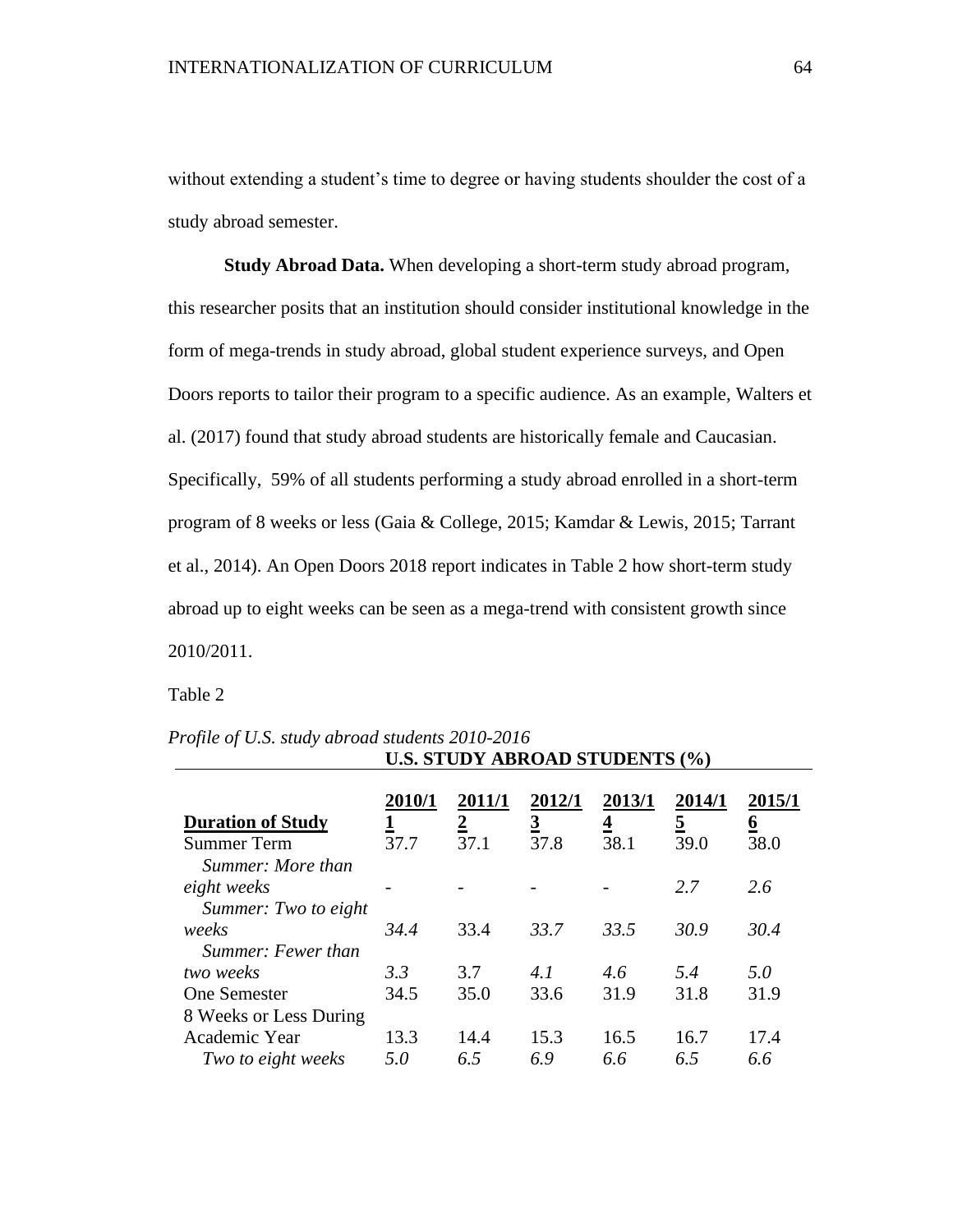without extending a student's time to degree or having students shoulder the cost of a study abroad semester.

**Study Abroad Data.** When developing a short-term study abroad program, this researcher posits that an institution should consider institutional knowledge in the form of mega-trends in study abroad, global student experience surveys, and Open Doors reports to tailor their program to a specific audience. As an example, Walters et al. (2017) found that study abroad students are historically female and Caucasian. Specifically, 59% of all students performing a study abroad enrolled in a short-term program of 8 weeks or less (Gaia & College, 2015; Kamdar & Lewis, 2015; Tarrant et al., 2014). An Open Doors 2018 report indicates in Table 2 how short-term study abroad up to eight weeks can be seen as a mega-trend with consistent growth since 2010/2011.

Table 2

*Profile of U.S. study abroad students 2010-2016*

| | **U.S. STUDY ABROAD STUDENTS (%)** | | | | | |
|---|---|---|---|---|---|---|
| **Duration of Study** | **2010/11** | **2011/12** | **2012/13** | **2013/14** | **2014/15** | **2015/16** |
| Summer Term | 37.7 | 37.1 | 37.8 | 38.1 | 39.0 | 38.0 |
| *Summer: More than eight weeks* | - | - | - | - | *2.7* | *2.6* |
| *Summer: Two to eight weeks* | *34.4* | 33.4 | *33.7* | *33.5* | *30.9* | *30.4* |
| *Summer: Fewer than two weeks* | *3.3* | 3.7 | *4.1* | *4.6* | *5.4* | *5.0* |
| One Semester | 34.5 | 35.0 | 33.6 | 31.9 | 31.8 | 31.9 |
| 8 Weeks or Less During Academic Year | 13.3 | 14.4 | 15.3 | 16.5 | 16.7 | 17.4 |
| *Two to eight weeks* | *5.0* | *6.5* | *6.9* | *6.6* | *6.5* | *6.6* |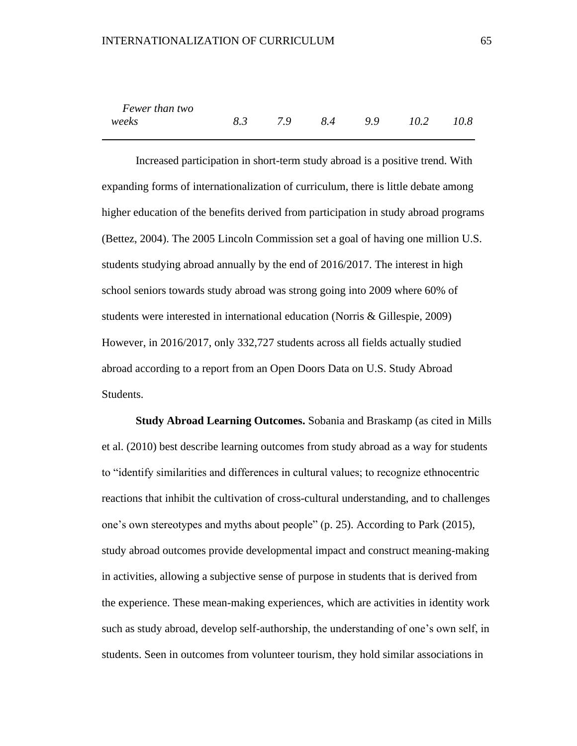| | | | | | | |
|---|---|---|---|---|---|---|
| *Fewer than two weeks* | *8.3* | *7.9* | *8.4* | *9.9* | *10.2* | *10.8* |

Increased participation in short-term study abroad is a positive trend. With expanding forms of internationalization of curriculum, there is little debate among higher education of the benefits derived from participation in study abroad programs (Bettez, 2004). The 2005 Lincoln Commission set a goal of having one million U.S. students studying abroad annually by the end of 2016/2017. The interest in high school seniors towards study abroad was strong going into 2009 where 60% of students were interested in international education (Norris & Gillespie, 2009) However, in 2016/2017, only 332,727 students across all fields actually studied abroad according to a report from an Open Doors Data on U.S. Study Abroad Students.

**Study Abroad Learning Outcomes.** Sobania and Braskamp (as cited in Mills et al. (2010) best describe learning outcomes from study abroad as a way for students to "identify similarities and differences in cultural values; to recognize ethnocentric reactions that inhibit the cultivation of cross-cultural understanding, and to challenges one's own stereotypes and myths about people" (p. 25). According to Park (2015), study abroad outcomes provide developmental impact and construct meaning-making in activities, allowing a subjective sense of purpose in students that is derived from the experience. These mean-making experiences, which are activities in identity work such as study abroad, develop self-authorship, the understanding of one's own self, in students. Seen in outcomes from volunteer tourism, they hold similar associations in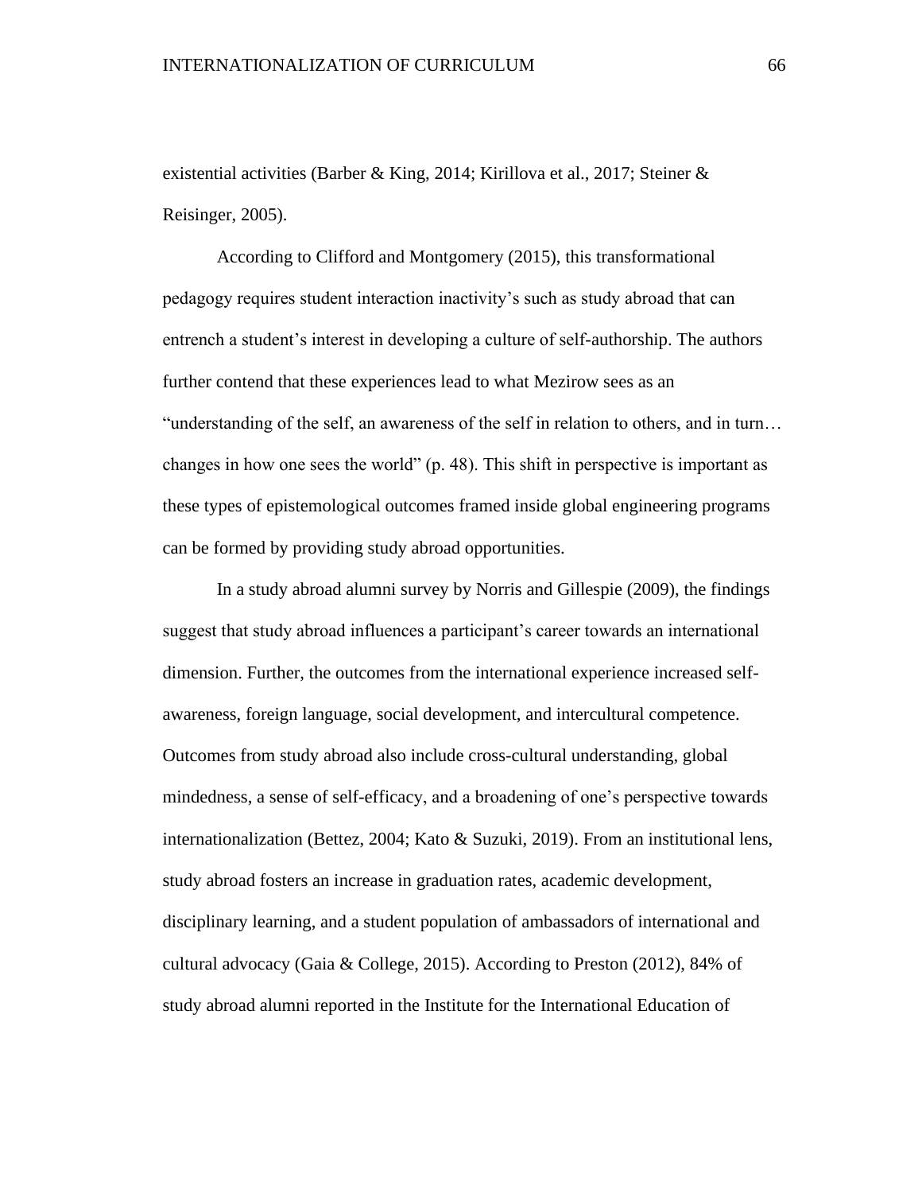existential activities (Barber & King, 2014; Kirillova et al., 2017; Steiner & Reisinger, 2005).

According to Clifford and Montgomery (2015), this transformational pedagogy requires student interaction inactivity's such as study abroad that can entrench a student's interest in developing a culture of self-authorship. The authors further contend that these experiences lead to what Mezirow sees as an "understanding of the self, an awareness of the self in relation to others, and in turn… changes in how one sees the world" (p. 48). This shift in perspective is important as these types of epistemological outcomes framed inside global engineering programs can be formed by providing study abroad opportunities.

In a study abroad alumni survey by Norris and Gillespie (2009), the findings suggest that study abroad influences a participant's career towards an international dimension. Further, the outcomes from the international experience increased self-awareness, foreign language, social development, and intercultural competence. Outcomes from study abroad also include cross-cultural understanding, global mindedness, a sense of self-efficacy, and a broadening of one's perspective towards internationalization (Bettez, 2004; Kato & Suzuki, 2019). From an institutional lens, study abroad fosters an increase in graduation rates, academic development, disciplinary learning, and a student population of ambassadors of international and cultural advocacy (Gaia & College, 2015). According to Preston (2012), 84% of study abroad alumni reported in the Institute for the International Education of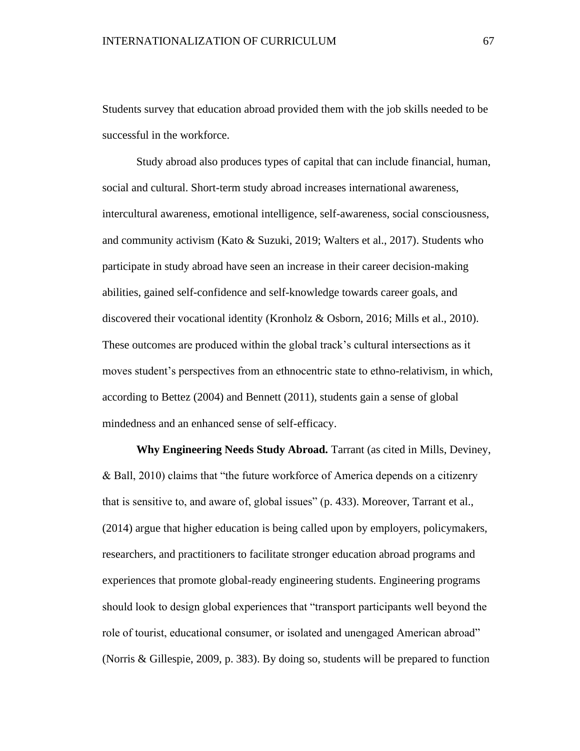Students survey that education abroad provided them with the job skills needed to be successful in the workforce.

Study abroad also produces types of capital that can include financial, human, social and cultural. Short-term study abroad increases international awareness, intercultural awareness, emotional intelligence, self-awareness, social consciousness, and community activism (Kato & Suzuki, 2019; Walters et al., 2017). Students who participate in study abroad have seen an increase in their career decision-making abilities, gained self-confidence and self-knowledge towards career goals, and discovered their vocational identity (Kronholz & Osborn, 2016; Mills et al., 2010). These outcomes are produced within the global track's cultural intersections as it moves student's perspectives from an ethnocentric state to ethno-relativism, in which, according to Bettez (2004) and Bennett (2011), students gain a sense of global mindedness and an enhanced sense of self-efficacy.

**Why Engineering Needs Study Abroad.** Tarrant (as cited in Mills, Deviney, & Ball, 2010) claims that "the future workforce of America depends on a citizenry that is sensitive to, and aware of, global issues" (p. 433). Moreover, Tarrant et al., (2014) argue that higher education is being called upon by employers, policymakers, researchers, and practitioners to facilitate stronger education abroad programs and experiences that promote global-ready engineering students. Engineering programs should look to design global experiences that "transport participants well beyond the role of tourist, educational consumer, or isolated and unengaged American abroad" (Norris & Gillespie, 2009, p. 383). By doing so, students will be prepared to function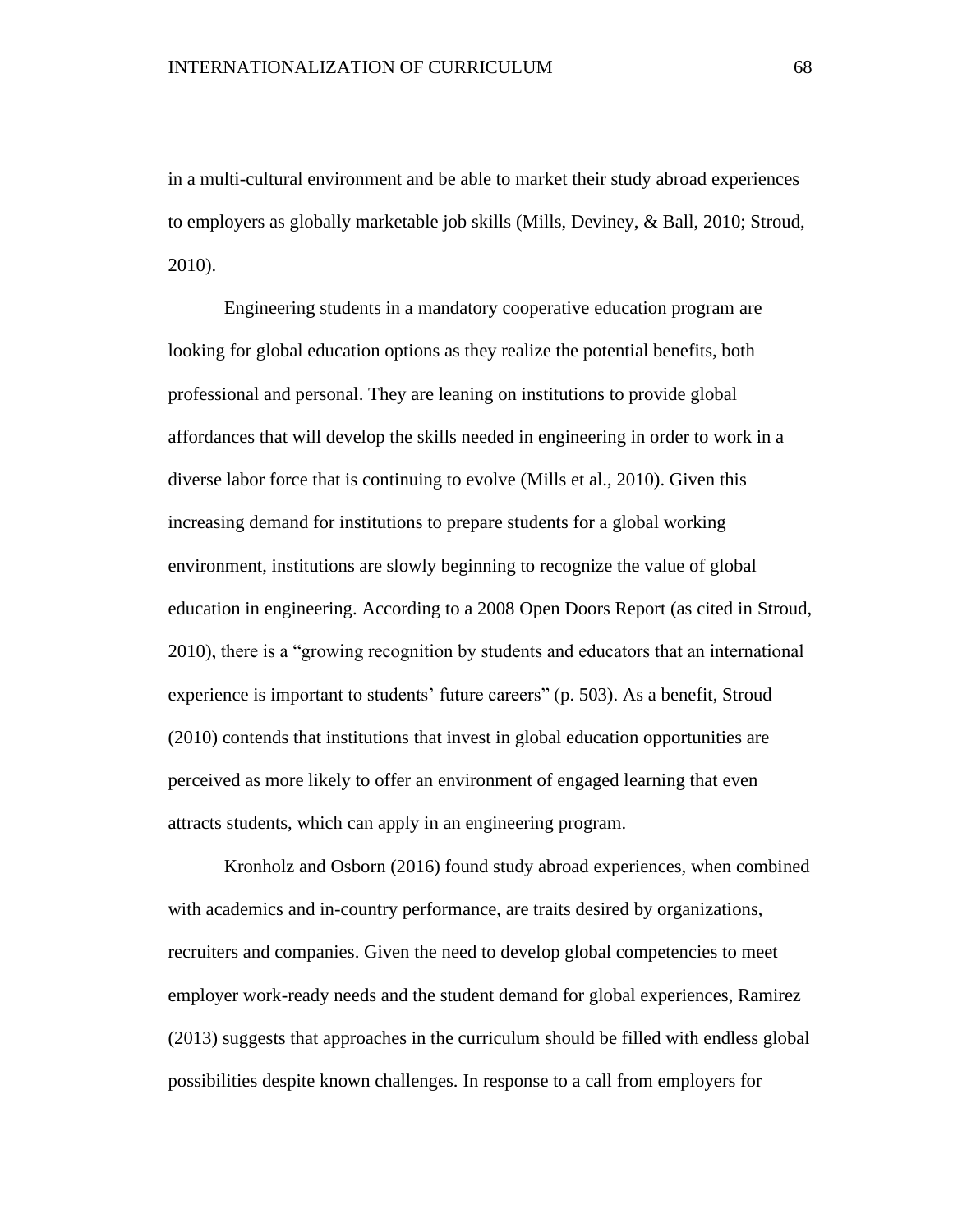in a multi-cultural environment and be able to market their study abroad experiences to employers as globally marketable job skills (Mills, Deviney, & Ball, 2010; Stroud, 2010).

Engineering students in a mandatory cooperative education program are looking for global education options as they realize the potential benefits, both professional and personal. They are leaning on institutions to provide global affordances that will develop the skills needed in engineering in order to work in a diverse labor force that is continuing to evolve (Mills et al., 2010). Given this increasing demand for institutions to prepare students for a global working environment, institutions are slowly beginning to recognize the value of global education in engineering. According to a 2008 Open Doors Report (as cited in Stroud, 2010), there is a "growing recognition by students and educators that an international experience is important to students' future careers" (p. 503). As a benefit, Stroud (2010) contends that institutions that invest in global education opportunities are perceived as more likely to offer an environment of engaged learning that even attracts students, which can apply in an engineering program.

Kronholz and Osborn (2016) found study abroad experiences, when combined with academics and in-country performance, are traits desired by organizations, recruiters and companies. Given the need to develop global competencies to meet employer work-ready needs and the student demand for global experiences, Ramirez (2013) suggests that approaches in the curriculum should be filled with endless global possibilities despite known challenges. In response to a call from employers for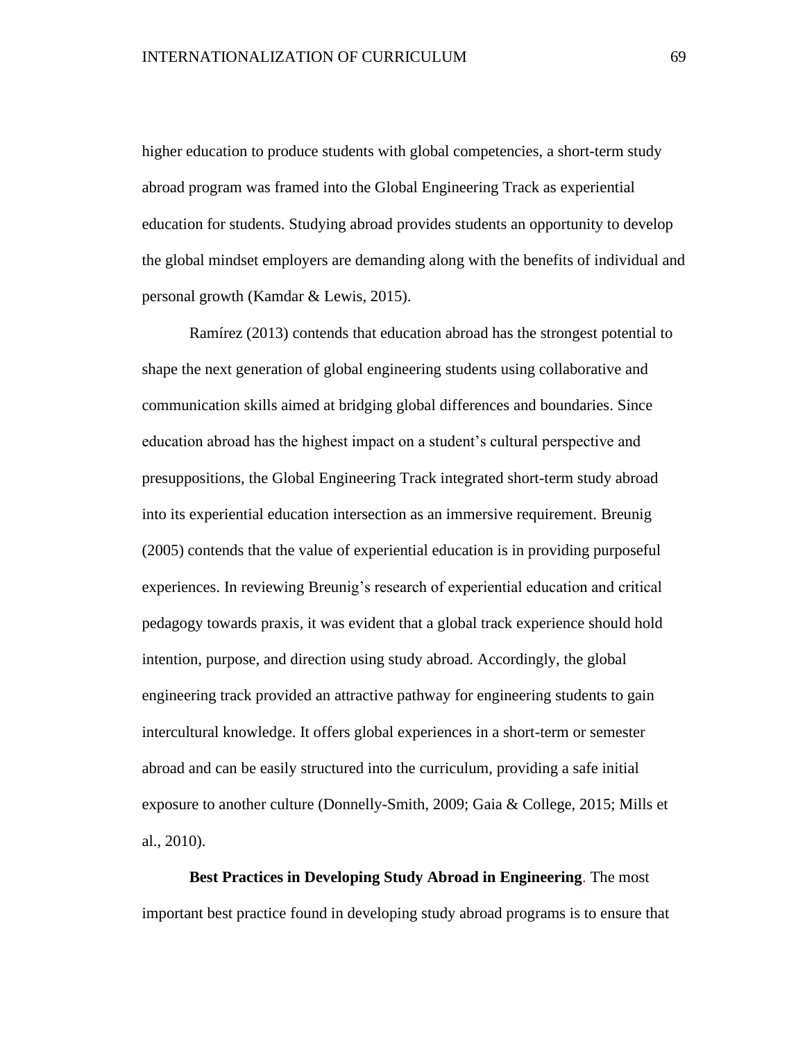higher education to produce students with global competencies, a short-term study abroad program was framed into the Global Engineering Track as experiential education for students. Studying abroad provides students an opportunity to develop the global mindset employers are demanding along with the benefits of individual and personal growth (Kamdar & Lewis, 2015).

Ramírez (2013) contends that education abroad has the strongest potential to shape the next generation of global engineering students using collaborative and communication skills aimed at bridging global differences and boundaries. Since education abroad has the highest impact on a student's cultural perspective and presuppositions, the Global Engineering Track integrated short-term study abroad into its experiential education intersection as an immersive requirement. Breunig (2005) contends that the value of experiential education is in providing purposeful experiences. In reviewing Breunig's research of experiential education and critical pedagogy towards praxis, it was evident that a global track experience should hold intention, purpose, and direction using study abroad. Accordingly, the global engineering track provided an attractive pathway for engineering students to gain intercultural knowledge. It offers global experiences in a short-term or semester abroad and can be easily structured into the curriculum, providing a safe initial exposure to another culture (Donnelly-Smith, 2009; Gaia & College, 2015; Mills et al., 2010).

**Best Practices in Developing Study Abroad in Engineering**. The most important best practice found in developing study abroad programs is to ensure that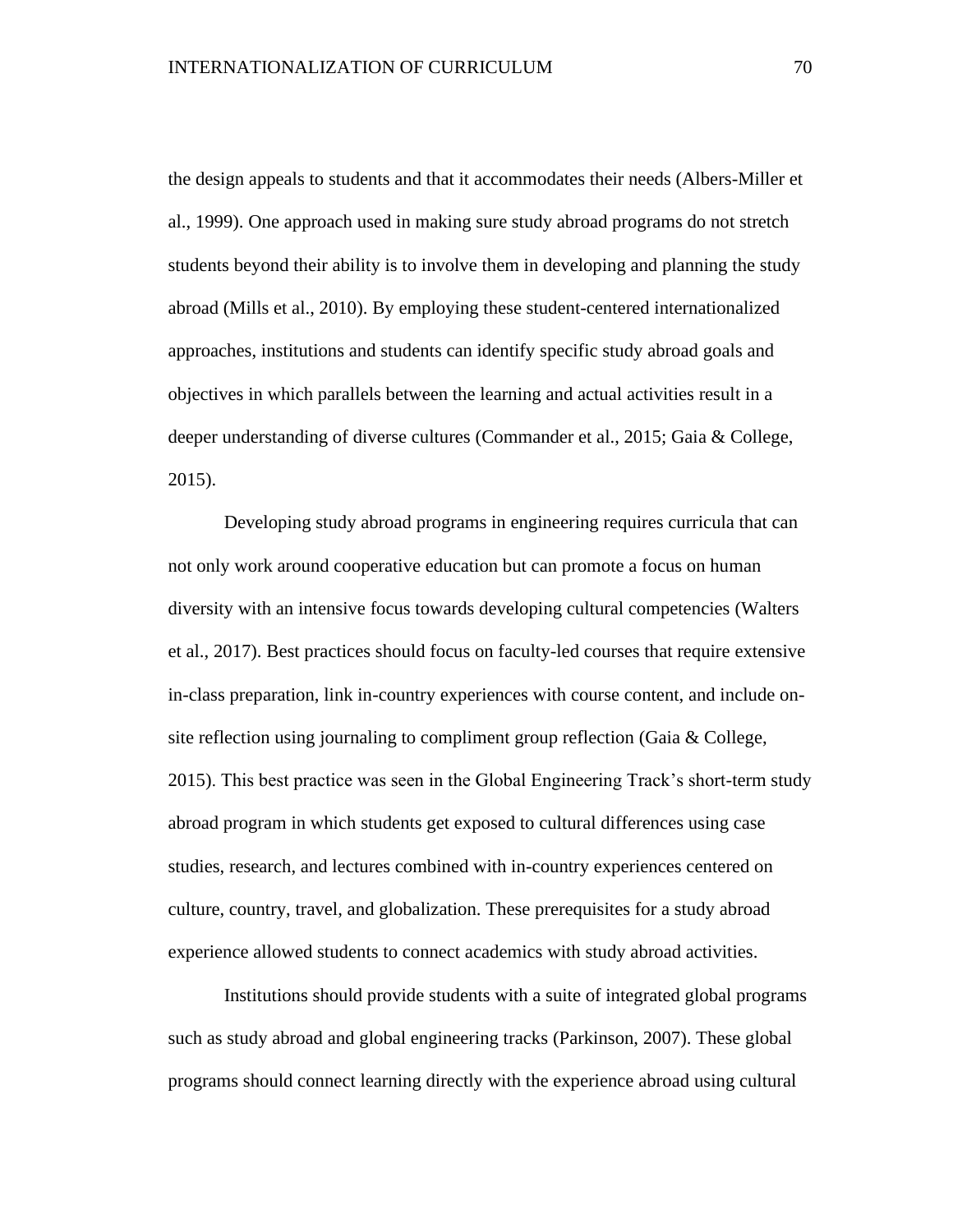the design appeals to students and that it accommodates their needs (Albers-Miller et al., 1999). One approach used in making sure study abroad programs do not stretch students beyond their ability is to involve them in developing and planning the study abroad (Mills et al., 2010). By employing these student-centered internationalized approaches, institutions and students can identify specific study abroad goals and objectives in which parallels between the learning and actual activities result in a deeper understanding of diverse cultures (Commander et al., 2015; Gaia & College, 2015).

Developing study abroad programs in engineering requires curricula that can not only work around cooperative education but can promote a focus on human diversity with an intensive focus towards developing cultural competencies (Walters et al., 2017). Best practices should focus on faculty-led courses that require extensive in-class preparation, link in-country experiences with course content, and include on-site reflection using journaling to compliment group reflection (Gaia & College, 2015). This best practice was seen in the Global Engineering Track's short-term study abroad program in which students get exposed to cultural differences using case studies, research, and lectures combined with in-country experiences centered on culture, country, travel, and globalization. These prerequisites for a study abroad experience allowed students to connect academics with study abroad activities.

Institutions should provide students with a suite of integrated global programs such as study abroad and global engineering tracks (Parkinson, 2007). These global programs should connect learning directly with the experience abroad using cultural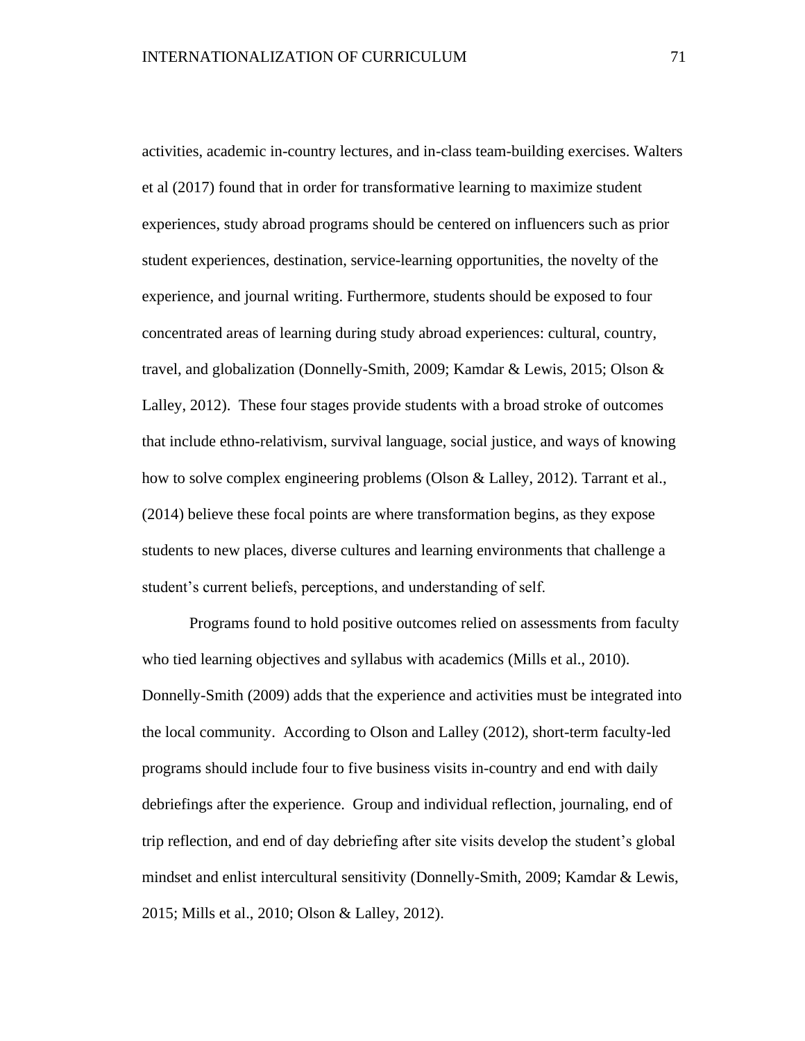activities, academic in-country lectures, and in-class team-building exercises. Walters et al (2017) found that in order for transformative learning to maximize student experiences, study abroad programs should be centered on influencers such as prior student experiences, destination, service-learning opportunities, the novelty of the experience, and journal writing. Furthermore, students should be exposed to four concentrated areas of learning during study abroad experiences: cultural, country, travel, and globalization (Donnelly-Smith, 2009; Kamdar & Lewis, 2015; Olson & Lalley, 2012). These four stages provide students with a broad stroke of outcomes that include ethno-relativism, survival language, social justice, and ways of knowing how to solve complex engineering problems (Olson & Lalley, 2012). Tarrant et al., (2014) believe these focal points are where transformation begins, as they expose students to new places, diverse cultures and learning environments that challenge a student's current beliefs, perceptions, and understanding of self.

Programs found to hold positive outcomes relied on assessments from faculty who tied learning objectives and syllabus with academics (Mills et al., 2010). Donnelly-Smith (2009) adds that the experience and activities must be integrated into the local community. According to Olson and Lalley (2012), short-term faculty-led programs should include four to five business visits in-country and end with daily debriefings after the experience. Group and individual reflection, journaling, end of trip reflection, and end of day debriefing after site visits develop the student's global mindset and enlist intercultural sensitivity (Donnelly-Smith, 2009; Kamdar & Lewis, 2015; Mills et al., 2010; Olson & Lalley, 2012).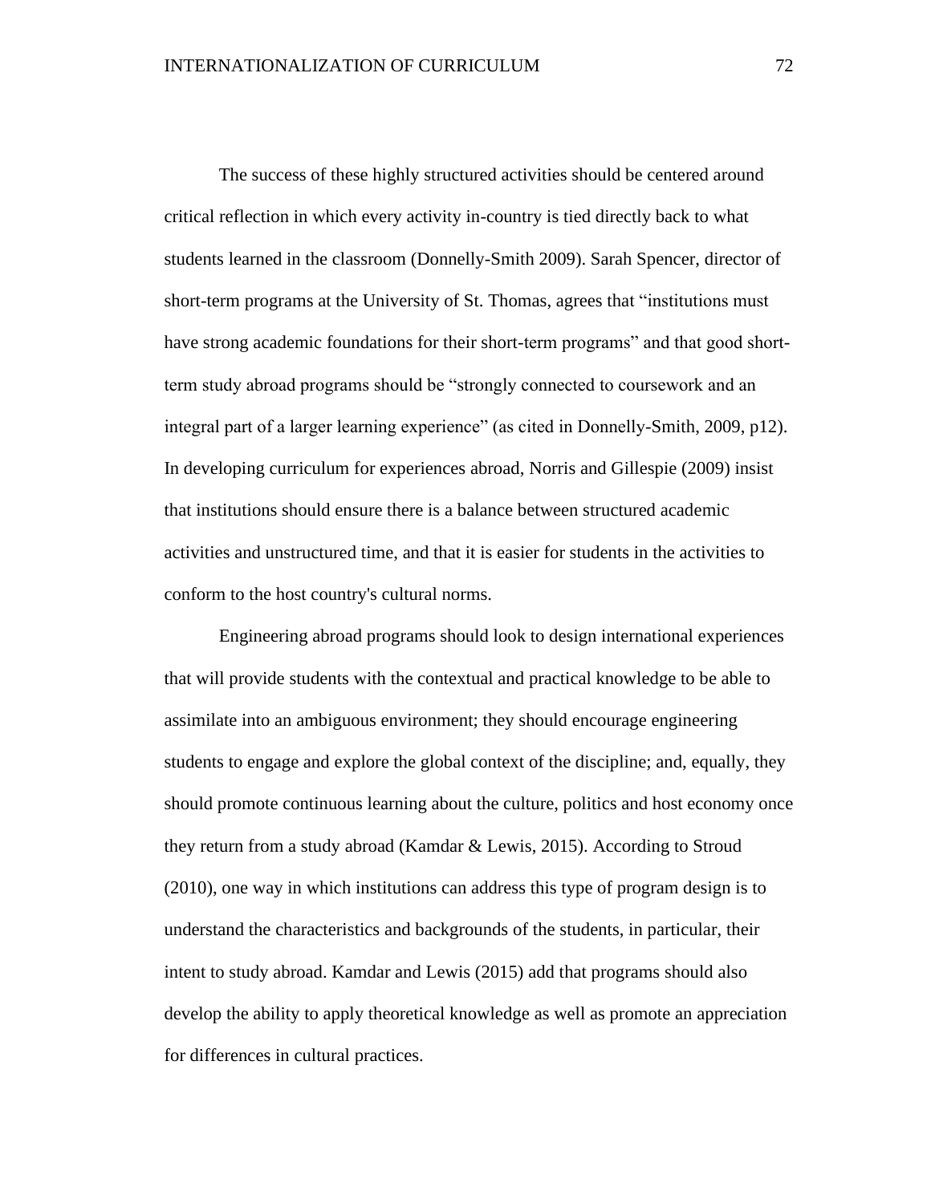The success of these highly structured activities should be centered around critical reflection in which every activity in-country is tied directly back to what students learned in the classroom (Donnelly-Smith 2009). Sarah Spencer, director of short-term programs at the University of St. Thomas, agrees that "institutions must have strong academic foundations for their short-term programs" and that good short-term study abroad programs should be "strongly connected to coursework and an integral part of a larger learning experience" (as cited in Donnelly-Smith, 2009, p12). In developing curriculum for experiences abroad, Norris and Gillespie (2009) insist that institutions should ensure there is a balance between structured academic activities and unstructured time, and that it is easier for students in the activities to conform to the host country's cultural norms.

Engineering abroad programs should look to design international experiences that will provide students with the contextual and practical knowledge to be able to assimilate into an ambiguous environment; they should encourage engineering students to engage and explore the global context of the discipline; and, equally, they should promote continuous learning about the culture, politics and host economy once they return from a study abroad (Kamdar & Lewis, 2015). According to Stroud (2010), one way in which institutions can address this type of program design is to understand the characteristics and backgrounds of the students, in particular, their intent to study abroad. Kamdar and Lewis (2015) add that programs should also develop the ability to apply theoretical knowledge as well as promote an appreciation for differences in cultural practices.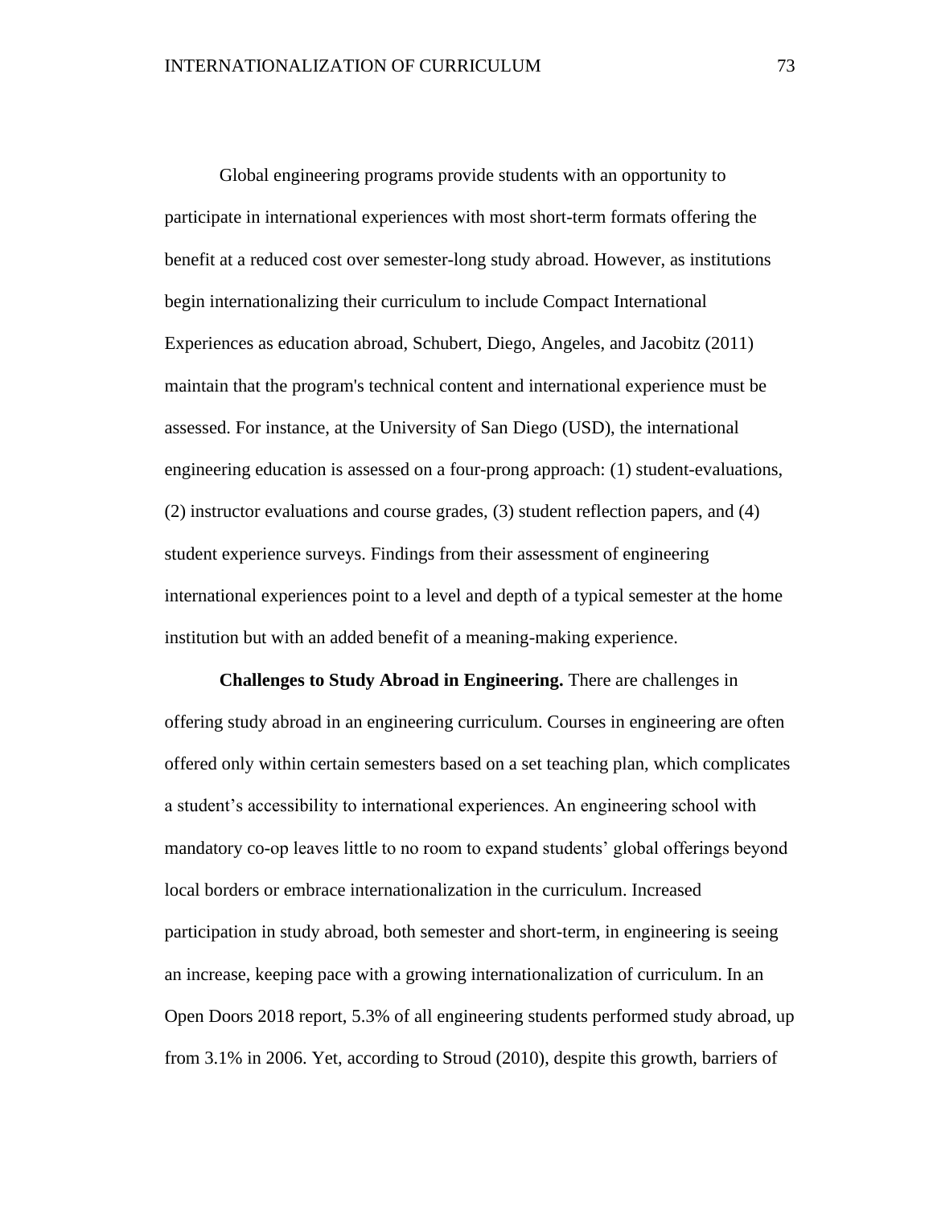Global engineering programs provide students with an opportunity to participate in international experiences with most short-term formats offering the benefit at a reduced cost over semester-long study abroad. However, as institutions begin internationalizing their curriculum to include Compact International Experiences as education abroad, Schubert, Diego, Angeles, and Jacobitz (2011) maintain that the program's technical content and international experience must be assessed. For instance, at the University of San Diego (USD), the international engineering education is assessed on a four-prong approach: (1) student-evaluations, (2) instructor evaluations and course grades, (3) student reflection papers, and (4) student experience surveys. Findings from their assessment of engineering international experiences point to a level and depth of a typical semester at the home institution but with an added benefit of a meaning-making experience.

**Challenges to Study Abroad in Engineering.** There are challenges in offering study abroad in an engineering curriculum. Courses in engineering are often offered only within certain semesters based on a set teaching plan, which complicates a student's accessibility to international experiences. An engineering school with mandatory co-op leaves little to no room to expand students' global offerings beyond local borders or embrace internationalization in the curriculum. Increased participation in study abroad, both semester and short-term, in engineering is seeing an increase, keeping pace with a growing internationalization of curriculum. In an Open Doors 2018 report, 5.3% of all engineering students performed study abroad, up from 3.1% in 2006. Yet, according to Stroud (2010), despite this growth, barriers of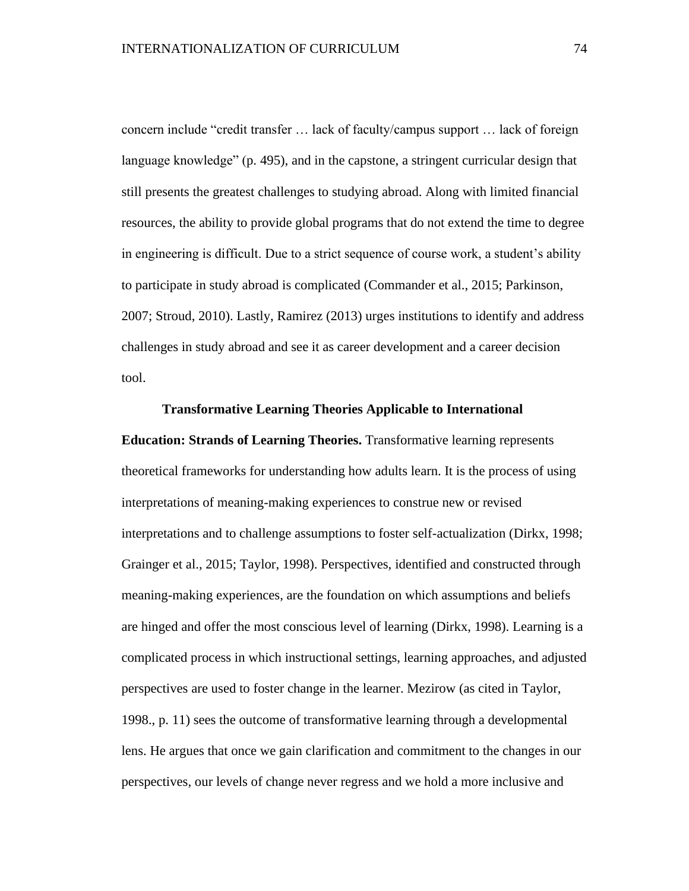concern include "credit transfer … lack of faculty/campus support … lack of foreign language knowledge" (p. 495), and in the capstone, a stringent curricular design that still presents the greatest challenges to studying abroad. Along with limited financial resources, the ability to provide global programs that do not extend the time to degree in engineering is difficult. Due to a strict sequence of course work, a student's ability to participate in study abroad is complicated (Commander et al., 2015; Parkinson, 2007; Stroud, 2010). Lastly, Ramirez (2013) urges institutions to identify and address challenges in study abroad and see it as career development and a career decision tool.

**Transformative Learning Theories Applicable to International Education: Strands of Learning Theories.** Transformative learning represents theoretical frameworks for understanding how adults learn. It is the process of using interpretations of meaning-making experiences to construe new or revised interpretations and to challenge assumptions to foster self-actualization (Dirkx, 1998; Grainger et al., 2015; Taylor, 1998). Perspectives, identified and constructed through meaning-making experiences, are the foundation on which assumptions and beliefs are hinged and offer the most conscious level of learning (Dirkx, 1998). Learning is a complicated process in which instructional settings, learning approaches, and adjusted perspectives are used to foster change in the learner. Mezirow (as cited in Taylor, 1998., p. 11) sees the outcome of transformative learning through a developmental lens. He argues that once we gain clarification and commitment to the changes in our perspectives, our levels of change never regress and we hold a more inclusive and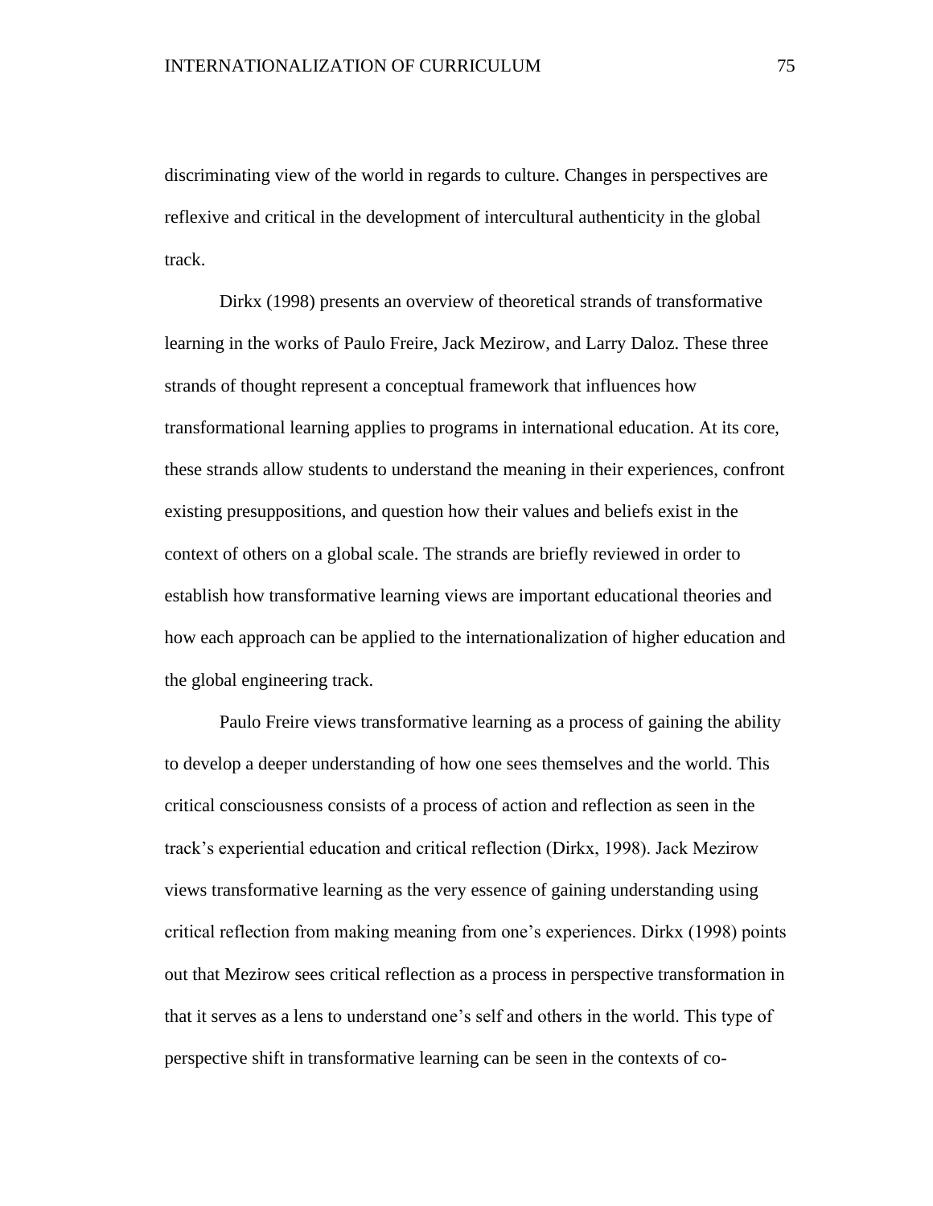discriminating view of the world in regards to culture. Changes in perspectives are reflexive and critical in the development of intercultural authenticity in the global track.

Dirkx (1998) presents an overview of theoretical strands of transformative learning in the works of Paulo Freire, Jack Mezirow, and Larry Daloz. These three strands of thought represent a conceptual framework that influences how transformational learning applies to programs in international education. At its core, these strands allow students to understand the meaning in their experiences, confront existing presuppositions, and question how their values and beliefs exist in the context of others on a global scale. The strands are briefly reviewed in order to establish how transformative learning views are important educational theories and how each approach can be applied to the internationalization of higher education and the global engineering track.

Paulo Freire views transformative learning as a process of gaining the ability to develop a deeper understanding of how one sees themselves and the world. This critical consciousness consists of a process of action and reflection as seen in the track's experiential education and critical reflection (Dirkx, 1998). Jack Mezirow views transformative learning as the very essence of gaining understanding using critical reflection from making meaning from one's experiences. Dirkx (1998) points out that Mezirow sees critical reflection as a process in perspective transformation in that it serves as a lens to understand one's self and others in the world. This type of perspective shift in transformative learning can be seen in the contexts of co-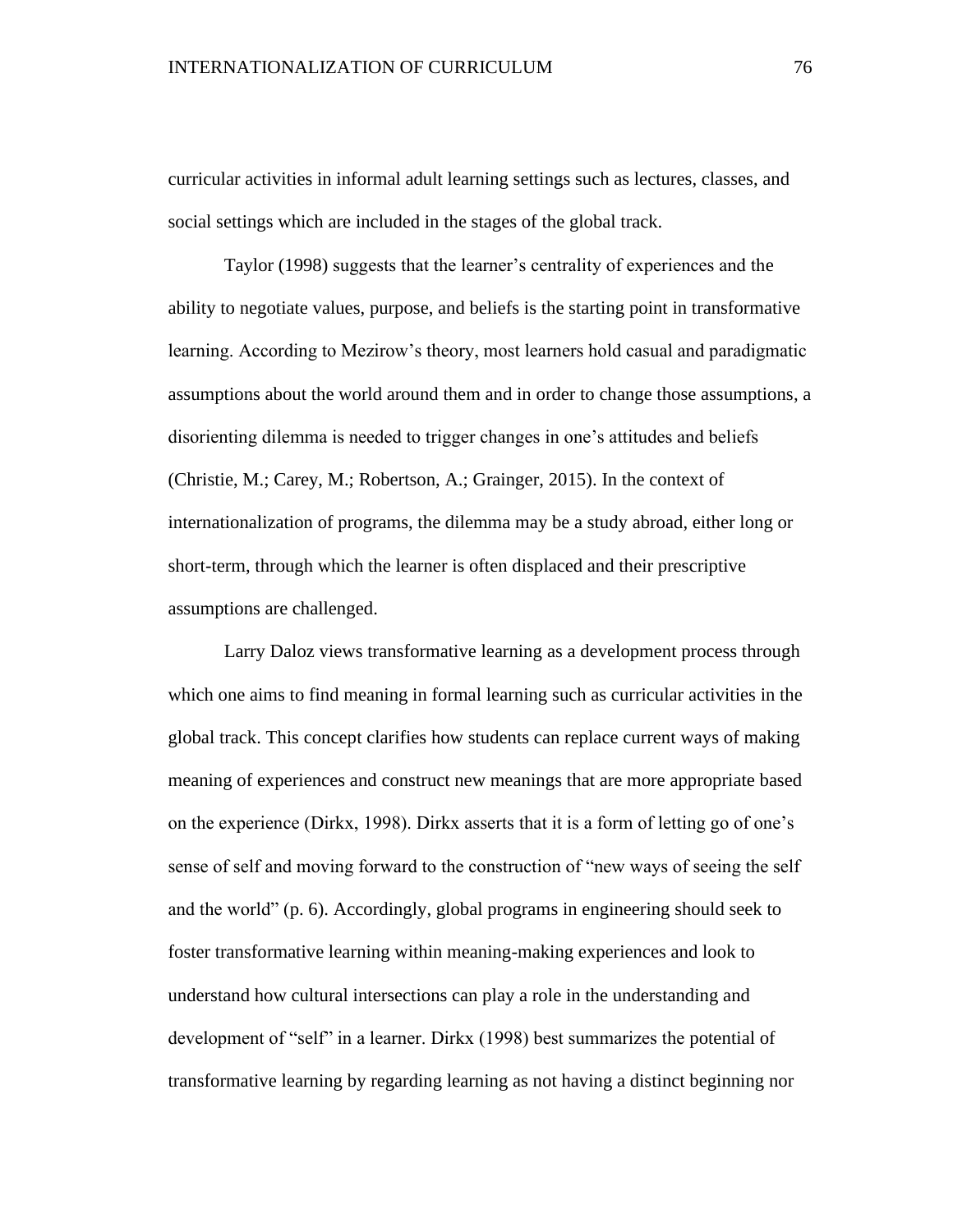curricular activities in informal adult learning settings such as lectures, classes, and social settings which are included in the stages of the global track.

Taylor (1998) suggests that the learner's centrality of experiences and the ability to negotiate values, purpose, and beliefs is the starting point in transformative learning. According to Mezirow's theory, most learners hold casual and paradigmatic assumptions about the world around them and in order to change those assumptions, a disorienting dilemma is needed to trigger changes in one's attitudes and beliefs (Christie, M.; Carey, M.; Robertson, A.; Grainger, 2015). In the context of internationalization of programs, the dilemma may be a study abroad, either long or short-term, through which the learner is often displaced and their prescriptive assumptions are challenged.

Larry Daloz views transformative learning as a development process through which one aims to find meaning in formal learning such as curricular activities in the global track. This concept clarifies how students can replace current ways of making meaning of experiences and construct new meanings that are more appropriate based on the experience (Dirkx, 1998). Dirkx asserts that it is a form of letting go of one's sense of self and moving forward to the construction of "new ways of seeing the self and the world" (p. 6). Accordingly, global programs in engineering should seek to foster transformative learning within meaning-making experiences and look to understand how cultural intersections can play a role in the understanding and development of "self" in a learner. Dirkx (1998) best summarizes the potential of transformative learning by regarding learning as not having a distinct beginning nor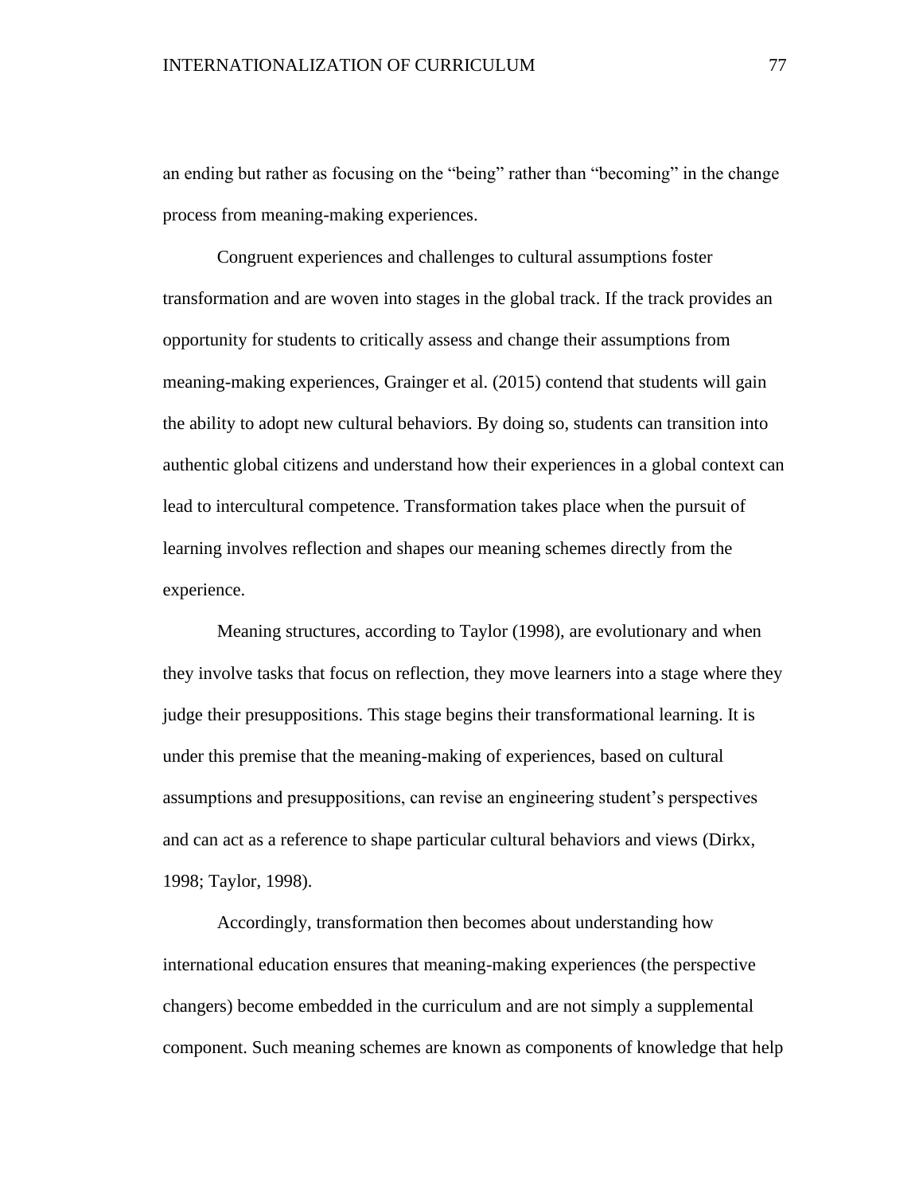an ending but rather as focusing on the "being" rather than "becoming" in the change process from meaning-making experiences.

Congruent experiences and challenges to cultural assumptions foster transformation and are woven into stages in the global track. If the track provides an opportunity for students to critically assess and change their assumptions from meaning-making experiences, Grainger et al. (2015) contend that students will gain the ability to adopt new cultural behaviors. By doing so, students can transition into authentic global citizens and understand how their experiences in a global context can lead to intercultural competence. Transformation takes place when the pursuit of learning involves reflection and shapes our meaning schemes directly from the experience.

Meaning structures, according to Taylor (1998), are evolutionary and when they involve tasks that focus on reflection, they move learners into a stage where they judge their presuppositions. This stage begins their transformational learning. It is under this premise that the meaning-making of experiences, based on cultural assumptions and presuppositions, can revise an engineering student's perspectives and can act as a reference to shape particular cultural behaviors and views (Dirkx, 1998; Taylor, 1998).

Accordingly, transformation then becomes about understanding how international education ensures that meaning-making experiences (the perspective changers) become embedded in the curriculum and are not simply a supplemental component. Such meaning schemes are known as components of knowledge that help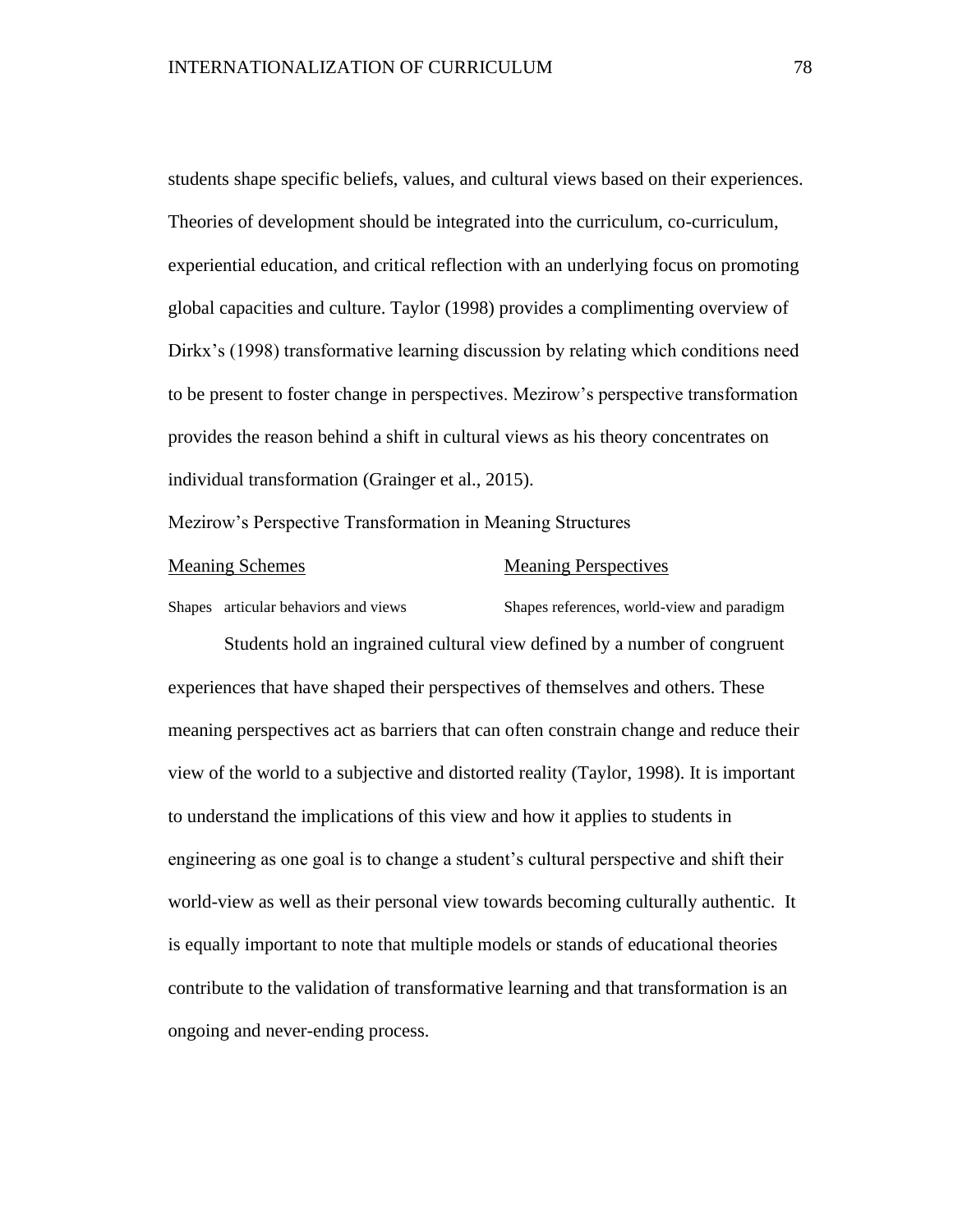students shape specific beliefs, values, and cultural views based on their experiences. Theories of development should be integrated into the curriculum, co-curriculum, experiential education, and critical reflection with an underlying focus on promoting global capacities and culture. Taylor (1998) provides a complimenting overview of Dirkx's (1998) transformative learning discussion by relating which conditions need to be present to foster change in perspectives. Mezirow's perspective transformation provides the reason behind a shift in cultural views as his theory concentrates on individual transformation (Grainger et al., 2015).

Mezirow's Perspective Transformation in Meaning Structures

| Meaning Schemes | Meaning Perspectives |
| --- | --- |
| Shapes articular behaviors and views | Shapes references, world-view and paradigm |

Students hold an ingrained cultural view defined by a number of congruent experiences that have shaped their perspectives of themselves and others. These meaning perspectives act as barriers that can often constrain change and reduce their view of the world to a subjective and distorted reality (Taylor, 1998). It is important to understand the implications of this view and how it applies to students in engineering as one goal is to change a student's cultural perspective and shift their world-view as well as their personal view towards becoming culturally authentic. It is equally important to note that multiple models or stands of educational theories contribute to the validation of transformative learning and that transformation is an ongoing and never-ending process.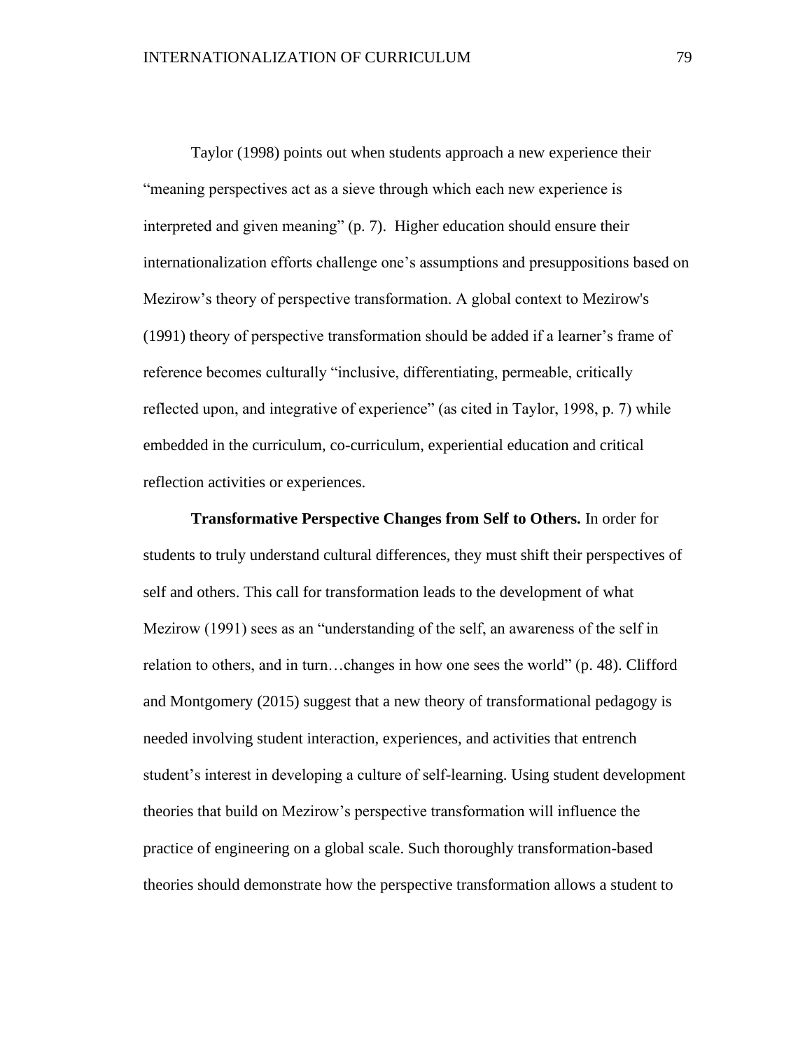Taylor (1998) points out when students approach a new experience their "meaning perspectives act as a sieve through which each new experience is interpreted and given meaning" (p. 7). Higher education should ensure their internationalization efforts challenge one's assumptions and presuppositions based on Mezirow's theory of perspective transformation. A global context to Mezirow's (1991) theory of perspective transformation should be added if a learner's frame of reference becomes culturally "inclusive, differentiating, permeable, critically reflected upon, and integrative of experience" (as cited in Taylor, 1998, p. 7) while embedded in the curriculum, co-curriculum, experiential education and critical reflection activities or experiences.

**Transformative Perspective Changes from Self to Others.** In order for students to truly understand cultural differences, they must shift their perspectives of self and others. This call for transformation leads to the development of what Mezirow (1991) sees as an "understanding of the self, an awareness of the self in relation to others, and in turn…changes in how one sees the world" (p. 48). Clifford and Montgomery (2015) suggest that a new theory of transformational pedagogy is needed involving student interaction, experiences, and activities that entrench student's interest in developing a culture of self-learning. Using student development theories that build on Mezirow's perspective transformation will influence the practice of engineering on a global scale. Such thoroughly transformation-based theories should demonstrate how the perspective transformation allows a student to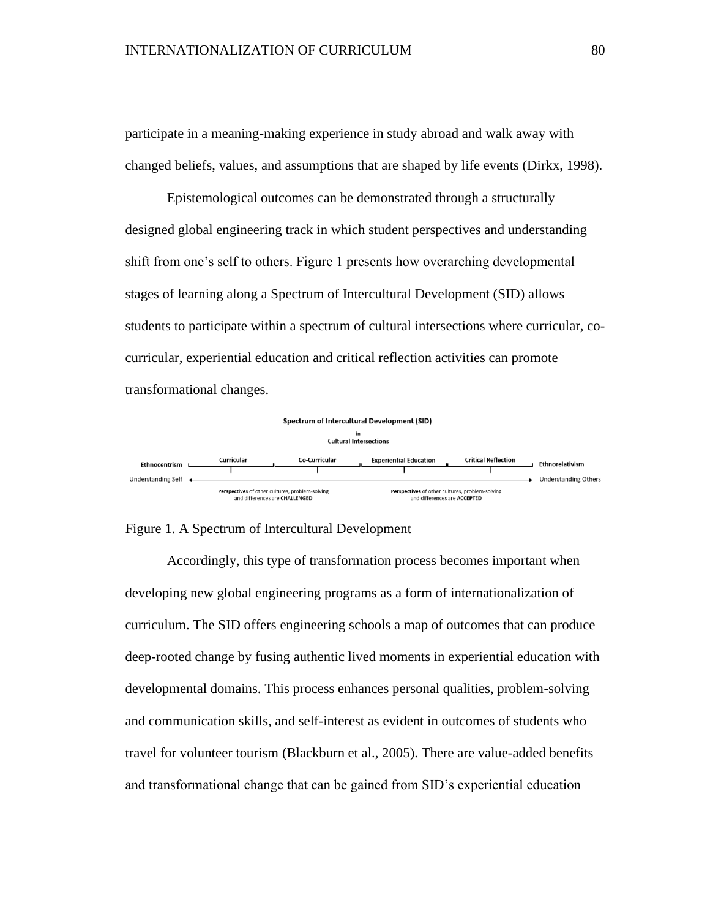participate in a meaning-making experience in study abroad and walk away with changed beliefs, values, and assumptions that are shaped by life events (Dirkx, 1998).

Epistemological outcomes can be demonstrated through a structurally designed global engineering track in which student perspectives and understanding shift from one's self to others. Figure 1 presents how overarching developmental stages of learning along a Spectrum of Intercultural Development (SID) allows students to participate within a spectrum of cultural intersections where curricular, co-curricular, experiential education and critical reflection activities can promote transformational changes.

**Spectrum of Intercultural Development (SID)**
in
**Cultural Intersections**

**Ethnocentrism** — **Curricular** — **Co-Curricular** — **Experiential Education** — **Critical Reflection** — **Ethnorelativism**

Understanding Self ⟷ Understanding Others

**Perspectives** of other cultures, problem-solving and differences are **CHALLENGED**

**Perspectives** of other cultures, problem-solving and differences are **ACCEPTED**

Figure 1. A Spectrum of Intercultural Development

Accordingly, this type of transformation process becomes important when developing new global engineering programs as a form of internationalization of curriculum. The SID offers engineering schools a map of outcomes that can produce deep-rooted change by fusing authentic lived moments in experiential education with developmental domains. This process enhances personal qualities, problem-solving and communication skills, and self-interest as evident in outcomes of students who travel for volunteer tourism (Blackburn et al., 2005). There are value-added benefits and transformational change that can be gained from SID's experiential education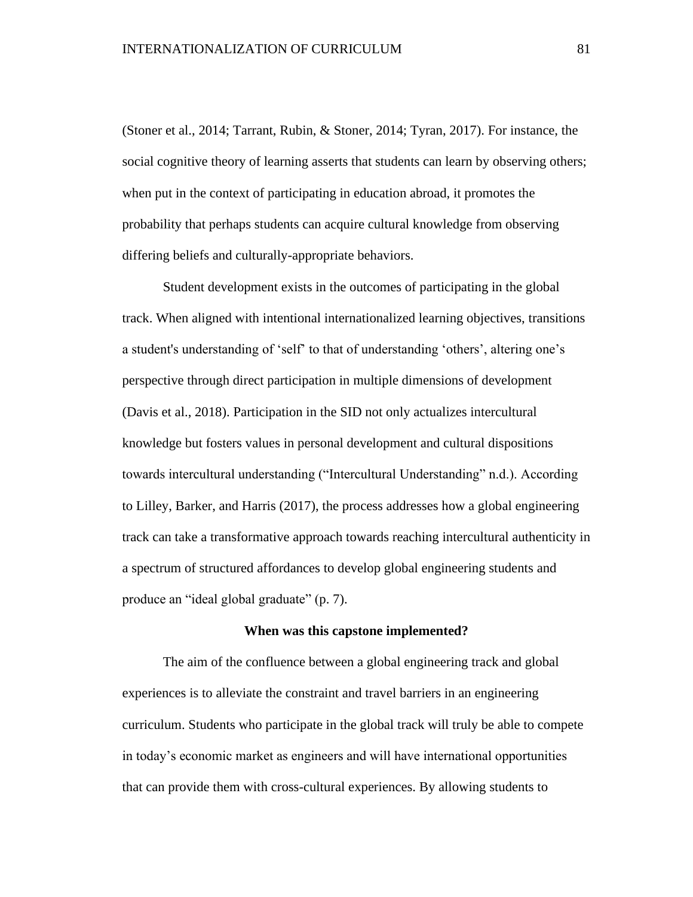(Stoner et al., 2014; Tarrant, Rubin, & Stoner, 2014; Tyran, 2017). For instance, the social cognitive theory of learning asserts that students can learn by observing others; when put in the context of participating in education abroad, it promotes the probability that perhaps students can acquire cultural knowledge from observing differing beliefs and culturally-appropriate behaviors.

Student development exists in the outcomes of participating in the global track. When aligned with intentional internationalized learning objectives, transitions a student's understanding of 'self' to that of understanding 'others', altering one's perspective through direct participation in multiple dimensions of development (Davis et al., 2018). Participation in the SID not only actualizes intercultural knowledge but fosters values in personal development and cultural dispositions towards intercultural understanding ("Intercultural Understanding" n.d.). According to Lilley, Barker, and Harris (2017), the process addresses how a global engineering track can take a transformative approach towards reaching intercultural authenticity in a spectrum of structured affordances to develop global engineering students and produce an "ideal global graduate" (p. 7).

**When was this capstone implemented?**

The aim of the confluence between a global engineering track and global experiences is to alleviate the constraint and travel barriers in an engineering curriculum. Students who participate in the global track will truly be able to compete in today's economic market as engineers and will have international opportunities that can provide them with cross-cultural experiences. By allowing students to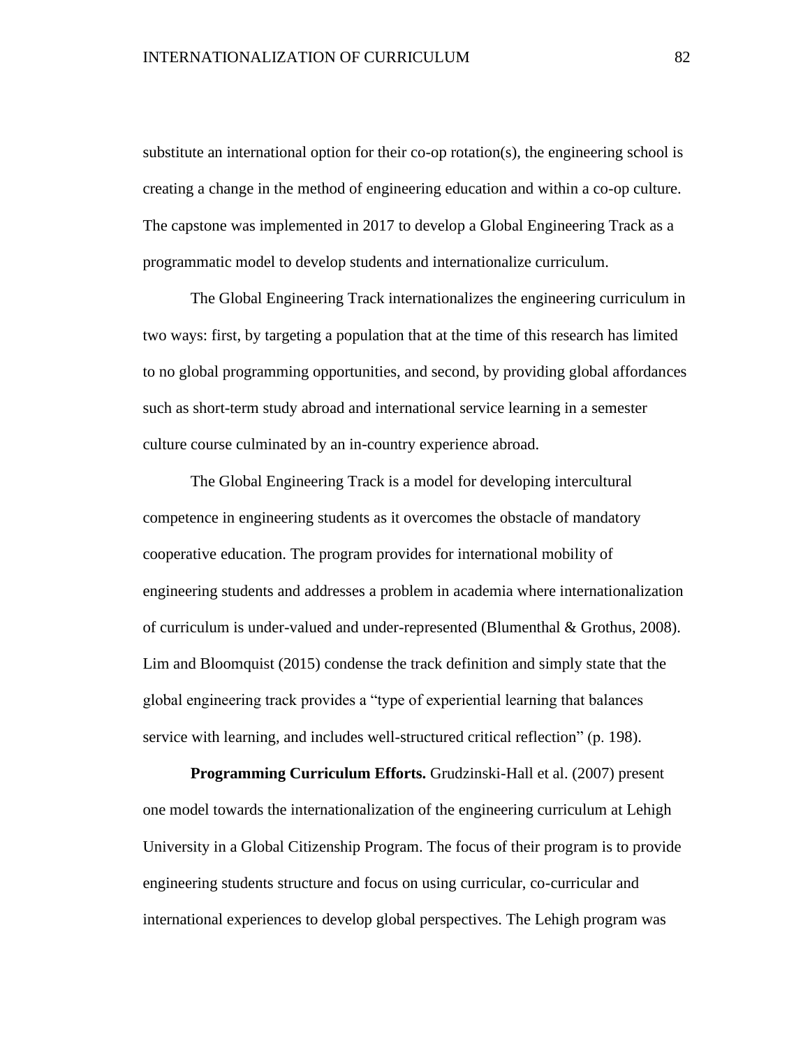substitute an international option for their co-op rotation(s), the engineering school is creating a change in the method of engineering education and within a co-op culture. The capstone was implemented in 2017 to develop a Global Engineering Track as a programmatic model to develop students and internationalize curriculum.

The Global Engineering Track internationalizes the engineering curriculum in two ways: first, by targeting a population that at the time of this research has limited to no global programming opportunities, and second, by providing global affordances such as short-term study abroad and international service learning in a semester culture course culminated by an in-country experience abroad.

The Global Engineering Track is a model for developing intercultural competence in engineering students as it overcomes the obstacle of mandatory cooperative education. The program provides for international mobility of engineering students and addresses a problem in academia where internationalization of curriculum is under-valued and under-represented (Blumenthal & Grothus, 2008). Lim and Bloomquist (2015) condense the track definition and simply state that the global engineering track provides a "type of experiential learning that balances service with learning, and includes well-structured critical reflection" (p. 198).

**Programming Curriculum Efforts.** Grudzinski-Hall et al. (2007) present one model towards the internationalization of the engineering curriculum at Lehigh University in a Global Citizenship Program. The focus of their program is to provide engineering students structure and focus on using curricular, co-curricular and international experiences to develop global perspectives. The Lehigh program was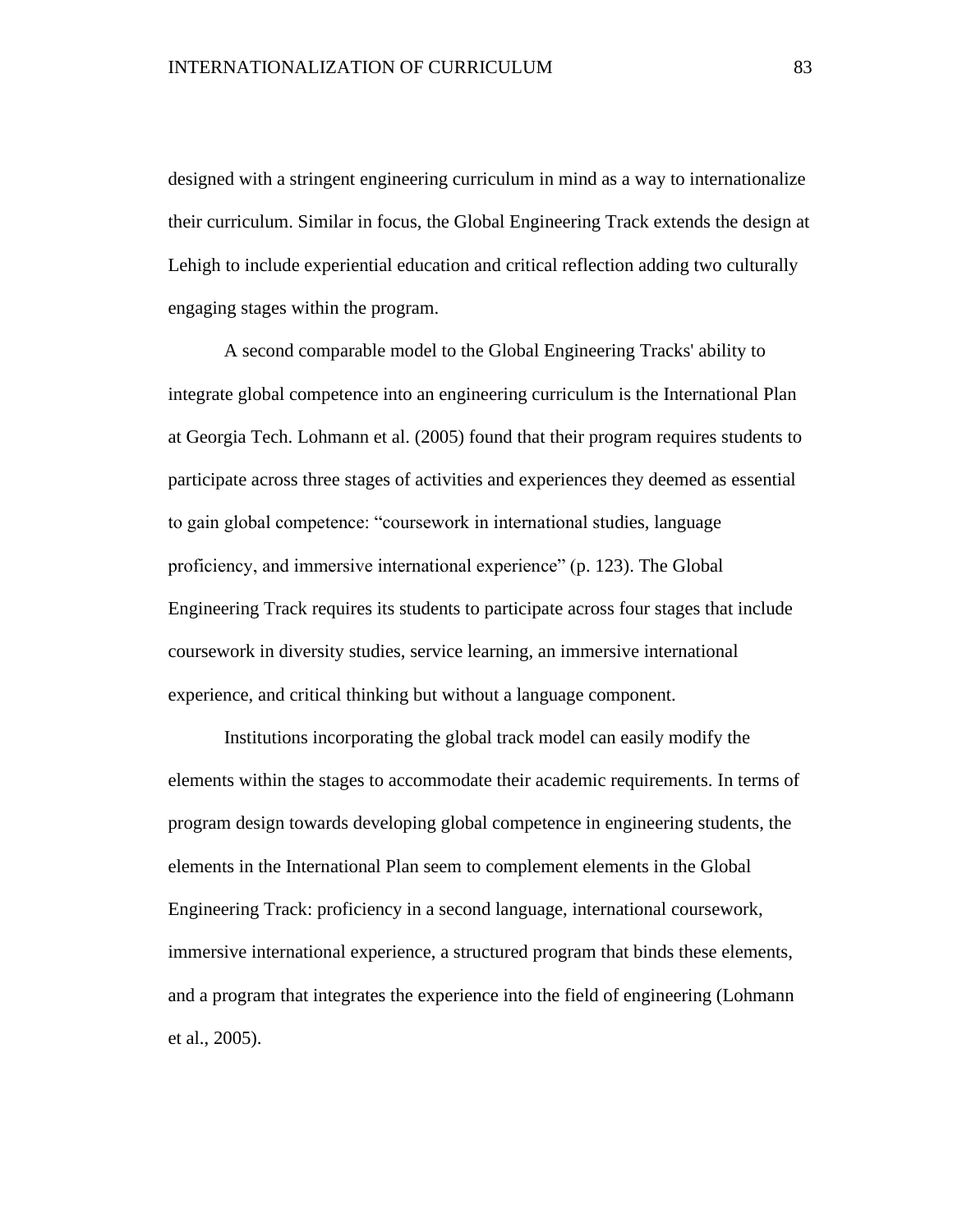designed with a stringent engineering curriculum in mind as a way to internationalize their curriculum. Similar in focus, the Global Engineering Track extends the design at Lehigh to include experiential education and critical reflection adding two culturally engaging stages within the program.

A second comparable model to the Global Engineering Tracks' ability to integrate global competence into an engineering curriculum is the International Plan at Georgia Tech. Lohmann et al. (2005) found that their program requires students to participate across three stages of activities and experiences they deemed as essential to gain global competence: "coursework in international studies, language proficiency, and immersive international experience" (p. 123). The Global Engineering Track requires its students to participate across four stages that include coursework in diversity studies, service learning, an immersive international experience, and critical thinking but without a language component.

Institutions incorporating the global track model can easily modify the elements within the stages to accommodate their academic requirements. In terms of program design towards developing global competence in engineering students, the elements in the International Plan seem to complement elements in the Global Engineering Track: proficiency in a second language, international coursework, immersive international experience, a structured program that binds these elements, and a program that integrates the experience into the field of engineering (Lohmann et al., 2005).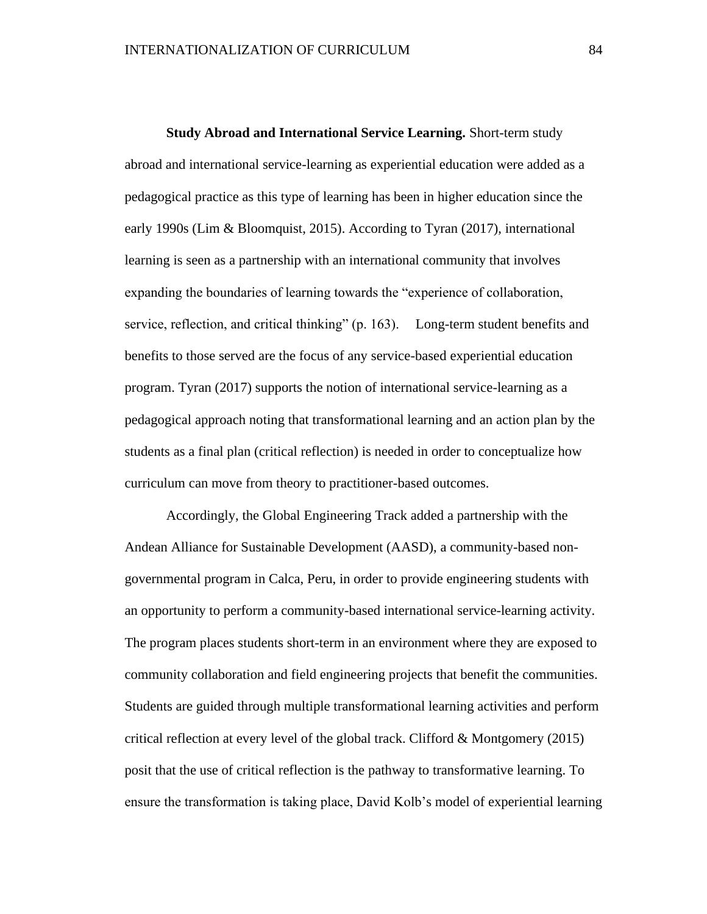**Study Abroad and International Service Learning.** Short-term study abroad and international service-learning as experiential education were added as a pedagogical practice as this type of learning has been in higher education since the early 1990s (Lim & Bloomquist, 2015). According to Tyran (2017), international learning is seen as a partnership with an international community that involves expanding the boundaries of learning towards the "experience of collaboration, service, reflection, and critical thinking" (p. 163). Long-term student benefits and benefits to those served are the focus of any service-based experiential education program. Tyran (2017) supports the notion of international service-learning as a pedagogical approach noting that transformational learning and an action plan by the students as a final plan (critical reflection) is needed in order to conceptualize how curriculum can move from theory to practitioner-based outcomes.

Accordingly, the Global Engineering Track added a partnership with the Andean Alliance for Sustainable Development (AASD), a community-based non-governmental program in Calca, Peru, in order to provide engineering students with an opportunity to perform a community-based international service-learning activity. The program places students short-term in an environment where they are exposed to community collaboration and field engineering projects that benefit the communities. Students are guided through multiple transformational learning activities and perform critical reflection at every level of the global track. Clifford & Montgomery (2015) posit that the use of critical reflection is the pathway to transformative learning. To ensure the transformation is taking place, David Kolb's model of experiential learning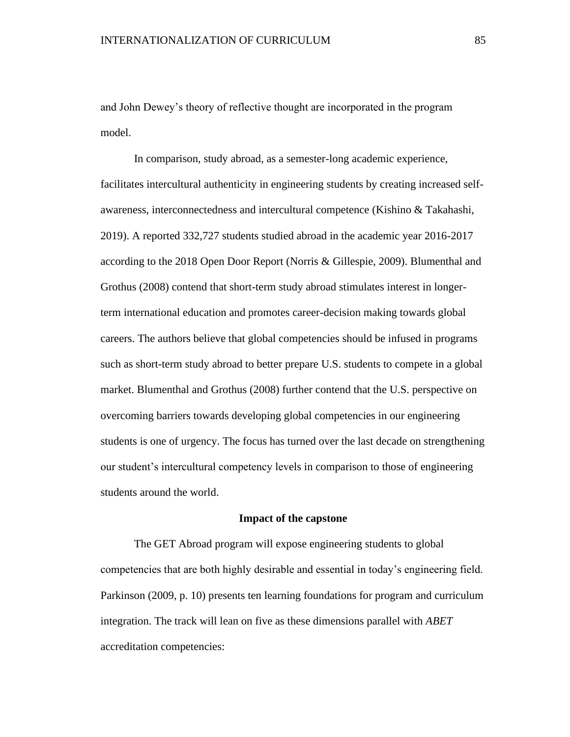and John Dewey's theory of reflective thought are incorporated in the program model.

In comparison, study abroad, as a semester-long academic experience, facilitates intercultural authenticity in engineering students by creating increased self-awareness, interconnectedness and intercultural competence (Kishino & Takahashi, 2019). A reported 332,727 students studied abroad in the academic year 2016-2017 according to the 2018 Open Door Report (Norris & Gillespie, 2009). Blumenthal and Grothus (2008) contend that short-term study abroad stimulates interest in longer-term international education and promotes career-decision making towards global careers. The authors believe that global competencies should be infused in programs such as short-term study abroad to better prepare U.S. students to compete in a global market. Blumenthal and Grothus (2008) further contend that the U.S. perspective on overcoming barriers towards developing global competencies in our engineering students is one of urgency. The focus has turned over the last decade on strengthening our student's intercultural competency levels in comparison to those of engineering students around the world.

## Impact of the capstone

The GET Abroad program will expose engineering students to global competencies that are both highly desirable and essential in today's engineering field. Parkinson (2009, p. 10) presents ten learning foundations for program and curriculum integration. The track will lean on five as these dimensions parallel with *ABET* accreditation competencies: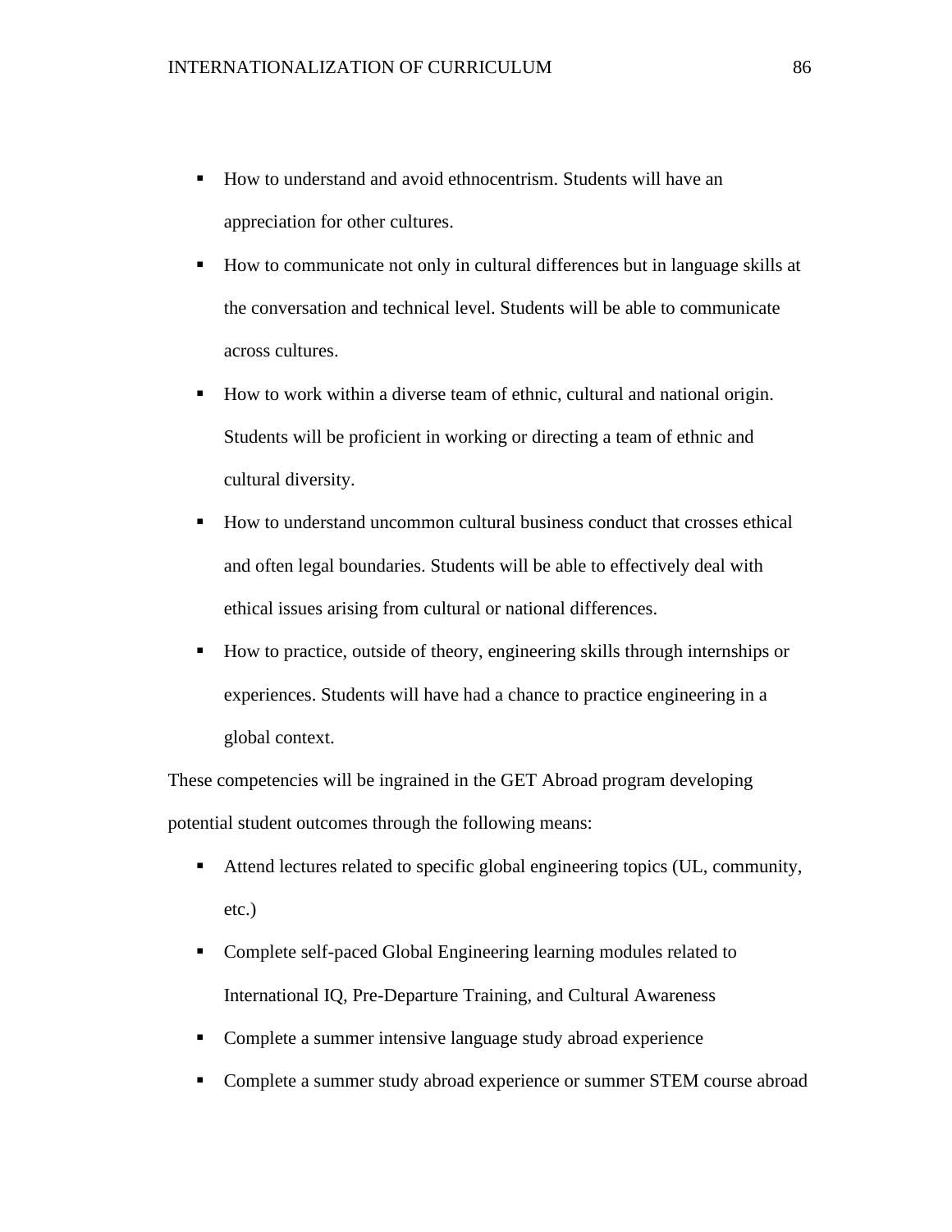- How to understand and avoid ethnocentrism. Students will have an appreciation for other cultures.
- How to communicate not only in cultural differences but in language skills at the conversation and technical level. Students will be able to communicate across cultures.
- How to work within a diverse team of ethnic, cultural and national origin. Students will be proficient in working or directing a team of ethnic and cultural diversity.
- How to understand uncommon cultural business conduct that crosses ethical and often legal boundaries. Students will be able to effectively deal with ethical issues arising from cultural or national differences.
- How to practice, outside of theory, engineering skills through internships or experiences. Students will have had a chance to practice engineering in a global context.

These competencies will be ingrained in the GET Abroad program developing potential student outcomes through the following means:

- Attend lectures related to specific global engineering topics (UL, community, etc.)
- Complete self-paced Global Engineering learning modules related to International IQ, Pre-Departure Training, and Cultural Awareness
- Complete a summer intensive language study abroad experience
- Complete a summer study abroad experience or summer STEM course abroad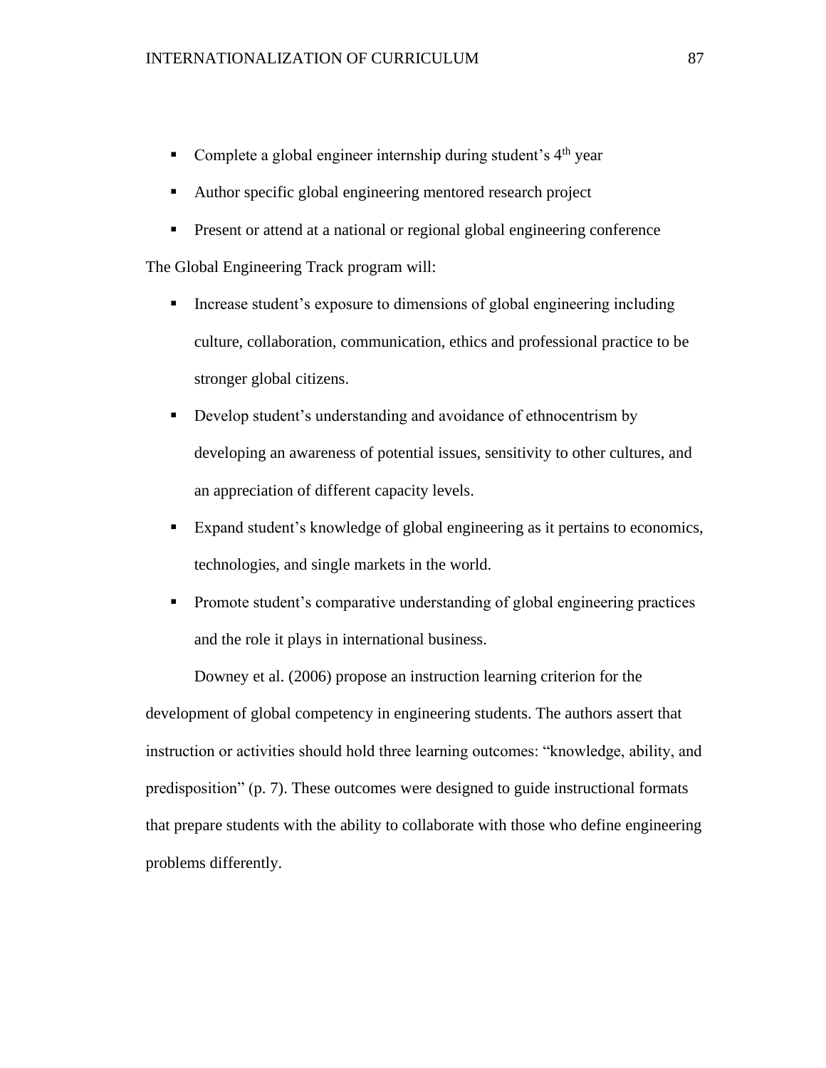- Complete a global engineer internship during student's 4th year
- Author specific global engineering mentored research project
- Present or attend at a national or regional global engineering conference

The Global Engineering Track program will:

- Increase student's exposure to dimensions of global engineering including culture, collaboration, communication, ethics and professional practice to be stronger global citizens.
- Develop student's understanding and avoidance of ethnocentrism by developing an awareness of potential issues, sensitivity to other cultures, and an appreciation of different capacity levels.
- Expand student's knowledge of global engineering as it pertains to economics, technologies, and single markets in the world.
- Promote student's comparative understanding of global engineering practices and the role it plays in international business.

Downey et al. (2006) propose an instruction learning criterion for the development of global competency in engineering students. The authors assert that instruction or activities should hold three learning outcomes: "knowledge, ability, and predisposition" (p. 7). These outcomes were designed to guide instructional formats that prepare students with the ability to collaborate with those who define engineering problems differently.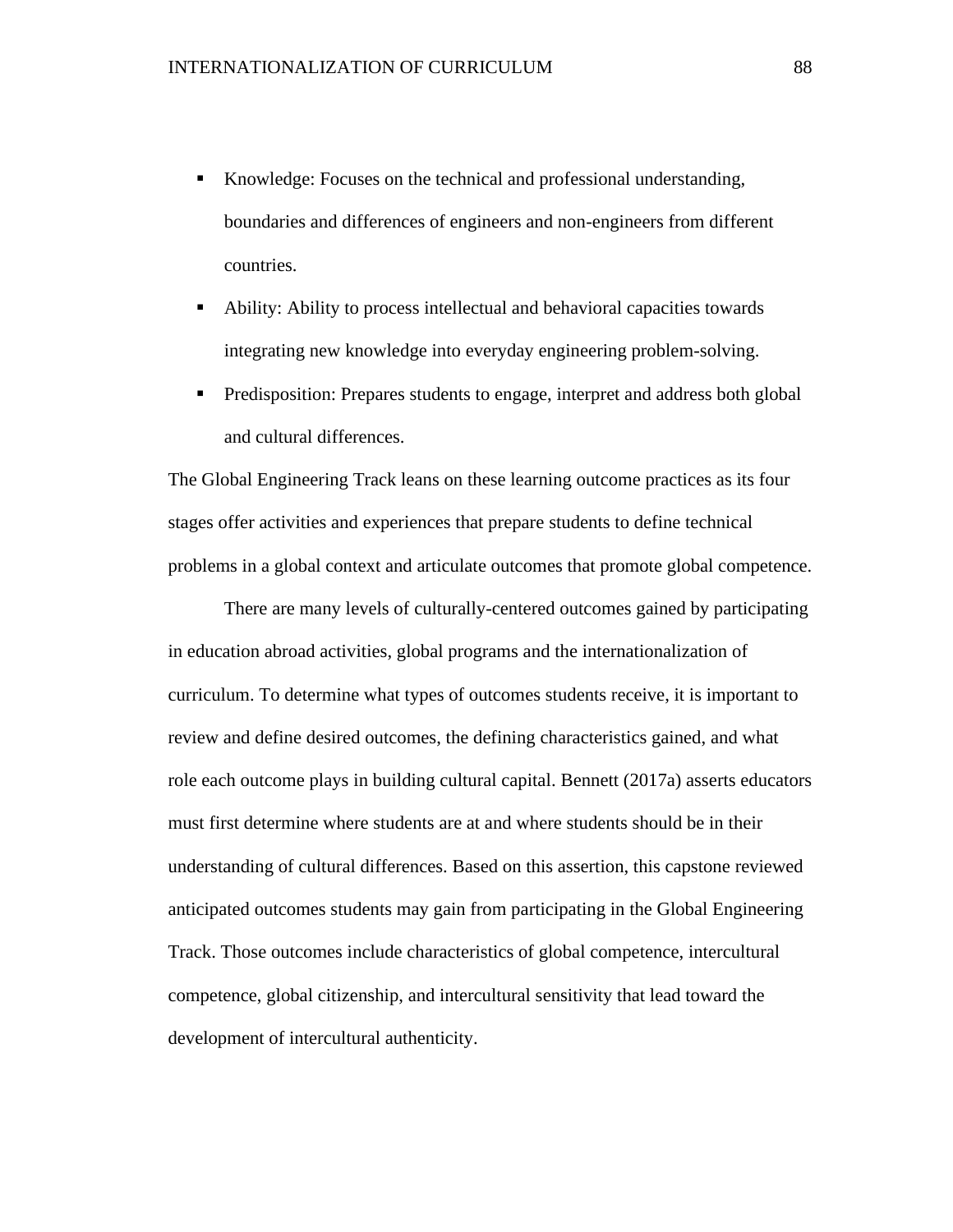- Knowledge: Focuses on the technical and professional understanding, boundaries and differences of engineers and non-engineers from different countries.
- Ability: Ability to process intellectual and behavioral capacities towards integrating new knowledge into everyday engineering problem-solving.
- Predisposition: Prepares students to engage, interpret and address both global and cultural differences.

The Global Engineering Track leans on these learning outcome practices as its four stages offer activities and experiences that prepare students to define technical problems in a global context and articulate outcomes that promote global competence.

There are many levels of culturally-centered outcomes gained by participating in education abroad activities, global programs and the internationalization of curriculum. To determine what types of outcomes students receive, it is important to review and define desired outcomes, the defining characteristics gained, and what role each outcome plays in building cultural capital. Bennett (2017a) asserts educators must first determine where students are at and where students should be in their understanding of cultural differences. Based on this assertion, this capstone reviewed anticipated outcomes students may gain from participating in the Global Engineering Track. Those outcomes include characteristics of global competence, intercultural competence, global citizenship, and intercultural sensitivity that lead toward the development of intercultural authenticity.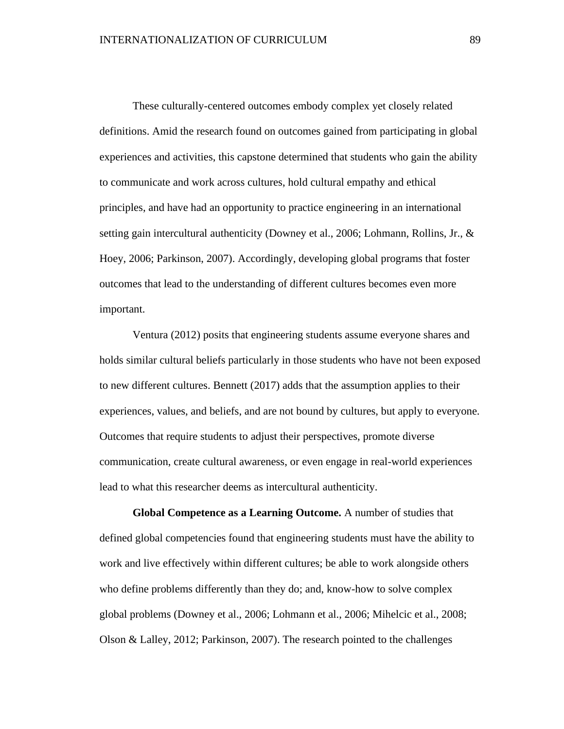These culturally-centered outcomes embody complex yet closely related definitions. Amid the research found on outcomes gained from participating in global experiences and activities, this capstone determined that students who gain the ability to communicate and work across cultures, hold cultural empathy and ethical principles, and have had an opportunity to practice engineering in an international setting gain intercultural authenticity (Downey et al., 2006; Lohmann, Rollins, Jr., & Hoey, 2006; Parkinson, 2007). Accordingly, developing global programs that foster outcomes that lead to the understanding of different cultures becomes even more important.

Ventura (2012) posits that engineering students assume everyone shares and holds similar cultural beliefs particularly in those students who have not been exposed to new different cultures. Bennett (2017) adds that the assumption applies to their experiences, values, and beliefs, and are not bound by cultures, but apply to everyone. Outcomes that require students to adjust their perspectives, promote diverse communication, create cultural awareness, or even engage in real-world experiences lead to what this researcher deems as intercultural authenticity.

**Global Competence as a Learning Outcome.** A number of studies that defined global competencies found that engineering students must have the ability to work and live effectively within different cultures; be able to work alongside others who define problems differently than they do; and, know-how to solve complex global problems (Downey et al., 2006; Lohmann et al., 2006; Mihelcic et al., 2008; Olson & Lalley, 2012; Parkinson, 2007). The research pointed to the challenges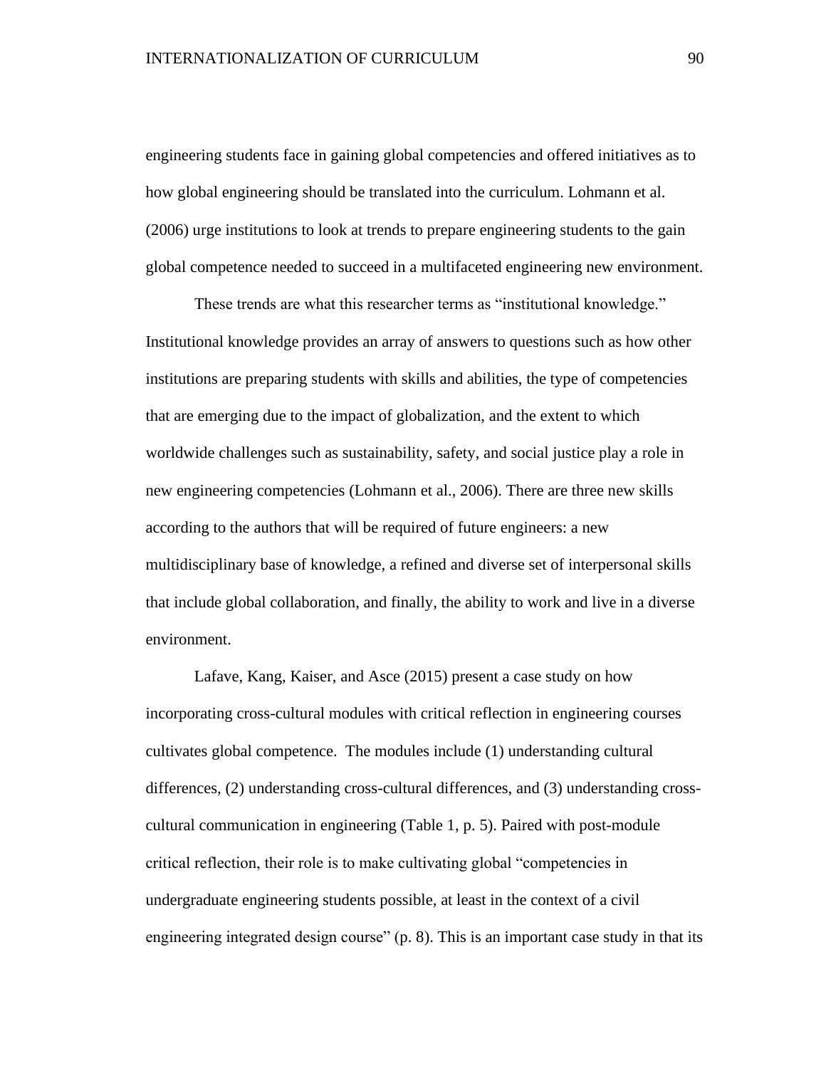engineering students face in gaining global competencies and offered initiatives as to how global engineering should be translated into the curriculum. Lohmann et al. (2006) urge institutions to look at trends to prepare engineering students to the gain global competence needed to succeed in a multifaceted engineering new environment.

These trends are what this researcher terms as "institutional knowledge." Institutional knowledge provides an array of answers to questions such as how other institutions are preparing students with skills and abilities, the type of competencies that are emerging due to the impact of globalization, and the extent to which worldwide challenges such as sustainability, safety, and social justice play a role in new engineering competencies (Lohmann et al., 2006). There are three new skills according to the authors that will be required of future engineers: a new multidisciplinary base of knowledge, a refined and diverse set of interpersonal skills that include global collaboration, and finally, the ability to work and live in a diverse environment.

Lafave, Kang, Kaiser, and Asce (2015) present a case study on how incorporating cross-cultural modules with critical reflection in engineering courses cultivates global competence. The modules include (1) understanding cultural differences, (2) understanding cross-cultural differences, and (3) understanding cross-cultural communication in engineering (Table 1, p. 5). Paired with post-module critical reflection, their role is to make cultivating global "competencies in undergraduate engineering students possible, at least in the context of a civil engineering integrated design course" (p. 8). This is an important case study in that its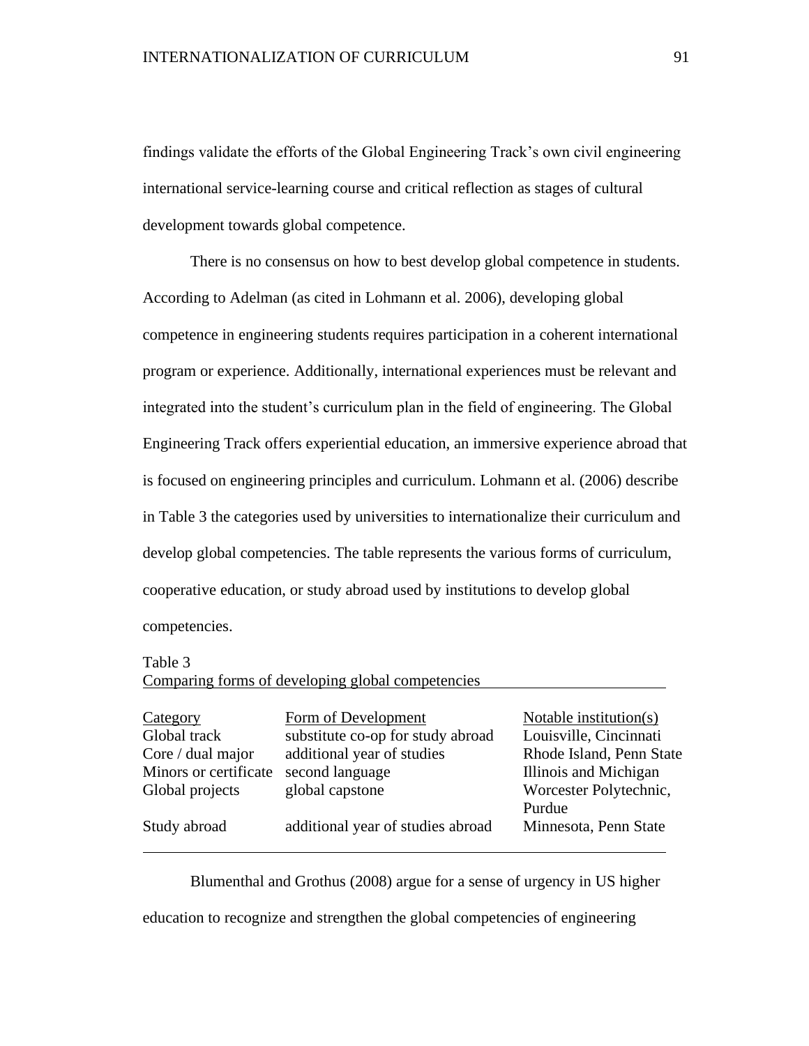findings validate the efforts of the Global Engineering Track's own civil engineering international service-learning course and critical reflection as stages of cultural development towards global competence.

There is no consensus on how to best develop global competence in students. According to Adelman (as cited in Lohmann et al. 2006), developing global competence in engineering students requires participation in a coherent international program or experience. Additionally, international experiences must be relevant and integrated into the student's curriculum plan in the field of engineering. The Global Engineering Track offers experiential education, an immersive experience abroad that is focused on engineering principles and curriculum. Lohmann et al. (2006) describe in Table 3 the categories used by universities to internationalize their curriculum and develop global competencies. The table represents the various forms of curriculum, cooperative education, or study abroad used by institutions to develop global competencies.

Table 3
Comparing forms of developing global competencies

| Category | Form of Development | Notable institution(s) |
| --- | --- | --- |
| Global track | substitute co-op for study abroad | Louisville, Cincinnati |
| Core / dual major | additional year of studies | Rhode Island, Penn State |
| Minors or certificate | second language | Illinois and Michigan |
| Global projects | global capstone | Worcester Polytechnic, Purdue |
| Study abroad | additional year of studies abroad | Minnesota, Penn State |

Blumenthal and Grothus (2008) argue for a sense of urgency in US higher education to recognize and strengthen the global competencies of engineering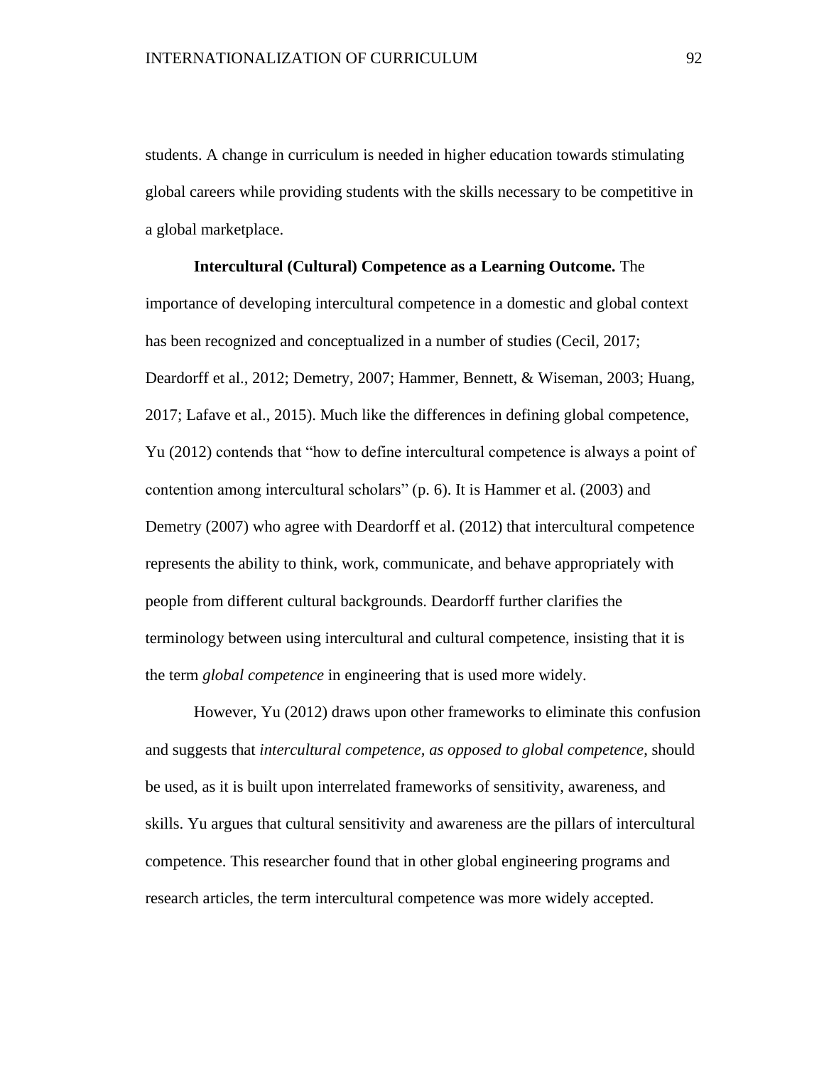students. A change in curriculum is needed in higher education towards stimulating global careers while providing students with the skills necessary to be competitive in a global marketplace.

**Intercultural (Cultural) Competence as a Learning Outcome.** The importance of developing intercultural competence in a domestic and global context has been recognized and conceptualized in a number of studies (Cecil, 2017; Deardorff et al., 2012; Demetry, 2007; Hammer, Bennett, & Wiseman, 2003; Huang, 2017; Lafave et al., 2015). Much like the differences in defining global competence, Yu (2012) contends that "how to define intercultural competence is always a point of contention among intercultural scholars" (p. 6). It is Hammer et al. (2003) and Demetry (2007) who agree with Deardorff et al. (2012) that intercultural competence represents the ability to think, work, communicate, and behave appropriately with people from different cultural backgrounds. Deardorff further clarifies the terminology between using intercultural and cultural competence, insisting that it is the term *global competence* in engineering that is used more widely.

However, Yu (2012) draws upon other frameworks to eliminate this confusion and suggests that *intercultural competence, as opposed to global competence*, should be used, as it is built upon interrelated frameworks of sensitivity, awareness, and skills. Yu argues that cultural sensitivity and awareness are the pillars of intercultural competence. This researcher found that in other global engineering programs and research articles, the term intercultural competence was more widely accepted.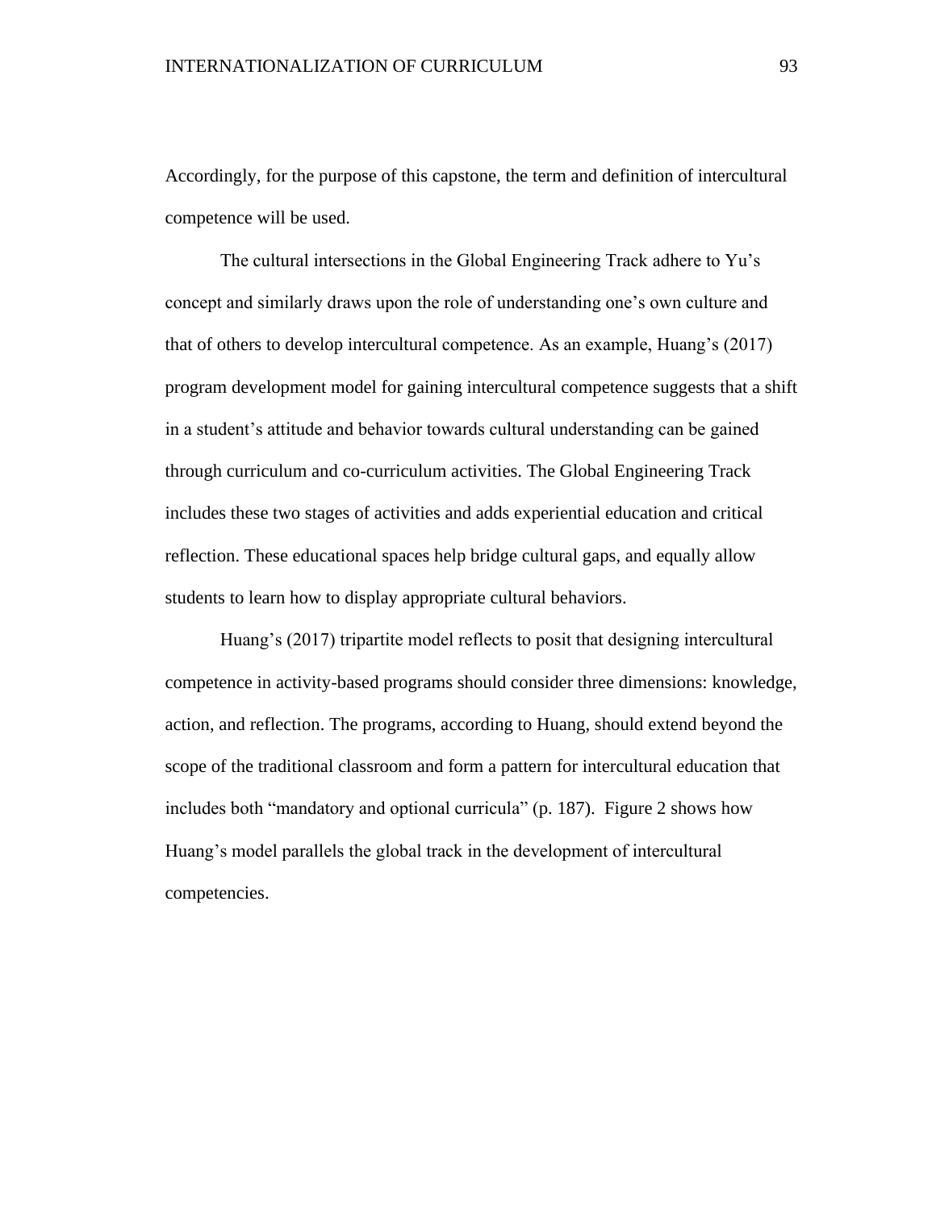Accordingly, for the purpose of this capstone, the term and definition of intercultural competence will be used.

The cultural intersections in the Global Engineering Track adhere to Yu's concept and similarly draws upon the role of understanding one's own culture and that of others to develop intercultural competence. As an example, Huang's (2017) program development model for gaining intercultural competence suggests that a shift in a student's attitude and behavior towards cultural understanding can be gained through curriculum and co-curriculum activities. The Global Engineering Track includes these two stages of activities and adds experiential education and critical reflection. These educational spaces help bridge cultural gaps, and equally allow students to learn how to display appropriate cultural behaviors.

Huang's (2017) tripartite model reflects to posit that designing intercultural competence in activity-based programs should consider three dimensions: knowledge, action, and reflection. The programs, according to Huang, should extend beyond the scope of the traditional classroom and form a pattern for intercultural education that includes both "mandatory and optional curricula" (p. 187). Figure 2 shows how Huang's model parallels the global track in the development of intercultural competencies.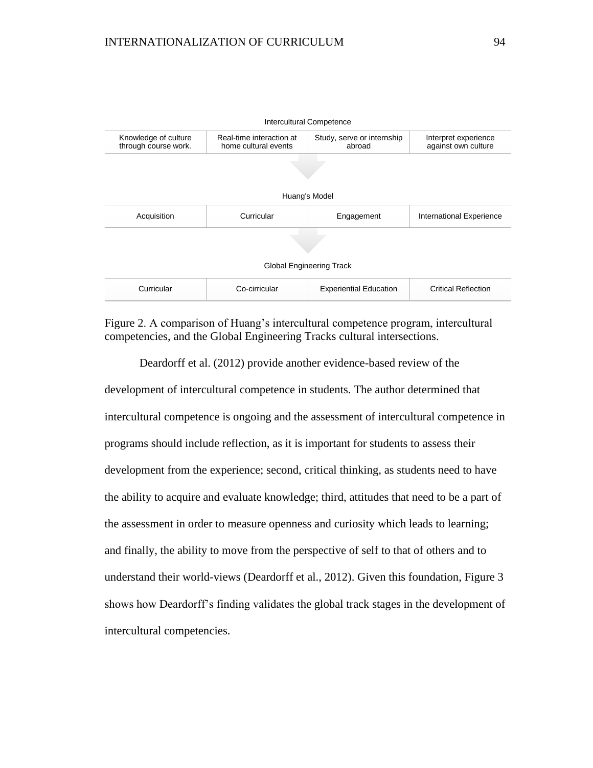Intercultural Competence

| Knowledge of culture through course work. | Real-time interaction at home cultural events | Study, serve or internship abroad | Interpret experience against own culture |
|---|---|---|---|

Huang's Model

| Acquisition | Curricular | Engagement | International Experience |
|---|---|---|---|

Global Engineering Track

| Curricular | Co-cirricular | Experiential Education | Critical Reflection |
|---|---|---|---|

Figure 2. A comparison of Huang's intercultural competence program, intercultural competencies, and the Global Engineering Tracks cultural intersections.

Deardorff et al. (2012) provide another evidence-based review of the development of intercultural competence in students. The author determined that intercultural competence is ongoing and the assessment of intercultural competence in programs should include reflection, as it is important for students to assess their development from the experience; second, critical thinking, as students need to have the ability to acquire and evaluate knowledge; third, attitudes that need to be a part of the assessment in order to measure openness and curiosity which leads to learning; and finally, the ability to move from the perspective of self to that of others and to understand their world-views (Deardorff et al., 2012). Given this foundation, Figure 3 shows how Deardorff's finding validates the global track stages in the development of intercultural competencies.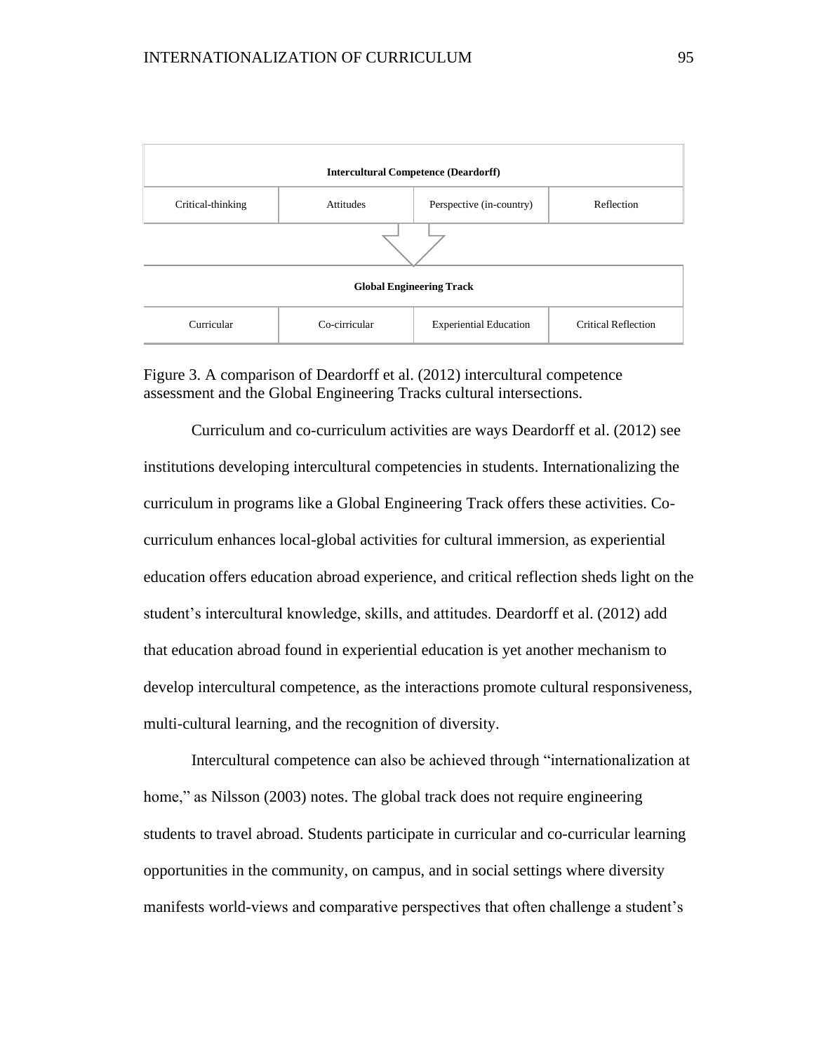| Intercultural Competence (Deardorff) | | | |
|---|---|---|---|
| Critical-thinking | Attitudes | Perspective (in-country) | Reflection |

| Global Engineering Track | | | |
|---|---|---|---|
| Curricular | Co-cirricular | Experiential Education | Critical Reflection |

Figure 3. A comparison of Deardorff et al. (2012) intercultural competence assessment and the Global Engineering Tracks cultural intersections.

Curriculum and co-curriculum activities are ways Deardorff et al. (2012) see institutions developing intercultural competencies in students. Internationalizing the curriculum in programs like a Global Engineering Track offers these activities. Co-curriculum enhances local-global activities for cultural immersion, as experiential education offers education abroad experience, and critical reflection sheds light on the student's intercultural knowledge, skills, and attitudes. Deardorff et al. (2012) add that education abroad found in experiential education is yet another mechanism to develop intercultural competence, as the interactions promote cultural responsiveness, multi-cultural learning, and the recognition of diversity.

Intercultural competence can also be achieved through "internationalization at home," as Nilsson (2003) notes. The global track does not require engineering students to travel abroad. Students participate in curricular and co-curricular learning opportunities in the community, on campus, and in social settings where diversity manifests world-views and comparative perspectives that often challenge a student's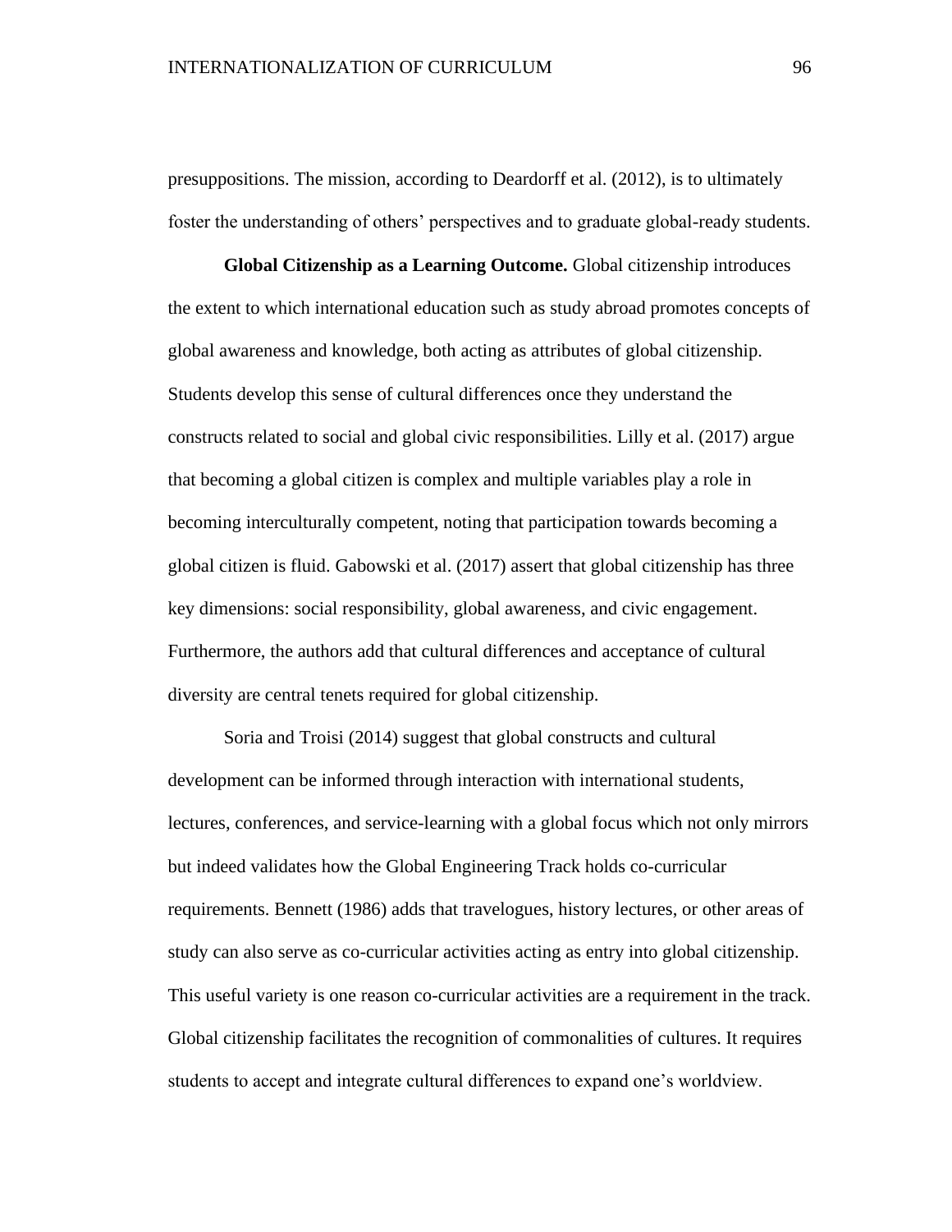presuppositions. The mission, according to Deardorff et al. (2012), is to ultimately foster the understanding of others' perspectives and to graduate global-ready students.

**Global Citizenship as a Learning Outcome.** Global citizenship introduces the extent to which international education such as study abroad promotes concepts of global awareness and knowledge, both acting as attributes of global citizenship. Students develop this sense of cultural differences once they understand the constructs related to social and global civic responsibilities. Lilly et al. (2017) argue that becoming a global citizen is complex and multiple variables play a role in becoming interculturally competent, noting that participation towards becoming a global citizen is fluid. Gabowski et al. (2017) assert that global citizenship has three key dimensions: social responsibility, global awareness, and civic engagement. Furthermore, the authors add that cultural differences and acceptance of cultural diversity are central tenets required for global citizenship.

Soria and Troisi (2014) suggest that global constructs and cultural development can be informed through interaction with international students, lectures, conferences, and service-learning with a global focus which not only mirrors but indeed validates how the Global Engineering Track holds co-curricular requirements. Bennett (1986) adds that travelogues, history lectures, or other areas of study can also serve as co-curricular activities acting as entry into global citizenship. This useful variety is one reason co-curricular activities are a requirement in the track. Global citizenship facilitates the recognition of commonalities of cultures. It requires students to accept and integrate cultural differences to expand one's worldview.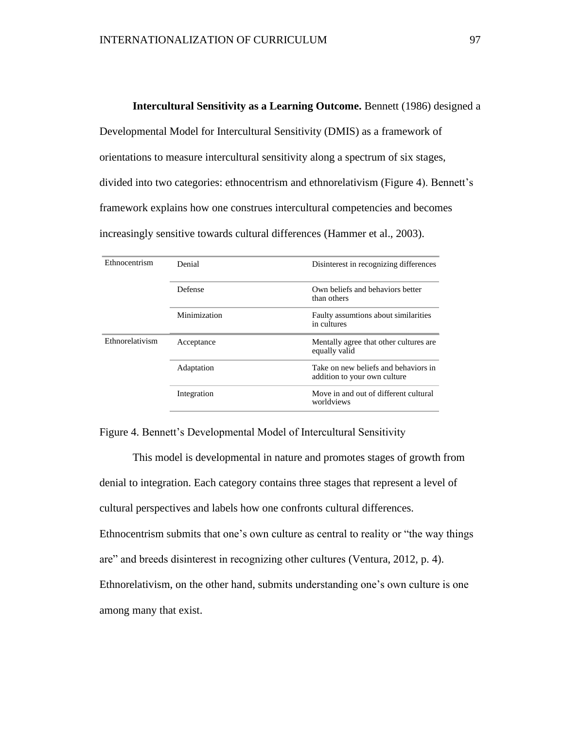**Intercultural Sensitivity as a Learning Outcome.** Bennett (1986) designed a Developmental Model for Intercultural Sensitivity (DMIS) as a framework of orientations to measure intercultural sensitivity along a spectrum of six stages, divided into two categories: ethnocentrism and ethnorelativism (Figure 4). Bennett's framework explains how one construes intercultural competencies and becomes increasingly sensitive towards cultural differences (Hammer et al., 2003).

| | | |
|---|---|---|
| Ethnocentrism | Denial | Disinterest in recognizing differences |
| | Defense | Own beliefs and behaviors better than others |
| | Minimization | Faulty assumtions about similarities in cultures |
| Ethnorelativism | Acceptance | Mentally agree that other cultures are equally valid |
| | Adaptation | Take on new beliefs and behaviors in addition to your own culture |
| | Integration | Move in and out of different cultural worldviews |

Figure 4. Bennett's Developmental Model of Intercultural Sensitivity

This model is developmental in nature and promotes stages of growth from denial to integration. Each category contains three stages that represent a level of cultural perspectives and labels how one confronts cultural differences. Ethnocentrism submits that one's own culture as central to reality or "the way things are" and breeds disinterest in recognizing other cultures (Ventura, 2012, p. 4). Ethnorelativism, on the other hand, submits understanding one's own culture is one among many that exist.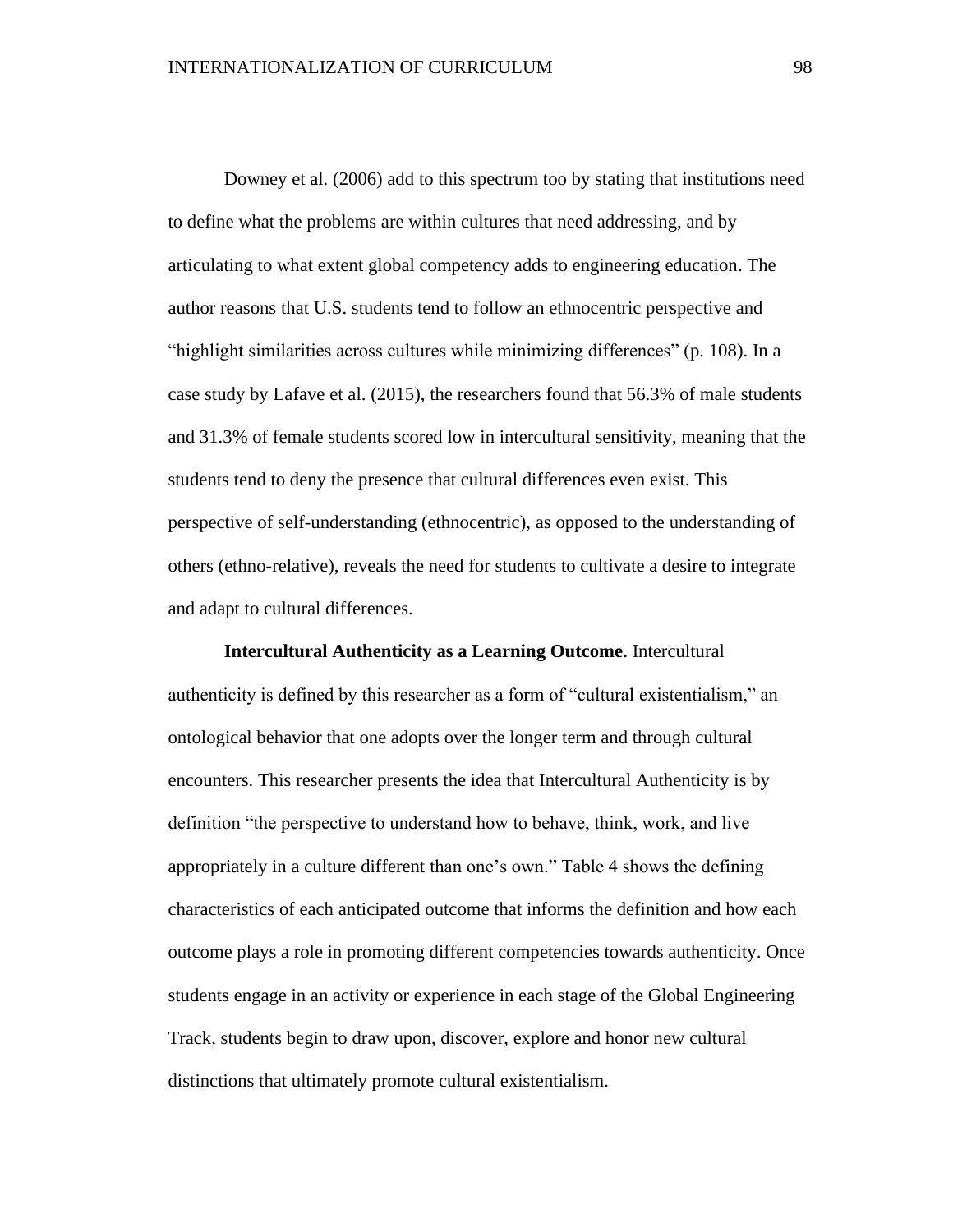Downey et al. (2006) add to this spectrum too by stating that institutions need to define what the problems are within cultures that need addressing, and by articulating to what extent global competency adds to engineering education. The author reasons that U.S. students tend to follow an ethnocentric perspective and "highlight similarities across cultures while minimizing differences" (p. 108). In a case study by Lafave et al. (2015), the researchers found that 56.3% of male students and 31.3% of female students scored low in intercultural sensitivity, meaning that the students tend to deny the presence that cultural differences even exist. This perspective of self-understanding (ethnocentric), as opposed to the understanding of others (ethno-relative), reveals the need for students to cultivate a desire to integrate and adapt to cultural differences.

**Intercultural Authenticity as a Learning Outcome.** Intercultural authenticity is defined by this researcher as a form of "cultural existentialism," an ontological behavior that one adopts over the longer term and through cultural encounters. This researcher presents the idea that Intercultural Authenticity is by definition "the perspective to understand how to behave, think, work, and live appropriately in a culture different than one's own." Table 4 shows the defining characteristics of each anticipated outcome that informs the definition and how each outcome plays a role in promoting different competencies towards authenticity. Once students engage in an activity or experience in each stage of the Global Engineering Track, students begin to draw upon, discover, explore and honor new cultural distinctions that ultimately promote cultural existentialism.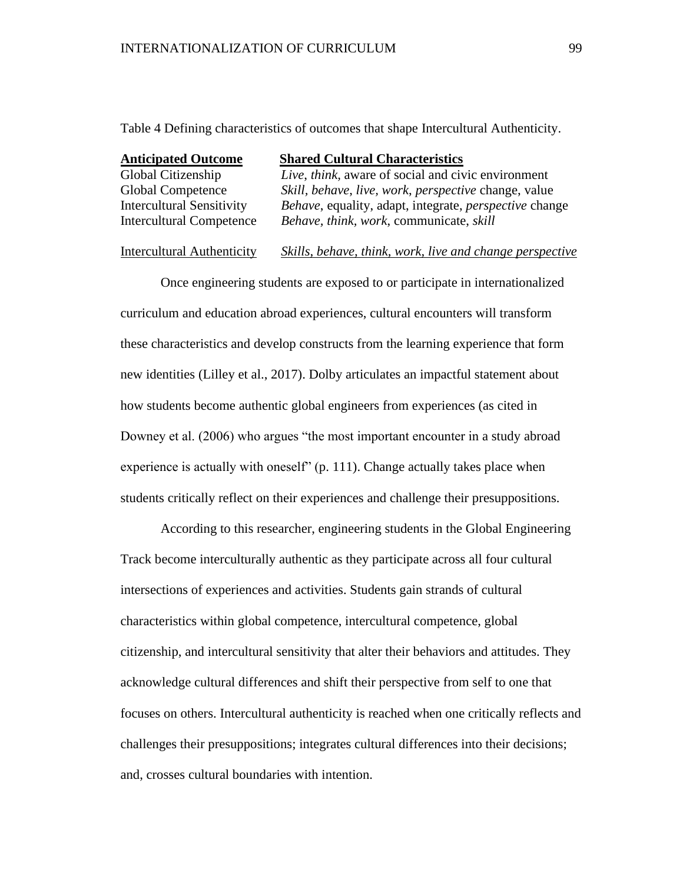Table 4 Defining characteristics of outcomes that shape Intercultural Authenticity.

| **Anticipated Outcome** | **Shared Cultural Characteristics** |
|---|---|
| Global Citizenship | *Live, think,* aware of social and civic environment |
| Global Competence | *Skill, behave, live, work, perspective* change, value |
| Intercultural Sensitivity | *Behave,* equality, adapt, integrate, *perspective* change |
| Intercultural Competence | *Behave, think, work,* communicate, *skill* |
| Intercultural Authenticity | *Skills, behave, think, work, live and change perspective* |

Once engineering students are exposed to or participate in internationalized curriculum and education abroad experiences, cultural encounters will transform these characteristics and develop constructs from the learning experience that form new identities (Lilley et al., 2017). Dolby articulates an impactful statement about how students become authentic global engineers from experiences (as cited in Downey et al. (2006) who argues "the most important encounter in a study abroad experience is actually with oneself" (p. 111). Change actually takes place when students critically reflect on their experiences and challenge their presuppositions.

According to this researcher, engineering students in the Global Engineering Track become interculturally authentic as they participate across all four cultural intersections of experiences and activities. Students gain strands of cultural characteristics within global competence, intercultural competence, global citizenship, and intercultural sensitivity that alter their behaviors and attitudes. They acknowledge cultural differences and shift their perspective from self to one that focuses on others. Intercultural authenticity is reached when one critically reflects and challenges their presuppositions; integrates cultural differences into their decisions; and, crosses cultural boundaries with intention.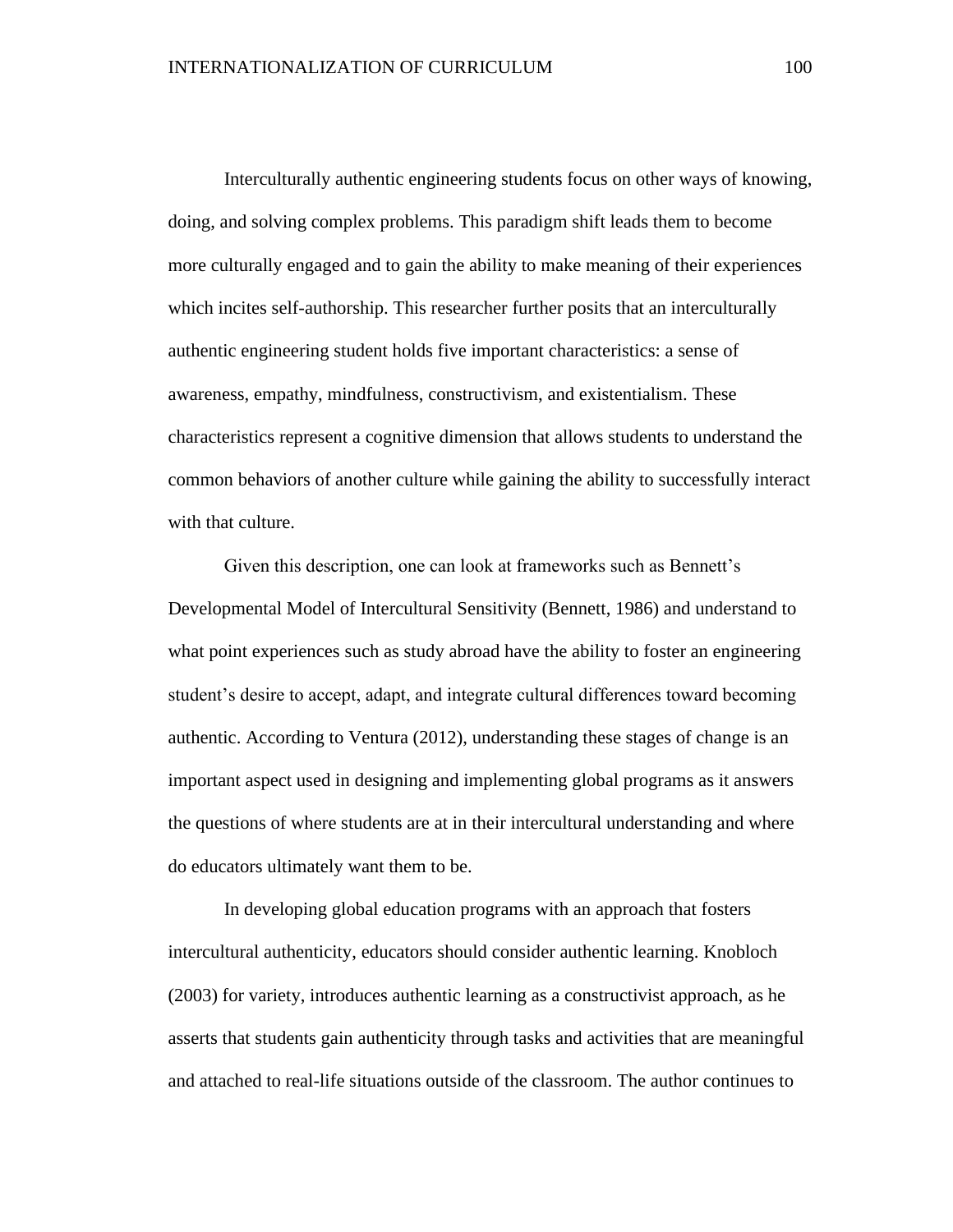Interculturally authentic engineering students focus on other ways of knowing, doing, and solving complex problems. This paradigm shift leads them to become more culturally engaged and to gain the ability to make meaning of their experiences which incites self-authorship. This researcher further posits that an interculturally authentic engineering student holds five important characteristics: a sense of awareness, empathy, mindfulness, constructivism, and existentialism. These characteristics represent a cognitive dimension that allows students to understand the common behaviors of another culture while gaining the ability to successfully interact with that culture.

Given this description, one can look at frameworks such as Bennett's Developmental Model of Intercultural Sensitivity (Bennett, 1986) and understand to what point experiences such as study abroad have the ability to foster an engineering student's desire to accept, adapt, and integrate cultural differences toward becoming authentic. According to Ventura (2012), understanding these stages of change is an important aspect used in designing and implementing global programs as it answers the questions of where students are at in their intercultural understanding and where do educators ultimately want them to be.

In developing global education programs with an approach that fosters intercultural authenticity, educators should consider authentic learning. Knobloch (2003) for variety, introduces authentic learning as a constructivist approach, as he asserts that students gain authenticity through tasks and activities that are meaningful and attached to real-life situations outside of the classroom. The author continues to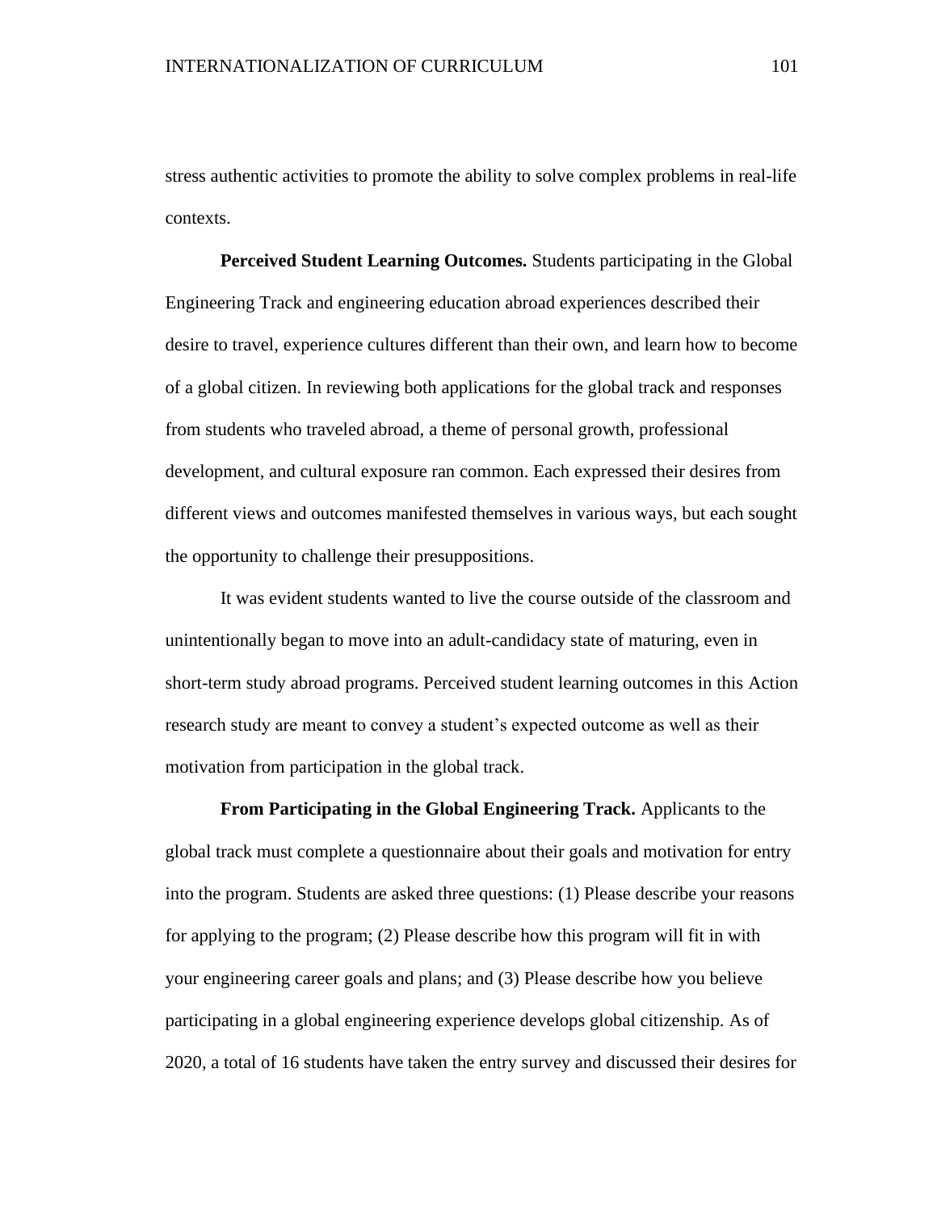stress authentic activities to promote the ability to solve complex problems in real-life contexts.

**Perceived Student Learning Outcomes.** Students participating in the Global Engineering Track and engineering education abroad experiences described their desire to travel, experience cultures different than their own, and learn how to become of a global citizen. In reviewing both applications for the global track and responses from students who traveled abroad, a theme of personal growth, professional development, and cultural exposure ran common. Each expressed their desires from different views and outcomes manifested themselves in various ways, but each sought the opportunity to challenge their presuppositions.

It was evident students wanted to live the course outside of the classroom and unintentionally began to move into an adult-candidacy state of maturing, even in short-term study abroad programs. Perceived student learning outcomes in this Action research study are meant to convey a student's expected outcome as well as their motivation from participation in the global track.

**From Participating in the Global Engineering Track.** Applicants to the global track must complete a questionnaire about their goals and motivation for entry into the program. Students are asked three questions: (1) Please describe your reasons for applying to the program; (2) Please describe how this program will fit in with your engineering career goals and plans; and (3) Please describe how you believe participating in a global engineering experience develops global citizenship. As of 2020, a total of 16 students have taken the entry survey and discussed their desires for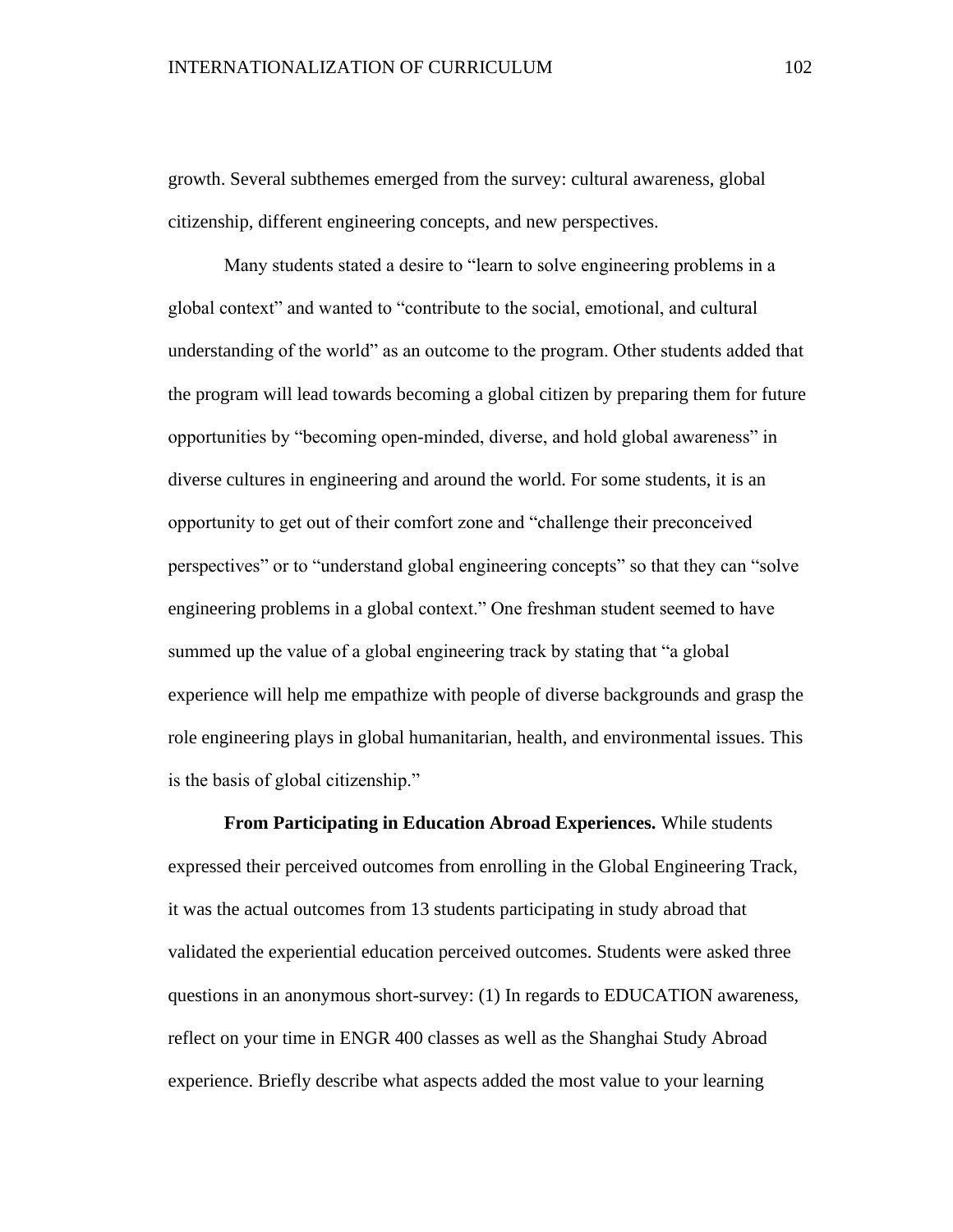growth. Several subthemes emerged from the survey: cultural awareness, global citizenship, different engineering concepts, and new perspectives.

Many students stated a desire to "learn to solve engineering problems in a global context" and wanted to "contribute to the social, emotional, and cultural understanding of the world" as an outcome to the program. Other students added that the program will lead towards becoming a global citizen by preparing them for future opportunities by "becoming open-minded, diverse, and hold global awareness" in diverse cultures in engineering and around the world. For some students, it is an opportunity to get out of their comfort zone and "challenge their preconceived perspectives" or to "understand global engineering concepts" so that they can "solve engineering problems in a global context." One freshman student seemed to have summed up the value of a global engineering track by stating that "a global experience will help me empathize with people of diverse backgrounds and grasp the role engineering plays in global humanitarian, health, and environmental issues. This is the basis of global citizenship."

**From Participating in Education Abroad Experiences.** While students expressed their perceived outcomes from enrolling in the Global Engineering Track, it was the actual outcomes from 13 students participating in study abroad that validated the experiential education perceived outcomes. Students were asked three questions in an anonymous short-survey: (1) In regards to EDUCATION awareness, reflect on your time in ENGR 400 classes as well as the Shanghai Study Abroad experience. Briefly describe what aspects added the most value to your learning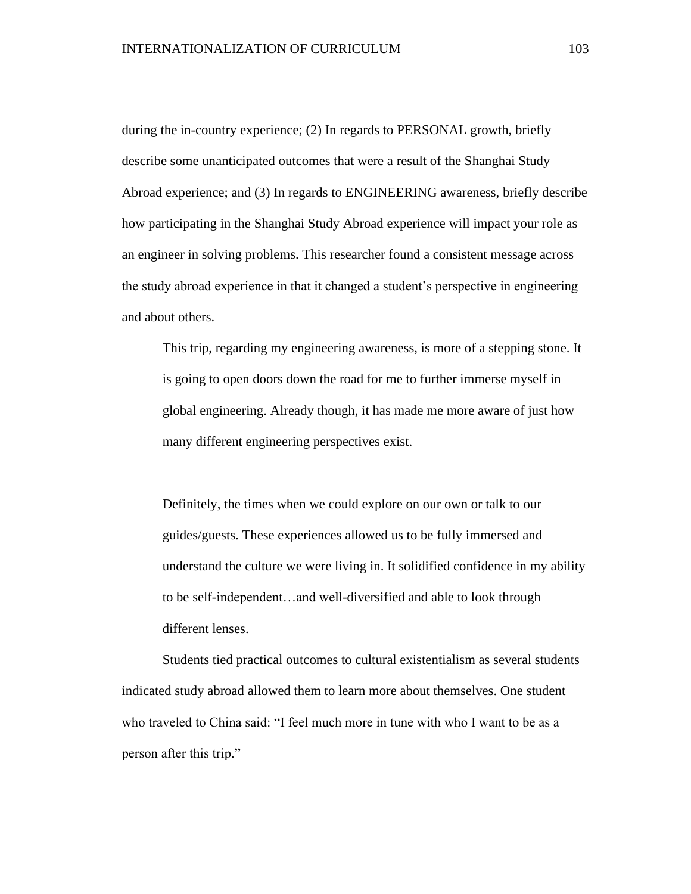during the in-country experience; (2) In regards to PERSONAL growth, briefly describe some unanticipated outcomes that were a result of the Shanghai Study Abroad experience; and (3) In regards to ENGINEERING awareness, briefly describe how participating in the Shanghai Study Abroad experience will impact your role as an engineer in solving problems. This researcher found a consistent message across the study abroad experience in that it changed a student's perspective in engineering and about others.

> This trip, regarding my engineering awareness, is more of a stepping stone. It is going to open doors down the road for me to further immerse myself in global engineering. Already though, it has made me more aware of just how many different engineering perspectives exist.

> Definitely, the times when we could explore on our own or talk to our guides/guests. These experiences allowed us to be fully immersed and understand the culture we were living in. It solidified confidence in my ability to be self-independent…and well-diversified and able to look through different lenses.

Students tied practical outcomes to cultural existentialism as several students indicated study abroad allowed them to learn more about themselves. One student who traveled to China said: "I feel much more in tune with who I want to be as a person after this trip."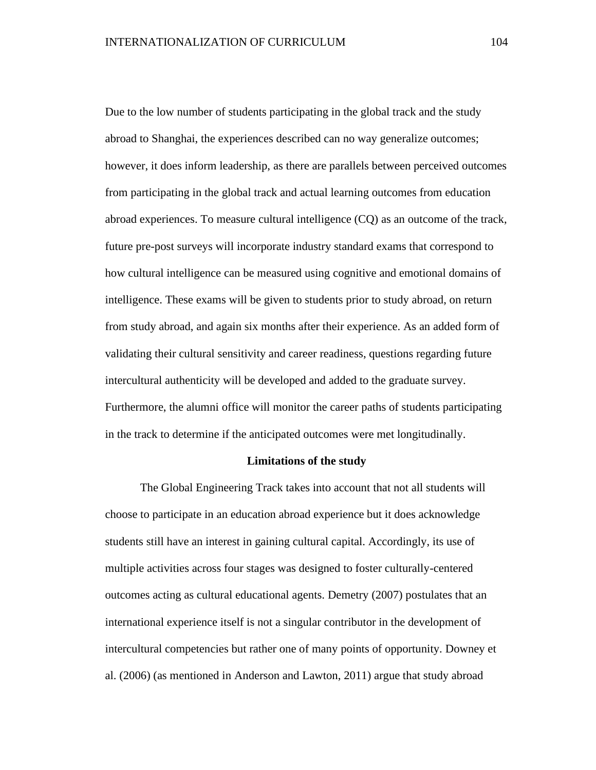Due to the low number of students participating in the global track and the study abroad to Shanghai, the experiences described can no way generalize outcomes; however, it does inform leadership, as there are parallels between perceived outcomes from participating in the global track and actual learning outcomes from education abroad experiences. To measure cultural intelligence (CQ) as an outcome of the track, future pre-post surveys will incorporate industry standard exams that correspond to how cultural intelligence can be measured using cognitive and emotional domains of intelligence. These exams will be given to students prior to study abroad, on return from study abroad, and again six months after their experience. As an added form of validating their cultural sensitivity and career readiness, questions regarding future intercultural authenticity will be developed and added to the graduate survey. Furthermore, the alumni office will monitor the career paths of students participating in the track to determine if the anticipated outcomes were met longitudinally.

## Limitations of the study

The Global Engineering Track takes into account that not all students will choose to participate in an education abroad experience but it does acknowledge students still have an interest in gaining cultural capital. Accordingly, its use of multiple activities across four stages was designed to foster culturally-centered outcomes acting as cultural educational agents. Demetry (2007) postulates that an international experience itself is not a singular contributor in the development of intercultural competencies but rather one of many points of opportunity. Downey et al. (2006) (as mentioned in Anderson and Lawton, 2011) argue that study abroad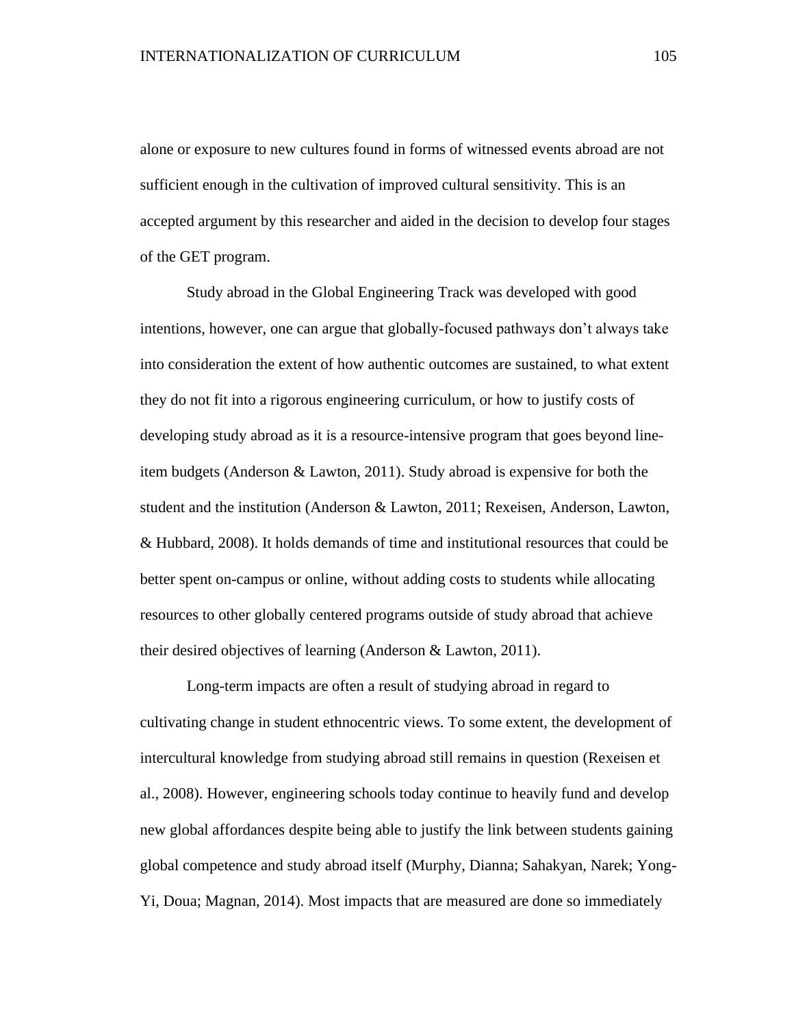alone or exposure to new cultures found in forms of witnessed events abroad are not sufficient enough in the cultivation of improved cultural sensitivity. This is an accepted argument by this researcher and aided in the decision to develop four stages of the GET program.

Study abroad in the Global Engineering Track was developed with good intentions, however, one can argue that globally-focused pathways don't always take into consideration the extent of how authentic outcomes are sustained, to what extent they do not fit into a rigorous engineering curriculum, or how to justify costs of developing study abroad as it is a resource-intensive program that goes beyond line-item budgets (Anderson & Lawton, 2011). Study abroad is expensive for both the student and the institution (Anderson & Lawton, 2011; Rexeisen, Anderson, Lawton, & Hubbard, 2008). It holds demands of time and institutional resources that could be better spent on-campus or online, without adding costs to students while allocating resources to other globally centered programs outside of study abroad that achieve their desired objectives of learning (Anderson & Lawton, 2011).

Long-term impacts are often a result of studying abroad in regard to cultivating change in student ethnocentric views. To some extent, the development of intercultural knowledge from studying abroad still remains in question (Rexeisen et al., 2008). However, engineering schools today continue to heavily fund and develop new global affordances despite being able to justify the link between students gaining global competence and study abroad itself (Murphy, Dianna; Sahakyan, Narek; Yong-Yi, Doua; Magnan, 2014). Most impacts that are measured are done so immediately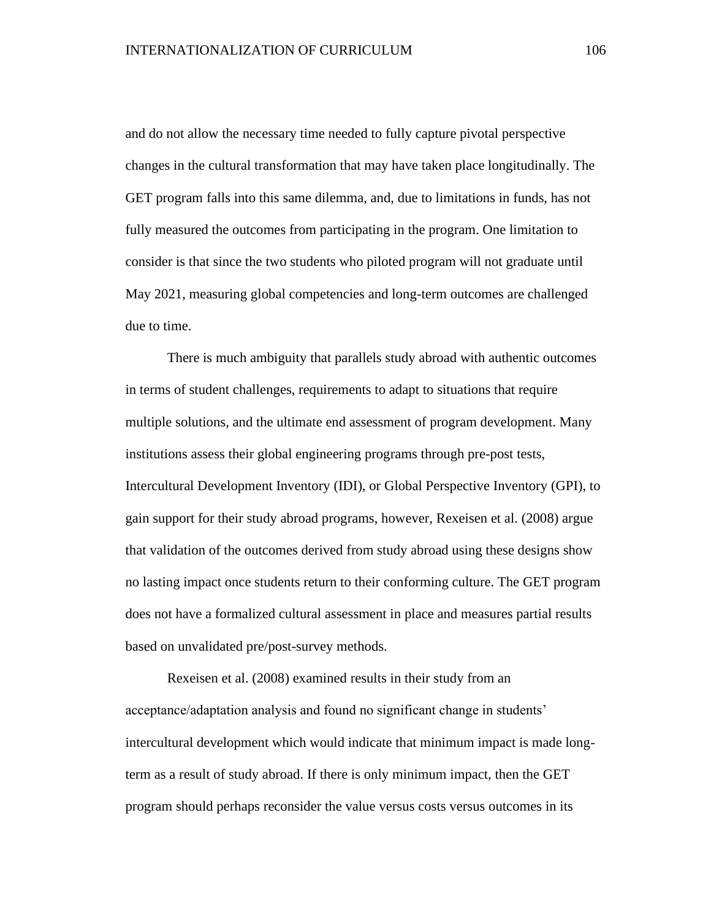and do not allow the necessary time needed to fully capture pivotal perspective changes in the cultural transformation that may have taken place longitudinally. The GET program falls into this same dilemma, and, due to limitations in funds, has not fully measured the outcomes from participating in the program. One limitation to consider is that since the two students who piloted program will not graduate until May 2021, measuring global competencies and long-term outcomes are challenged due to time.

There is much ambiguity that parallels study abroad with authentic outcomes in terms of student challenges, requirements to adapt to situations that require multiple solutions, and the ultimate end assessment of program development. Many institutions assess their global engineering programs through pre-post tests, Intercultural Development Inventory (IDI), or Global Perspective Inventory (GPI), to gain support for their study abroad programs, however, Rexeisen et al. (2008) argue that validation of the outcomes derived from study abroad using these designs show no lasting impact once students return to their conforming culture. The GET program does not have a formalized cultural assessment in place and measures partial results based on unvalidated pre/post-survey methods.

Rexeisen et al. (2008) examined results in their study from an acceptance/adaptation analysis and found no significant change in students' intercultural development which would indicate that minimum impact is made long-term as a result of study abroad. If there is only minimum impact, then the GET program should perhaps reconsider the value versus costs versus outcomes in its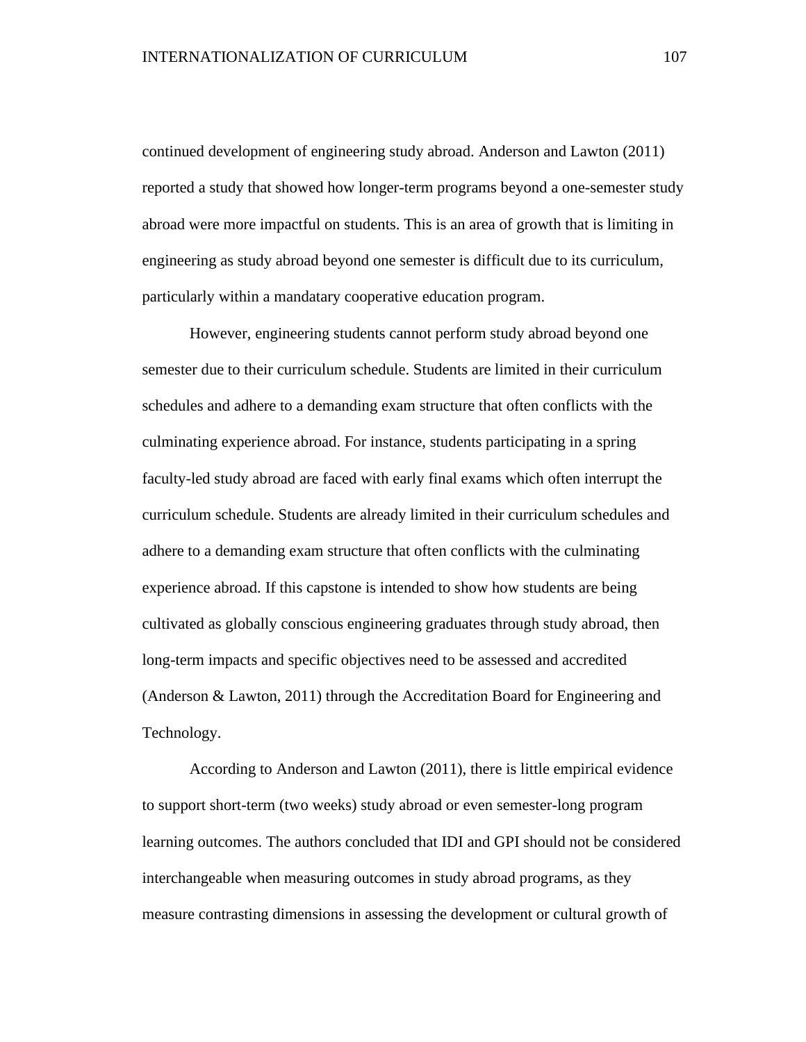continued development of engineering study abroad. Anderson and Lawton (2011) reported a study that showed how longer-term programs beyond a one-semester study abroad were more impactful on students. This is an area of growth that is limiting in engineering as study abroad beyond one semester is difficult due to its curriculum, particularly within a mandatary cooperative education program.

However, engineering students cannot perform study abroad beyond one semester due to their curriculum schedule. Students are limited in their curriculum schedules and adhere to a demanding exam structure that often conflicts with the culminating experience abroad. For instance, students participating in a spring faculty-led study abroad are faced with early final exams which often interrupt the curriculum schedule. Students are already limited in their curriculum schedules and adhere to a demanding exam structure that often conflicts with the culminating experience abroad. If this capstone is intended to show how students are being cultivated as globally conscious engineering graduates through study abroad, then long-term impacts and specific objectives need to be assessed and accredited (Anderson & Lawton, 2011) through the Accreditation Board for Engineering and Technology.

According to Anderson and Lawton (2011), there is little empirical evidence to support short-term (two weeks) study abroad or even semester-long program learning outcomes. The authors concluded that IDI and GPI should not be considered interchangeable when measuring outcomes in study abroad programs, as they measure contrasting dimensions in assessing the development or cultural growth of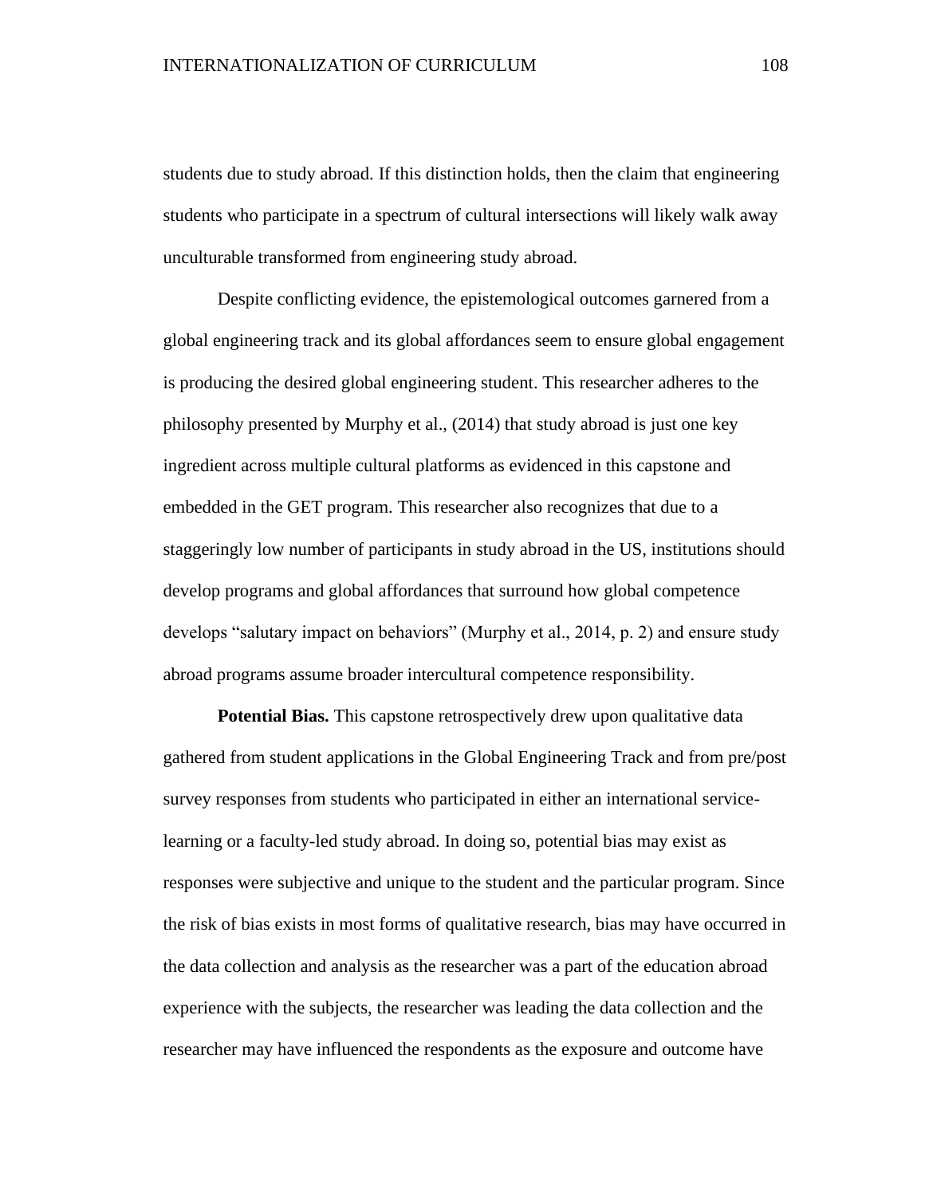students due to study abroad. If this distinction holds, then the claim that engineering students who participate in a spectrum of cultural intersections will likely walk away unculturable transformed from engineering study abroad.

Despite conflicting evidence, the epistemological outcomes garnered from a global engineering track and its global affordances seem to ensure global engagement is producing the desired global engineering student. This researcher adheres to the philosophy presented by Murphy et al., (2014) that study abroad is just one key ingredient across multiple cultural platforms as evidenced in this capstone and embedded in the GET program. This researcher also recognizes that due to a staggeringly low number of participants in study abroad in the US, institutions should develop programs and global affordances that surround how global competence develops "salutary impact on behaviors" (Murphy et al., 2014, p. 2) and ensure study abroad programs assume broader intercultural competence responsibility.

**Potential Bias.** This capstone retrospectively drew upon qualitative data gathered from student applications in the Global Engineering Track and from pre/post survey responses from students who participated in either an international service-learning or a faculty-led study abroad. In doing so, potential bias may exist as responses were subjective and unique to the student and the particular program. Since the risk of bias exists in most forms of qualitative research, bias may have occurred in the data collection and analysis as the researcher was a part of the education abroad experience with the subjects, the researcher was leading the data collection and the researcher may have influenced the respondents as the exposure and outcome have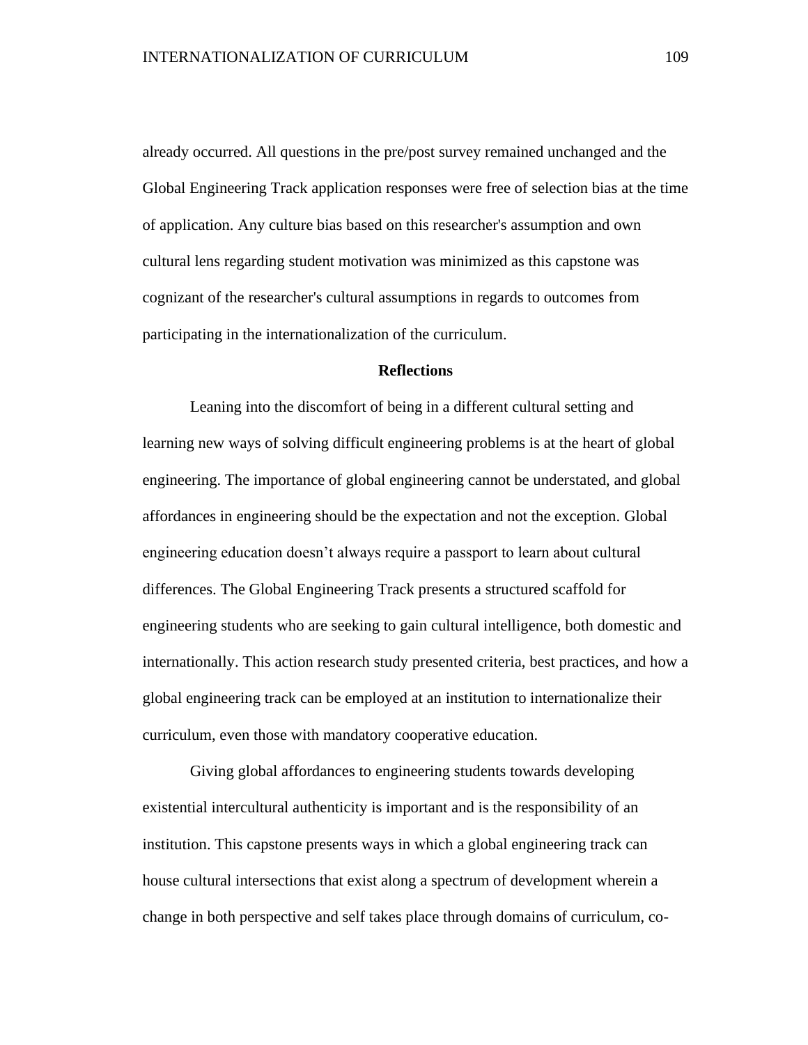already occurred. All questions in the pre/post survey remained unchanged and the Global Engineering Track application responses were free of selection bias at the time of application. Any culture bias based on this researcher's assumption and own cultural lens regarding student motivation was minimized as this capstone was cognizant of the researcher's cultural assumptions in regards to outcomes from participating in the internationalization of the curriculum.

## Reflections

Leaning into the discomfort of being in a different cultural setting and learning new ways of solving difficult engineering problems is at the heart of global engineering. The importance of global engineering cannot be understated, and global affordances in engineering should be the expectation and not the exception. Global engineering education doesn't always require a passport to learn about cultural differences. The Global Engineering Track presents a structured scaffold for engineering students who are seeking to gain cultural intelligence, both domestic and internationally. This action research study presented criteria, best practices, and how a global engineering track can be employed at an institution to internationalize their curriculum, even those with mandatory cooperative education.

Giving global affordances to engineering students towards developing existential intercultural authenticity is important and is the responsibility of an institution. This capstone presents ways in which a global engineering track can house cultural intersections that exist along a spectrum of development wherein a change in both perspective and self takes place through domains of curriculum, co-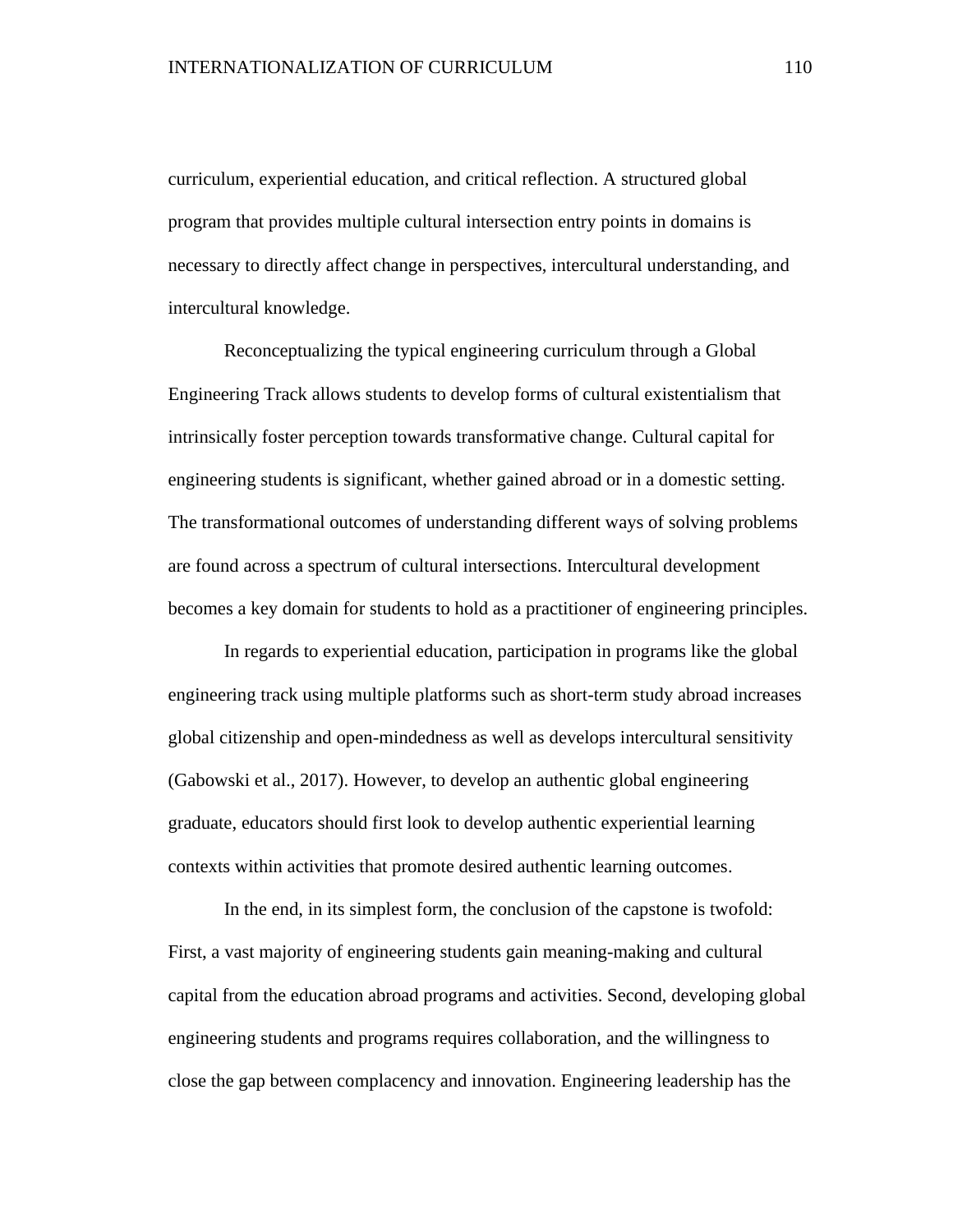curriculum, experiential education, and critical reflection. A structured global program that provides multiple cultural intersection entry points in domains is necessary to directly affect change in perspectives, intercultural understanding, and intercultural knowledge.

Reconceptualizing the typical engineering curriculum through a Global Engineering Track allows students to develop forms of cultural existentialism that intrinsically foster perception towards transformative change. Cultural capital for engineering students is significant, whether gained abroad or in a domestic setting. The transformational outcomes of understanding different ways of solving problems are found across a spectrum of cultural intersections. Intercultural development becomes a key domain for students to hold as a practitioner of engineering principles.

In regards to experiential education, participation in programs like the global engineering track using multiple platforms such as short-term study abroad increases global citizenship and open-mindedness as well as develops intercultural sensitivity (Gabowski et al., 2017). However, to develop an authentic global engineering graduate, educators should first look to develop authentic experiential learning contexts within activities that promote desired authentic learning outcomes.

In the end, in its simplest form, the conclusion of the capstone is twofold: First, a vast majority of engineering students gain meaning-making and cultural capital from the education abroad programs and activities. Second, developing global engineering students and programs requires collaboration, and the willingness to close the gap between complacency and innovation. Engineering leadership has the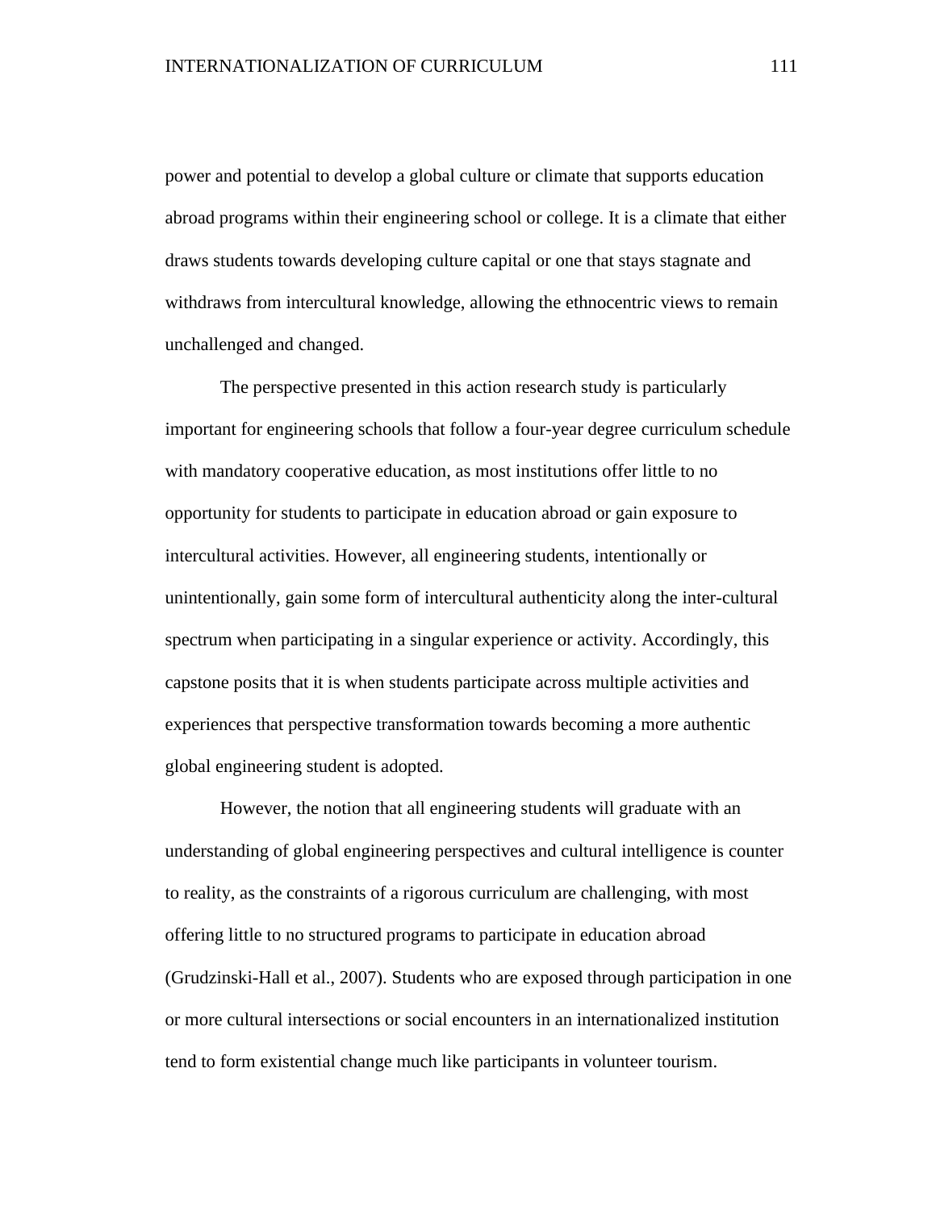power and potential to develop a global culture or climate that supports education abroad programs within their engineering school or college. It is a climate that either draws students towards developing culture capital or one that stays stagnate and withdraws from intercultural knowledge, allowing the ethnocentric views to remain unchallenged and changed.

The perspective presented in this action research study is particularly important for engineering schools that follow a four-year degree curriculum schedule with mandatory cooperative education, as most institutions offer little to no opportunity for students to participate in education abroad or gain exposure to intercultural activities. However, all engineering students, intentionally or unintentionally, gain some form of intercultural authenticity along the inter-cultural spectrum when participating in a singular experience or activity. Accordingly, this capstone posits that it is when students participate across multiple activities and experiences that perspective transformation towards becoming a more authentic global engineering student is adopted.

However, the notion that all engineering students will graduate with an understanding of global engineering perspectives and cultural intelligence is counter to reality, as the constraints of a rigorous curriculum are challenging, with most offering little to no structured programs to participate in education abroad (Grudzinski-Hall et al., 2007). Students who are exposed through participation in one or more cultural intersections or social encounters in an internationalized institution tend to form existential change much like participants in volunteer tourism.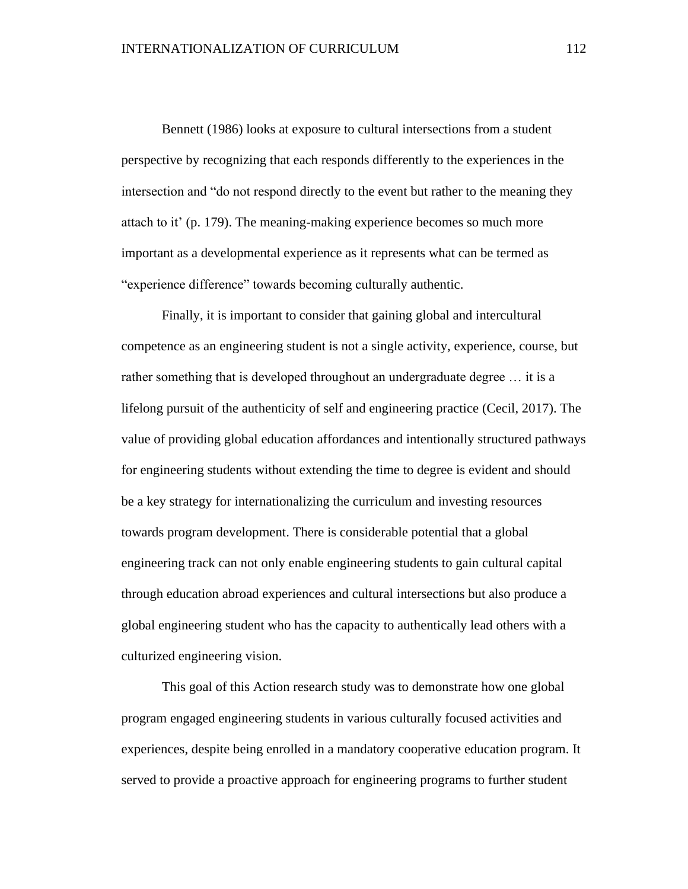Bennett (1986) looks at exposure to cultural intersections from a student perspective by recognizing that each responds differently to the experiences in the intersection and "do not respond directly to the event but rather to the meaning they attach to it' (p. 179). The meaning-making experience becomes so much more important as a developmental experience as it represents what can be termed as "experience difference" towards becoming culturally authentic.

Finally, it is important to consider that gaining global and intercultural competence as an engineering student is not a single activity, experience, course, but rather something that is developed throughout an undergraduate degree … it is a lifelong pursuit of the authenticity of self and engineering practice (Cecil, 2017). The value of providing global education affordances and intentionally structured pathways for engineering students without extending the time to degree is evident and should be a key strategy for internationalizing the curriculum and investing resources towards program development. There is considerable potential that a global engineering track can not only enable engineering students to gain cultural capital through education abroad experiences and cultural intersections but also produce a global engineering student who has the capacity to authentically lead others with a culturized engineering vision.

This goal of this Action research study was to demonstrate how one global program engaged engineering students in various culturally focused activities and experiences, despite being enrolled in a mandatory cooperative education program. It served to provide a proactive approach for engineering programs to further student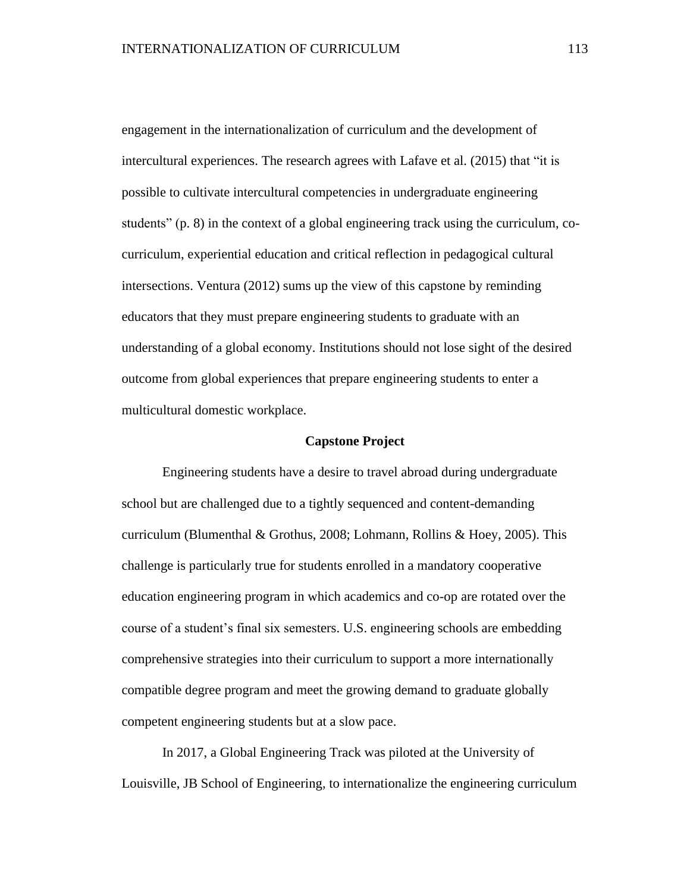engagement in the internationalization of curriculum and the development of intercultural experiences. The research agrees with Lafave et al. (2015) that "it is possible to cultivate intercultural competencies in undergraduate engineering students" (p. 8) in the context of a global engineering track using the curriculum, co-curriculum, experiential education and critical reflection in pedagogical cultural intersections. Ventura (2012) sums up the view of this capstone by reminding educators that they must prepare engineering students to graduate with an understanding of a global economy. Institutions should not lose sight of the desired outcome from global experiences that prepare engineering students to enter a multicultural domestic workplace.

## Capstone Project

Engineering students have a desire to travel abroad during undergraduate school but are challenged due to a tightly sequenced and content-demanding curriculum (Blumenthal & Grothus, 2008; Lohmann, Rollins & Hoey, 2005). This challenge is particularly true for students enrolled in a mandatory cooperative education engineering program in which academics and co-op are rotated over the course of a student's final six semesters. U.S. engineering schools are embedding comprehensive strategies into their curriculum to support a more internationally compatible degree program and meet the growing demand to graduate globally competent engineering students but at a slow pace.

In 2017, a Global Engineering Track was piloted at the University of Louisville, JB School of Engineering, to internationalize the engineering curriculum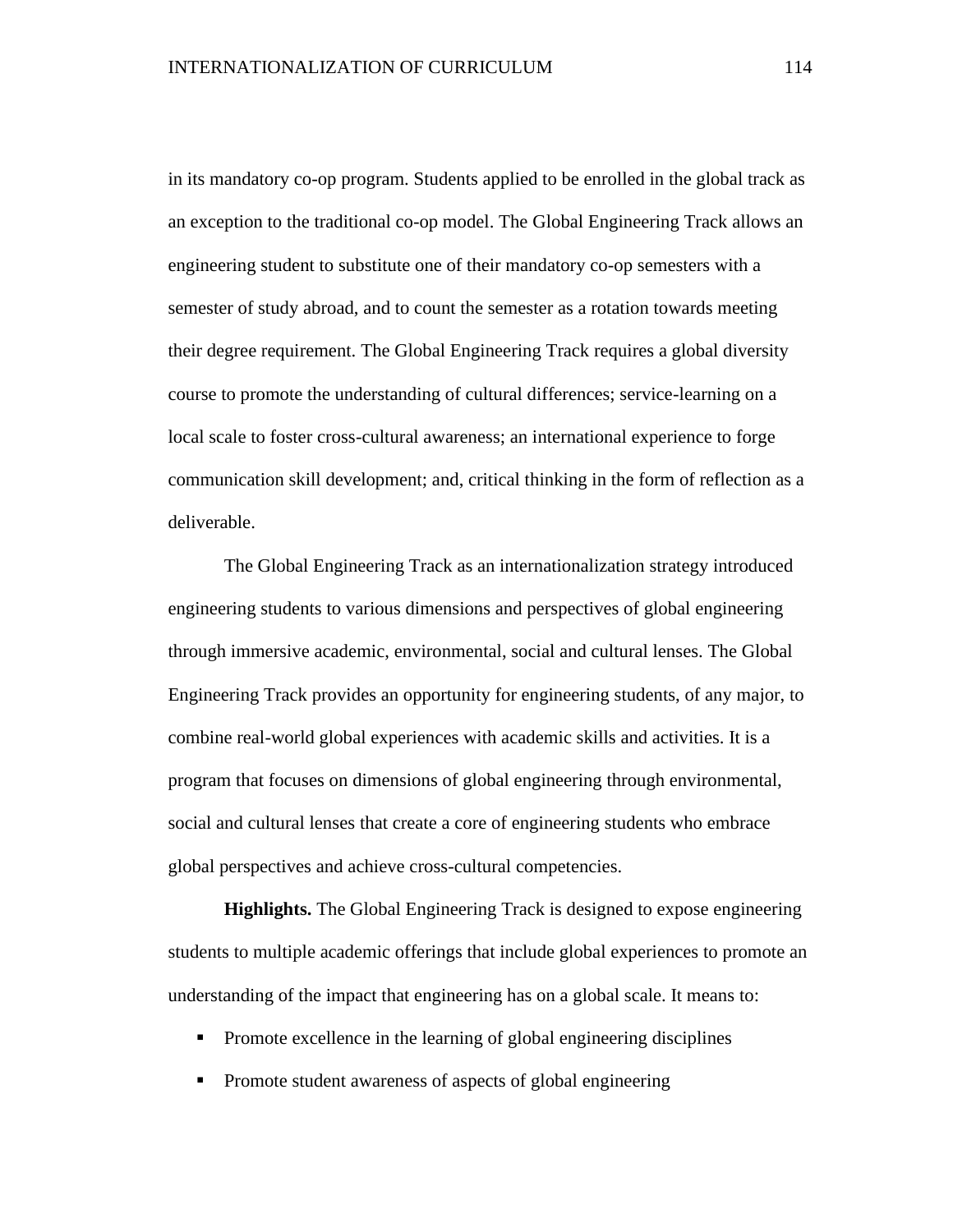in its mandatory co-op program. Students applied to be enrolled in the global track as an exception to the traditional co-op model. The Global Engineering Track allows an engineering student to substitute one of their mandatory co-op semesters with a semester of study abroad, and to count the semester as a rotation towards meeting their degree requirement. The Global Engineering Track requires a global diversity course to promote the understanding of cultural differences; service-learning on a local scale to foster cross-cultural awareness; an international experience to forge communication skill development; and, critical thinking in the form of reflection as a deliverable.

The Global Engineering Track as an internationalization strategy introduced engineering students to various dimensions and perspectives of global engineering through immersive academic, environmental, social and cultural lenses. The Global Engineering Track provides an opportunity for engineering students, of any major, to combine real-world global experiences with academic skills and activities. It is a program that focuses on dimensions of global engineering through environmental, social and cultural lenses that create a core of engineering students who embrace global perspectives and achieve cross-cultural competencies.

**Highlights.** The Global Engineering Track is designed to expose engineering students to multiple academic offerings that include global experiences to promote an understanding of the impact that engineering has on a global scale. It means to:

- Promote excellence in the learning of global engineering disciplines
- Promote student awareness of aspects of global engineering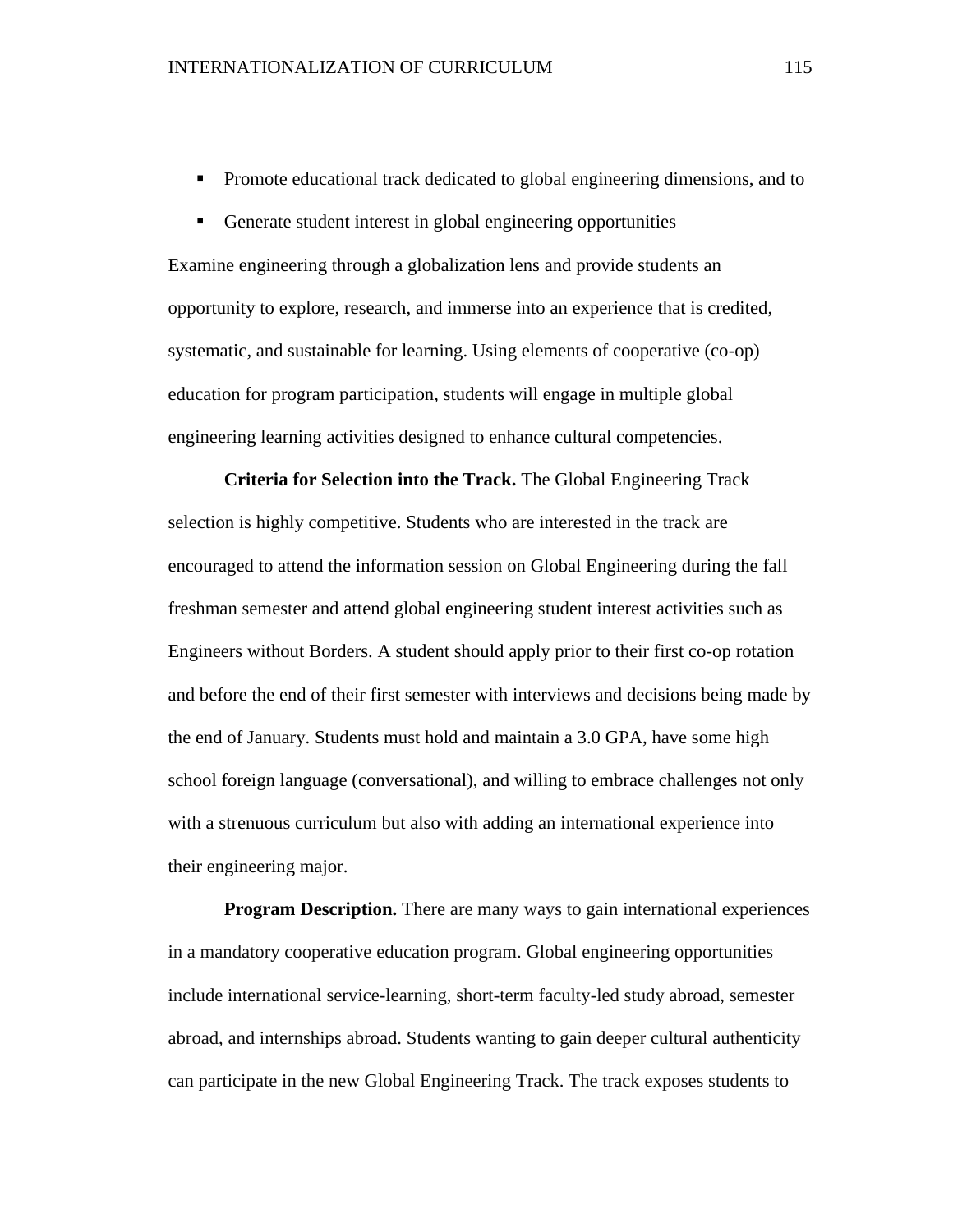- Promote educational track dedicated to global engineering dimensions, and to
- Generate student interest in global engineering opportunities

Examine engineering through a globalization lens and provide students an opportunity to explore, research, and immerse into an experience that is credited, systematic, and sustainable for learning. Using elements of cooperative (co-op) education for program participation, students will engage in multiple global engineering learning activities designed to enhance cultural competencies.

**Criteria for Selection into the Track.** The Global Engineering Track selection is highly competitive. Students who are interested in the track are encouraged to attend the information session on Global Engineering during the fall freshman semester and attend global engineering student interest activities such as Engineers without Borders. A student should apply prior to their first co-op rotation and before the end of their first semester with interviews and decisions being made by the end of January. Students must hold and maintain a 3.0 GPA, have some high school foreign language (conversational), and willing to embrace challenges not only with a strenuous curriculum but also with adding an international experience into their engineering major.

**Program Description.** There are many ways to gain international experiences in a mandatory cooperative education program. Global engineering opportunities include international service-learning, short-term faculty-led study abroad, semester abroad, and internships abroad. Students wanting to gain deeper cultural authenticity can participate in the new Global Engineering Track. The track exposes students to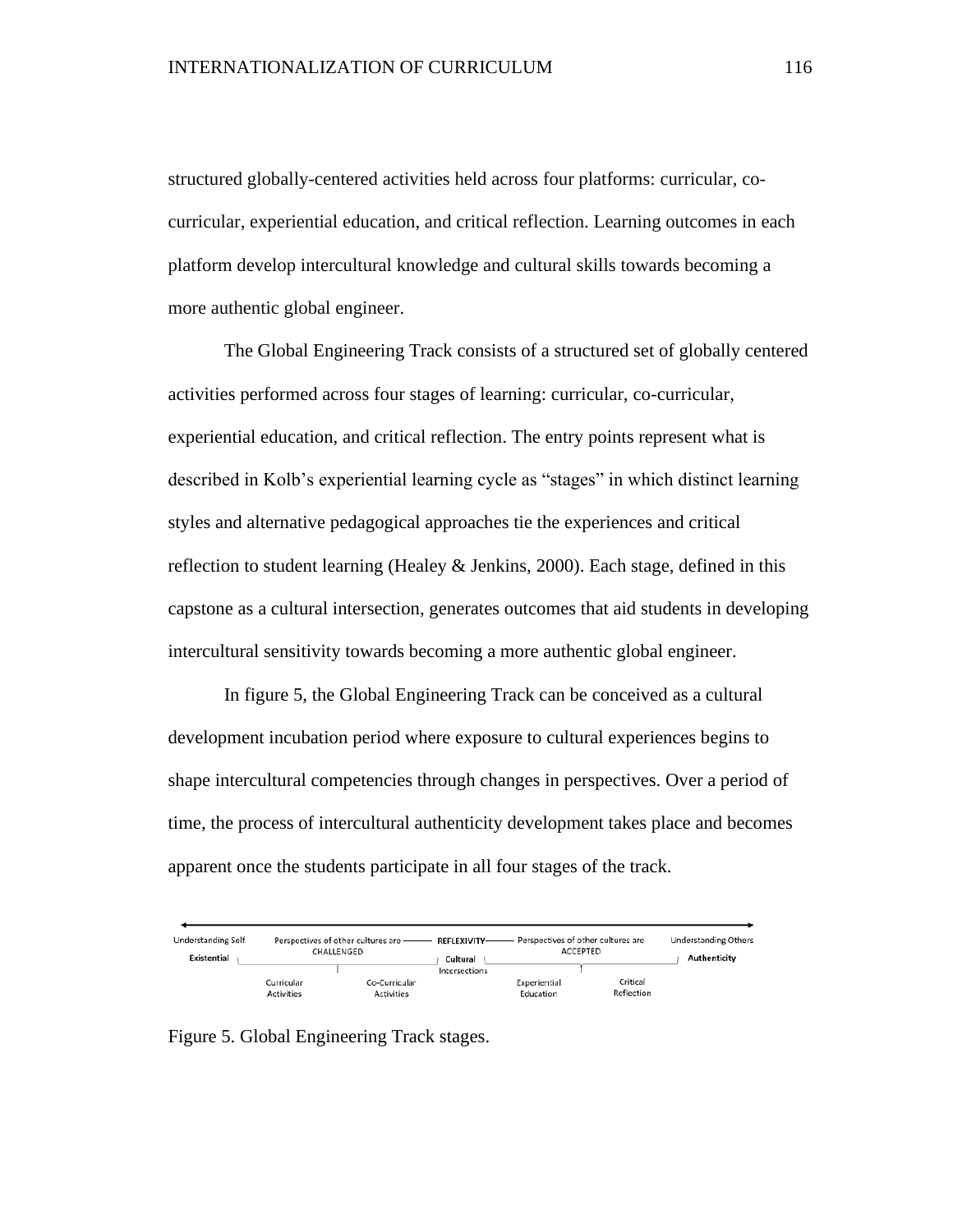structured globally-centered activities held across four platforms: curricular, co-curricular, experiential education, and critical reflection. Learning outcomes in each platform develop intercultural knowledge and cultural skills towards becoming a more authentic global engineer.

The Global Engineering Track consists of a structured set of globally centered activities performed across four stages of learning: curricular, co-curricular, experiential education, and critical reflection. The entry points represent what is described in Kolb's experiential learning cycle as "stages" in which distinct learning styles and alternative pedagogical approaches tie the experiences and critical reflection to student learning (Healey & Jenkins, 2000). Each stage, defined in this capstone as a cultural intersection, generates outcomes that aid students in developing intercultural sensitivity towards becoming a more authentic global engineer.

In figure 5, the Global Engineering Track can be conceived as a cultural development incubation period where exposure to cultural experiences begins to shape intercultural competencies through changes in perspectives. Over a period of time, the process of intercultural authenticity development takes place and becomes apparent once the students participate in all four stages of the track.

Understanding Self — Perspectives of other cultures are CHALLENGED — REFLEXIVITY — Perspectives of other cultures are ACCEPTED — Understanding Others

**Existential** — Curricular Activities, Co-Curricular Activities — **Cultural** Intersections — Experiential Education, Critical Reflection — **Authenticity**

Figure 5. Global Engineering Track stages.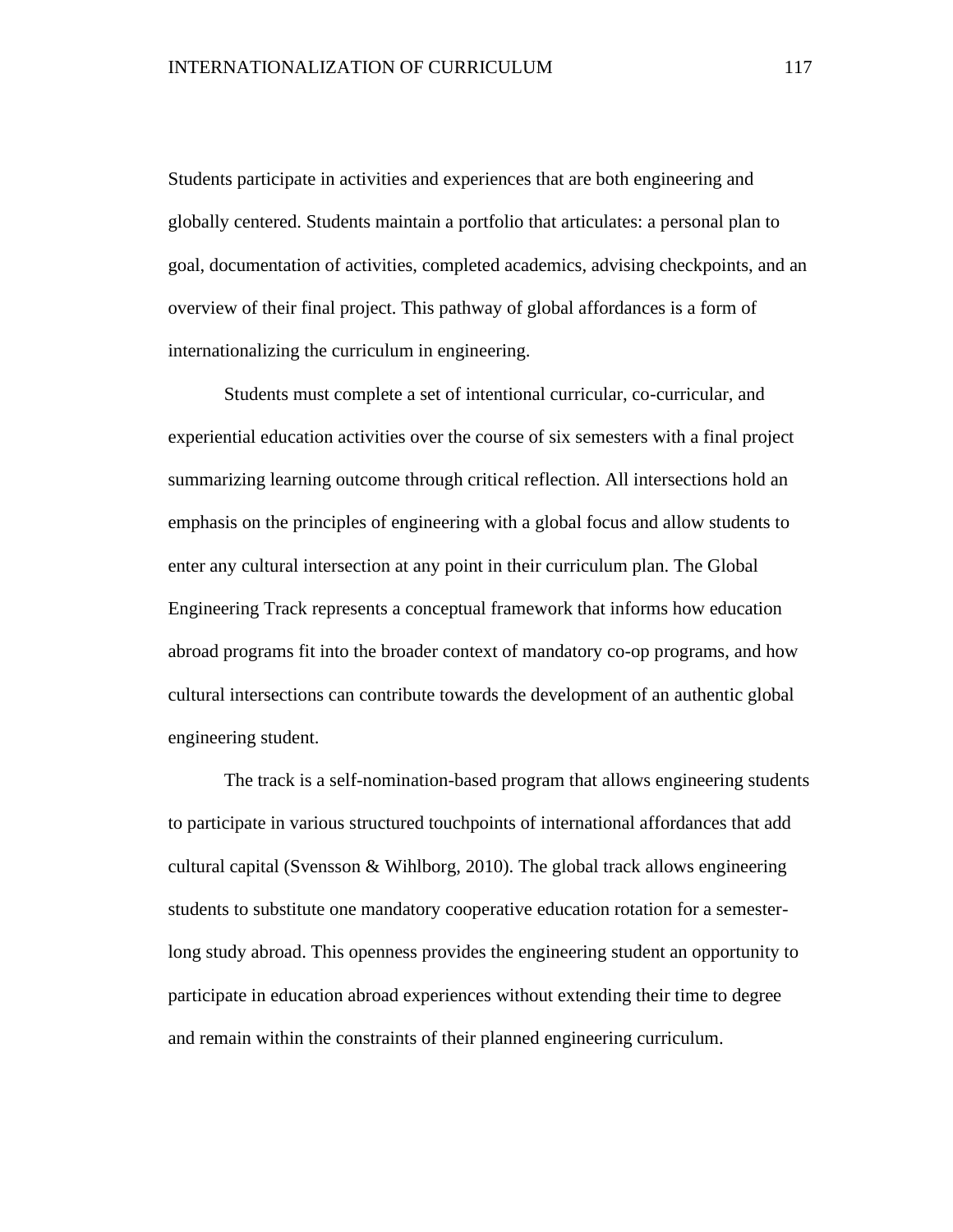Students participate in activities and experiences that are both engineering and globally centered. Students maintain a portfolio that articulates: a personal plan to goal, documentation of activities, completed academics, advising checkpoints, and an overview of their final project. This pathway of global affordances is a form of internationalizing the curriculum in engineering.

Students must complete a set of intentional curricular, co-curricular, and experiential education activities over the course of six semesters with a final project summarizing learning outcome through critical reflection. All intersections hold an emphasis on the principles of engineering with a global focus and allow students to enter any cultural intersection at any point in their curriculum plan. The Global Engineering Track represents a conceptual framework that informs how education abroad programs fit into the broader context of mandatory co-op programs, and how cultural intersections can contribute towards the development of an authentic global engineering student.

The track is a self-nomination-based program that allows engineering students to participate in various structured touchpoints of international affordances that add cultural capital (Svensson & Wihlborg, 2010). The global track allows engineering students to substitute one mandatory cooperative education rotation for a semester-long study abroad. This openness provides the engineering student an opportunity to participate in education abroad experiences without extending their time to degree and remain within the constraints of their planned engineering curriculum.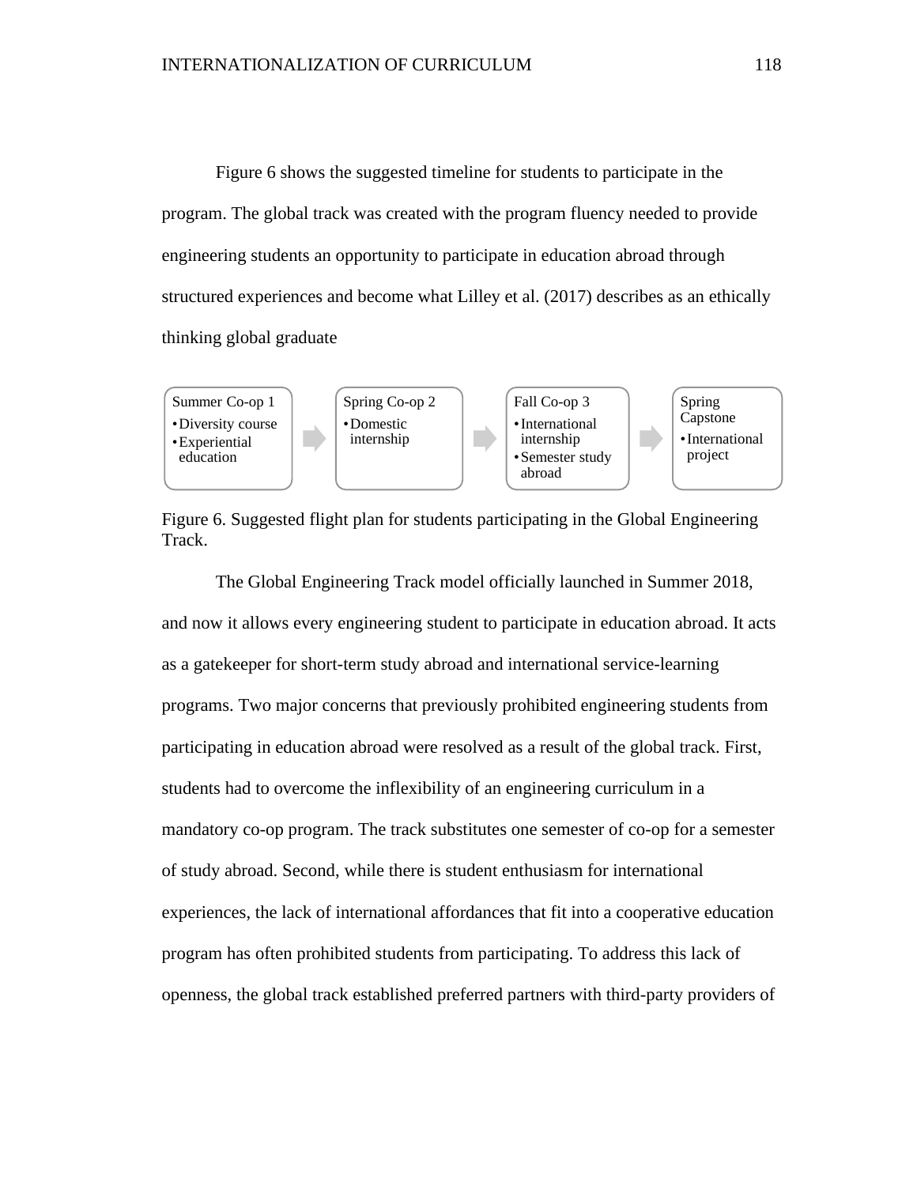Figure 6 shows the suggested timeline for students to participate in the program. The global track was created with the program fluency needed to provide engineering students an opportunity to participate in education abroad through structured experiences and become what Lilley et al. (2017) describes as an ethically thinking global graduate

| Summer Co-op 1 | | Spring Co-op 2 | | Fall Co-op 3 | | Spring Capstone |
|---|---|---|---|---|---|---|
| • Diversity course<br>• Experiential education | → | • Domestic internship | → | • International internship<br>• Semester study abroad | → | • International project |

Figure 6. Suggested flight plan for students participating in the Global Engineering Track.

The Global Engineering Track model officially launched in Summer 2018, and now it allows every engineering student to participate in education abroad. It acts as a gatekeeper for short-term study abroad and international service-learning programs. Two major concerns that previously prohibited engineering students from participating in education abroad were resolved as a result of the global track. First, students had to overcome the inflexibility of an engineering curriculum in a mandatory co-op program. The track substitutes one semester of co-op for a semester of study abroad. Second, while there is student enthusiasm for international experiences, the lack of international affordances that fit into a cooperative education program has often prohibited students from participating. To address this lack of openness, the global track established preferred partners with third-party providers of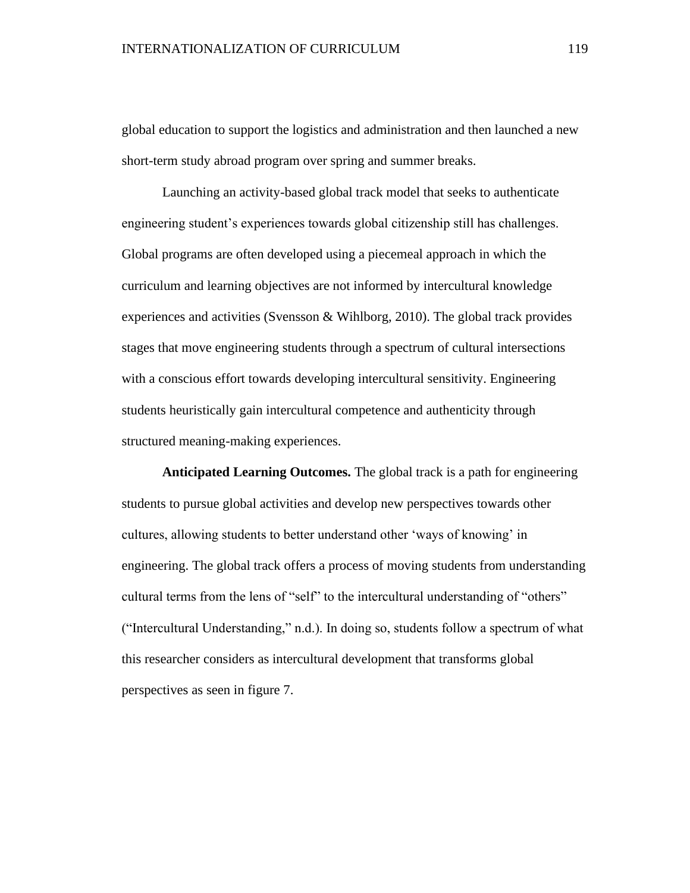global education to support the logistics and administration and then launched a new short-term study abroad program over spring and summer breaks.

Launching an activity-based global track model that seeks to authenticate engineering student's experiences towards global citizenship still has challenges. Global programs are often developed using a piecemeal approach in which the curriculum and learning objectives are not informed by intercultural knowledge experiences and activities (Svensson & Wihlborg, 2010). The global track provides stages that move engineering students through a spectrum of cultural intersections with a conscious effort towards developing intercultural sensitivity. Engineering students heuristically gain intercultural competence and authenticity through structured meaning-making experiences.

**Anticipated Learning Outcomes.** The global track is a path for engineering students to pursue global activities and develop new perspectives towards other cultures, allowing students to better understand other 'ways of knowing' in engineering. The global track offers a process of moving students from understanding cultural terms from the lens of "self" to the intercultural understanding of "others" ("Intercultural Understanding," n.d.). In doing so, students follow a spectrum of what this researcher considers as intercultural development that transforms global perspectives as seen in figure 7.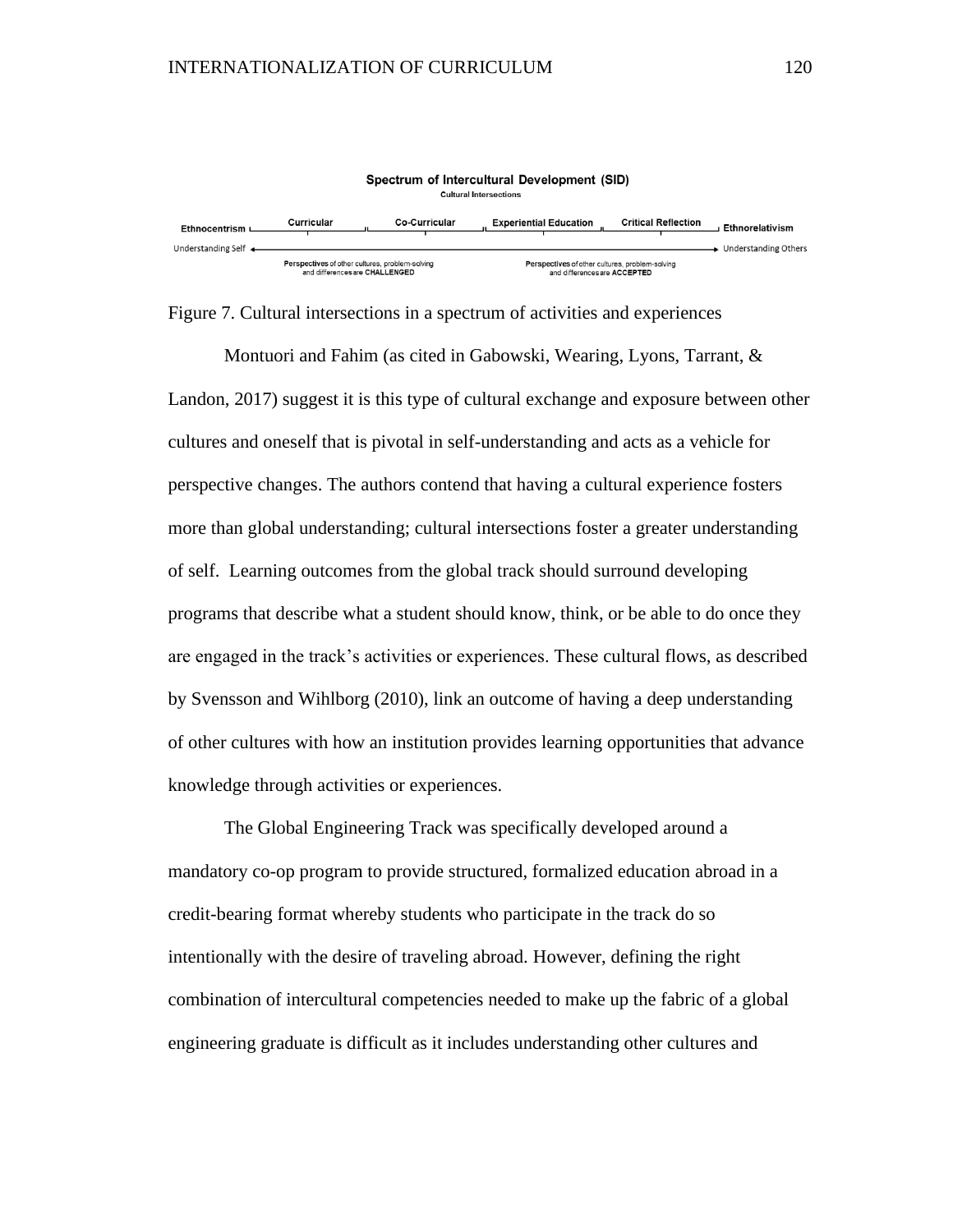**Spectrum of Intercultural Development (SID)**

**Cultural Intersections**

Ethnocentrism — Curricular — Co-Curricular — Experiential Education — Critical Reflection — Ethnorelativism

Understanding Self ⟷ Understanding Others

**Perspectives** of other cultures, problem-solving and differences are **CHALLENGED**

**Perspectives** of other cultures, problem-solving and differences are **ACCEPTED**

Figure 7. Cultural intersections in a spectrum of activities and experiences

Montuori and Fahim (as cited in Gabowski, Wearing, Lyons, Tarrant, & Landon, 2017) suggest it is this type of cultural exchange and exposure between other cultures and oneself that is pivotal in self-understanding and acts as a vehicle for perspective changes. The authors contend that having a cultural experience fosters more than global understanding; cultural intersections foster a greater understanding of self. Learning outcomes from the global track should surround developing programs that describe what a student should know, think, or be able to do once they are engaged in the track's activities or experiences. These cultural flows, as described by Svensson and Wihlborg (2010), link an outcome of having a deep understanding of other cultures with how an institution provides learning opportunities that advance knowledge through activities or experiences.

The Global Engineering Track was specifically developed around a mandatory co-op program to provide structured, formalized education abroad in a credit-bearing format whereby students who participate in the track do so intentionally with the desire of traveling abroad. However, defining the right combination of intercultural competencies needed to make up the fabric of a global engineering graduate is difficult as it includes understanding other cultures and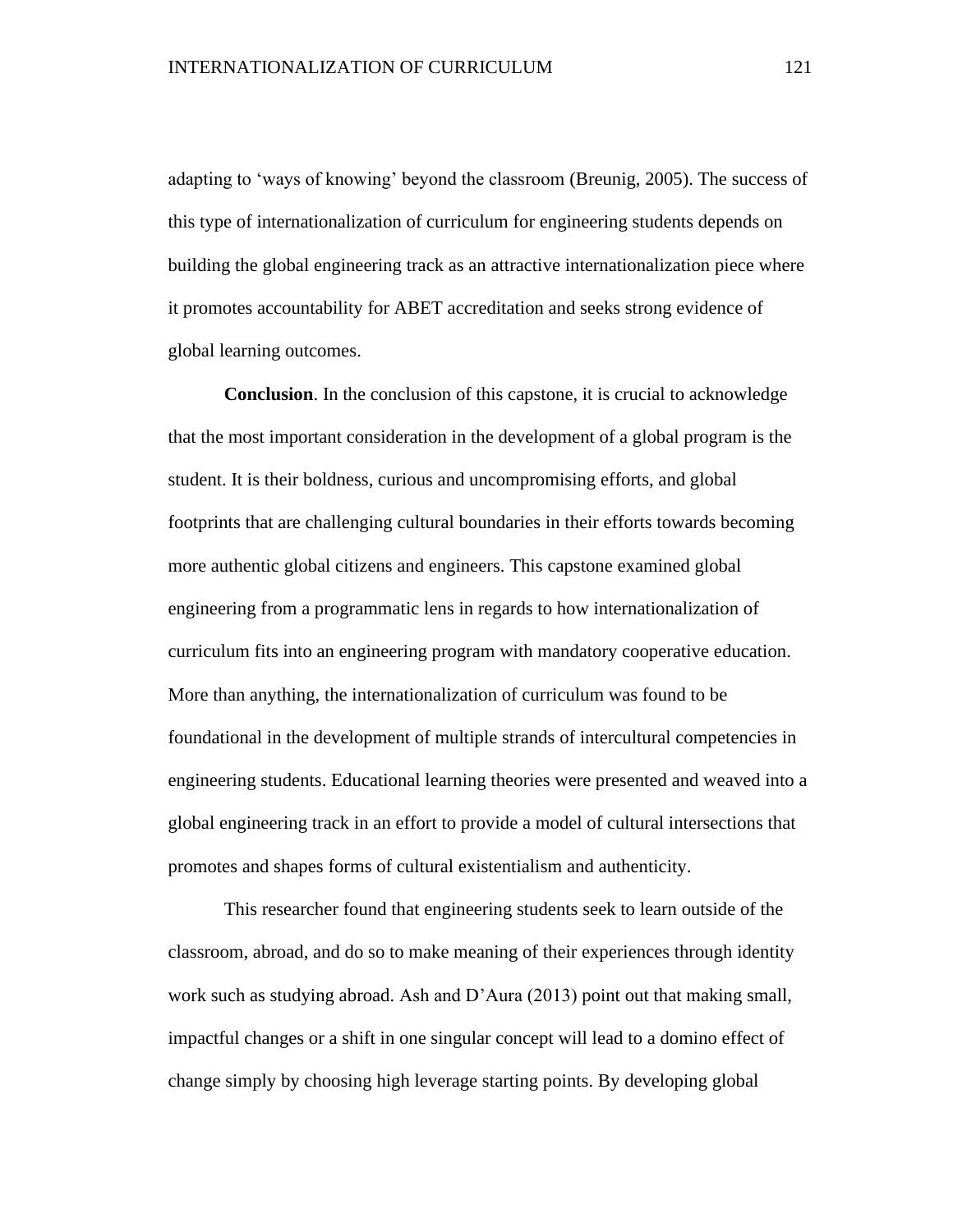adapting to 'ways of knowing' beyond the classroom (Breunig, 2005). The success of this type of internationalization of curriculum for engineering students depends on building the global engineering track as an attractive internationalization piece where it promotes accountability for ABET accreditation and seeks strong evidence of global learning outcomes.

**Conclusion**. In the conclusion of this capstone, it is crucial to acknowledge that the most important consideration in the development of a global program is the student. It is their boldness, curious and uncompromising efforts, and global footprints that are challenging cultural boundaries in their efforts towards becoming more authentic global citizens and engineers. This capstone examined global engineering from a programmatic lens in regards to how internationalization of curriculum fits into an engineering program with mandatory cooperative education. More than anything, the internationalization of curriculum was found to be foundational in the development of multiple strands of intercultural competencies in engineering students. Educational learning theories were presented and weaved into a global engineering track in an effort to provide a model of cultural intersections that promotes and shapes forms of cultural existentialism and authenticity.

This researcher found that engineering students seek to learn outside of the classroom, abroad, and do so to make meaning of their experiences through identity work such as studying abroad. Ash and D'Aura (2013) point out that making small, impactful changes or a shift in one singular concept will lead to a domino effect of change simply by choosing high leverage starting points. By developing global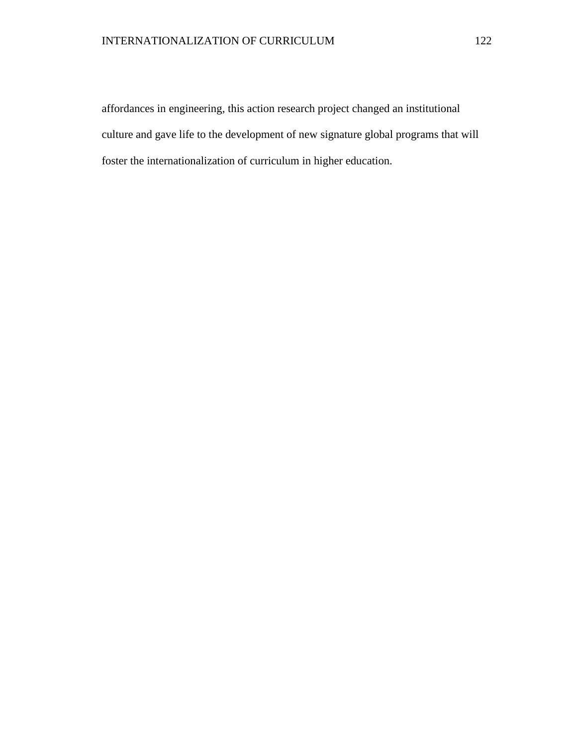affordances in engineering, this action research project changed an institutional culture and gave life to the development of new signature global programs that will foster the internationalization of curriculum in higher education.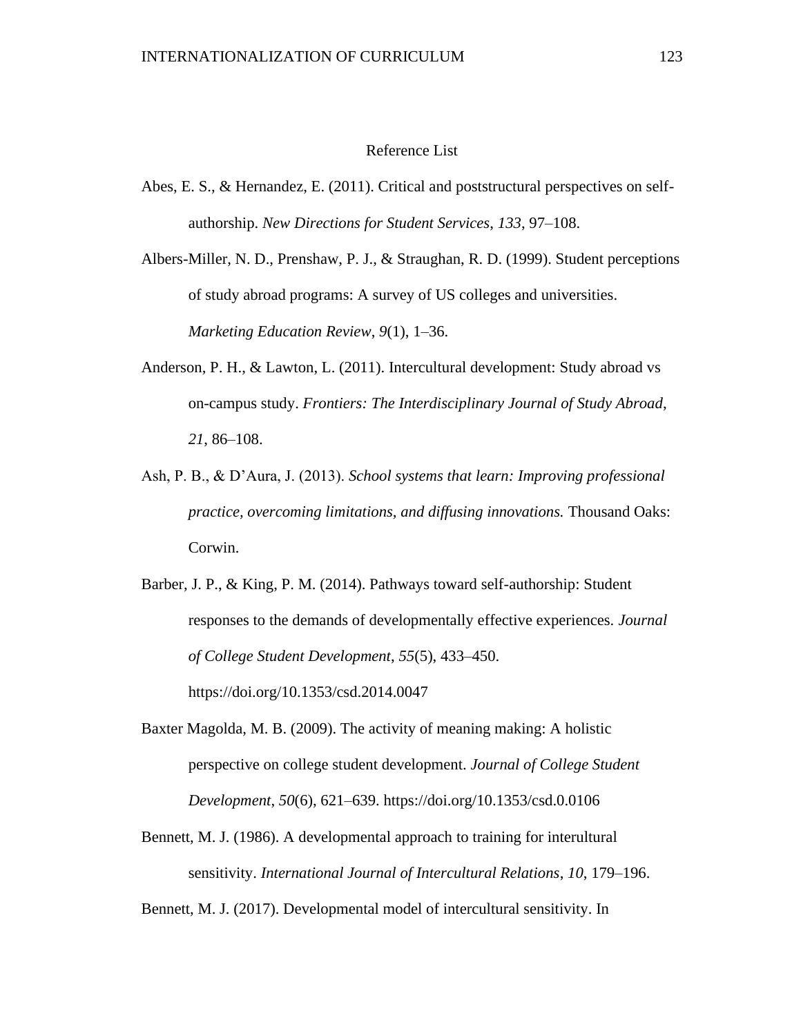# Reference List

Abes, E. S., & Hernandez, E. (2011). Critical and poststructural perspectives on self-authorship. *New Directions for Student Services*, *133*, 97–108.

Albers-Miller, N. D., Prenshaw, P. J., & Straughan, R. D. (1999). Student perceptions of study abroad programs: A survey of US colleges and universities. *Marketing Education Review*, *9*(1), 1–36.

Anderson, P. H., & Lawton, L. (2011). Intercultural development: Study abroad vs on-campus study. *Frontiers: The Interdisciplinary Journal of Study Abroad*, *21*, 86–108.

Ash, P. B., & D'Aura, J. (2013). *School systems that learn: Improving professional practice, overcoming limitations, and diffusing innovations.* Thousand Oaks: Corwin.

Barber, J. P., & King, P. M. (2014). Pathways toward self-authorship: Student responses to the demands of developmentally effective experiences. *Journal of College Student Development*, *55*(5), 433–450. https://doi.org/10.1353/csd.2014.0047

Baxter Magolda, M. B. (2009). The activity of meaning making: A holistic perspective on college student development. *Journal of College Student Development*, *50*(6), 621–639. https://doi.org/10.1353/csd.0.0106

Bennett, M. J. (1986). A developmental approach to training for interultural sensitivity. *International Journal of Intercultural Relations*, *10*, 179–196.

Bennett, M. J. (2017). Developmental model of intercultural sensitivity. In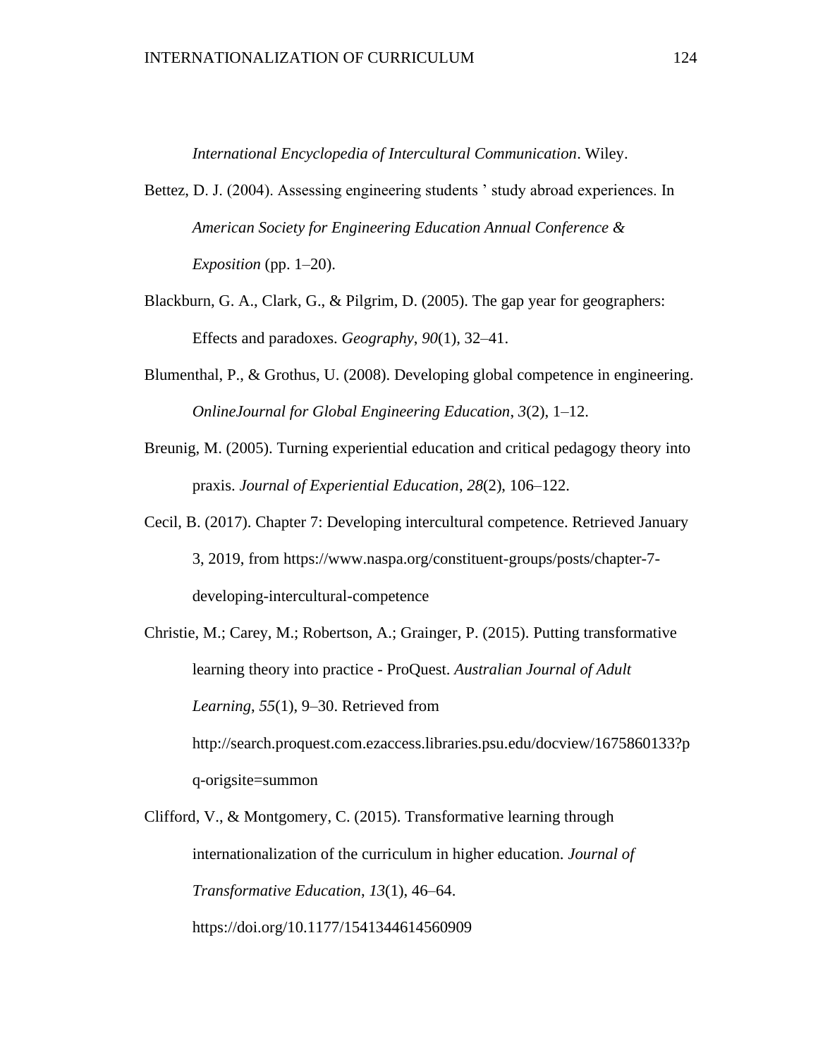*International Encyclopedia of Intercultural Communication*. Wiley.

Bettez, D. J. (2004). Assessing engineering students ’ study abroad experiences. In *American Society for Engineering Education Annual Conference & Exposition* (pp. 1–20).

Blackburn, G. A., Clark, G., & Pilgrim, D. (2005). The gap year for geographers: Effects and paradoxes. *Geography*, *90*(1), 32–41.

Blumenthal, P., & Grothus, U. (2008). Developing global competence in engineering. *OnlineJournal for Global Engineering Education*, *3*(2), 1–12.

Breunig, M. (2005). Turning experiential education and critical pedagogy theory into praxis. *Journal of Experiential Education*, *28*(2), 106–122.

Cecil, B. (2017). Chapter 7: Developing intercultural competence. Retrieved January 3, 2019, from https://www.naspa.org/constituent-groups/posts/chapter-7-developing-intercultural-competence

Christie, M.; Carey, M.; Robertson, A.; Grainger, P. (2015). Putting transformative learning theory into practice - ProQuest. *Australian Journal of Adult Learning*, *55*(1), 9–30. Retrieved from http://search.proquest.com.ezaccess.libraries.psu.edu/docview/1675860133?pq-origsite=summon

Clifford, V., & Montgomery, C. (2015). Transformative learning through internationalization of the curriculum in higher education. *Journal of Transformative Education*, *13*(1), 46–64. https://doi.org/10.1177/1541344614560909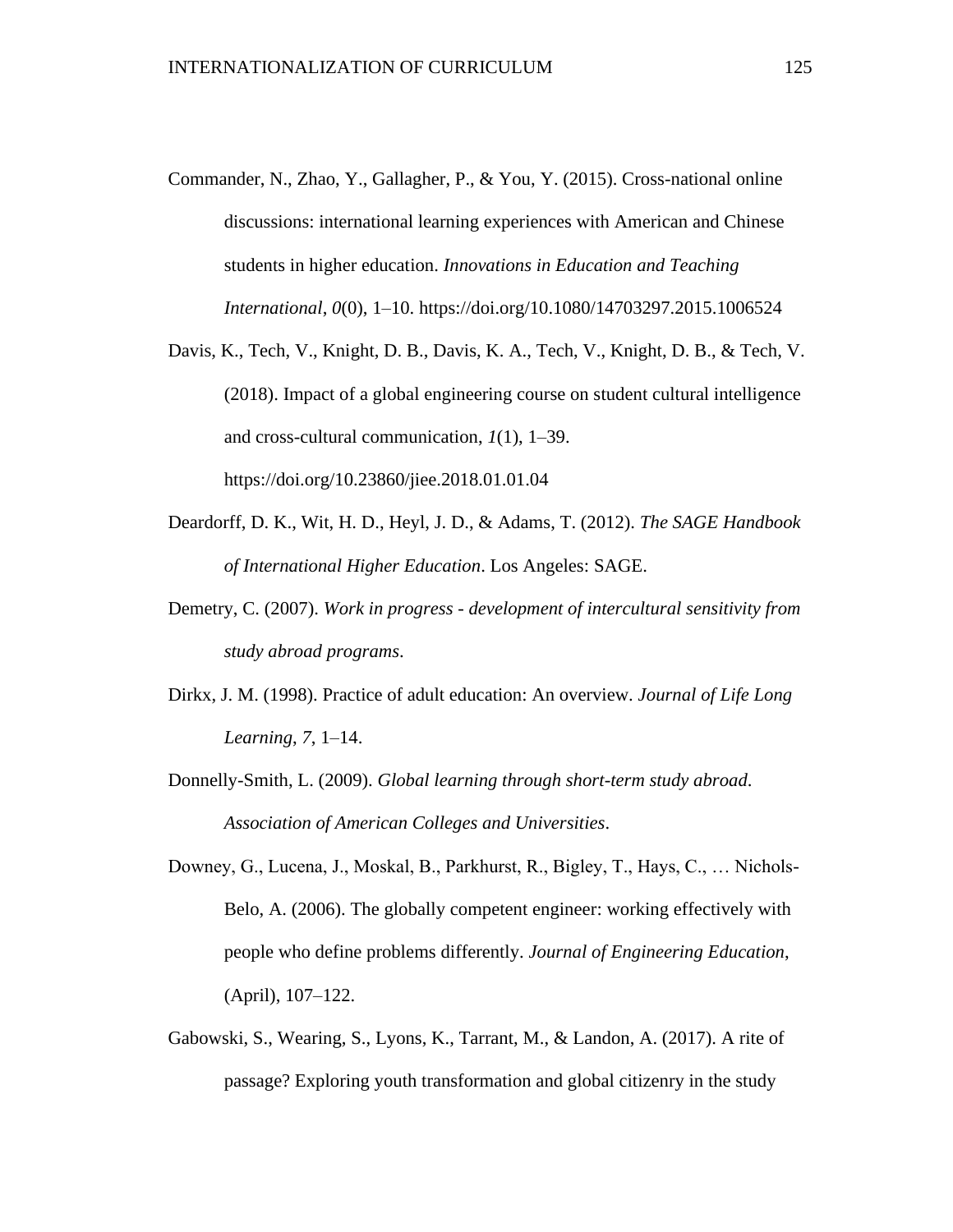Commander, N., Zhao, Y., Gallagher, P., & You, Y. (2015). Cross-national online discussions: international learning experiences with American and Chinese students in higher education. *Innovations in Education and Teaching International*, *0*(0), 1–10. https://doi.org/10.1080/14703297.2015.1006524

Davis, K., Tech, V., Knight, D. B., Davis, K. A., Tech, V., Knight, D. B., & Tech, V. (2018). Impact of a global engineering course on student cultural intelligence and cross-cultural communication, *1*(1), 1–39. https://doi.org/10.23860/jiee.2018.01.01.04

Deardorff, D. K., Wit, H. D., Heyl, J. D., & Adams, T. (2012). *The SAGE Handbook of International Higher Education*. Los Angeles: SAGE.

Demetry, C. (2007). *Work in progress - development of intercultural sensitivity from study abroad programs*.

Dirkx, J. M. (1998). Practice of adult education: An overview. *Journal of Life Long Learning*, *7*, 1–14.

Donnelly-Smith, L. (2009). *Global learning through short-term study abroad*. *Association of American Colleges and Universities*.

Downey, G., Lucena, J., Moskal, B., Parkhurst, R., Bigley, T., Hays, C., … Nichols-Belo, A. (2006). The globally competent engineer: working effectively with people who define problems differently. *Journal of Engineering Education*, (April), 107–122.

Gabowski, S., Wearing, S., Lyons, K., Tarrant, M., & Landon, A. (2017). A rite of passage? Exploring youth transformation and global citizenry in the study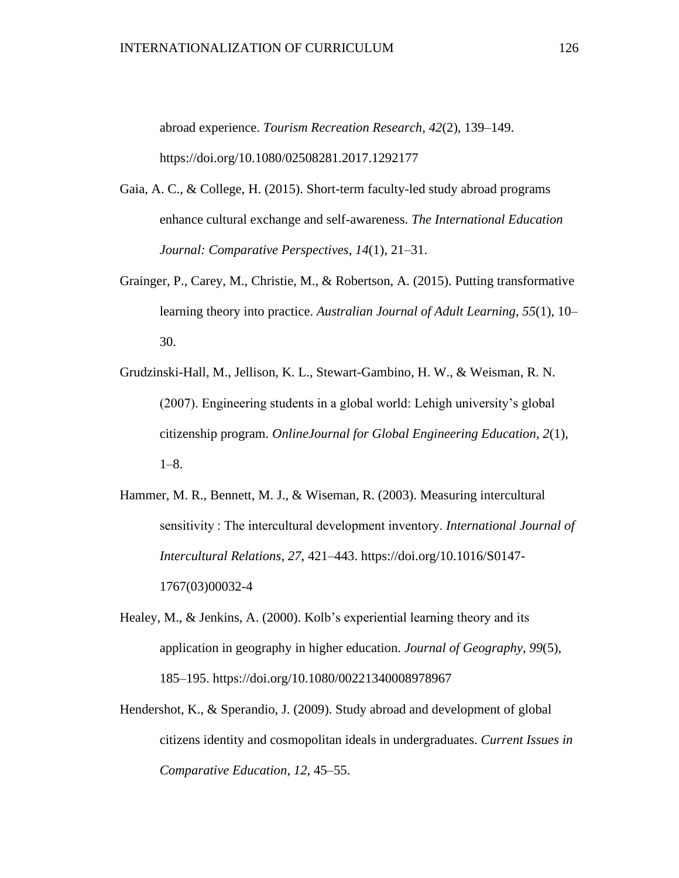abroad experience. *Tourism Recreation Research*, *42*(2), 139–149. https://doi.org/10.1080/02508281.2017.1292177

Gaia, A. C., & College, H. (2015). Short-term faculty-led study abroad programs enhance cultural exchange and self-awareness. *The International Education Journal: Comparative Perspectives*, *14*(1), 21–31.

Grainger, P., Carey, M., Christie, M., & Robertson, A. (2015). Putting transformative learning theory into practice. *Australian Journal of Adult Learning*, *55*(1), 10–30.

Grudzinski-Hall, M., Jellison, K. L., Stewart-Gambino, H. W., & Weisman, R. N. (2007). Engineering students in a global world: Lehigh university's global citizenship program. *OnlineJournal for Global Engineering Education*, *2*(1), 1–8.

Hammer, M. R., Bennett, M. J., & Wiseman, R. (2003). Measuring intercultural sensitivity : The intercultural development inventory. *International Journal of Intercultural Relations*, *27*, 421–443. https://doi.org/10.1016/S0147-1767(03)00032-4

Healey, M., & Jenkins, A. (2000). Kolb's experiential learning theory and its application in geography in higher education. *Journal of Geography*, *99*(5), 185–195. https://doi.org/10.1080/00221340008978967

Hendershot, K., & Sperandio, J. (2009). Study abroad and development of global citizens identity and cosmopolitan ideals in undergraduates. *Current Issues in Comparative Education*, *12*, 45–55.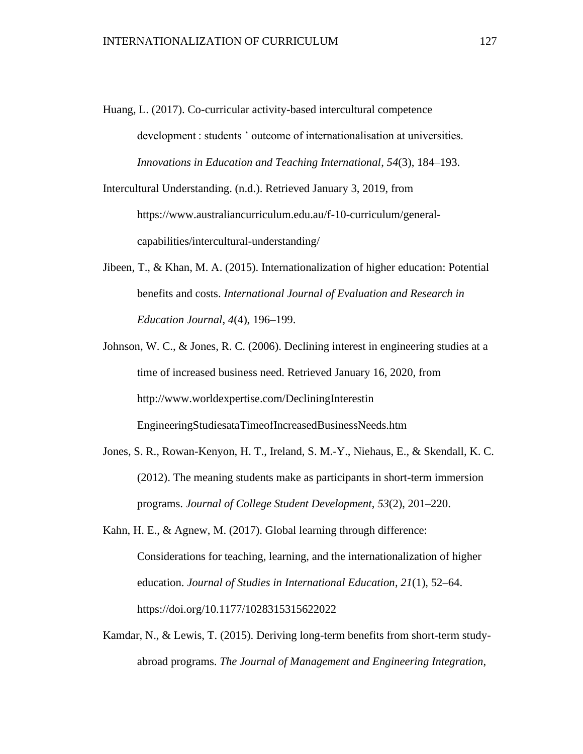Huang, L. (2017). Co-curricular activity-based intercultural competence development : students ' outcome of internationalisation at universities. *Innovations in Education and Teaching International*, *54*(3), 184–193.

Intercultural Understanding. (n.d.). Retrieved January 3, 2019, from https://www.australiancurriculum.edu.au/f-10-curriculum/general-capabilities/intercultural-understanding/

Jibeen, T., & Khan, M. A. (2015). Internationalization of higher education: Potential benefits and costs. *International Journal of Evaluation and Research in Education Journal*, *4*(4), 196–199.

Johnson, W. C., & Jones, R. C. (2006). Declining interest in engineering studies at a time of increased business need. Retrieved January 16, 2020, from http://www.worldexpertise.com/DecliningInterestin EngineeringStudiesataTimeofIncreasedBusinessNeeds.htm

Jones, S. R., Rowan-Kenyon, H. T., Ireland, S. M.-Y., Niehaus, E., & Skendall, K. C. (2012). The meaning students make as participants in short-term immersion programs. *Journal of College Student Development*, *53*(2), 201–220.

Kahn, H. E., & Agnew, M. (2017). Global learning through difference: Considerations for teaching, learning, and the internationalization of higher education. *Journal of Studies in International Education*, *21*(1), 52–64. https://doi.org/10.1177/1028315315622022

Kamdar, N., & Lewis, T. (2015). Deriving long-term benefits from short-term study-abroad programs. *The Journal of Management and Engineering Integration*,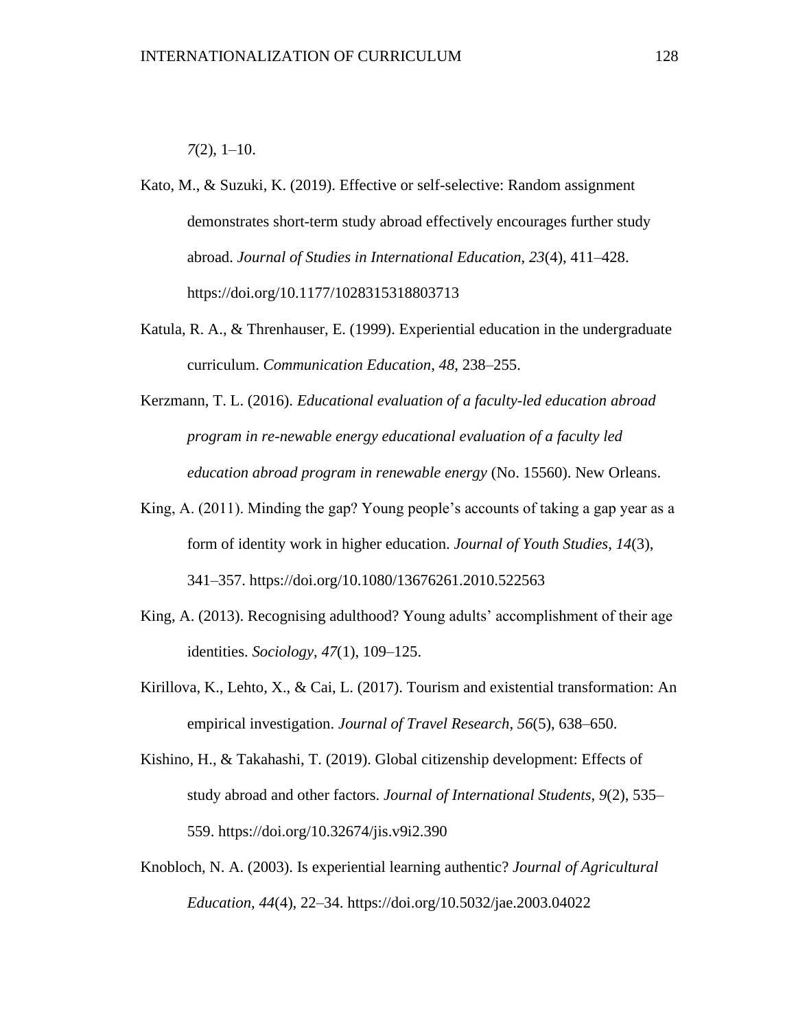*7*(2), 1–10.

Kato, M., & Suzuki, K. (2019). Effective or self-selective: Random assignment demonstrates short-term study abroad effectively encourages further study abroad. *Journal of Studies in International Education*, *23*(4), 411–428. https://doi.org/10.1177/1028315318803713

Katula, R. A., & Threnhauser, E. (1999). Experiential education in the undergraduate curriculum. *Communication Education*, *48*, 238–255.

Kerzmann, T. L. (2016). *Educational evaluation of a faculty-led education abroad program in re-newable energy educational evaluation of a faculty led education abroad program in renewable energy* (No. 15560). New Orleans.

King, A. (2011). Minding the gap? Young people's accounts of taking a gap year as a form of identity work in higher education. *Journal of Youth Studies*, *14*(3), 341–357. https://doi.org/10.1080/13676261.2010.522563

King, A. (2013). Recognising adulthood? Young adults' accomplishment of their age identities. *Sociology*, *47*(1), 109–125.

Kirillova, K., Lehto, X., & Cai, L. (2017). Tourism and existential transformation: An empirical investigation. *Journal of Travel Research*, *56*(5), 638–650.

Kishino, H., & Takahashi, T. (2019). Global citizenship development: Effects of study abroad and other factors. *Journal of International Students*, *9*(2), 535–559. https://doi.org/10.32674/jis.v9i2.390

Knobloch, N. A. (2003). Is experiential learning authentic? *Journal of Agricultural Education*, *44*(4), 22–34. https://doi.org/10.5032/jae.2003.04022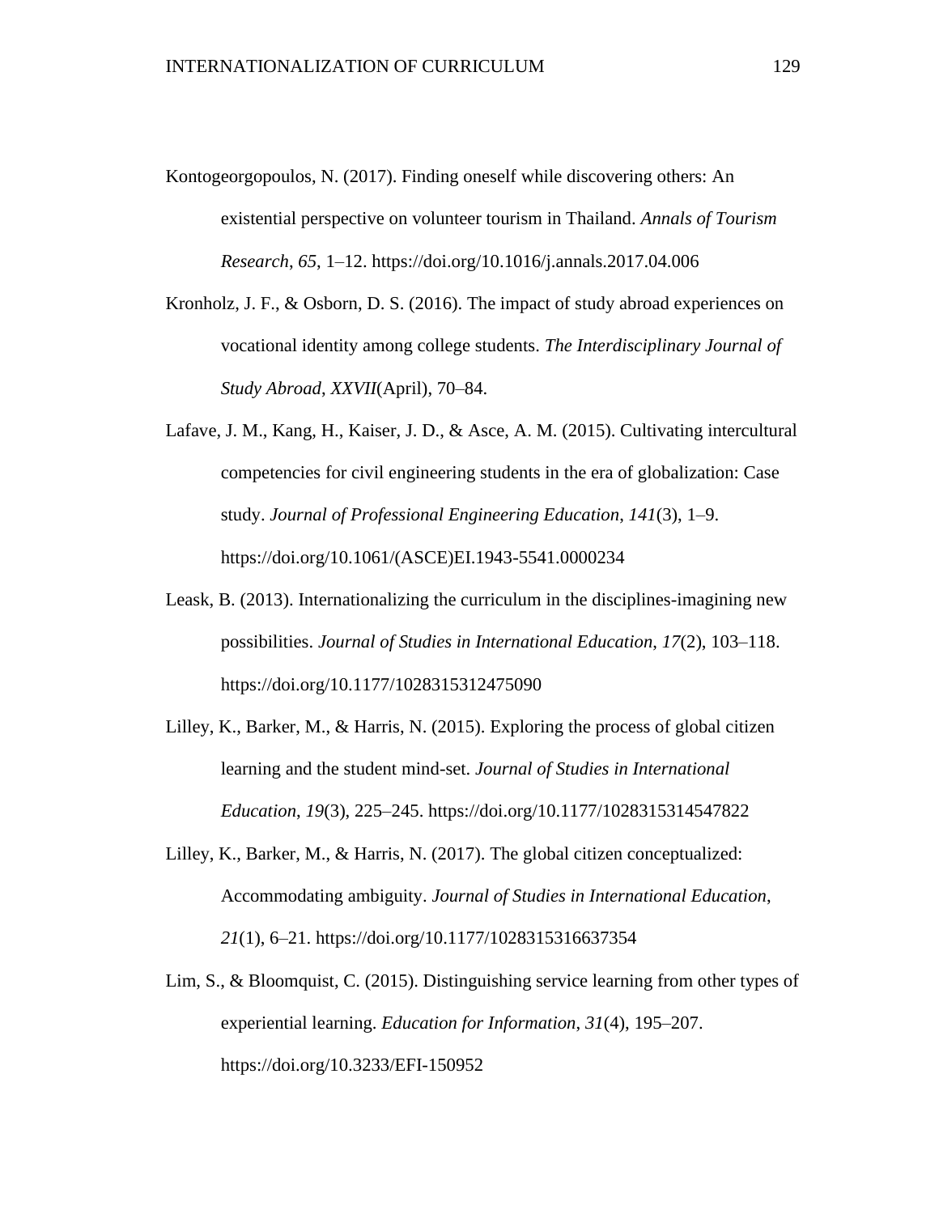Kontogeorgopoulos, N. (2017). Finding oneself while discovering others: An existential perspective on volunteer tourism in Thailand. *Annals of Tourism Research*, *65*, 1–12. https://doi.org/10.1016/j.annals.2017.04.006

Kronholz, J. F., & Osborn, D. S. (2016). The impact of study abroad experiences on vocational identity among college students. *The Interdisciplinary Journal of Study Abroad*, *XXVII*(April), 70–84.

Lafave, J. M., Kang, H., Kaiser, J. D., & Asce, A. M. (2015). Cultivating intercultural competencies for civil engineering students in the era of globalization: Case study. *Journal of Professional Engineering Education*, *141*(3), 1–9. https://doi.org/10.1061/(ASCE)EI.1943-5541.0000234

Leask, B. (2013). Internationalizing the curriculum in the disciplines-imagining new possibilities. *Journal of Studies in International Education*, *17*(2), 103–118. https://doi.org/10.1177/1028315312475090

Lilley, K., Barker, M., & Harris, N. (2015). Exploring the process of global citizen learning and the student mind-set. *Journal of Studies in International Education*, *19*(3), 225–245. https://doi.org/10.1177/1028315314547822

Lilley, K., Barker, M., & Harris, N. (2017). The global citizen conceptualized: Accommodating ambiguity. *Journal of Studies in International Education*, *21*(1), 6–21. https://doi.org/10.1177/1028315316637354

Lim, S., & Bloomquist, C. (2015). Distinguishing service learning from other types of experiential learning. *Education for Information*, *31*(4), 195–207. https://doi.org/10.3233/EFI-150952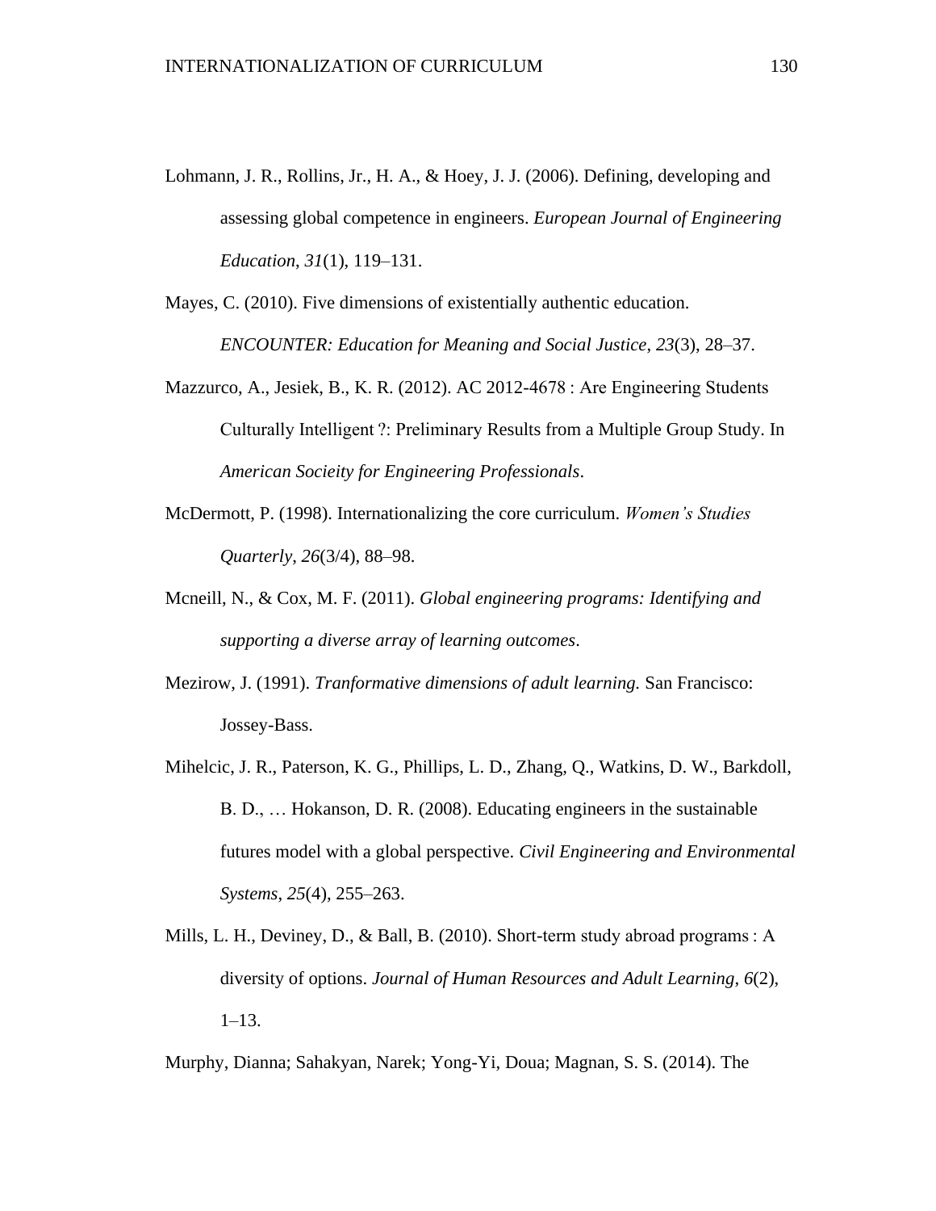Lohmann, J. R., Rollins, Jr., H. A., & Hoey, J. J. (2006). Defining, developing and assessing global competence in engineers. *European Journal of Engineering Education*, *31*(1), 119–131.

Mayes, C. (2010). Five dimensions of existentially authentic education. *ENCOUNTER: Education for Meaning and Social Justice*, *23*(3), 28–37.

Mazzurco, A., Jesiek, B., K. R. (2012). AC 2012-4678 : Are Engineering Students Culturally Intelligent ?: Preliminary Results from a Multiple Group Study. In *American Socieity for Engineering Professionals*.

McDermott, P. (1998). Internationalizing the core curriculum. *Women's Studies Quarterly*, *26*(3/4), 88–98.

Mcneill, N., & Cox, M. F. (2011). *Global engineering programs: Identifying and supporting a diverse array of learning outcomes*.

Mezirow, J. (1991). *Tranformative dimensions of adult learning.* San Francisco: Jossey-Bass.

Mihelcic, J. R., Paterson, K. G., Phillips, L. D., Zhang, Q., Watkins, D. W., Barkdoll, B. D., … Hokanson, D. R. (2008). Educating engineers in the sustainable futures model with a global perspective. *Civil Engineering and Environmental Systems*, *25*(4), 255–263.

Mills, L. H., Deviney, D., & Ball, B. (2010). Short-term study abroad programs : A diversity of options. *Journal of Human Resources and Adult Learning*, *6*(2), 1–13.

Murphy, Dianna; Sahakyan, Narek; Yong-Yi, Doua; Magnan, S. S. (2014). The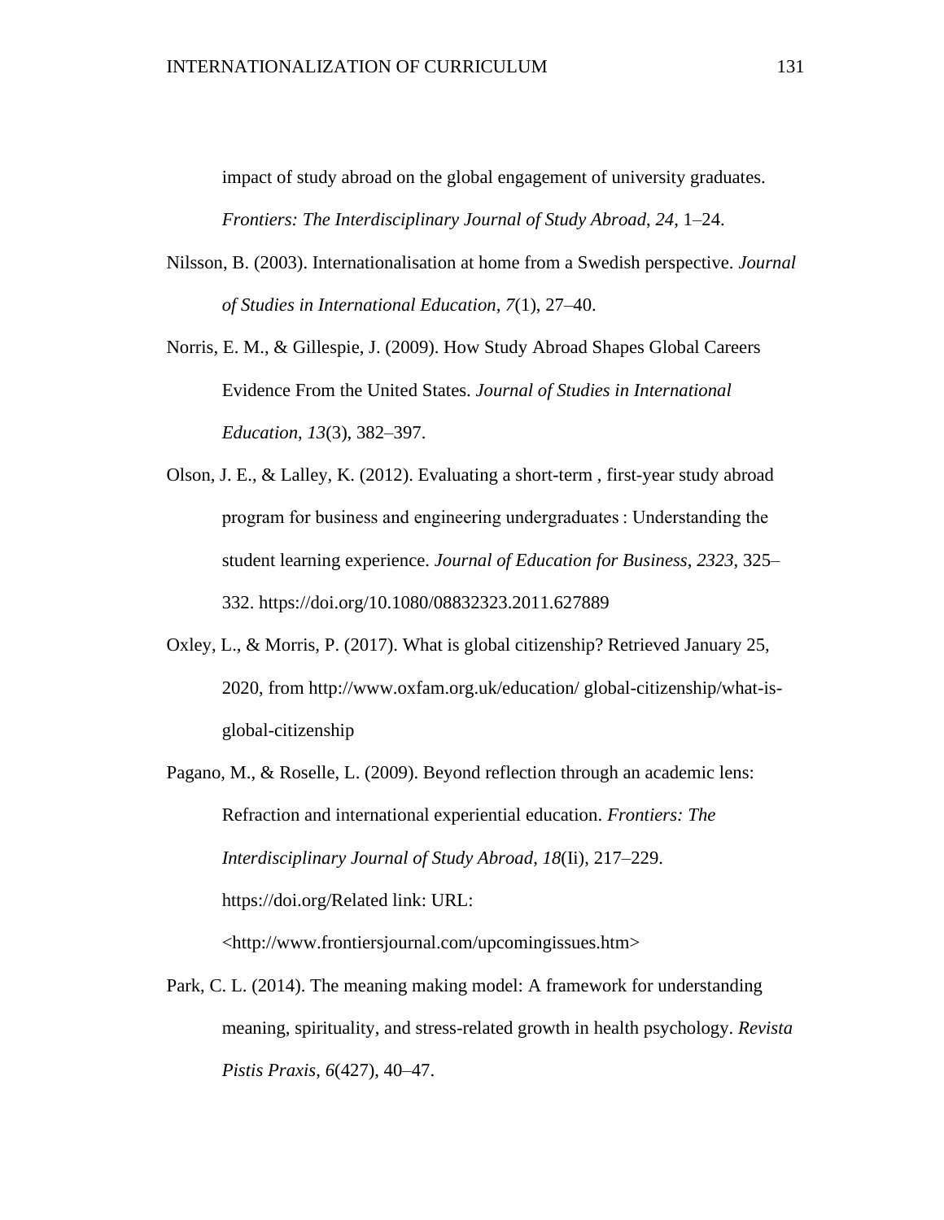impact of study abroad on the global engagement of university graduates. *Frontiers: The Interdisciplinary Journal of Study Abroad*, *24*, 1–24.

Nilsson, B. (2003). Internationalisation at home from a Swedish perspective. *Journal of Studies in International Education*, *7*(1), 27–40.

Norris, E. M., & Gillespie, J. (2009). How Study Abroad Shapes Global Careers Evidence From the United States. *Journal of Studies in International Education*, *13*(3), 382–397.

Olson, J. E., & Lalley, K. (2012). Evaluating a short-term , first-year study abroad program for business and engineering undergraduates : Understanding the student learning experience. *Journal of Education for Business*, *2323*, 325–332. https://doi.org/10.1080/08832323.2011.627889

Oxley, L., & Morris, P. (2017). What is global citizenship? Retrieved January 25, 2020, from http://www.oxfam.org.uk/education/ global-citizenship/what-is-global-citizenship

Pagano, M., & Roselle, L. (2009). Beyond reflection through an academic lens: Refraction and international experiential education. *Frontiers: The Interdisciplinary Journal of Study Abroad*, *18*(Ii), 217–229. https://doi.org/Related link: URL: <http://www.frontiersjournal.com/upcomingissues.htm>

Park, C. L. (2014). The meaning making model: A framework for understanding meaning, spirituality, and stress-related growth in health psychology. *Revista Pistis Praxis*, *6*(427), 40–47.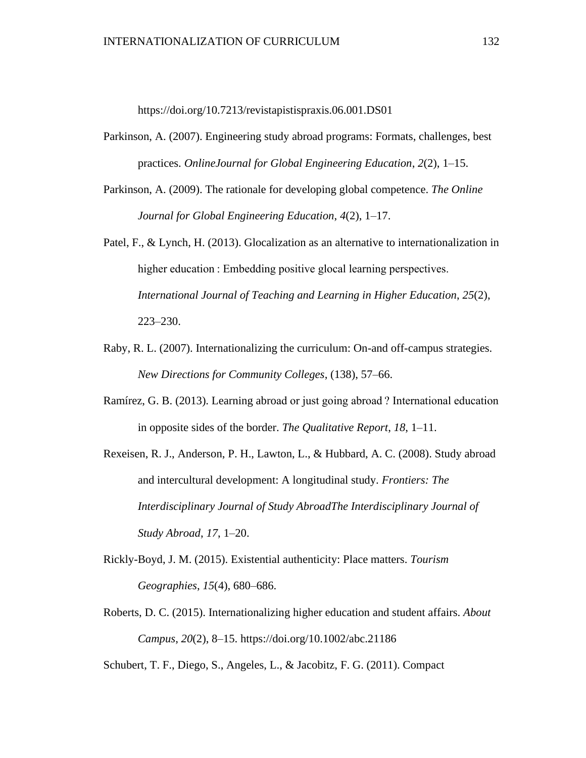https://doi.org/10.7213/revistapistispraxis.06.001.DS01

Parkinson, A. (2007). Engineering study abroad programs: Formats, challenges, best practices. *OnlineJournal for Global Engineering Education*, *2*(2), 1–15.

Parkinson, A. (2009). The rationale for developing global competence. *The Online Journal for Global Engineering Education*, *4*(2), 1–17.

Patel, F., & Lynch, H. (2013). Glocalization as an alternative to internationalization in higher education : Embedding positive glocal learning perspectives. *International Journal of Teaching and Learning in Higher Education*, *25*(2), 223–230.

Raby, R. L. (2007). Internationalizing the curriculum: On-and off-campus strategies. *New Directions for Community Colleges*, (138), 57–66.

Ramírez, G. B. (2013). Learning abroad or just going abroad ? International education in opposite sides of the border. *The Qualitative Report*, *18*, 1–11.

Rexeisen, R. J., Anderson, P. H., Lawton, L., & Hubbard, A. C. (2008). Study abroad and intercultural development: A longitudinal study. *Frontiers: The Interdisciplinary Journal of Study AbroadThe Interdisciplinary Journal of Study Abroad*, *17*, 1–20.

Rickly-Boyd, J. M. (2015). Existential authenticity: Place matters. *Tourism Geographies*, *15*(4), 680–686.

Roberts, D. C. (2015). Internationalizing higher education and student affairs. *About Campus*, *20*(2), 8–15. https://doi.org/10.1002/abc.21186

Schubert, T. F., Diego, S., Angeles, L., & Jacobitz, F. G. (2011). Compact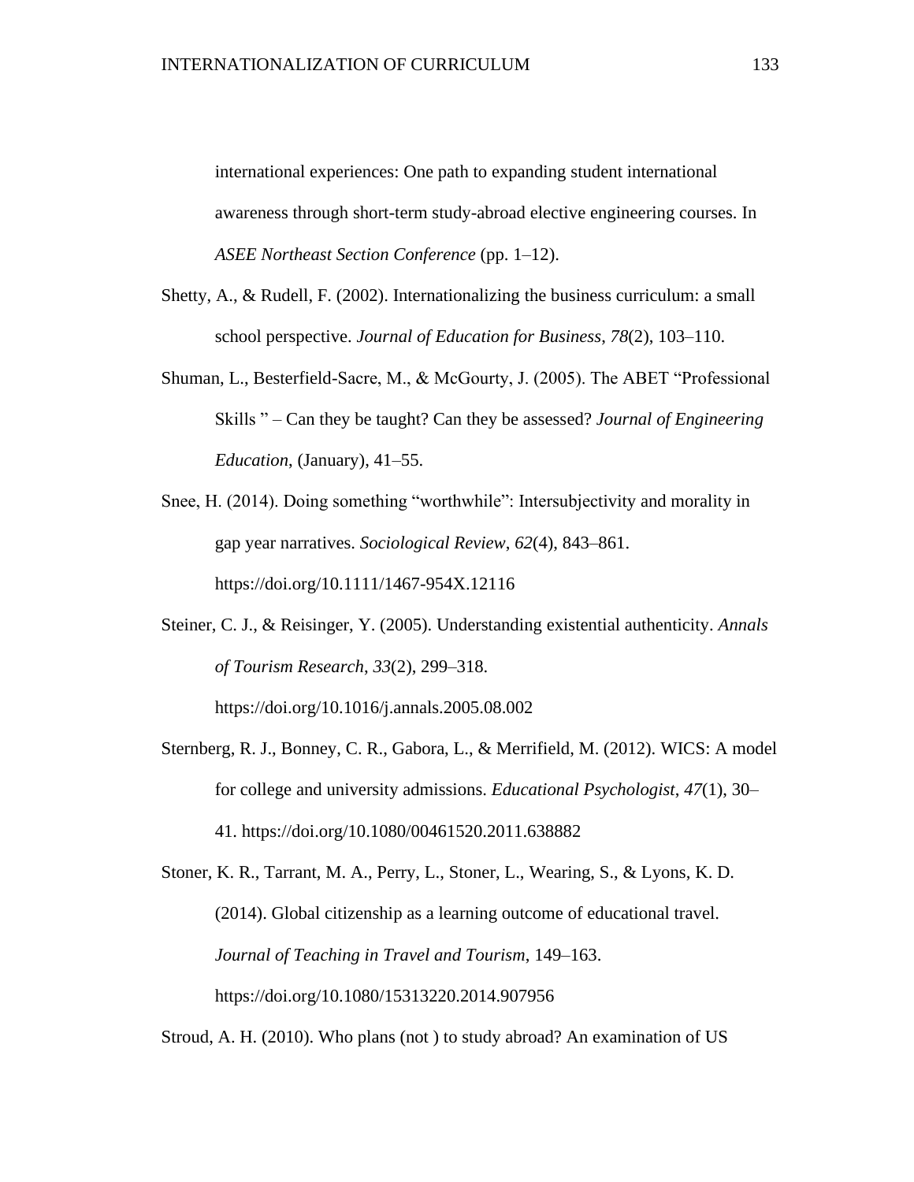international experiences: One path to expanding student international awareness through short-term study-abroad elective engineering courses. In *ASEE Northeast Section Conference* (pp. 1–12).

Shetty, A., & Rudell, F. (2002). Internationalizing the business curriculum: a small school perspective. *Journal of Education for Business*, *78*(2), 103–110.

Shuman, L., Besterfield-Sacre, M., & McGourty, J. (2005). The ABET "Professional Skills " – Can they be taught? Can they be assessed? *Journal of Engineering Education*, (January), 41–55.

Snee, H. (2014). Doing something "worthwhile": Intersubjectivity and morality in gap year narratives. *Sociological Review*, *62*(4), 843–861. https://doi.org/10.1111/1467-954X.12116

Steiner, C. J., & Reisinger, Y. (2005). Understanding existential authenticity. *Annals of Tourism Research*, *33*(2), 299–318. https://doi.org/10.1016/j.annals.2005.08.002

Sternberg, R. J., Bonney, C. R., Gabora, L., & Merrifield, M. (2012). WICS: A model for college and university admissions. *Educational Psychologist*, *47*(1), 30–41. https://doi.org/10.1080/00461520.2011.638882

Stoner, K. R., Tarrant, M. A., Perry, L., Stoner, L., Wearing, S., & Lyons, K. D. (2014). Global citizenship as a learning outcome of educational travel. *Journal of Teaching in Travel and Tourism*, 149–163. https://doi.org/10.1080/15313220.2014.907956

Stroud, A. H. (2010). Who plans (not ) to study abroad? An examination of US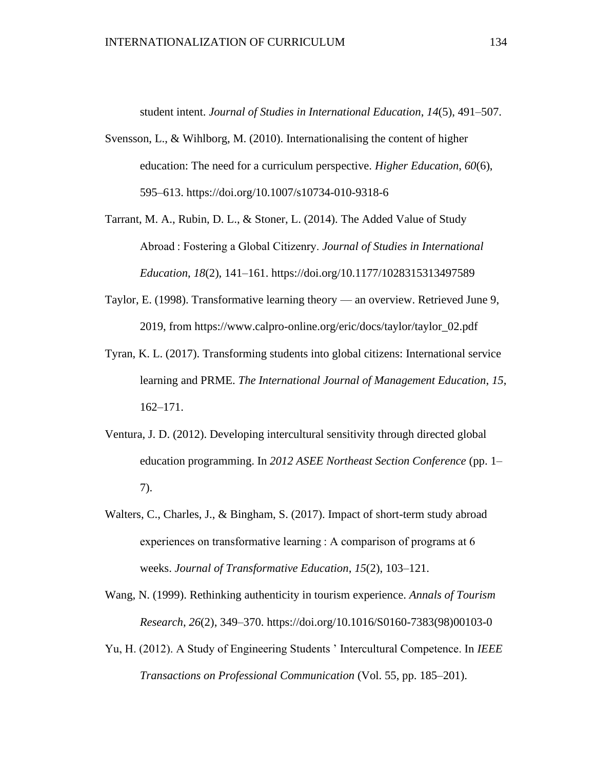student intent. *Journal of Studies in International Education*, *14*(5), 491–507.

Svensson, L., & Wihlborg, M. (2010). Internationalising the content of higher education: The need for a curriculum perspective. *Higher Education*, *60*(6), 595–613. https://doi.org/10.1007/s10734-010-9318-6

Tarrant, M. A., Rubin, D. L., & Stoner, L. (2014). The Added Value of Study Abroad : Fostering a Global Citizenry. *Journal of Studies in International Education*, *18*(2), 141–161. https://doi.org/10.1177/1028315313497589

Taylor, E. (1998). Transformative learning theory — an overview. Retrieved June 9, 2019, from https://www.calpro-online.org/eric/docs/taylor/taylor_02.pdf

Tyran, K. L. (2017). Transforming students into global citizens: International service learning and PRME. *The International Journal of Management Education*, *15*, 162–171.

Ventura, J. D. (2012). Developing intercultural sensitivity through directed global education programming. In *2012 ASEE Northeast Section Conference* (pp. 1–7).

Walters, C., Charles, J., & Bingham, S. (2017). Impact of short-term study abroad experiences on transformative learning : A comparison of programs at 6 weeks. *Journal of Transformative Education*, *15*(2), 103–121.

Wang, N. (1999). Rethinking authenticity in tourism experience. *Annals of Tourism Research*, *26*(2), 349–370. https://doi.org/10.1016/S0160-7383(98)00103-0

Yu, H. (2012). A Study of Engineering Students ' Intercultural Competence. In *IEEE Transactions on Professional Communication* (Vol. 55, pp. 185–201).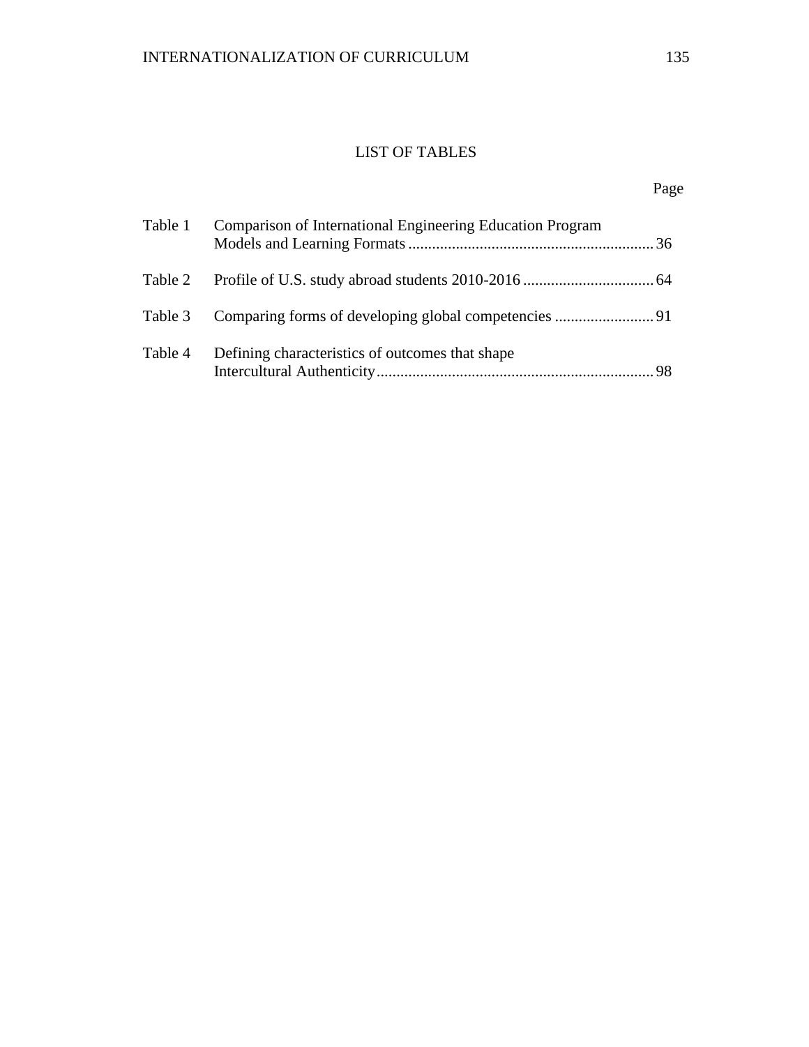# LIST OF TABLES

| | | Page |
|---|---|---|
| Table 1 | Comparison of International Engineering Education Program Models and Learning Formats | 36 |
| Table 2 | Profile of U.S. study abroad students 2010-2016 | 64 |
| Table 3 | Comparing forms of developing global competencies | 91 |
| Table 4 | Defining characteristics of outcomes that shape Intercultural Authenticity | 98 |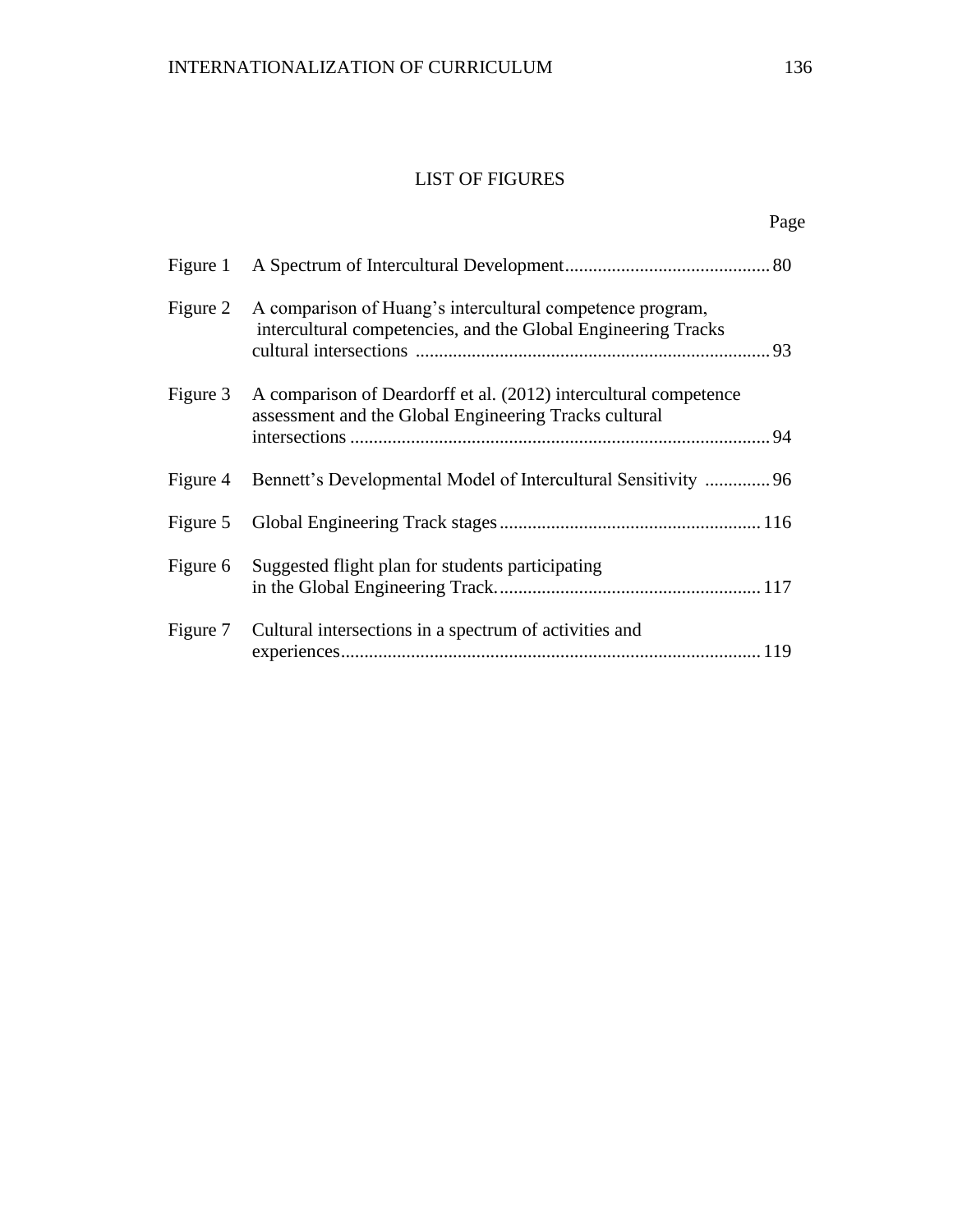# LIST OF FIGURES

| | | Page |
|---|---|---|
| Figure 1 | A Spectrum of Intercultural Development | 80 |
| Figure 2 | A comparison of Huang's intercultural competence program, intercultural competencies, and the Global Engineering Tracks cultural intersections | 93 |
| Figure 3 | A comparison of Deardorff et al. (2012) intercultural competence assessment and the Global Engineering Tracks cultural intersections | 94 |
| Figure 4 | Bennett's Developmental Model of Intercultural Sensitivity | 96 |
| Figure 5 | Global Engineering Track stages | 116 |
| Figure 6 | Suggested flight plan for students participating in the Global Engineering Track. | 117 |
| Figure 7 | Cultural intersections in a spectrum of activities and experiences | 119 |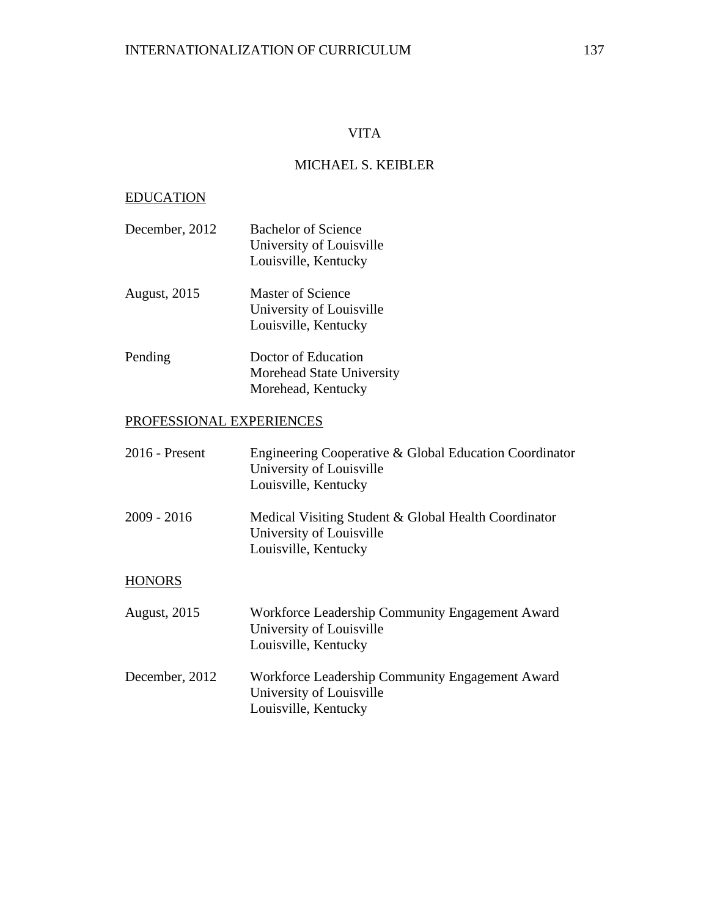# VITA

## MICHAEL S. KEIBLER

### EDUCATION

| | |
|---|---|
| December, 2012 | Bachelor of Science<br>University of Louisville<br>Louisville, Kentucky |
| August, 2015 | Master of Science<br>University of Louisville<br>Louisville, Kentucky |
| Pending | Doctor of Education<br>Morehead State University<br>Morehead, Kentucky |

### PROFESSIONAL EXPERIENCES

| | |
|---|---|
| 2016 - Present | Engineering Cooperative & Global Education Coordinator<br>University of Louisville<br>Louisville, Kentucky |
| 2009 - 2016 | Medical Visiting Student & Global Health Coordinator<br>University of Louisville<br>Louisville, Kentucky |

### HONORS

| | |
|---|---|
| August, 2015 | Workforce Leadership Community Engagement Award<br>University of Louisville<br>Louisville, Kentucky |
| December, 2012 | Workforce Leadership Community Engagement Award<br>University of Louisville<br>Louisville, Kentucky |